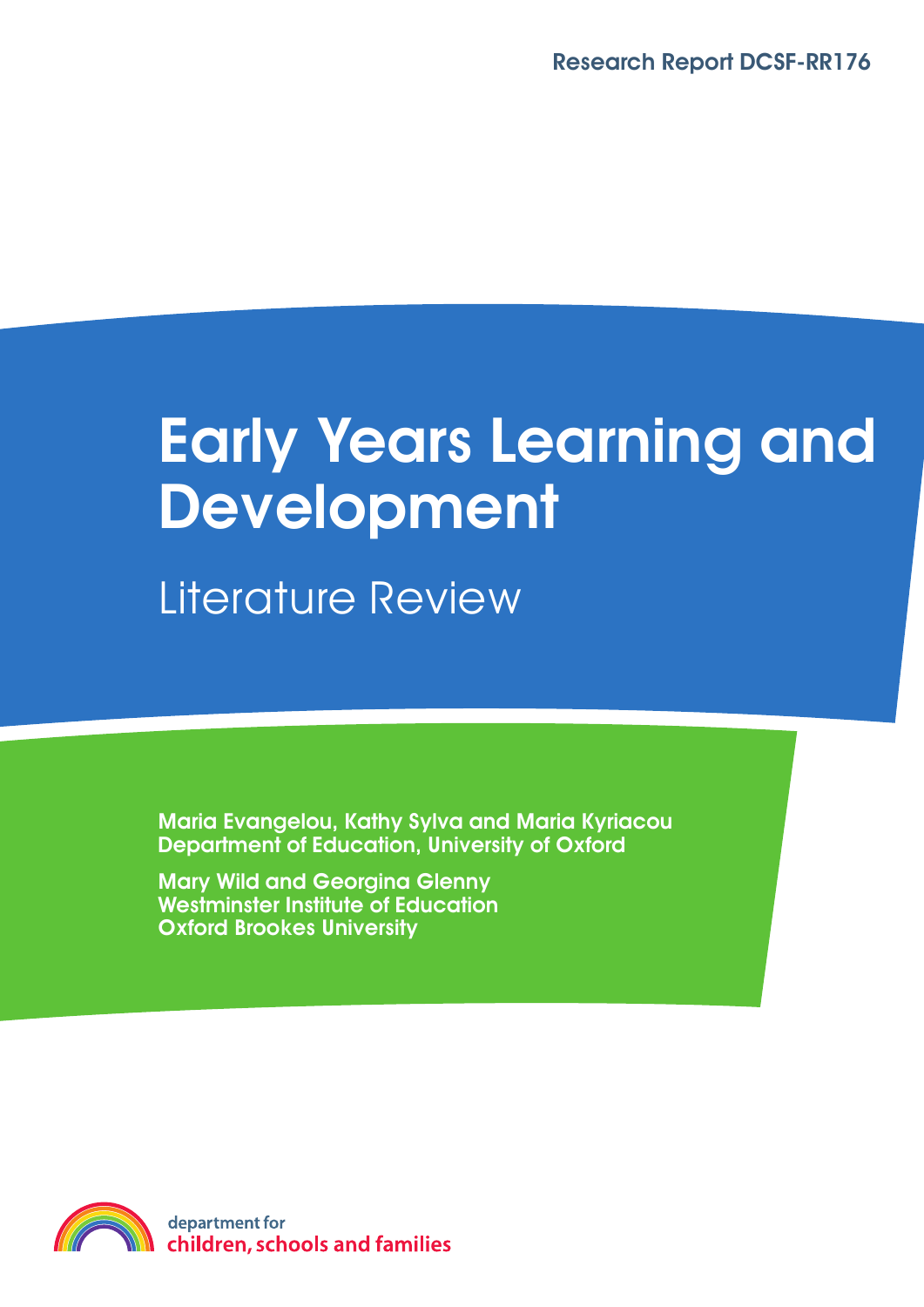Research Report DCSF-RR176

# Early Years Learning and Development

## Literature Review

**Maria Evangelou, Kathy Sylva and Maria Kyriacou**
**Department of Education, University of Oxford**

**Mary Wild and Georgina Glenny**
**Westminster Institute of Education**
**Oxford Brookes University**

department for
children, schools and families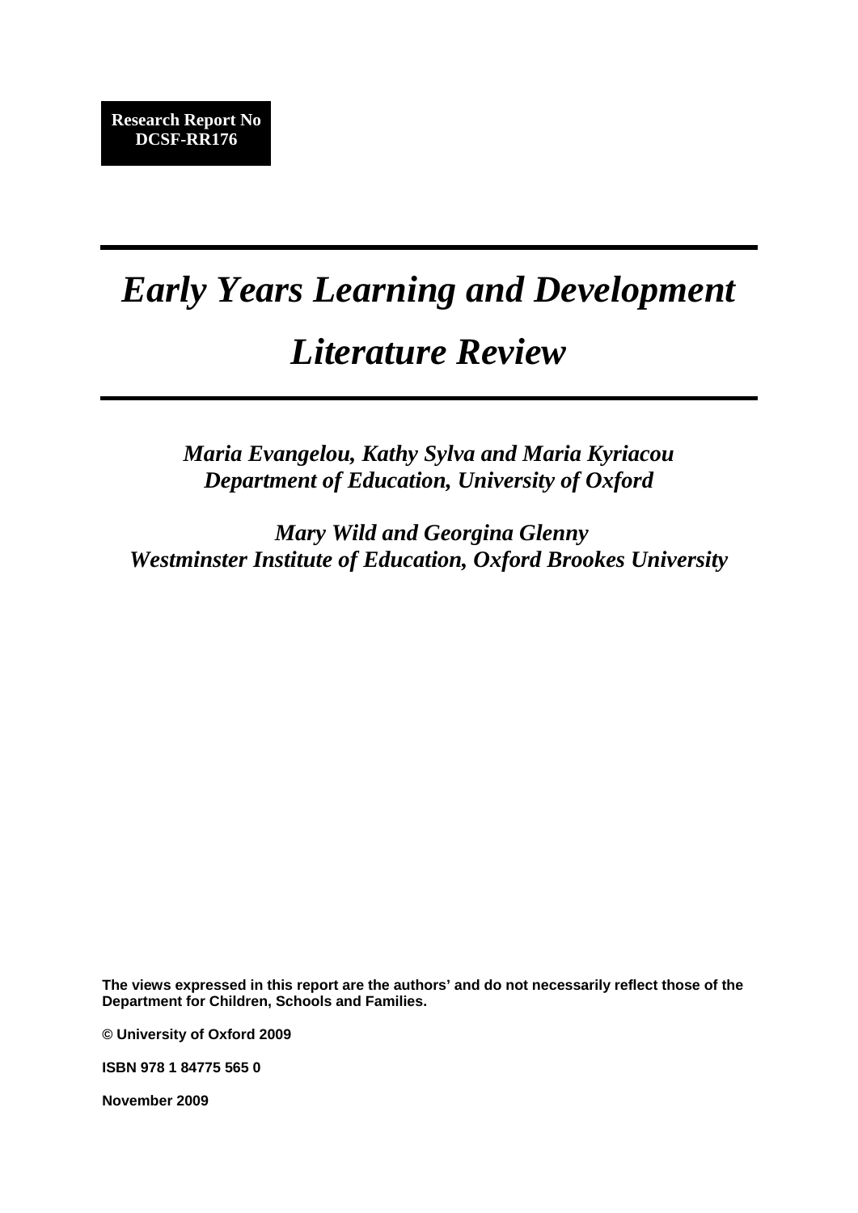**Research Report No DCSF-RR176**

# *Early Years Learning and Development Literature Review*

***Maria Evangelou, Kathy Sylva and Maria Kyriacou***
***Department of Education, University of Oxford***

***Mary Wild and Georgina Glenny***
***Westminster Institute of Education, Oxford Brookes University***

**The views expressed in this report are the authors' and do not necessarily reflect those of the Department for Children, Schools and Families.**

**© University of Oxford 2009**

**ISBN 978 1 84775 565 0**

**November 2009**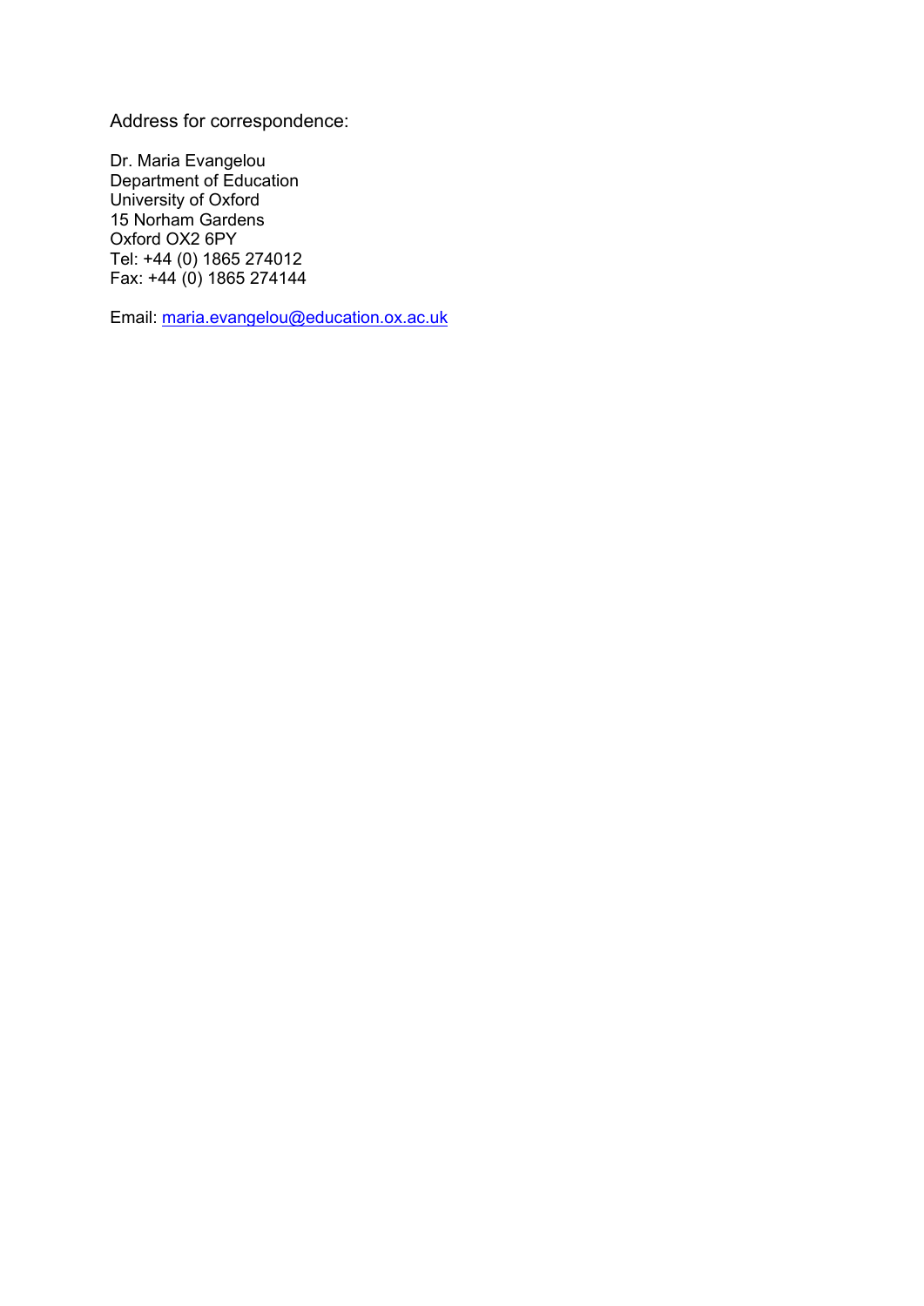Address for correspondence:

Dr. Maria Evangelou
Department of Education
University of Oxford
15 Norham Gardens
Oxford OX2 6PY
Tel: +44 (0) 1865 274012
Fax: +44 (0) 1865 274144

Email: maria.evangelou@education.ox.ac.uk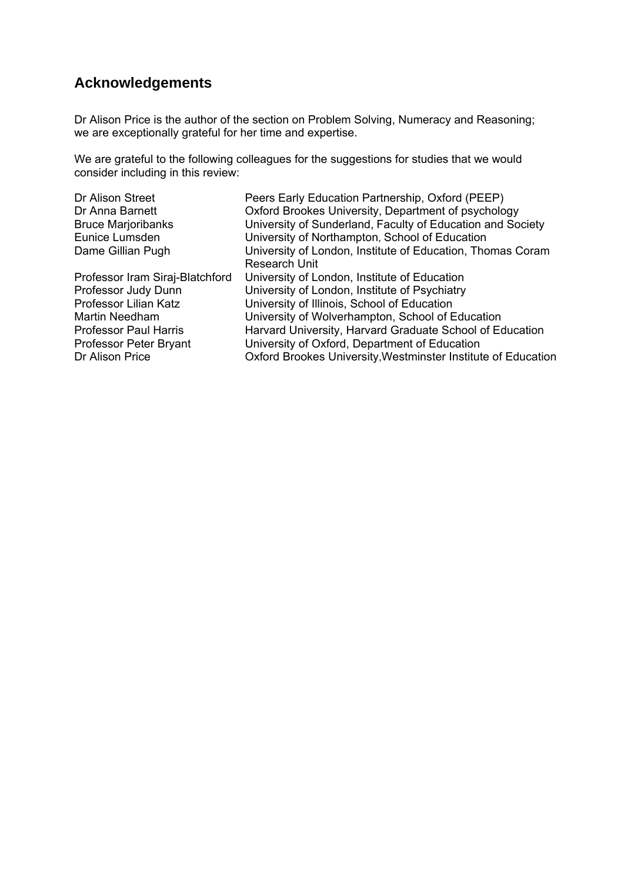## Acknowledgements

Dr Alison Price is the author of the section on Problem Solving, Numeracy and Reasoning; we are exceptionally grateful for her time and expertise.

We are grateful to the following colleagues for the suggestions for studies that we would consider including in this review:

| | |
|---|---|
| Dr Alison Street | Peers Early Education Partnership, Oxford (PEEP) |
| Dr Anna Barnett | Oxford Brookes University, Department of psychology |
| Bruce Marjoribanks | University of Sunderland, Faculty of Education and Society |
| Eunice Lumsden | University of Northampton, School of Education |
| Dame Gillian Pugh | University of London, Institute of Education, Thomas Coram Research Unit |
| Professor Iram Siraj-Blatchford | University of London, Institute of Education |
| Professor Judy Dunn | University of London, Institute of Psychiatry |
| Professor Lilian Katz | University of Illinois, School of Education |
| Martin Needham | University of Wolverhampton, School of Education |
| Professor Paul Harris | Harvard University, Harvard Graduate School of Education |
| Professor Peter Bryant | University of Oxford, Department of Education |
| Dr Alison Price | Oxford Brookes University,Westminster Institute of Education |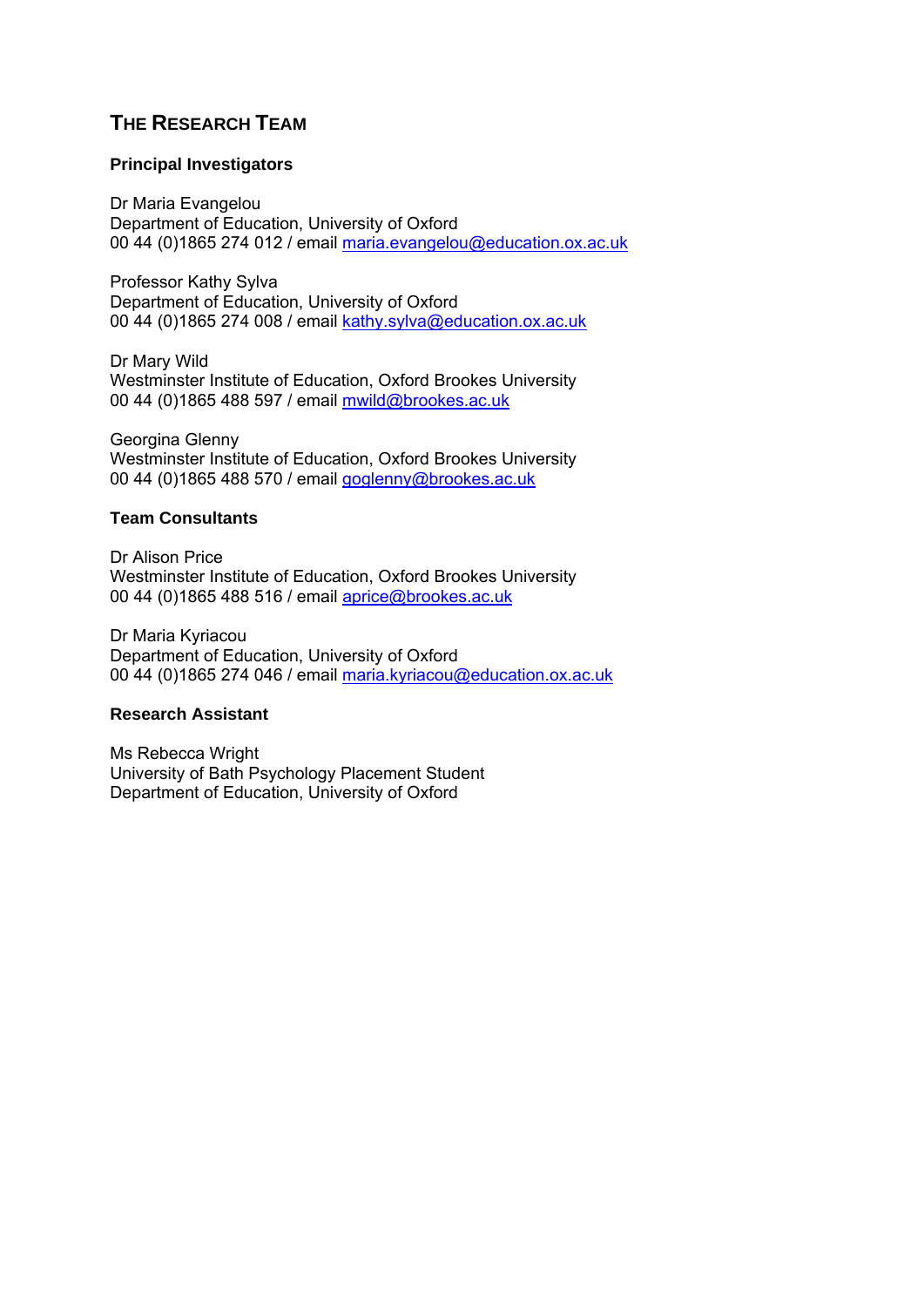## THE RESEARCH TEAM

### Principal Investigators

Dr Maria Evangelou
Department of Education, University of Oxford
00 44 (0)1865 274 012 / email maria.evangelou@education.ox.ac.uk

Professor Kathy Sylva
Department of Education, University of Oxford
00 44 (0)1865 274 008 / email kathy.sylva@education.ox.ac.uk

Dr Mary Wild
Westminster Institute of Education, Oxford Brookes University
00 44 (0)1865 488 597 / email mwild@brookes.ac.uk

Georgina Glenny
Westminster Institute of Education, Oxford Brookes University
00 44 (0)1865 488 570 / email goglenny@brookes.ac.uk

### Team Consultants

Dr Alison Price
Westminster Institute of Education, Oxford Brookes University
00 44 (0)1865 488 516 / email aprice@brookes.ac.uk

Dr Maria Kyriacou
Department of Education, University of Oxford
00 44 (0)1865 274 046 / email maria.kyriacou@education.ox.ac.uk

### Research Assistant

Ms Rebecca Wright
University of Bath Psychology Placement Student
Department of Education, University of Oxford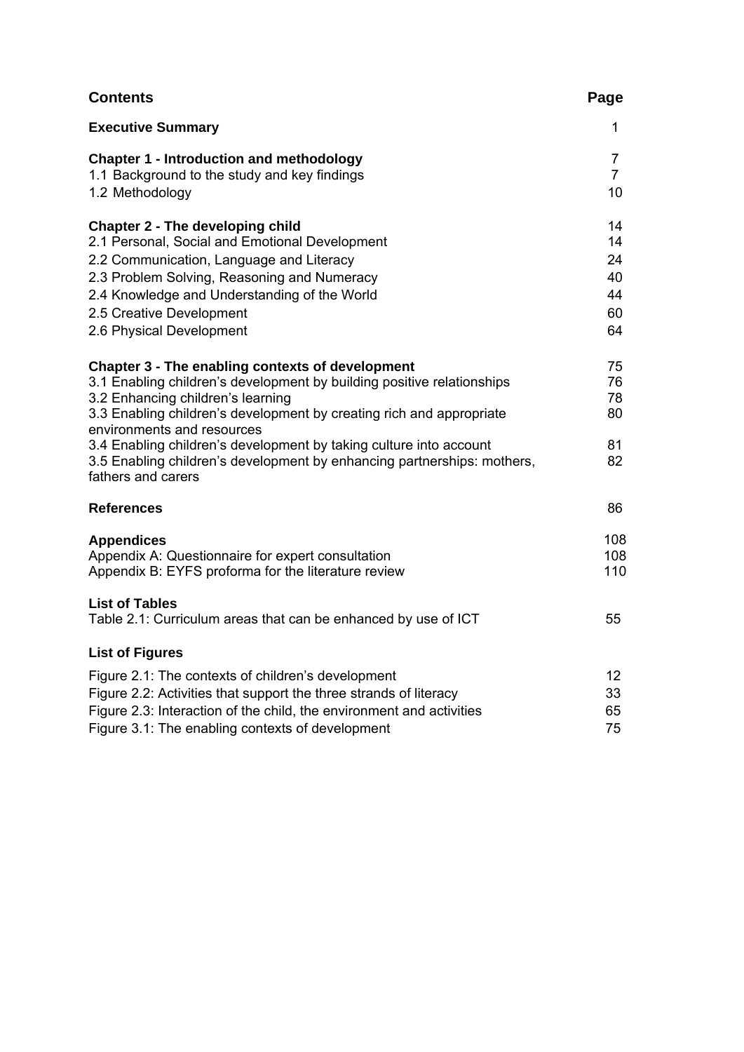| **Contents** | **Page** |
|---|---|
| **Executive Summary** | 1 |
| **Chapter 1 - Introduction and methodology** | 7 |
| 1.1 Background to the study and key findings | 7 |
| 1.2 Methodology | 10 |
| **Chapter 2 - The developing child** | 14 |
| 2.1 Personal, Social and Emotional Development | 14 |
| 2.2 Communication, Language and Literacy | 24 |
| 2.3 Problem Solving, Reasoning and Numeracy | 40 |
| 2.4 Knowledge and Understanding of the World | 44 |
| 2.5 Creative Development | 60 |
| 2.6 Physical Development | 64 |
| **Chapter 3 - The enabling contexts of development** | 75 |
| 3.1 Enabling children's development by building positive relationships | 76 |
| 3.2 Enhancing children's learning | 78 |
| 3.3 Enabling children's development by creating rich and appropriate environments and resources | 80 |
| 3.4 Enabling children's development by taking culture into account | 81 |
| 3.5 Enabling children's development by enhancing partnerships: mothers, fathers and carers | 82 |
| **References** | 86 |
| **Appendices** | 108 |
| Appendix A: Questionnaire for expert consultation | 108 |
| Appendix B: EYFS proforma for the literature review | 110 |
| **List of Tables** | |
| Table 2.1: Curriculum areas that can be enhanced by use of ICT | 55 |
| **List of Figures** | |
| Figure 2.1: The contexts of children's development | 12 |
| Figure 2.2: Activities that support the three strands of literacy | 33 |
| Figure 2.3: Interaction of the child, the environment and activities | 65 |
| Figure 3.1: The enabling contexts of development | 75 |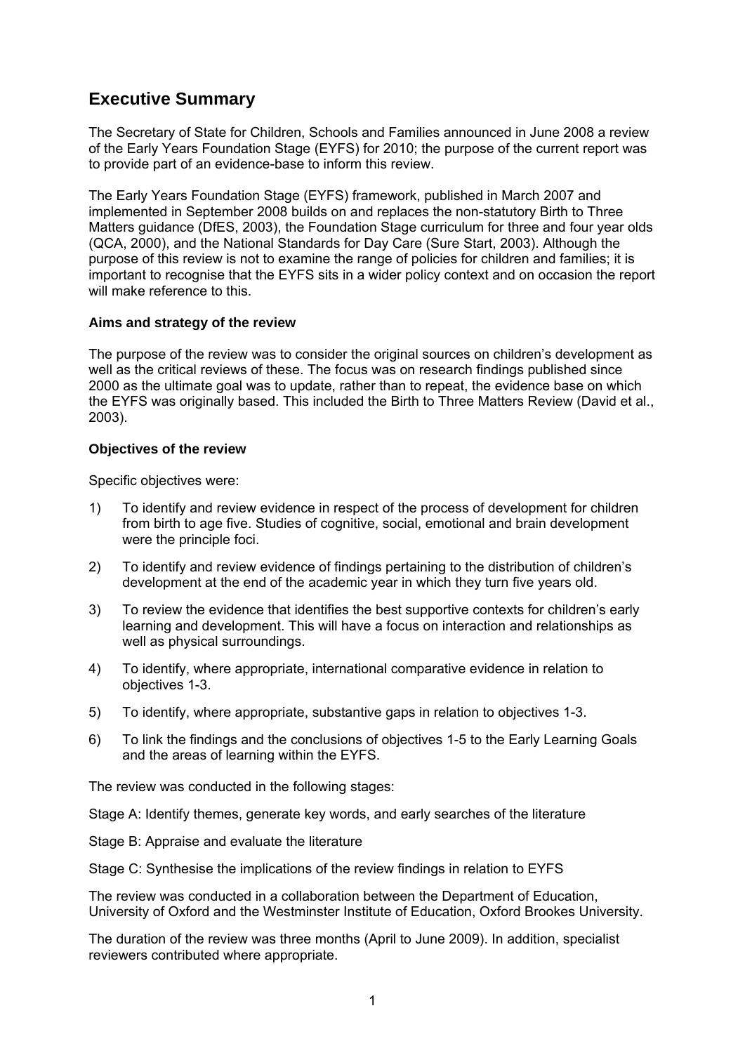## Executive Summary

The Secretary of State for Children, Schools and Families announced in June 2008 a review of the Early Years Foundation Stage (EYFS) for 2010; the purpose of the current report was to provide part of an evidence-base to inform this review.

The Early Years Foundation Stage (EYFS) framework, published in March 2007 and implemented in September 2008 builds on and replaces the non-statutory Birth to Three Matters guidance (DfES, 2003), the Foundation Stage curriculum for three and four year olds (QCA, 2000), and the National Standards for Day Care (Sure Start, 2003). Although the purpose of this review is not to examine the range of policies for children and families; it is important to recognise that the EYFS sits in a wider policy context and on occasion the report will make reference to this.

### Aims and strategy of the review

The purpose of the review was to consider the original sources on children's development as well as the critical reviews of these. The focus was on research findings published since 2000 as the ultimate goal was to update, rather than to repeat, the evidence base on which the EYFS was originally based. This included the Birth to Three Matters Review (David et al., 2003).

### Objectives of the review

Specific objectives were:

1) To identify and review evidence in respect of the process of development for children from birth to age five. Studies of cognitive, social, emotional and brain development were the principle foci.
2) To identify and review evidence of findings pertaining to the distribution of children's development at the end of the academic year in which they turn five years old.
3) To review the evidence that identifies the best supportive contexts for children's early learning and development. This will have a focus on interaction and relationships as well as physical surroundings.
4) To identify, where appropriate, international comparative evidence in relation to objectives 1-3.
5) To identify, where appropriate, substantive gaps in relation to objectives 1-3.
6) To link the findings and the conclusions of objectives 1-5 to the Early Learning Goals and the areas of learning within the EYFS.

The review was conducted in the following stages:

Stage A: Identify themes, generate key words, and early searches of the literature

Stage B: Appraise and evaluate the literature

Stage C: Synthesise the implications of the review findings in relation to EYFS

The review was conducted in a collaboration between the Department of Education, University of Oxford and the Westminster Institute of Education, Oxford Brookes University.

The duration of the review was three months (April to June 2009). In addition, specialist reviewers contributed where appropriate.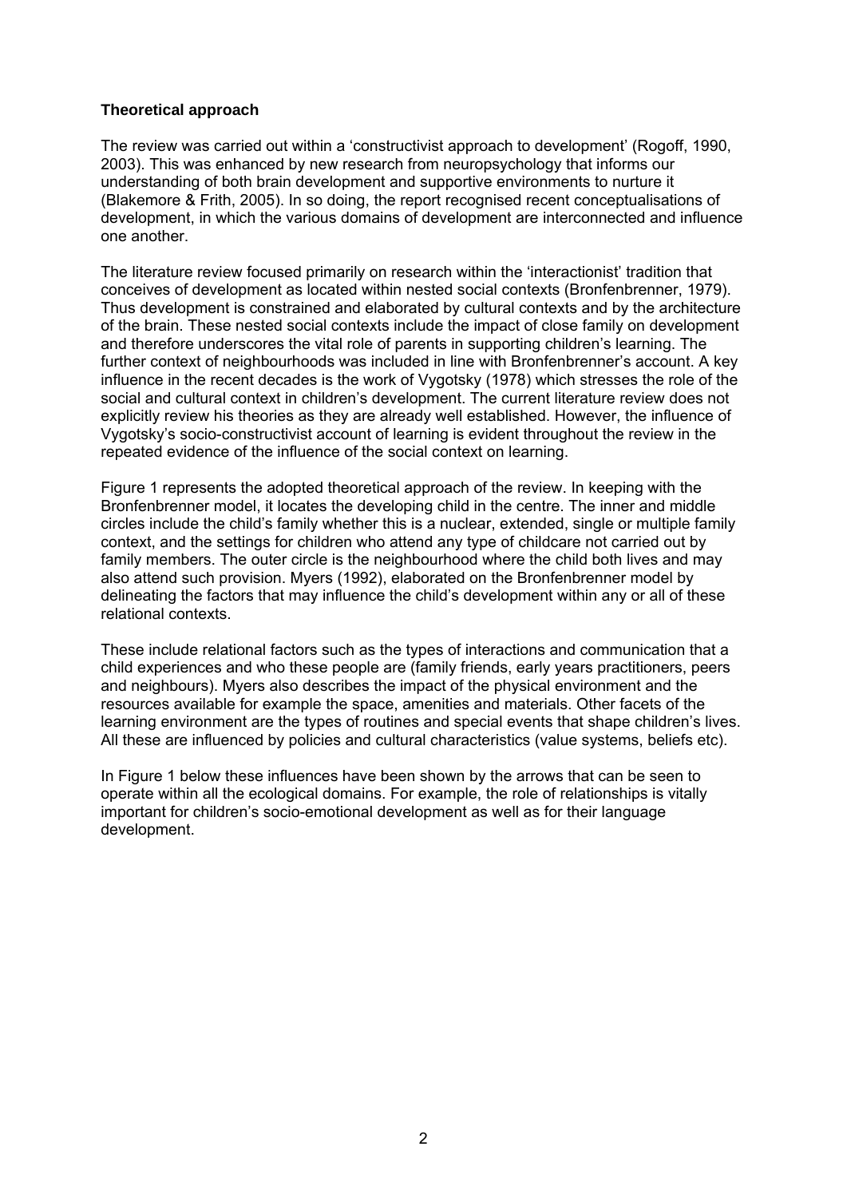**Theoretical approach**

The review was carried out within a 'constructivist approach to development' (Rogoff, 1990, 2003). This was enhanced by new research from neuropsychology that informs our understanding of both brain development and supportive environments to nurture it (Blakemore & Frith, 2005). In so doing, the report recognised recent conceptualisations of development, in which the various domains of development are interconnected and influence one another.

The literature review focused primarily on research within the 'interactionist' tradition that conceives of development as located within nested social contexts (Bronfenbrenner, 1979). Thus development is constrained and elaborated by cultural contexts and by the architecture of the brain. These nested social contexts include the impact of close family on development and therefore underscores the vital role of parents in supporting children's learning. The further context of neighbourhoods was included in line with Bronfenbrenner's account. A key influence in the recent decades is the work of Vygotsky (1978) which stresses the role of the social and cultural context in children's development. The current literature review does not explicitly review his theories as they are already well established. However, the influence of Vygotsky's socio-constructivist account of learning is evident throughout the review in the repeated evidence of the influence of the social context on learning.

Figure 1 represents the adopted theoretical approach of the review. In keeping with the Bronfenbrenner model, it locates the developing child in the centre. The inner and middle circles include the child's family whether this is a nuclear, extended, single or multiple family context, and the settings for children who attend any type of childcare not carried out by family members. The outer circle is the neighbourhood where the child both lives and may also attend such provision. Myers (1992), elaborated on the Bronfenbrenner model by delineating the factors that may influence the child's development within any or all of these relational contexts.

These include relational factors such as the types of interactions and communication that a child experiences and who these people are (family friends, early years practitioners, peers and neighbours). Myers also describes the impact of the physical environment and the resources available for example the space, amenities and materials. Other facets of the learning environment are the types of routines and special events that shape children's lives. All these are influenced by policies and cultural characteristics (value systems, beliefs etc).

In Figure 1 below these influences have been shown by the arrows that can be seen to operate within all the ecological domains. For example, the role of relationships is vitally important for children's socio-emotional development as well as for their language development.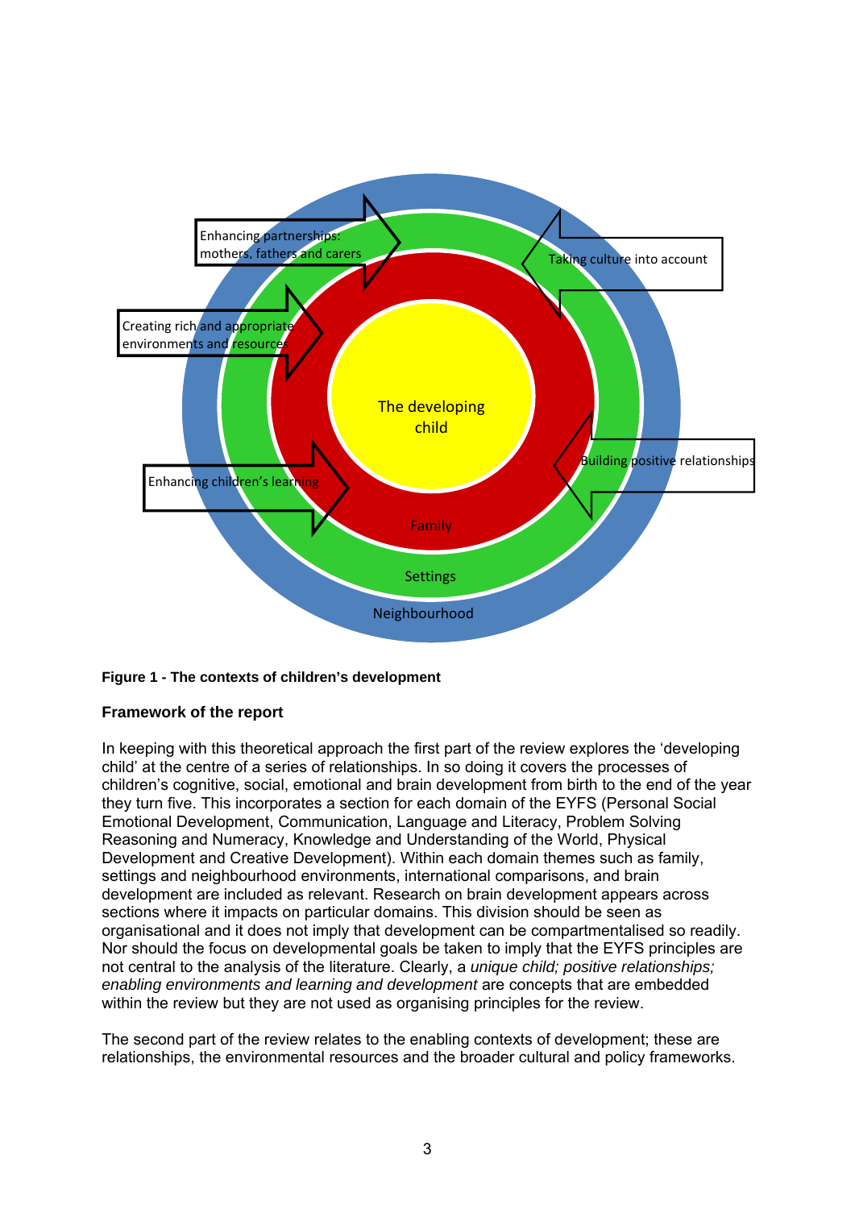**Figure 1 - The contexts of children's development**

**Framework of the report**

In keeping with this theoretical approach the first part of the review explores the 'developing child' at the centre of a series of relationships. In so doing it covers the processes of children's cognitive, social, emotional and brain development from birth to the end of the year they turn five. This incorporates a section for each domain of the EYFS (Personal Social Emotional Development, Communication, Language and Literacy, Problem Solving Reasoning and Numeracy, Knowledge and Understanding of the World, Physical Development and Creative Development). Within each domain themes such as family, settings and neighbourhood environments, international comparisons, and brain development are included as relevant. Research on brain development appears across sections where it impacts on particular domains. This division should be seen as organisational and it does not imply that development can be compartmentalised so readily. Nor should the focus on developmental goals be taken to imply that the EYFS principles are not central to the analysis of the literature. Clearly, a *unique child; positive relationships; enabling environments and learning and development* are concepts that are embedded within the review but they are not used as organising principles for the review.

The second part of the review relates to the enabling contexts of development; these are relationships, the environmental resources and the broader cultural and policy frameworks.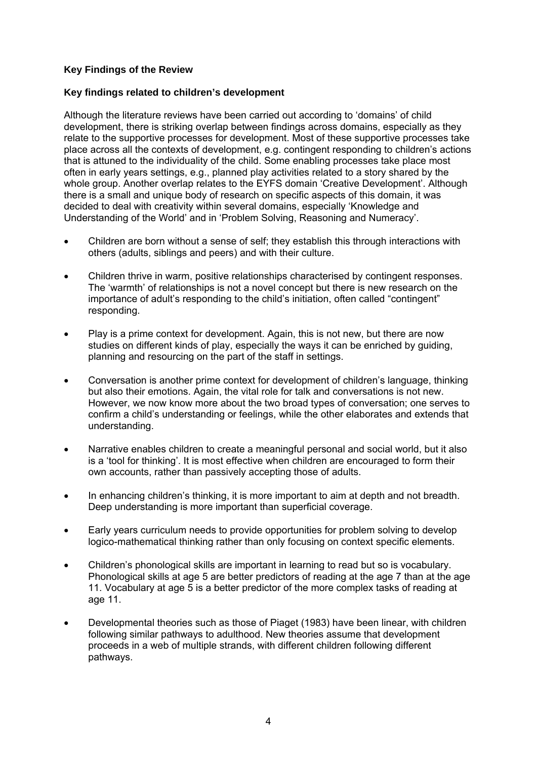### Key Findings of the Review

#### Key findings related to children's development

Although the literature reviews have been carried out according to 'domains' of child development, there is striking overlap between findings across domains, especially as they relate to the supportive processes for development. Most of these supportive processes take place across all the contexts of development, e.g. contingent responding to children's actions that is attuned to the individuality of the child. Some enabling processes take place most often in early years settings, e.g., planned play activities related to a story shared by the whole group. Another overlap relates to the EYFS domain 'Creative Development'. Although there is a small and unique body of research on specific aspects of this domain, it was decided to deal with creativity within several domains, especially 'Knowledge and Understanding of the World' and in 'Problem Solving, Reasoning and Numeracy'.

- Children are born without a sense of self; they establish this through interactions with others (adults, siblings and peers) and with their culture.
- Children thrive in warm, positive relationships characterised by contingent responses. The 'warmth' of relationships is not a novel concept but there is new research on the importance of adult's responding to the child's initiation, often called "contingent" responding.
- Play is a prime context for development. Again, this is not new, but there are now studies on different kinds of play, especially the ways it can be enriched by guiding, planning and resourcing on the part of the staff in settings.
- Conversation is another prime context for development of children's language, thinking but also their emotions. Again, the vital role for talk and conversations is not new. However, we now know more about the two broad types of conversation; one serves to confirm a child's understanding or feelings, while the other elaborates and extends that understanding.
- Narrative enables children to create a meaningful personal and social world, but it also is a 'tool for thinking'. It is most effective when children are encouraged to form their own accounts, rather than passively accepting those of adults.
- In enhancing children's thinking, it is more important to aim at depth and not breadth. Deep understanding is more important than superficial coverage.
- Early years curriculum needs to provide opportunities for problem solving to develop logico-mathematical thinking rather than only focusing on context specific elements.
- Children's phonological skills are important in learning to read but so is vocabulary. Phonological skills at age 5 are better predictors of reading at the age 7 than at the age 11. Vocabulary at age 5 is a better predictor of the more complex tasks of reading at age 11.
- Developmental theories such as those of Piaget (1983) have been linear, with children following similar pathways to adulthood. New theories assume that development proceeds in a web of multiple strands, with different children following different pathways.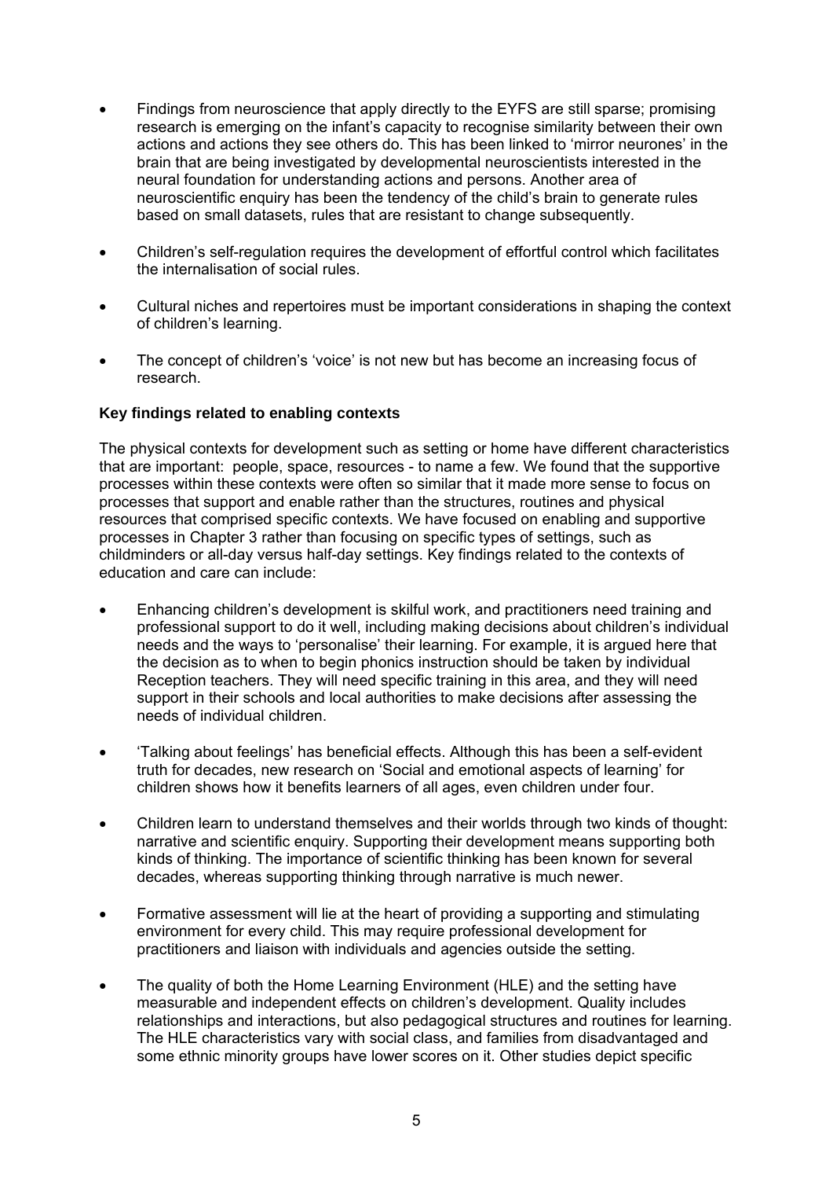- Findings from neuroscience that apply directly to the EYFS are still sparse; promising research is emerging on the infant's capacity to recognise similarity between their own actions and actions they see others do. This has been linked to 'mirror neurones' in the brain that are being investigated by developmental neuroscientists interested in the neural foundation for understanding actions and persons. Another area of neuroscientific enquiry has been the tendency of the child's brain to generate rules based on small datasets, rules that are resistant to change subsequently.

- Children's self-regulation requires the development of effortful control which facilitates the internalisation of social rules.

- Cultural niches and repertoires must be important considerations in shaping the context of children's learning.

- The concept of children's 'voice' is not new but has become an increasing focus of research.

**Key findings related to enabling contexts**

The physical contexts for development such as setting or home have different characteristics that are important: people, space, resources - to name a few. We found that the supportive processes within these contexts were often so similar that it made more sense to focus on processes that support and enable rather than the structures, routines and physical resources that comprised specific contexts. We have focused on enabling and supportive processes in Chapter 3 rather than focusing on specific types of settings, such as childminders or all-day versus half-day settings. Key findings related to the contexts of education and care can include:

- Enhancing children's development is skilful work, and practitioners need training and professional support to do it well, including making decisions about children's individual needs and the ways to 'personalise' their learning. For example, it is argued here that the decision as to when to begin phonics instruction should be taken by individual Reception teachers. They will need specific training in this area, and they will need support in their schools and local authorities to make decisions after assessing the needs of individual children.

- 'Talking about feelings' has beneficial effects. Although this has been a self-evident truth for decades, new research on 'Social and emotional aspects of learning' for children shows how it benefits learners of all ages, even children under four.

- Children learn to understand themselves and their worlds through two kinds of thought: narrative and scientific enquiry. Supporting their development means supporting both kinds of thinking. The importance of scientific thinking has been known for several decades, whereas supporting thinking through narrative is much newer.

- Formative assessment will lie at the heart of providing a supporting and stimulating environment for every child. This may require professional development for practitioners and liaison with individuals and agencies outside the setting.

- The quality of both the Home Learning Environment (HLE) and the setting have measurable and independent effects on children's development. Quality includes relationships and interactions, but also pedagogical structures and routines for learning. The HLE characteristics vary with social class, and families from disadvantaged and some ethnic minority groups have lower scores on it. Other studies depict specific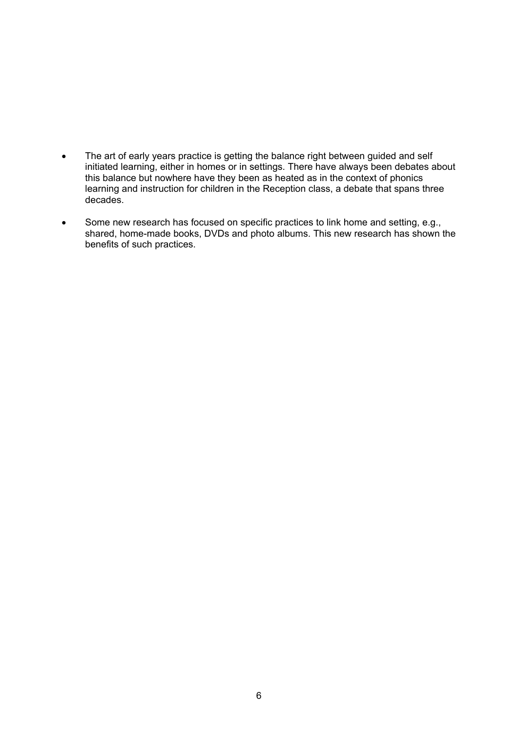- The art of early years practice is getting the balance right between guided and self initiated learning, either in homes or in settings. There have always been debates about this balance but nowhere have they been as heated as in the context of phonics learning and instruction for children in the Reception class, a debate that spans three decades.

- Some new research has focused on specific practices to link home and setting, e.g., shared, home-made books, DVDs and photo albums. This new research has shown the benefits of such practices.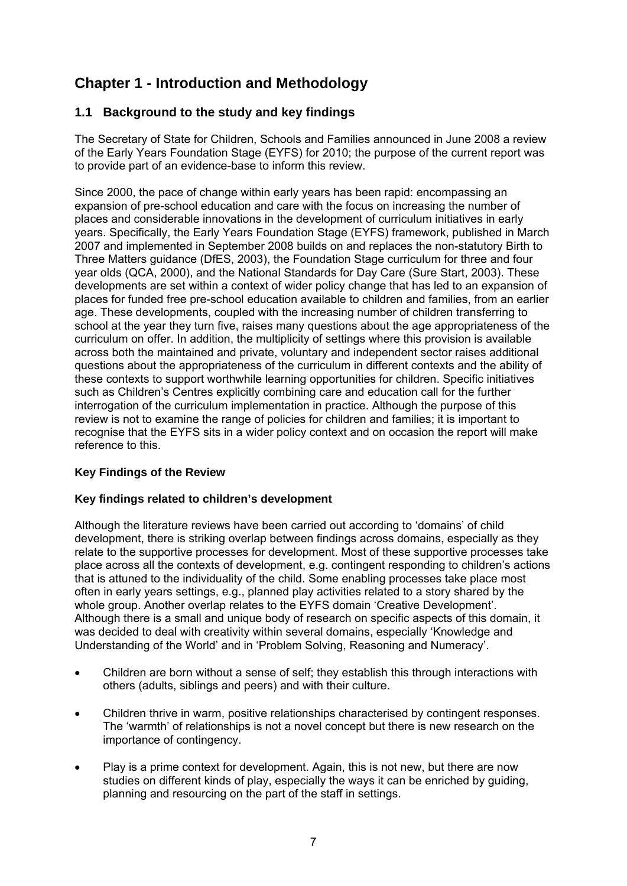# Chapter 1 - Introduction and Methodology

## 1.1 Background to the study and key findings

The Secretary of State for Children, Schools and Families announced in June 2008 a review of the Early Years Foundation Stage (EYFS) for 2010; the purpose of the current report was to provide part of an evidence-base to inform this review.

Since 2000, the pace of change within early years has been rapid: encompassing an expansion of pre-school education and care with the focus on increasing the number of places and considerable innovations in the development of curriculum initiatives in early years. Specifically, the Early Years Foundation Stage (EYFS) framework, published in March 2007 and implemented in September 2008 builds on and replaces the non-statutory Birth to Three Matters guidance (DfES, 2003), the Foundation Stage curriculum for three and four year olds (QCA, 2000), and the National Standards for Day Care (Sure Start, 2003). These developments are set within a context of wider policy change that has led to an expansion of places for funded free pre-school education available to children and families, from an earlier age. These developments, coupled with the increasing number of children transferring to school at the year they turn five, raises many questions about the age appropriateness of the curriculum on offer. In addition, the multiplicity of settings where this provision is available across both the maintained and private, voluntary and independent sector raises additional questions about the appropriateness of the curriculum in different contexts and the ability of these contexts to support worthwhile learning opportunities for children. Specific initiatives such as Children's Centres explicitly combining care and education call for the further interrogation of the curriculum implementation in practice. Although the purpose of this review is not to examine the range of policies for children and families; it is important to recognise that the EYFS sits in a wider policy context and on occasion the report will make reference to this.

### Key Findings of the Review

#### Key findings related to children's development

Although the literature reviews have been carried out according to 'domains' of child development, there is striking overlap between findings across domains, especially as they relate to the supportive processes for development. Most of these supportive processes take place across all the contexts of development, e.g. contingent responding to children's actions that is attuned to the individuality of the child. Some enabling processes take place most often in early years settings, e.g., planned play activities related to a story shared by the whole group. Another overlap relates to the EYFS domain 'Creative Development'. Although there is a small and unique body of research on specific aspects of this domain, it was decided to deal with creativity within several domains, especially 'Knowledge and Understanding of the World' and in 'Problem Solving, Reasoning and Numeracy'.

- Children are born without a sense of self; they establish this through interactions with others (adults, siblings and peers) and with their culture.
- Children thrive in warm, positive relationships characterised by contingent responses. The 'warmth' of relationships is not a novel concept but there is new research on the importance of contingency.
- Play is a prime context for development. Again, this is not new, but there are now studies on different kinds of play, especially the ways it can be enriched by guiding, planning and resourcing on the part of the staff in settings.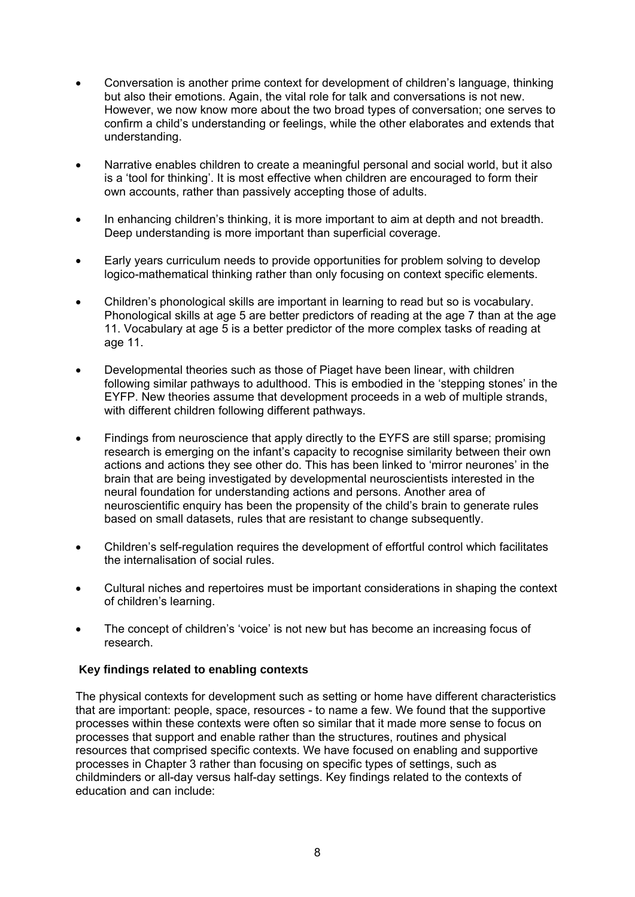- Conversation is another prime context for development of children's language, thinking but also their emotions. Again, the vital role for talk and conversations is not new. However, we now know more about the two broad types of conversation; one serves to confirm a child's understanding or feelings, while the other elaborates and extends that understanding.

- Narrative enables children to create a meaningful personal and social world, but it also is a 'tool for thinking'. It is most effective when children are encouraged to form their own accounts, rather than passively accepting those of adults.

- In enhancing children's thinking, it is more important to aim at depth and not breadth. Deep understanding is more important than superficial coverage.

- Early years curriculum needs to provide opportunities for problem solving to develop logico-mathematical thinking rather than only focusing on context specific elements.

- Children's phonological skills are important in learning to read but so is vocabulary. Phonological skills at age 5 are better predictors of reading at the age 7 than at the age 11. Vocabulary at age 5 is a better predictor of the more complex tasks of reading at age 11.

- Developmental theories such as those of Piaget have been linear, with children following similar pathways to adulthood. This is embodied in the 'stepping stones' in the EYFP. New theories assume that development proceeds in a web of multiple strands, with different children following different pathways.

- Findings from neuroscience that apply directly to the EYFS are still sparse; promising research is emerging on the infant's capacity to recognise similarity between their own actions and actions they see other do. This has been linked to 'mirror neurones' in the brain that are being investigated by developmental neuroscientists interested in the neural foundation for understanding actions and persons. Another area of neuroscientific enquiry has been the propensity of the child's brain to generate rules based on small datasets, rules that are resistant to change subsequently.

- Children's self-regulation requires the development of effortful control which facilitates the internalisation of social rules.

- Cultural niches and repertoires must be important considerations in shaping the context of children's learning.

- The concept of children's 'voice' is not new but has become an increasing focus of research.

**Key findings related to enabling contexts**

The physical contexts for development such as setting or home have different characteristics that are important: people, space, resources - to name a few. We found that the supportive processes within these contexts were often so similar that it made more sense to focus on processes that support and enable rather than the structures, routines and physical resources that comprised specific contexts. We have focused on enabling and supportive processes in Chapter 3 rather than focusing on specific types of settings, such as childminders or all-day versus half-day settings. Key findings related to the contexts of education and can include: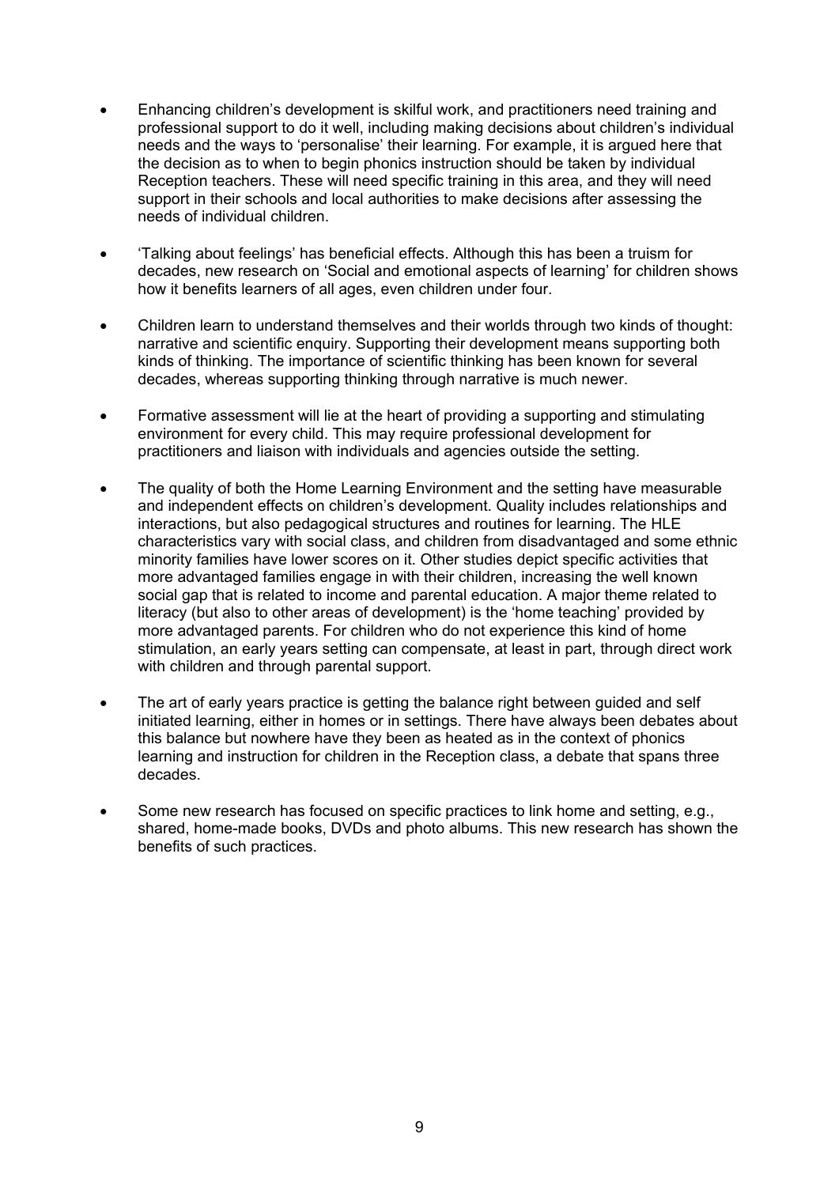- Enhancing children's development is skilful work, and practitioners need training and professional support to do it well, including making decisions about children's individual needs and the ways to 'personalise' their learning. For example, it is argued here that the decision as to when to begin phonics instruction should be taken by individual Reception teachers. These will need specific training in this area, and they will need support in their schools and local authorities to make decisions after assessing the needs of individual children.

- 'Talking about feelings' has beneficial effects. Although this has been a truism for decades, new research on 'Social and emotional aspects of learning' for children shows how it benefits learners of all ages, even children under four.

- Children learn to understand themselves and their worlds through two kinds of thought: narrative and scientific enquiry. Supporting their development means supporting both kinds of thinking. The importance of scientific thinking has been known for several decades, whereas supporting thinking through narrative is much newer.

- Formative assessment will lie at the heart of providing a supporting and stimulating environment for every child. This may require professional development for practitioners and liaison with individuals and agencies outside the setting.

- The quality of both the Home Learning Environment and the setting have measurable and independent effects on children's development. Quality includes relationships and interactions, but also pedagogical structures and routines for learning. The HLE characteristics vary with social class, and children from disadvantaged and some ethnic minority families have lower scores on it. Other studies depict specific activities that more advantaged families engage in with their children, increasing the well known social gap that is related to income and parental education. A major theme related to literacy (but also to other areas of development) is the 'home teaching' provided by more advantaged parents. For children who do not experience this kind of home stimulation, an early years setting can compensate, at least in part, through direct work with children and through parental support.

- The art of early years practice is getting the balance right between guided and self initiated learning, either in homes or in settings. There have always been debates about this balance but nowhere have they been as heated as in the context of phonics learning and instruction for children in the Reception class, a debate that spans three decades.

- Some new research has focused on specific practices to link home and setting, e.g., shared, home-made books, DVDs and photo albums. This new research has shown the benefits of such practices.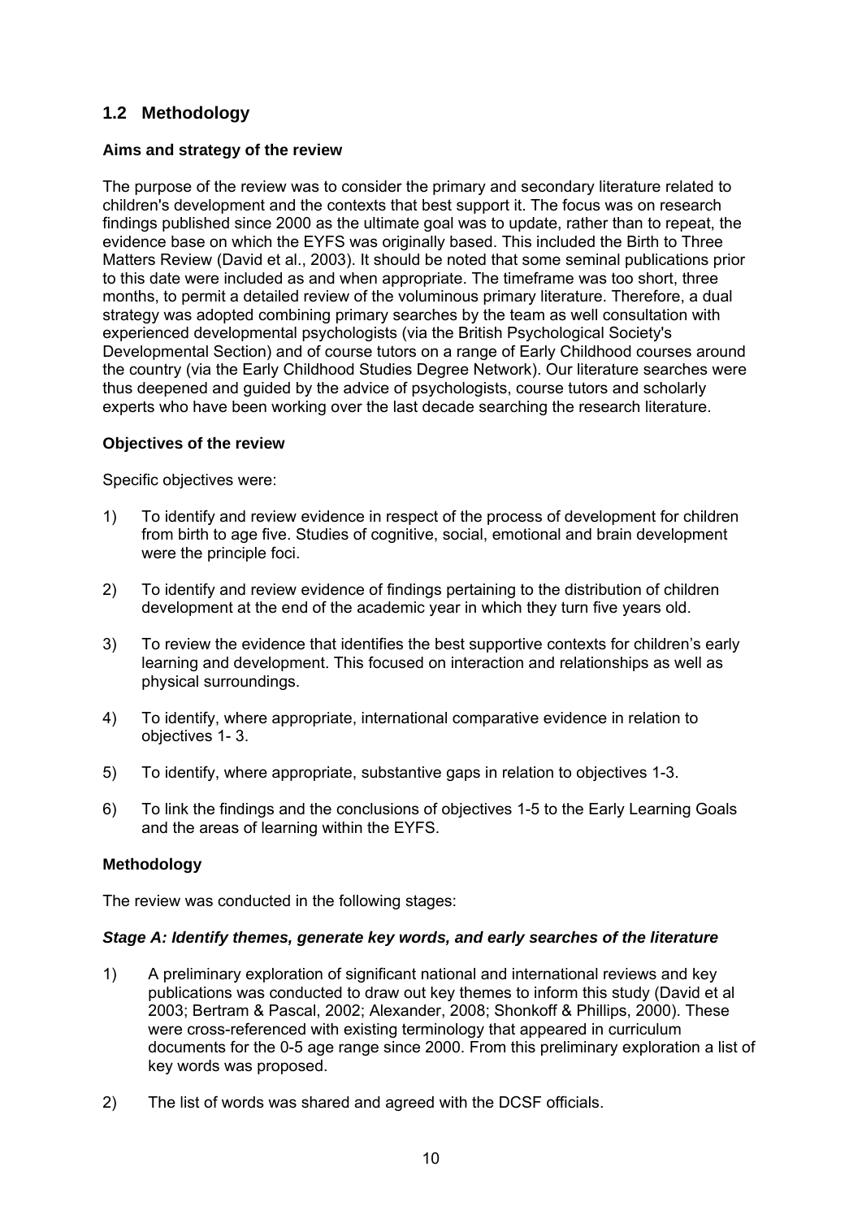## 1.2 Methodology

**Aims and strategy of the review**

The purpose of the review was to consider the primary and secondary literature related to children's development and the contexts that best support it. The focus was on research findings published since 2000 as the ultimate goal was to update, rather than to repeat, the evidence base on which the EYFS was originally based. This included the Birth to Three Matters Review (David et al., 2003). It should be noted that some seminal publications prior to this date were included as and when appropriate. The timeframe was too short, three months, to permit a detailed review of the voluminous primary literature. Therefore, a dual strategy was adopted combining primary searches by the team as well consultation with experienced developmental psychologists (via the British Psychological Society's Developmental Section) and of course tutors on a range of Early Childhood courses around the country (via the Early Childhood Studies Degree Network). Our literature searches were thus deepened and guided by the advice of psychologists, course tutors and scholarly experts who have been working over the last decade searching the research literature.

**Objectives of the review**

Specific objectives were:

1) To identify and review evidence in respect of the process of development for children from birth to age five. Studies of cognitive, social, emotional and brain development were the principle foci.

2) To identify and review evidence of findings pertaining to the distribution of children development at the end of the academic year in which they turn five years old.

3) To review the evidence that identifies the best supportive contexts for children's early learning and development. This focused on interaction and relationships as well as physical surroundings.

4) To identify, where appropriate, international comparative evidence in relation to objectives 1- 3.

5) To identify, where appropriate, substantive gaps in relation to objectives 1-3.

6) To link the findings and the conclusions of objectives 1-5 to the Early Learning Goals and the areas of learning within the EYFS.

**Methodology**

The review was conducted in the following stages:

***Stage A: Identify themes, generate key words, and early searches of the literature***

1) A preliminary exploration of significant national and international reviews and key publications was conducted to draw out key themes to inform this study (David et al 2003; Bertram & Pascal, 2002; Alexander, 2008; Shonkoff & Phillips, 2000). These were cross-referenced with existing terminology that appeared in curriculum documents for the 0-5 age range since 2000. From this preliminary exploration a list of key words was proposed.

2) The list of words was shared and agreed with the DCSF officials.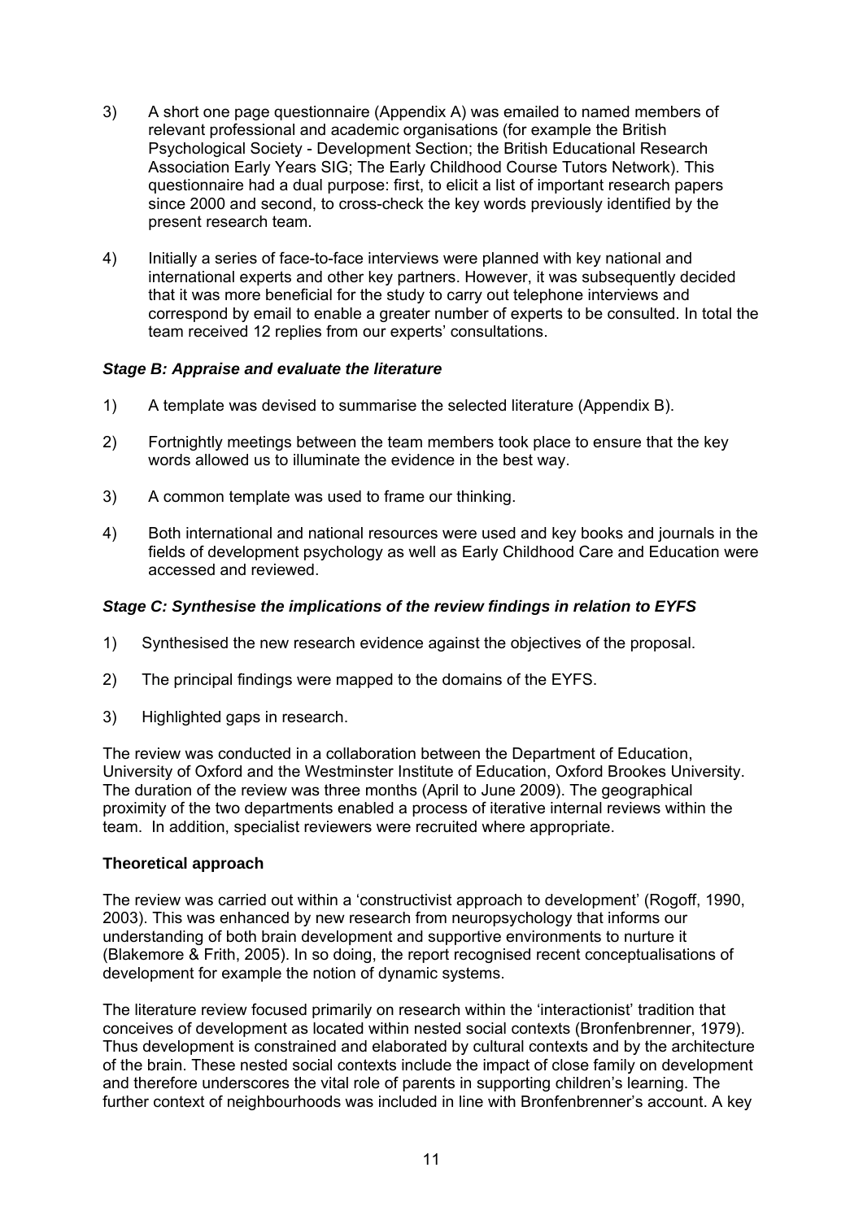3) A short one page questionnaire (Appendix A) was emailed to named members of relevant professional and academic organisations (for example the British Psychological Society - Development Section; the British Educational Research Association Early Years SIG; The Early Childhood Course Tutors Network). This questionnaire had a dual purpose: first, to elicit a list of important research papers since 2000 and second, to cross-check the key words previously identified by the present research team.

4) Initially a series of face-to-face interviews were planned with key national and international experts and other key partners. However, it was subsequently decided that it was more beneficial for the study to carry out telephone interviews and correspond by email to enable a greater number of experts to be consulted. In total the team received 12 replies from our experts' consultations.

***Stage B: Appraise and evaluate the literature***

1) A template was devised to summarise the selected literature (Appendix B).

2) Fortnightly meetings between the team members took place to ensure that the key words allowed us to illuminate the evidence in the best way.

3) A common template was used to frame our thinking.

4) Both international and national resources were used and key books and journals in the fields of development psychology as well as Early Childhood Care and Education were accessed and reviewed.

***Stage C: Synthesise the implications of the review findings in relation to EYFS***

1) Synthesised the new research evidence against the objectives of the proposal.

2) The principal findings were mapped to the domains of the EYFS.

3) Highlighted gaps in research.

The review was conducted in a collaboration between the Department of Education, University of Oxford and the Westminster Institute of Education, Oxford Brookes University. The duration of the review was three months (April to June 2009). The geographical proximity of the two departments enabled a process of iterative internal reviews within the team. In addition, specialist reviewers were recruited where appropriate.

**Theoretical approach**

The review was carried out within a 'constructivist approach to development' (Rogoff, 1990, 2003). This was enhanced by new research from neuropsychology that informs our understanding of both brain development and supportive environments to nurture it (Blakemore & Frith, 2005). In so doing, the report recognised recent conceptualisations of development for example the notion of dynamic systems.

The literature review focused primarily on research within the 'interactionist' tradition that conceives of development as located within nested social contexts (Bronfenbrenner, 1979). Thus development is constrained and elaborated by cultural contexts and by the architecture of the brain. These nested social contexts include the impact of close family on development and therefore underscores the vital role of parents in supporting children's learning. The further context of neighbourhoods was included in line with Bronfenbrenner's account. A key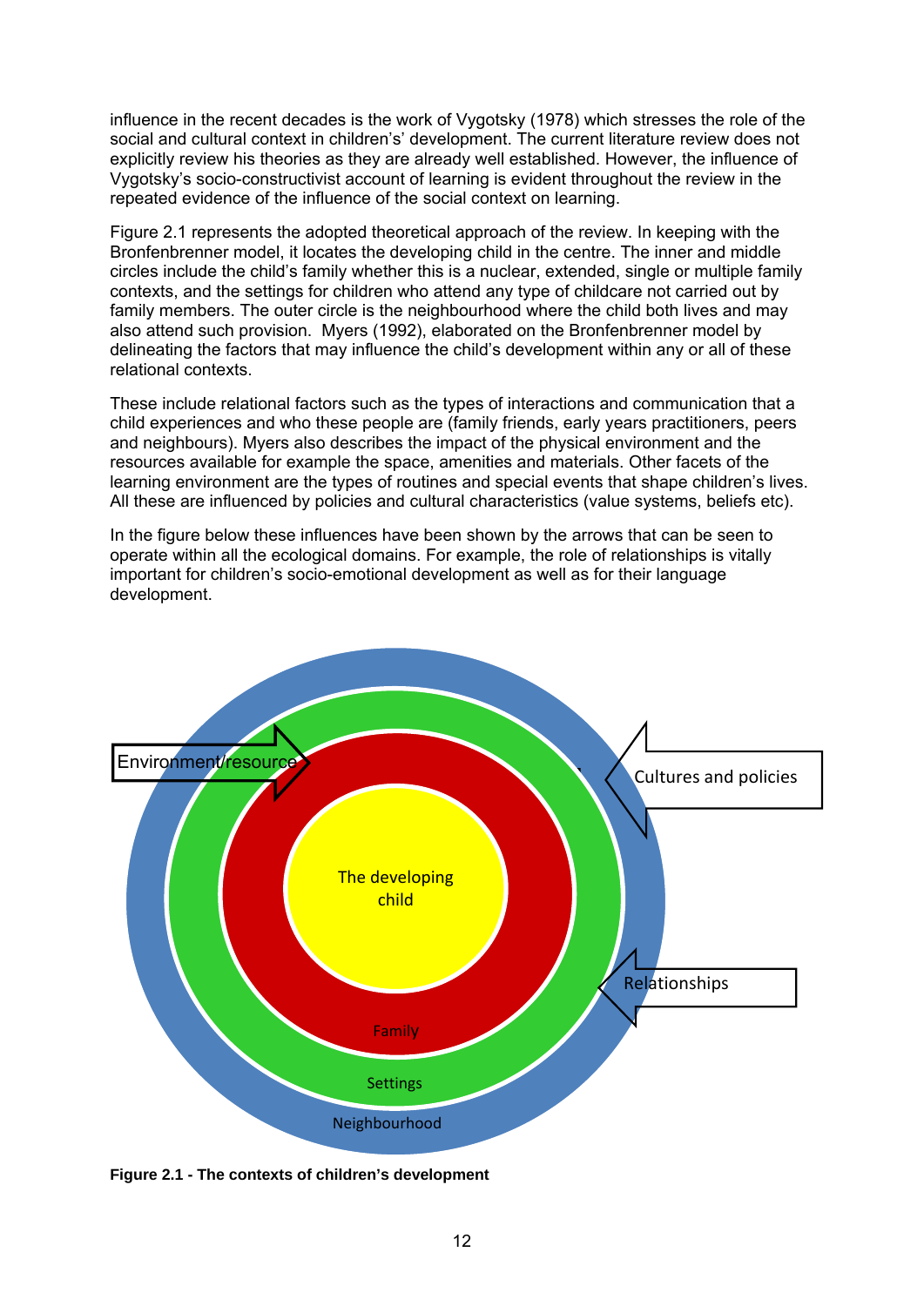influence in the recent decades is the work of Vygotsky (1978) which stresses the role of the social and cultural context in children's' development. The current literature review does not explicitly review his theories as they are already well established. However, the influence of Vygotsky's socio-constructivist account of learning is evident throughout the review in the repeated evidence of the influence of the social context on learning.

Figure 2.1 represents the adopted theoretical approach of the review. In keeping with the Bronfenbrenner model, it locates the developing child in the centre. The inner and middle circles include the child's family whether this is a nuclear, extended, single or multiple family contexts, and the settings for children who attend any type of childcare not carried out by family members. The outer circle is the neighbourhood where the child both lives and may also attend such provision. Myers (1992), elaborated on the Bronfenbrenner model by delineating the factors that may influence the child's development within any or all of these relational contexts.

These include relational factors such as the types of interactions and communication that a child experiences and who these people are (family friends, early years practitioners, peers and neighbours). Myers also describes the impact of the physical environment and the resources available for example the space, amenities and materials. Other facets of the learning environment are the types of routines and special events that shape children's lives. All these are influenced by policies and cultural characteristics (value systems, beliefs etc).

In the figure below these influences have been shown by the arrows that can be seen to operate within all the ecological domains. For example, the role of relationships is vitally important for children's socio-emotional development as well as for their language development.

Environment/resource

Cultures and policies

The developing child

Relationships

Family

Settings

Neighbourhood

**Figure 2.1 - The contexts of children's development**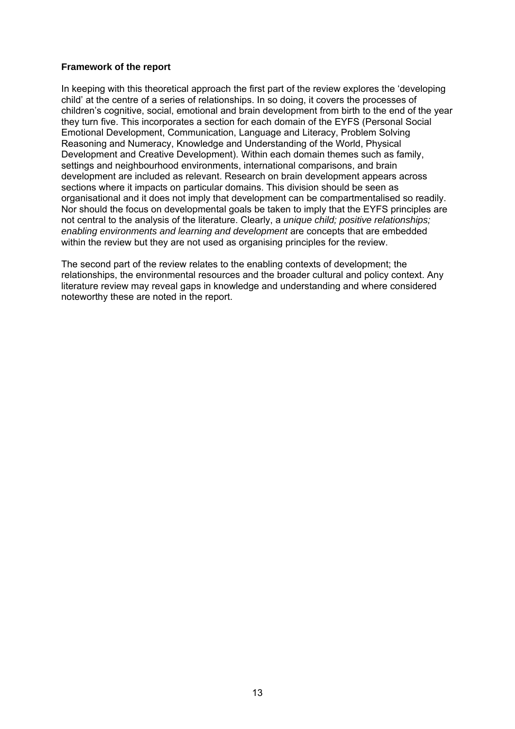**Framework of the report**

In keeping with this theoretical approach the first part of the review explores the 'developing child' at the centre of a series of relationships. In so doing, it covers the processes of children's cognitive, social, emotional and brain development from birth to the end of the year they turn five. This incorporates a section for each domain of the EYFS (Personal Social Emotional Development, Communication, Language and Literacy, Problem Solving Reasoning and Numeracy, Knowledge and Understanding of the World, Physical Development and Creative Development). Within each domain themes such as family, settings and neighbourhood environments, international comparisons, and brain development are included as relevant. Research on brain development appears across sections where it impacts on particular domains. This division should be seen as organisational and it does not imply that development can be compartmentalised so readily. Nor should the focus on developmental goals be taken to imply that the EYFS principles are not central to the analysis of the literature. Clearly, a *unique child; positive relationships; enabling environments and learning and development* are concepts that are embedded within the review but they are not used as organising principles for the review.

The second part of the review relates to the enabling contexts of development; the relationships, the environmental resources and the broader cultural and policy context. Any literature review may reveal gaps in knowledge and understanding and where considered noteworthy these are noted in the report.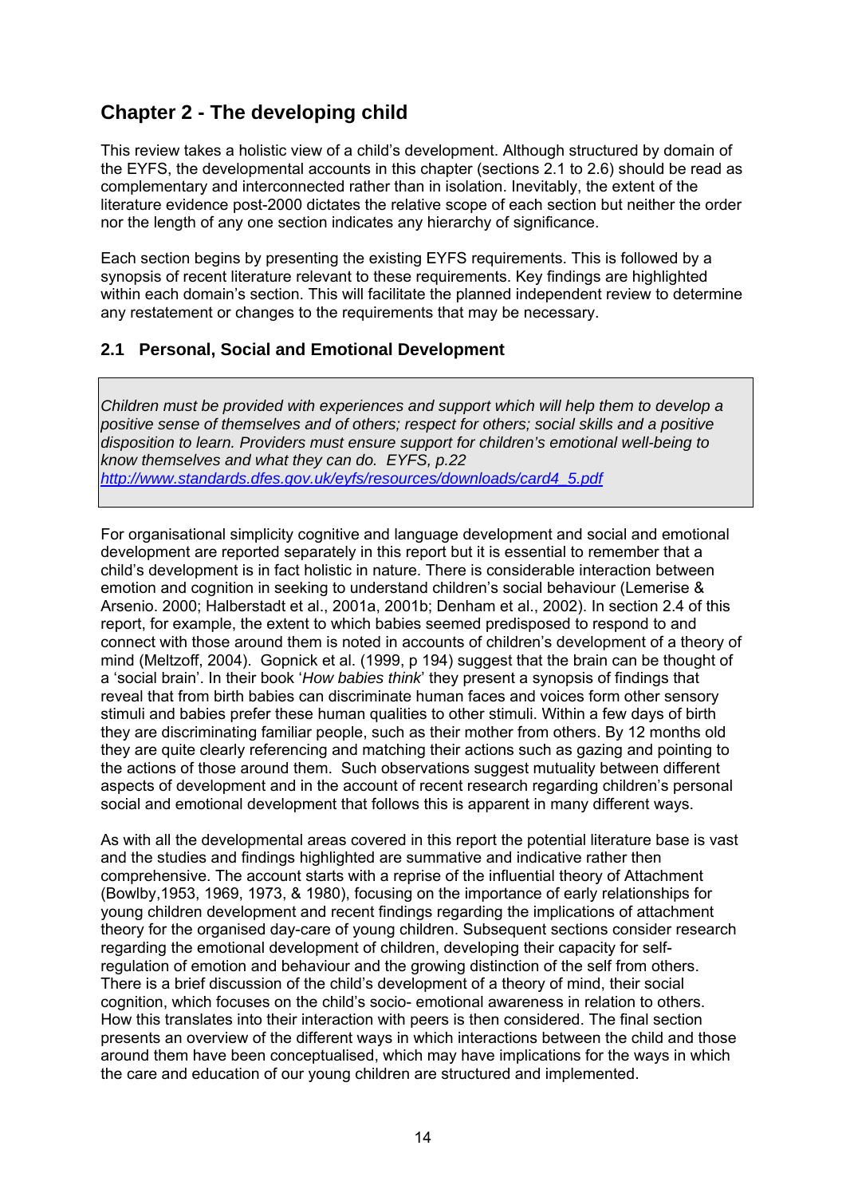## Chapter 2 - The developing child

This review takes a holistic view of a child's development. Although structured by domain of the EYFS, the developmental accounts in this chapter (sections 2.1 to 2.6) should be read as complementary and interconnected rather than in isolation. Inevitably, the extent of the literature evidence post-2000 dictates the relative scope of each section but neither the order nor the length of any one section indicates any hierarchy of significance.

Each section begins by presenting the existing EYFS requirements. This is followed by a synopsis of recent literature relevant to these requirements. Key findings are highlighted within each domain's section. This will facilitate the planned independent review to determine any restatement or changes to the requirements that may be necessary.

### 2.1 Personal, Social and Emotional Development

> *Children must be provided with experiences and support which will help them to develop a positive sense of themselves and of others; respect for others; social skills and a positive disposition to learn. Providers must ensure support for children's emotional well-being to know themselves and what they can do. EYFS, p.22*
> [http://www.standards.dfes.gov.uk/eyfs/resources/downloads/card4_5.pdf](http://www.standards.dfes.gov.uk/eyfs/resources/downloads/card4_5.pdf)

For organisational simplicity cognitive and language development and social and emotional development are reported separately in this report but it is essential to remember that a child's development is in fact holistic in nature. There is considerable interaction between emotion and cognition in seeking to understand children's social behaviour (Lemerise & Arsenio. 2000; Halberstadt et al., 2001a, 2001b; Denham et al., 2002). In section 2.4 of this report, for example, the extent to which babies seemed predisposed to respond to and connect with those around them is noted in accounts of children's development of a theory of mind (Meltzoff, 2004). Gopnick et al. (1999, p 194) suggest that the brain can be thought of a 'social brain'. In their book '*How babies think*' they present a synopsis of findings that reveal that from birth babies can discriminate human faces and voices form other sensory stimuli and babies prefer these human qualities to other stimuli. Within a few days of birth they are discriminating familiar people, such as their mother from others. By 12 months old they are quite clearly referencing and matching their actions such as gazing and pointing to the actions of those around them. Such observations suggest mutuality between different aspects of development and in the account of recent research regarding children's personal social and emotional development that follows this is apparent in many different ways.

As with all the developmental areas covered in this report the potential literature base is vast and the studies and findings highlighted are summative and indicative rather then comprehensive. The account starts with a reprise of the influential theory of Attachment (Bowlby,1953, 1969, 1973, & 1980), focusing on the importance of early relationships for young children development and recent findings regarding the implications of attachment theory for the organised day-care of young children. Subsequent sections consider research regarding the emotional development of children, developing their capacity for self-regulation of emotion and behaviour and the growing distinction of the self from others. There is a brief discussion of the child's development of a theory of mind, their social cognition, which focuses on the child's socio- emotional awareness in relation to others. How this translates into their interaction with peers is then considered. The final section presents an overview of the different ways in which interactions between the child and those around them have been conceptualised, which may have implications for the ways in which the care and education of our young children are structured and implemented.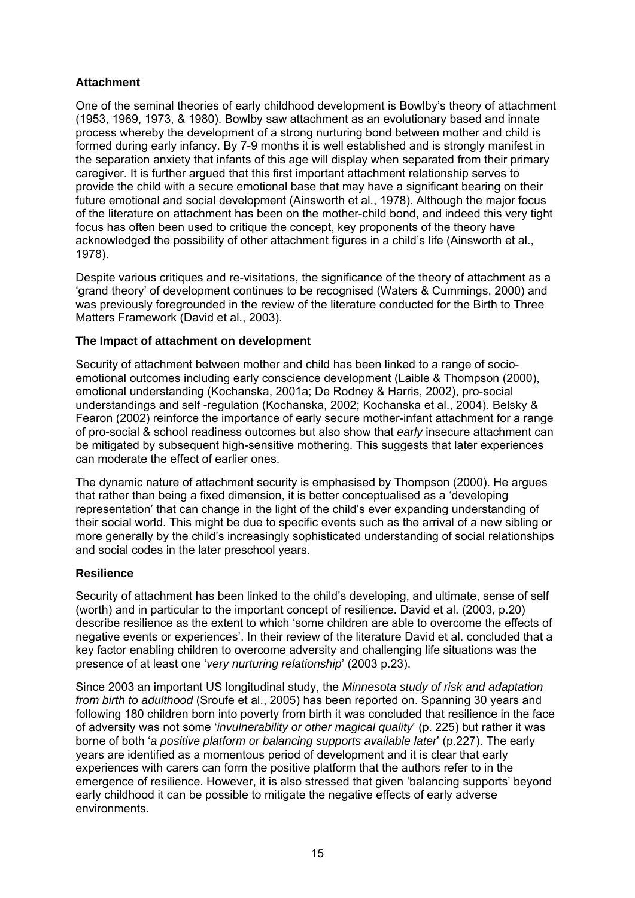### Attachment

One of the seminal theories of early childhood development is Bowlby's theory of attachment (1953, 1969, 1973, & 1980). Bowlby saw attachment as an evolutionary based and innate process whereby the development of a strong nurturing bond between mother and child is formed during early infancy. By 7-9 months it is well established and is strongly manifest in the separation anxiety that infants of this age will display when separated from their primary caregiver. It is further argued that this first important attachment relationship serves to provide the child with a secure emotional base that may have a significant bearing on their future emotional and social development (Ainsworth et al., 1978). Although the major focus of the literature on attachment has been on the mother-child bond, and indeed this very tight focus has often been used to critique the concept, key proponents of the theory have acknowledged the possibility of other attachment figures in a child's life (Ainsworth et al., 1978).

Despite various critiques and re-visitations, the significance of the theory of attachment as a 'grand theory' of development continues to be recognised (Waters & Cummings, 2000) and was previously foregrounded in the review of the literature conducted for the Birth to Three Matters Framework (David et al., 2003).

### The Impact of attachment on development

Security of attachment between mother and child has been linked to a range of socio-emotional outcomes including early conscience development (Laible & Thompson (2000), emotional understanding (Kochanska, 2001a; De Rodney & Harris, 2002), pro-social understandings and self -regulation (Kochanska, 2002; Kochanska et al., 2004). Belsky & Fearon (2002) reinforce the importance of early secure mother-infant attachment for a range of pro-social & school readiness outcomes but also show that *early* insecure attachment can be mitigated by subsequent high-sensitive mothering. This suggests that later experiences can moderate the effect of earlier ones.

The dynamic nature of attachment security is emphasised by Thompson (2000). He argues that rather than being a fixed dimension, it is better conceptualised as a 'developing representation' that can change in the light of the child's ever expanding understanding of their social world. This might be due to specific events such as the arrival of a new sibling or more generally by the child's increasingly sophisticated understanding of social relationships and social codes in the later preschool years.

### Resilience

Security of attachment has been linked to the child's developing, and ultimate, sense of self (worth) and in particular to the important concept of resilience. David et al. (2003, p.20) describe resilience as the extent to which 'some children are able to overcome the effects of negative events or experiences'. In their review of the literature David et al. concluded that a key factor enabling children to overcome adversity and challenging life situations was the presence of at least one '*very nurturing relationship*' (2003 p.23).

Since 2003 an important US longitudinal study, the *Minnesota study of risk and adaptation from birth to adulthood* (Sroufe et al., 2005) has been reported on. Spanning 30 years and following 180 children born into poverty from birth it was concluded that resilience in the face of adversity was not some '*invulnerability or other magical quality*' (p. 225) but rather it was borne of both '*a positive platform or balancing supports available later*' (p.227). The early years are identified as a momentous period of development and it is clear that early experiences with carers can form the positive platform that the authors refer to in the emergence of resilience. However, it is also stressed that given 'balancing supports' beyond early childhood it can be possible to mitigate the negative effects of early adverse environments.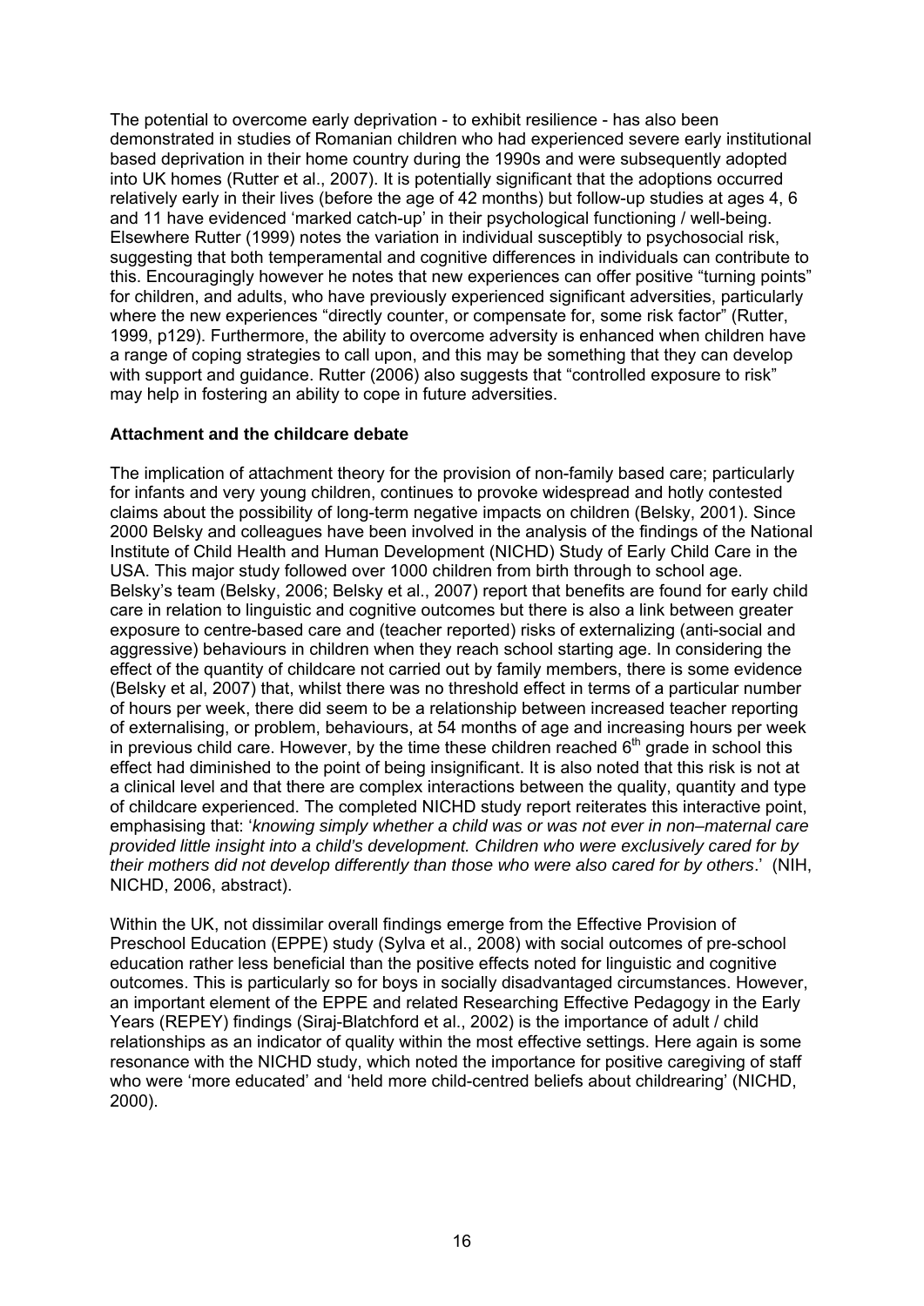The potential to overcome early deprivation - to exhibit resilience - has also been demonstrated in studies of Romanian children who had experienced severe early institutional based deprivation in their home country during the 1990s and were subsequently adopted into UK homes (Rutter et al., 2007). It is potentially significant that the adoptions occurred relatively early in their lives (before the age of 42 months) but follow-up studies at ages 4, 6 and 11 have evidenced 'marked catch-up' in their psychological functioning / well-being. Elsewhere Rutter (1999) notes the variation in individual susceptibly to psychosocial risk, suggesting that both temperamental and cognitive differences in individuals can contribute to this. Encouragingly however he notes that new experiences can offer positive "turning points" for children, and adults, who have previously experienced significant adversities, particularly where the new experiences "directly counter, or compensate for, some risk factor" (Rutter, 1999, p129). Furthermore, the ability to overcome adversity is enhanced when children have a range of coping strategies to call upon, and this may be something that they can develop with support and guidance. Rutter (2006) also suggests that "controlled exposure to risk" may help in fostering an ability to cope in future adversities.

**Attachment and the childcare debate**

The implication of attachment theory for the provision of non-family based care; particularly for infants and very young children, continues to provoke widespread and hotly contested claims about the possibility of long-term negative impacts on children (Belsky, 2001). Since 2000 Belsky and colleagues have been involved in the analysis of the findings of the National Institute of Child Health and Human Development (NICHD) Study of Early Child Care in the USA. This major study followed over 1000 children from birth through to school age. Belsky's team (Belsky, 2006; Belsky et al., 2007) report that benefits are found for early child care in relation to linguistic and cognitive outcomes but there is also a link between greater exposure to centre-based care and (teacher reported) risks of externalizing (anti-social and aggressive) behaviours in children when they reach school starting age. In considering the effect of the quantity of childcare not carried out by family members, there is some evidence (Belsky et al, 2007) that, whilst there was no threshold effect in terms of a particular number of hours per week, there did seem to be a relationship between increased teacher reporting of externalising, or problem, behaviours, at 54 months of age and increasing hours per week in previous child care. However, by the time these children reached 6th grade in school this effect had diminished to the point of being insignificant. It is also noted that this risk is not at a clinical level and that there are complex interactions between the quality, quantity and type of childcare experienced. The completed NICHD study report reiterates this interactive point, emphasising that: '*knowing simply whether a child was or was not ever in non–maternal care provided little insight into a child's development. Children who were exclusively cared for by their mothers did not develop differently than those who were also cared for by others*.' (NIH, NICHD, 2006, abstract).

Within the UK, not dissimilar overall findings emerge from the Effective Provision of Preschool Education (EPPE) study (Sylva et al., 2008) with social outcomes of pre-school education rather less beneficial than the positive effects noted for linguistic and cognitive outcomes. This is particularly so for boys in socially disadvantaged circumstances. However, an important element of the EPPE and related Researching Effective Pedagogy in the Early Years (REPEY) findings (Siraj-Blatchford et al., 2002) is the importance of adult / child relationships as an indicator of quality within the most effective settings. Here again is some resonance with the NICHD study, which noted the importance for positive caregiving of staff who were 'more educated' and 'held more child-centred beliefs about childrearing' (NICHD, 2000).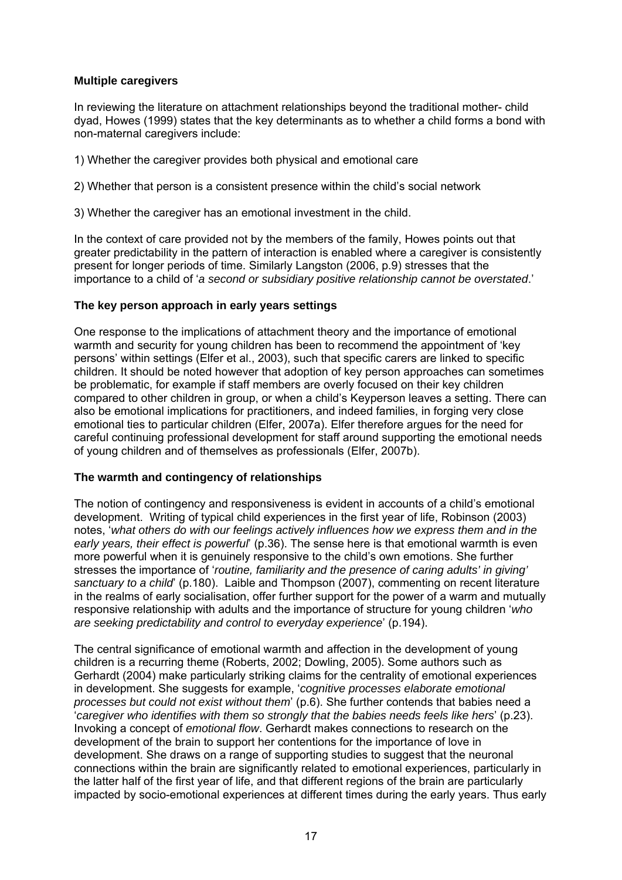**Multiple caregivers**

In reviewing the literature on attachment relationships beyond the traditional mother- child dyad, Howes (1999) states that the key determinants as to whether a child forms a bond with non-maternal caregivers include:

1) Whether the caregiver provides both physical and emotional care

2) Whether that person is a consistent presence within the child's social network

3) Whether the caregiver has an emotional investment in the child.

In the context of care provided not by the members of the family, Howes points out that greater predictability in the pattern of interaction is enabled where a caregiver is consistently present for longer periods of time. Similarly Langston (2006, p.9) stresses that the importance to a child of '*a second or subsidiary positive relationship cannot be overstated*.'

**The key person approach in early years settings**

One response to the implications of attachment theory and the importance of emotional warmth and security for young children has been to recommend the appointment of 'key persons' within settings (Elfer et al., 2003), such that specific carers are linked to specific children. It should be noted however that adoption of key person approaches can sometimes be problematic, for example if staff members are overly focused on their key children compared to other children in group, or when a child's Keyperson leaves a setting. There can also be emotional implications for practitioners, and indeed families, in forging very close emotional ties to particular children (Elfer, 2007a). Elfer therefore argues for the need for careful continuing professional development for staff around supporting the emotional needs of young children and of themselves as professionals (Elfer, 2007b).

**The warmth and contingency of relationships**

The notion of contingency and responsiveness is evident in accounts of a child's emotional development. Writing of typical child experiences in the first year of life, Robinson (2003) notes, '*what others do with our feelings actively influences how we express them and in the early years, their effect is powerful*' (p.36). The sense here is that emotional warmth is even more powerful when it is genuinely responsive to the child's own emotions. She further stresses the importance of '*routine, familiarity and the presence of caring adults' in giving' sanctuary to a child*' (p.180). Laible and Thompson (2007), commenting on recent literature in the realms of early socialisation, offer further support for the power of a warm and mutually responsive relationship with adults and the importance of structure for young children '*who are seeking predictability and control to everyday experience*' (p.194).

The central significance of emotional warmth and affection in the development of young children is a recurring theme (Roberts, 2002; Dowling, 2005). Some authors such as Gerhardt (2004) make particularly striking claims for the centrality of emotional experiences in development. She suggests for example, '*cognitive processes elaborate emotional processes but could not exist without them*' (p.6). She further contends that babies need a '*caregiver who identifies with them so strongly that the babies needs feels like hers*' (p.23). Invoking a concept of *emotional flow*. Gerhardt makes connections to research on the development of the brain to support her contentions for the importance of love in development. She draws on a range of supporting studies to suggest that the neuronal connections within the brain are significantly related to emotional experiences, particularly in the latter half of the first year of life, and that different regions of the brain are particularly impacted by socio-emotional experiences at different times during the early years. Thus early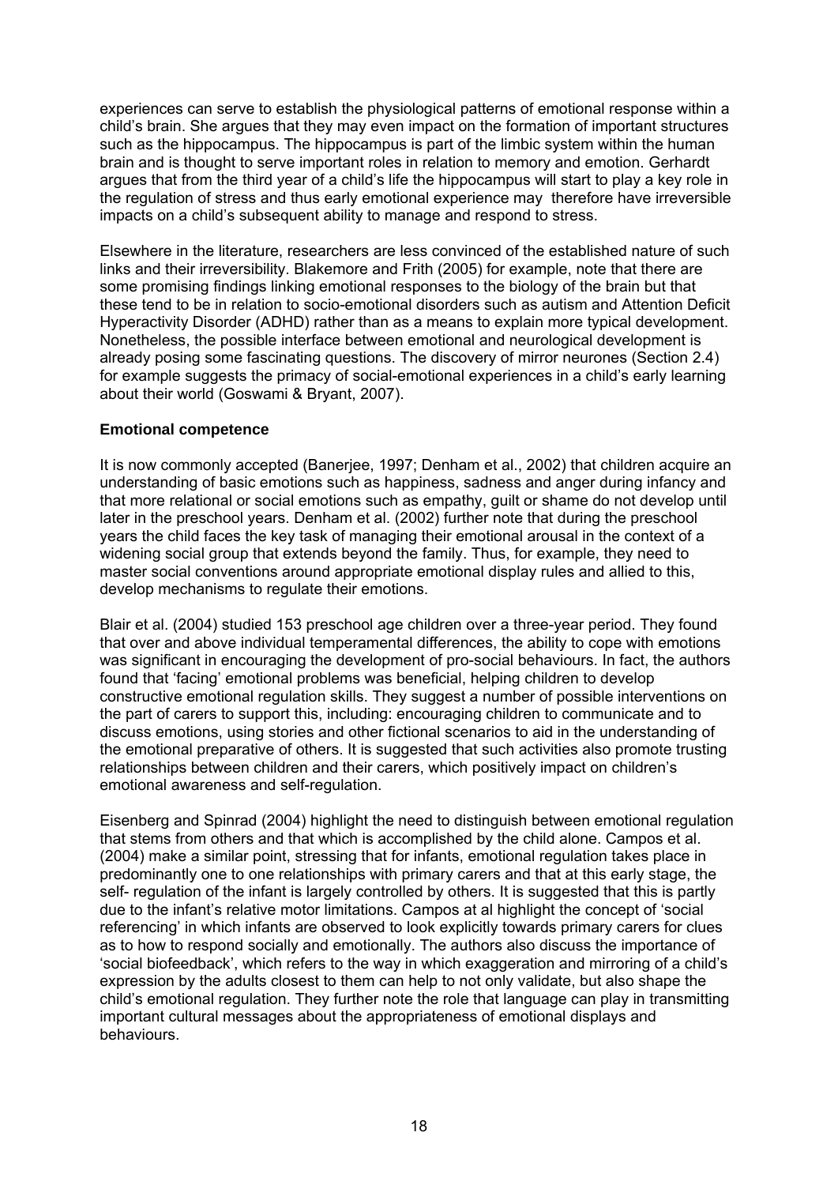experiences can serve to establish the physiological patterns of emotional response within a child's brain. She argues that they may even impact on the formation of important structures such as the hippocampus. The hippocampus is part of the limbic system within the human brain and is thought to serve important roles in relation to memory and emotion. Gerhardt argues that from the third year of a child's life the hippocampus will start to play a key role in the regulation of stress and thus early emotional experience may therefore have irreversible impacts on a child's subsequent ability to manage and respond to stress.

Elsewhere in the literature, researchers are less convinced of the established nature of such links and their irreversibility. Blakemore and Frith (2005) for example, note that there are some promising findings linking emotional responses to the biology of the brain but that these tend to be in relation to socio-emotional disorders such as autism and Attention Deficit Hyperactivity Disorder (ADHD) rather than as a means to explain more typical development. Nonetheless, the possible interface between emotional and neurological development is already posing some fascinating questions. The discovery of mirror neurones (Section 2.4) for example suggests the primacy of social-emotional experiences in a child's early learning about their world (Goswami & Bryant, 2007).

**Emotional competence**

It is now commonly accepted (Banerjee, 1997; Denham et al., 2002) that children acquire an understanding of basic emotions such as happiness, sadness and anger during infancy and that more relational or social emotions such as empathy, guilt or shame do not develop until later in the preschool years. Denham et al. (2002) further note that during the preschool years the child faces the key task of managing their emotional arousal in the context of a widening social group that extends beyond the family. Thus, for example, they need to master social conventions around appropriate emotional display rules and allied to this, develop mechanisms to regulate their emotions.

Blair et al. (2004) studied 153 preschool age children over a three-year period. They found that over and above individual temperamental differences, the ability to cope with emotions was significant in encouraging the development of pro-social behaviours. In fact, the authors found that 'facing' emotional problems was beneficial, helping children to develop constructive emotional regulation skills. They suggest a number of possible interventions on the part of carers to support this, including: encouraging children to communicate and to discuss emotions, using stories and other fictional scenarios to aid in the understanding of the emotional preparative of others. It is suggested that such activities also promote trusting relationships between children and their carers, which positively impact on children's emotional awareness and self-regulation.

Eisenberg and Spinrad (2004) highlight the need to distinguish between emotional regulation that stems from others and that which is accomplished by the child alone. Campos et al. (2004) make a similar point, stressing that for infants, emotional regulation takes place in predominantly one to one relationships with primary carers and that at this early stage, the self- regulation of the infant is largely controlled by others. It is suggested that this is partly due to the infant's relative motor limitations. Campos at al highlight the concept of 'social referencing' in which infants are observed to look explicitly towards primary carers for clues as to how to respond socially and emotionally. The authors also discuss the importance of 'social biofeedback', which refers to the way in which exaggeration and mirroring of a child's expression by the adults closest to them can help to not only validate, but also shape the child's emotional regulation. They further note the role that language can play in transmitting important cultural messages about the appropriateness of emotional displays and behaviours.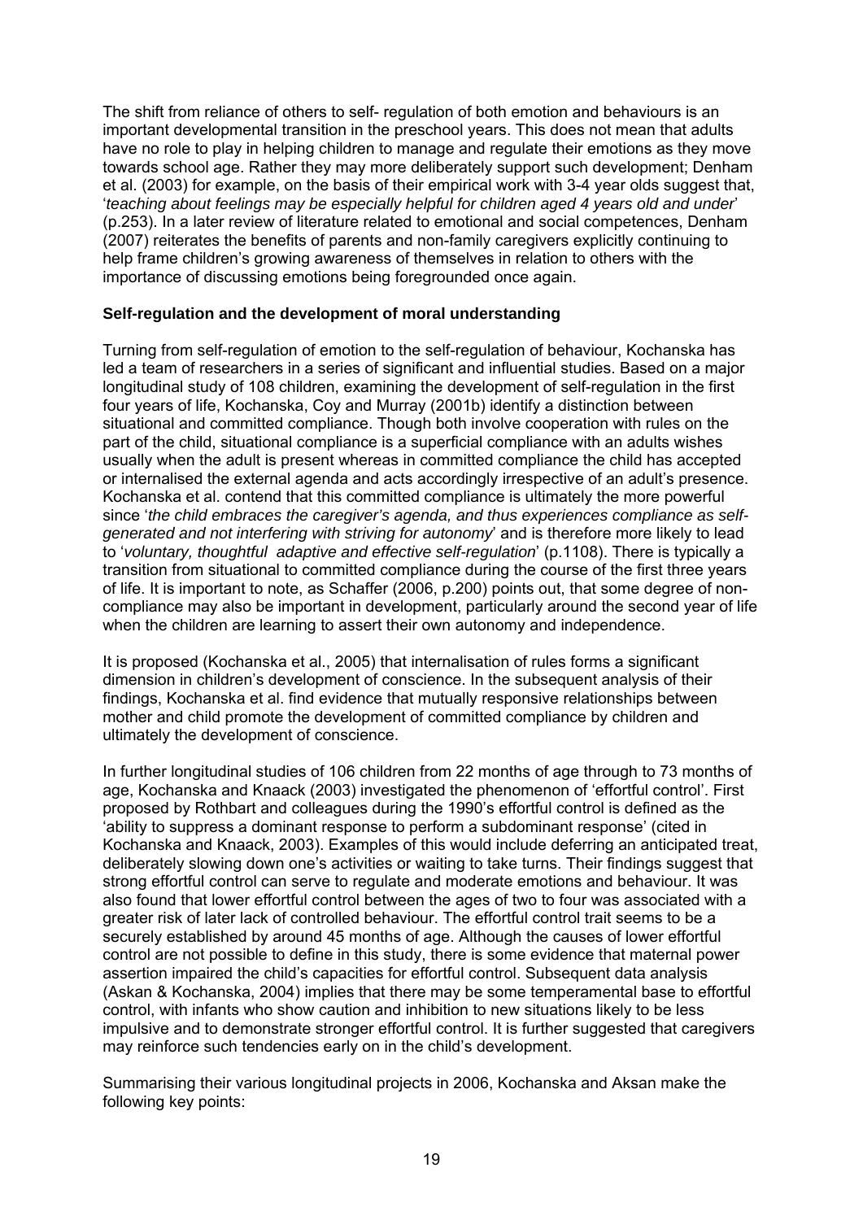The shift from reliance of others to self- regulation of both emotion and behaviours is an important developmental transition in the preschool years. This does not mean that adults have no role to play in helping children to manage and regulate their emotions as they move towards school age. Rather they may more deliberately support such development; Denham et al. (2003) for example, on the basis of their empirical work with 3-4 year olds suggest that, '*teaching about feelings may be especially helpful for children aged 4 years old and under*' (p.253). In a later review of literature related to emotional and social competences, Denham (2007) reiterates the benefits of parents and non-family caregivers explicitly continuing to help frame children's growing awareness of themselves in relation to others with the importance of discussing emotions being foregrounded once again.

**Self-regulation and the development of moral understanding**

Turning from self-regulation of emotion to the self-regulation of behaviour, Kochanska has led a team of researchers in a series of significant and influential studies. Based on a major longitudinal study of 108 children, examining the development of self-regulation in the first four years of life, Kochanska, Coy and Murray (2001b) identify a distinction between situational and committed compliance. Though both involve cooperation with rules on the part of the child, situational compliance is a superficial compliance with an adults wishes usually when the adult is present whereas in committed compliance the child has accepted or internalised the external agenda and acts accordingly irrespective of an adult's presence. Kochanska et al. contend that this committed compliance is ultimately the more powerful since '*the child embraces the caregiver's agenda, and thus experiences compliance as self-generated and not interfering with striving for autonomy*' and is therefore more likely to lead to '*voluntary, thoughtful adaptive and effective self-regulation*' (p.1108). There is typically a transition from situational to committed compliance during the course of the first three years of life. It is important to note, as Schaffer (2006, p.200) points out, that some degree of non-compliance may also be important in development, particularly around the second year of life when the children are learning to assert their own autonomy and independence.

It is proposed (Kochanska et al., 2005) that internalisation of rules forms a significant dimension in children's development of conscience. In the subsequent analysis of their findings, Kochanska et al. find evidence that mutually responsive relationships between mother and child promote the development of committed compliance by children and ultimately the development of conscience.

In further longitudinal studies of 106 children from 22 months of age through to 73 months of age, Kochanska and Knaack (2003) investigated the phenomenon of 'effortful control'. First proposed by Rothbart and colleagues during the 1990's effortful control is defined as the 'ability to suppress a dominant response to perform a subdominant response' (cited in Kochanska and Knaack, 2003). Examples of this would include deferring an anticipated treat, deliberately slowing down one's activities or waiting to take turns. Their findings suggest that strong effortful control can serve to regulate and moderate emotions and behaviour. It was also found that lower effortful control between the ages of two to four was associated with a greater risk of later lack of controlled behaviour. The effortful control trait seems to be a securely established by around 45 months of age. Although the causes of lower effortful control are not possible to define in this study, there is some evidence that maternal power assertion impaired the child's capacities for effortful control. Subsequent data analysis (Askan & Kochanska, 2004) implies that there may be some temperamental base to effortful control, with infants who show caution and inhibition to new situations likely to be less impulsive and to demonstrate stronger effortful control. It is further suggested that caregivers may reinforce such tendencies early on in the child's development.

Summarising their various longitudinal projects in 2006, Kochanska and Aksan make the following key points: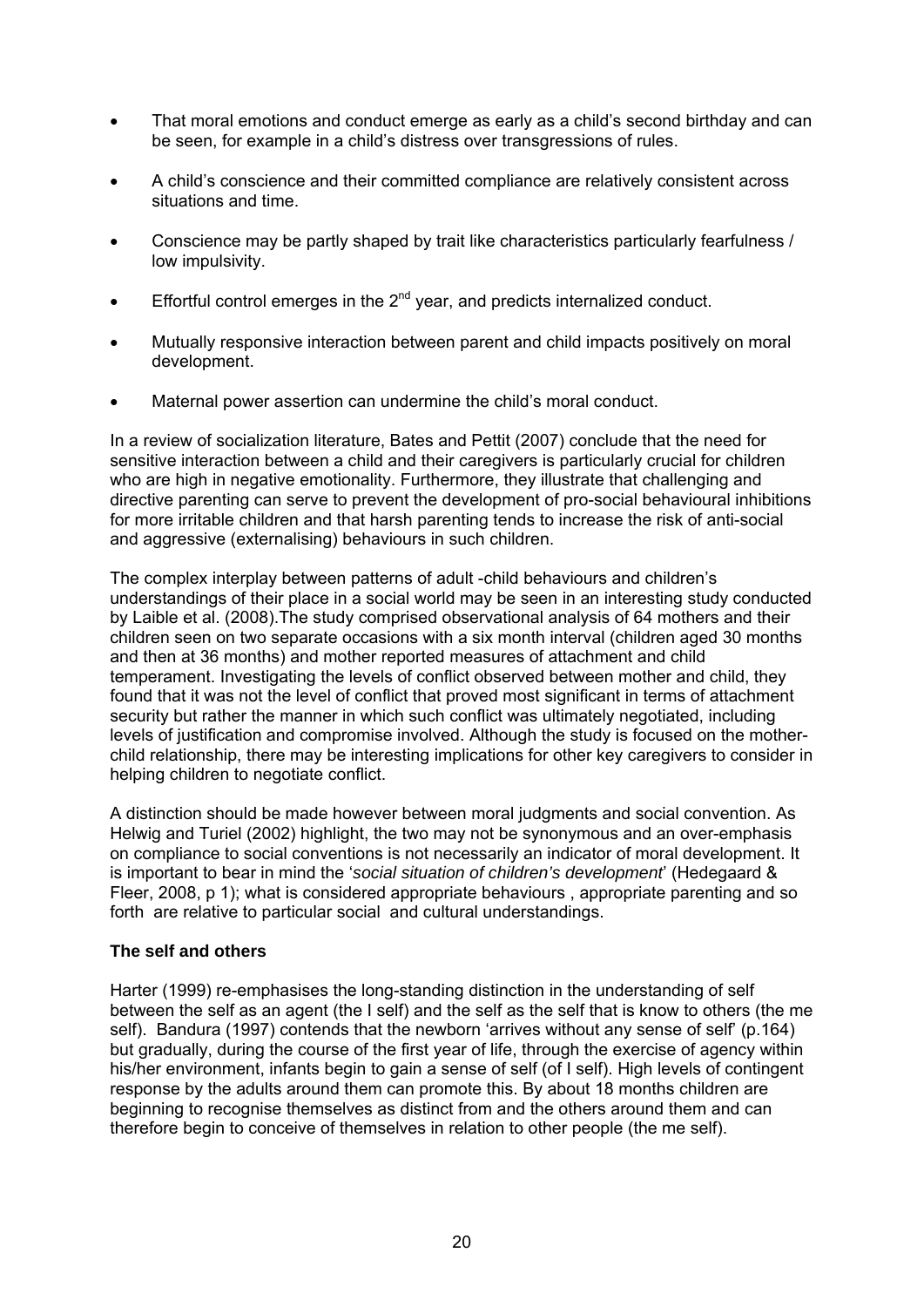- That moral emotions and conduct emerge as early as a child's second birthday and can be seen, for example in a child's distress over transgressions of rules.
- A child's conscience and their committed compliance are relatively consistent across situations and time.
- Conscience may be partly shaped by trait like characteristics particularly fearfulness / low impulsivity.
- Effortful control emerges in the 2nd year, and predicts internalized conduct.
- Mutually responsive interaction between parent and child impacts positively on moral development.
- Maternal power assertion can undermine the child's moral conduct.

In a review of socialization literature, Bates and Pettit (2007) conclude that the need for sensitive interaction between a child and their caregivers is particularly crucial for children who are high in negative emotionality. Furthermore, they illustrate that challenging and directive parenting can serve to prevent the development of pro-social behavioural inhibitions for more irritable children and that harsh parenting tends to increase the risk of anti-social and aggressive (externalising) behaviours in such children.

The complex interplay between patterns of adult -child behaviours and children's understandings of their place in a social world may be seen in an interesting study conducted by Laible et al. (2008).The study comprised observational analysis of 64 mothers and their children seen on two separate occasions with a six month interval (children aged 30 months and then at 36 months) and mother reported measures of attachment and child temperament. Investigating the levels of conflict observed between mother and child, they found that it was not the level of conflict that proved most significant in terms of attachment security but rather the manner in which such conflict was ultimately negotiated, including levels of justification and compromise involved. Although the study is focused on the mother-child relationship, there may be interesting implications for other key caregivers to consider in helping children to negotiate conflict.

A distinction should be made however between moral judgments and social convention. As Helwig and Turiel (2002) highlight, the two may not be synonymous and an over-emphasis on compliance to social conventions is not necessarily an indicator of moral development. It is important to bear in mind the '*social situation of children's development*' (Hedegaard & Fleer, 2008, p 1); what is considered appropriate behaviours , appropriate parenting and so forth are relative to particular social and cultural understandings.

**The self and others**

Harter (1999) re-emphasises the long-standing distinction in the understanding of self between the self as an agent (the I self) and the self as the self that is know to others (the me self). Bandura (1997) contends that the newborn 'arrives without any sense of self' (p.164) but gradually, during the course of the first year of life, through the exercise of agency within his/her environment, infants begin to gain a sense of self (of I self). High levels of contingent response by the adults around them can promote this. By about 18 months children are beginning to recognise themselves as distinct from and the others around them and can therefore begin to conceive of themselves in relation to other people (the me self).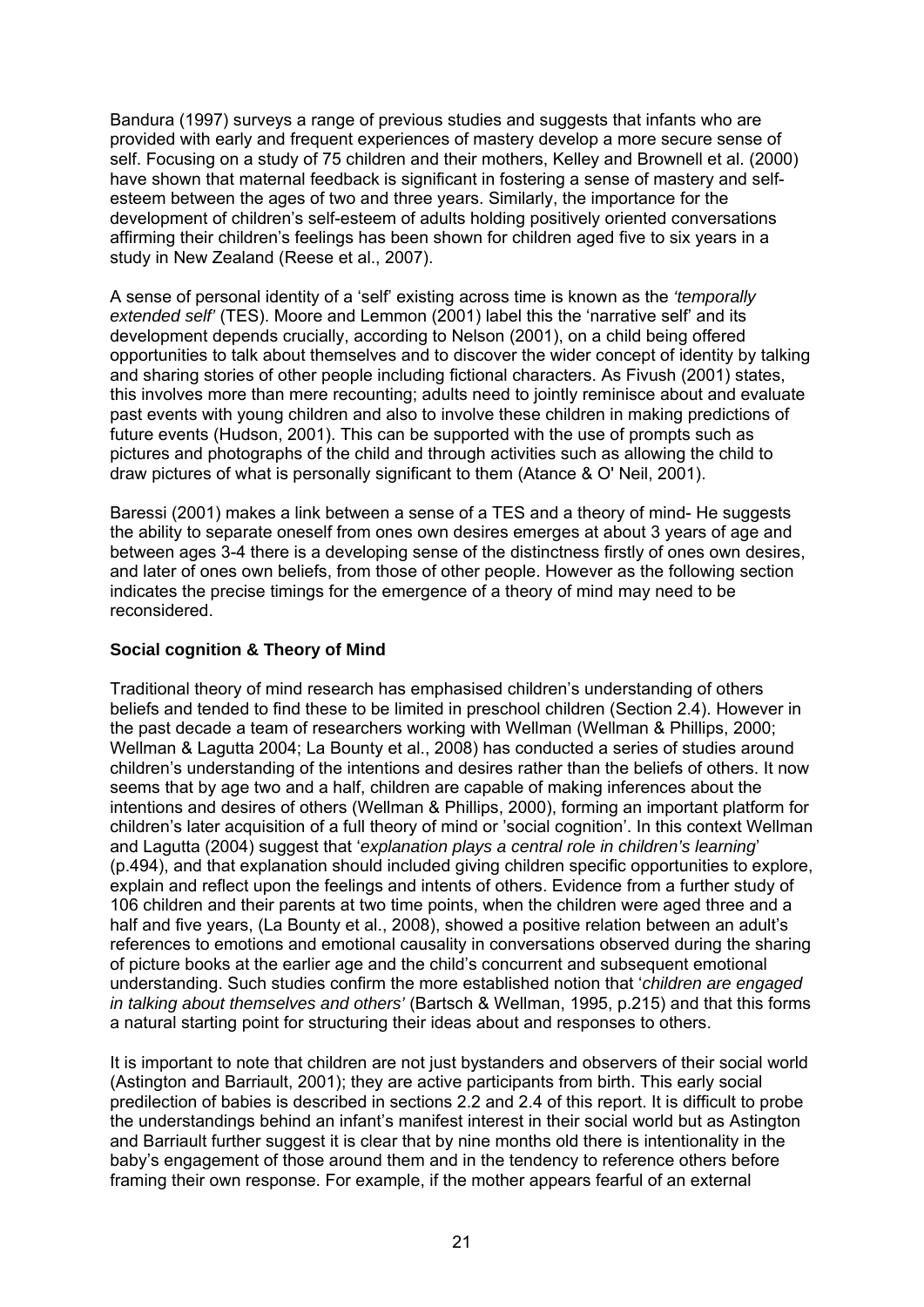Bandura (1997) surveys a range of previous studies and suggests that infants who are provided with early and frequent experiences of mastery develop a more secure sense of self. Focusing on a study of 75 children and their mothers, Kelley and Brownell et al. (2000) have shown that maternal feedback is significant in fostering a sense of mastery and self-esteem between the ages of two and three years. Similarly, the importance for the development of children's self-esteem of adults holding positively oriented conversations affirming their children's feelings has been shown for children aged five to six years in a study in New Zealand (Reese et al., 2007).

A sense of personal identity of a 'self' existing across time is known as the *'temporally extended self'* (TES). Moore and Lemmon (2001) label this the 'narrative self' and its development depends crucially, according to Nelson (2001), on a child being offered opportunities to talk about themselves and to discover the wider concept of identity by talking and sharing stories of other people including fictional characters. As Fivush (2001) states, this involves more than mere recounting; adults need to jointly reminisce about and evaluate past events with young children and also to involve these children in making predictions of future events (Hudson, 2001). This can be supported with the use of prompts such as pictures and photographs of the child and through activities such as allowing the child to draw pictures of what is personally significant to them (Atance & O' Neil, 2001).

Baressi (2001) makes a link between a sense of a TES and a theory of mind- He suggests the ability to separate oneself from ones own desires emerges at about 3 years of age and between ages 3-4 there is a developing sense of the distinctness firstly of ones own desires, and later of ones own beliefs, from those of other people. However as the following section indicates the precise timings for the emergence of a theory of mind may need to be reconsidered.

**Social cognition & Theory of Mind**

Traditional theory of mind research has emphasised children's understanding of others beliefs and tended to find these to be limited in preschool children (Section 2.4). However in the past decade a team of researchers working with Wellman (Wellman & Phillips, 2000; Wellman & Lagutta 2004; La Bounty et al., 2008) has conducted a series of studies around children's understanding of the intentions and desires rather than the beliefs of others. It now seems that by age two and a half, children are capable of making inferences about the intentions and desires of others (Wellman & Phillips, 2000), forming an important platform for children's later acquisition of a full theory of mind or 'social cognition'. In this context Wellman and Lagutta (2004) suggest that '*explanation plays a central role in children's learning*' (p.494), and that explanation should included giving children specific opportunities to explore, explain and reflect upon the feelings and intents of others. Evidence from a further study of 106 children and their parents at two time points, when the children were aged three and a half and five years, (La Bounty et al., 2008), showed a positive relation between an adult's references to emotions and emotional causality in conversations observed during the sharing of picture books at the earlier age and the child's concurrent and subsequent emotional understanding. Such studies confirm the more established notion that '*children are engaged in talking about themselves and others'* (Bartsch & Wellman, 1995, p.215) and that this forms a natural starting point for structuring their ideas about and responses to others.

It is important to note that children are not just bystanders and observers of their social world (Astington and Barriault, 2001); they are active participants from birth. This early social predilection of babies is described in sections 2.2 and 2.4 of this report. It is difficult to probe the understandings behind an infant's manifest interest in their social world but as Astington and Barriault further suggest it is clear that by nine months old there is intentionality in the baby's engagement of those around them and in the tendency to reference others before framing their own response. For example, if the mother appears fearful of an external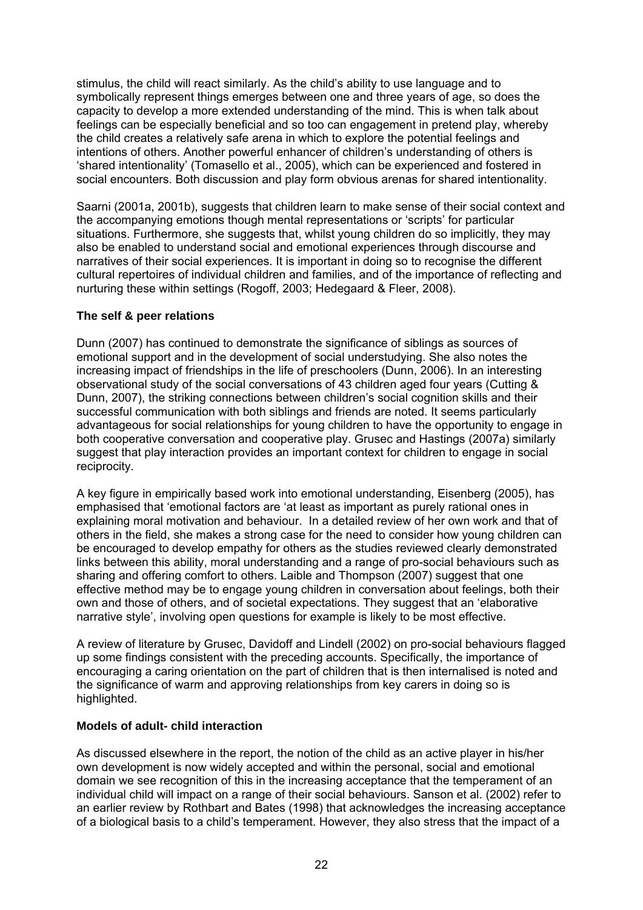stimulus, the child will react similarly. As the child's ability to use language and to symbolically represent things emerges between one and three years of age, so does the capacity to develop a more extended understanding of the mind. This is when talk about feelings can be especially beneficial and so too can engagement in pretend play, whereby the child creates a relatively safe arena in which to explore the potential feelings and intentions of others. Another powerful enhancer of children's understanding of others is 'shared intentionality' (Tomasello et al., 2005), which can be experienced and fostered in social encounters. Both discussion and play form obvious arenas for shared intentionality.

Saarni (2001a, 2001b), suggests that children learn to make sense of their social context and the accompanying emotions though mental representations or 'scripts' for particular situations. Furthermore, she suggests that, whilst young children do so implicitly, they may also be enabled to understand social and emotional experiences through discourse and narratives of their social experiences. It is important in doing so to recognise the different cultural repertoires of individual children and families, and of the importance of reflecting and nurturing these within settings (Rogoff, 2003; Hedegaard & Fleer, 2008).

### The self & peer relations

Dunn (2007) has continued to demonstrate the significance of siblings as sources of emotional support and in the development of social understudying. She also notes the increasing impact of friendships in the life of preschoolers (Dunn, 2006). In an interesting observational study of the social conversations of 43 children aged four years (Cutting & Dunn, 2007), the striking connections between children's social cognition skills and their successful communication with both siblings and friends are noted. It seems particularly advantageous for social relationships for young children to have the opportunity to engage in both cooperative conversation and cooperative play. Grusec and Hastings (2007a) similarly suggest that play interaction provides an important context for children to engage in social reciprocity.

A key figure in empirically based work into emotional understanding, Eisenberg (2005), has emphasised that 'emotional factors are 'at least as important as purely rational ones in explaining moral motivation and behaviour. In a detailed review of her own work and that of others in the field, she makes a strong case for the need to consider how young children can be encouraged to develop empathy for others as the studies reviewed clearly demonstrated links between this ability, moral understanding and a range of pro-social behaviours such as sharing and offering comfort to others. Laible and Thompson (2007) suggest that one effective method may be to engage young children in conversation about feelings, both their own and those of others, and of societal expectations. They suggest that an 'elaborative narrative style', involving open questions for example is likely to be most effective.

A review of literature by Grusec, Davidoff and Lindell (2002) on pro-social behaviours flagged up some findings consistent with the preceding accounts. Specifically, the importance of encouraging a caring orientation on the part of children that is then internalised is noted and the significance of warm and approving relationships from key carers in doing so is highlighted.

### Models of adult- child interaction

As discussed elsewhere in the report, the notion of the child as an active player in his/her own development is now widely accepted and within the personal, social and emotional domain we see recognition of this in the increasing acceptance that the temperament of an individual child will impact on a range of their social behaviours. Sanson et al. (2002) refer to an earlier review by Rothbart and Bates (1998) that acknowledges the increasing acceptance of a biological basis to a child's temperament. However, they also stress that the impact of a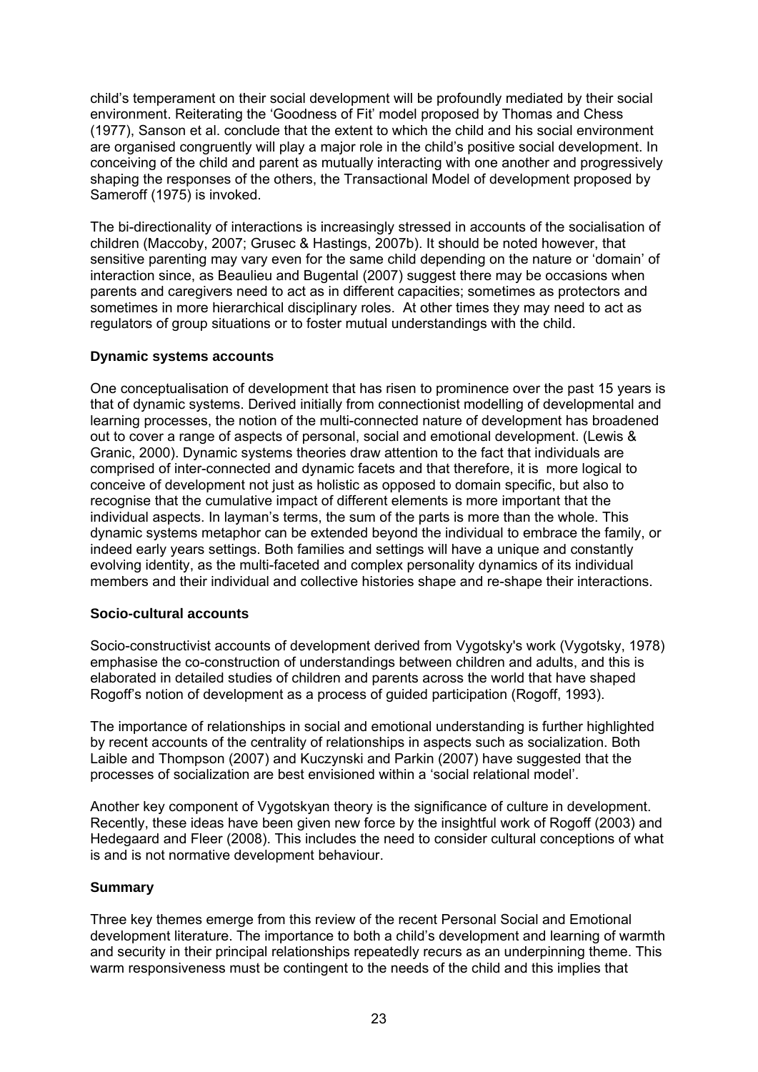child's temperament on their social development will be profoundly mediated by their social environment. Reiterating the 'Goodness of Fit' model proposed by Thomas and Chess (1977), Sanson et al. conclude that the extent to which the child and his social environment are organised congruently will play a major role in the child's positive social development. In conceiving of the child and parent as mutually interacting with one another and progressively shaping the responses of the others, the Transactional Model of development proposed by Sameroff (1975) is invoked.

The bi-directionality of interactions is increasingly stressed in accounts of the socialisation of children (Maccoby, 2007; Grusec & Hastings, 2007b). It should be noted however, that sensitive parenting may vary even for the same child depending on the nature or 'domain' of interaction since, as Beaulieu and Bugental (2007) suggest there may be occasions when parents and caregivers need to act as in different capacities; sometimes as protectors and sometimes in more hierarchical disciplinary roles. At other times they may need to act as regulators of group situations or to foster mutual understandings with the child.

**Dynamic systems accounts**

One conceptualisation of development that has risen to prominence over the past 15 years is that of dynamic systems. Derived initially from connectionist modelling of developmental and learning processes, the notion of the multi-connected nature of development has broadened out to cover a range of aspects of personal, social and emotional development. (Lewis & Granic, 2000). Dynamic systems theories draw attention to the fact that individuals are comprised of inter-connected and dynamic facets and that therefore, it is more logical to conceive of development not just as holistic as opposed to domain specific, but also to recognise that the cumulative impact of different elements is more important that the individual aspects. In layman's terms, the sum of the parts is more than the whole. This dynamic systems metaphor can be extended beyond the individual to embrace the family, or indeed early years settings. Both families and settings will have a unique and constantly evolving identity, as the multi-faceted and complex personality dynamics of its individual members and their individual and collective histories shape and re-shape their interactions.

**Socio-cultural accounts**

Socio-constructivist accounts of development derived from Vygotsky's work (Vygotsky, 1978) emphasise the co-construction of understandings between children and adults, and this is elaborated in detailed studies of children and parents across the world that have shaped Rogoff's notion of development as a process of guided participation (Rogoff, 1993).

The importance of relationships in social and emotional understanding is further highlighted by recent accounts of the centrality of relationships in aspects such as socialization. Both Laible and Thompson (2007) and Kuczynski and Parkin (2007) have suggested that the processes of socialization are best envisioned within a 'social relational model'.

Another key component of Vygotskyan theory is the significance of culture in development. Recently, these ideas have been given new force by the insightful work of Rogoff (2003) and Hedegaard and Fleer (2008). This includes the need to consider cultural conceptions of what is and is not normative development behaviour.

**Summary**

Three key themes emerge from this review of the recent Personal Social and Emotional development literature. The importance to both a child's development and learning of warmth and security in their principal relationships repeatedly recurs as an underpinning theme. This warm responsiveness must be contingent to the needs of the child and this implies that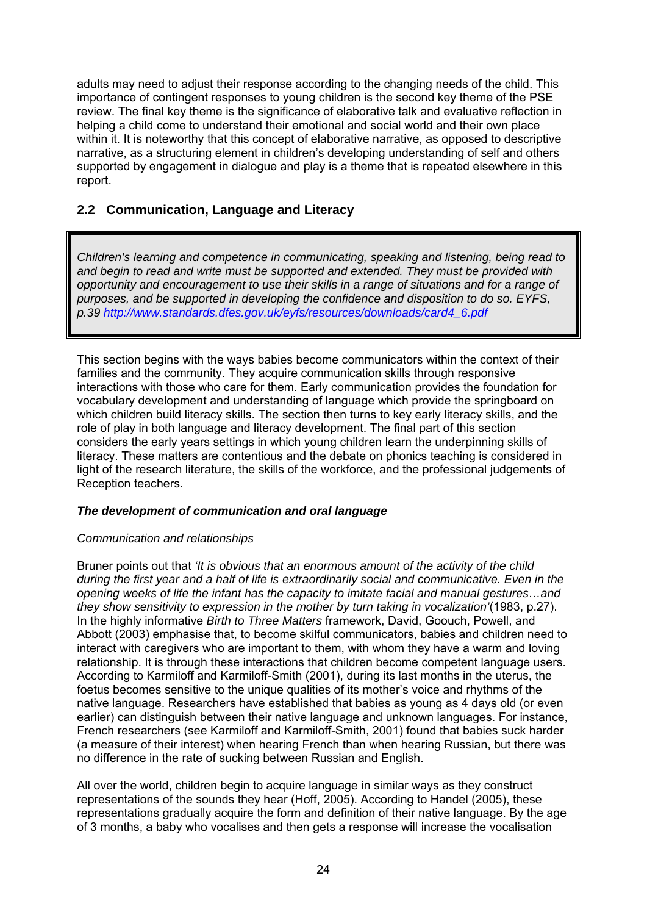adults may need to adjust their response according to the changing needs of the child. This importance of contingent responses to young children is the second key theme of the PSE review. The final key theme is the significance of elaborative talk and evaluative reflection in helping a child come to understand their emotional and social world and their own place within it. It is noteworthy that this concept of elaborative narrative, as opposed to descriptive narrative, as a structuring element in children's developing understanding of self and others supported by engagement in dialogue and play is a theme that is repeated elsewhere in this report.

## 2.2 Communication, Language and Literacy

> *Children's learning and competence in communicating, speaking and listening, being read to and begin to read and write must be supported and extended. They must be provided with opportunity and encouragement to use their skills in a range of situations and for a range of purposes, and be supported in developing the confidence and disposition to do so. EYFS, p.39* [*http://www.standards.dfes.gov.uk/eyfs/resources/downloads/card4_6.pdf*](http://www.standards.dfes.gov.uk/eyfs/resources/downloads/card4_6.pdf)

This section begins with the ways babies become communicators within the context of their families and the community. They acquire communication skills through responsive interactions with those who care for them. Early communication provides the foundation for vocabulary development and understanding of language which provide the springboard on which children build literacy skills. The section then turns to key early literacy skills, and the role of play in both language and literacy development. The final part of this section considers the early years settings in which young children learn the underpinning skills of literacy. These matters are contentious and the debate on phonics teaching is considered in light of the research literature, the skills of the workforce, and the professional judgements of Reception teachers.

### *The development of communication and oral language*

*Communication and relationships*

Bruner points out that *'It is obvious that an enormous amount of the activity of the child during the first year and a half of life is extraordinarily social and communicative. Even in the opening weeks of life the infant has the capacity to imitate facial and manual gestures…and they show sensitivity to expression in the mother by turn taking in vocalization'*(1983, p.27). In the highly informative *Birth to Three Matters* framework, David, Goouch, Powell, and Abbott (2003) emphasise that, to become skilful communicators, babies and children need to interact with caregivers who are important to them, with whom they have a warm and loving relationship. It is through these interactions that children become competent language users. According to Karmiloff and Karmiloff-Smith (2001), during its last months in the uterus, the foetus becomes sensitive to the unique qualities of its mother's voice and rhythms of the native language. Researchers have established that babies as young as 4 days old (or even earlier) can distinguish between their native language and unknown languages. For instance, French researchers (see Karmiloff and Karmiloff-Smith, 2001) found that babies suck harder (a measure of their interest) when hearing French than when hearing Russian, but there was no difference in the rate of sucking between Russian and English.

All over the world, children begin to acquire language in similar ways as they construct representations of the sounds they hear (Hoff, 2005). According to Handel (2005), these representations gradually acquire the form and definition of their native language. By the age of 3 months, a baby who vocalises and then gets a response will increase the vocalisation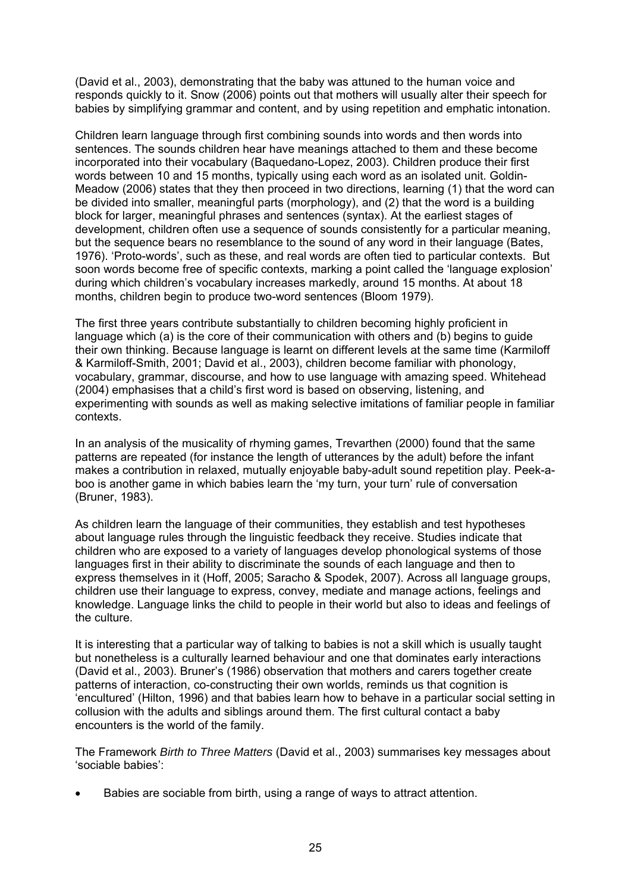(David et al., 2003), demonstrating that the baby was attuned to the human voice and responds quickly to it. Snow (2006) points out that mothers will usually alter their speech for babies by simplifying grammar and content, and by using repetition and emphatic intonation.

Children learn language through first combining sounds into words and then words into sentences. The sounds children hear have meanings attached to them and these become incorporated into their vocabulary (Baquedano-Lopez, 2003). Children produce their first words between 10 and 15 months, typically using each word as an isolated unit. Goldin-Meadow (2006) states that they then proceed in two directions, learning (1) that the word can be divided into smaller, meaningful parts (morphology), and (2) that the word is a building block for larger, meaningful phrases and sentences (syntax). At the earliest stages of development, children often use a sequence of sounds consistently for a particular meaning, but the sequence bears no resemblance to the sound of any word in their language (Bates, 1976). 'Proto-words', such as these, and real words are often tied to particular contexts. But soon words become free of specific contexts, marking a point called the 'language explosion' during which children's vocabulary increases markedly, around 15 months. At about 18 months, children begin to produce two-word sentences (Bloom 1979).

The first three years contribute substantially to children becoming highly proficient in language which (a) is the core of their communication with others and (b) begins to guide their own thinking. Because language is learnt on different levels at the same time (Karmiloff & Karmiloff-Smith, 2001; David et al., 2003), children become familiar with phonology, vocabulary, grammar, discourse, and how to use language with amazing speed. Whitehead (2004) emphasises that a child's first word is based on observing, listening, and experimenting with sounds as well as making selective imitations of familiar people in familiar contexts.

In an analysis of the musicality of rhyming games, Trevarthen (2000) found that the same patterns are repeated (for instance the length of utterances by the adult) before the infant makes a contribution in relaxed, mutually enjoyable baby-adult sound repetition play. Peek-a-boo is another game in which babies learn the 'my turn, your turn' rule of conversation (Bruner, 1983).

As children learn the language of their communities, they establish and test hypotheses about language rules through the linguistic feedback they receive. Studies indicate that children who are exposed to a variety of languages develop phonological systems of those languages first in their ability to discriminate the sounds of each language and then to express themselves in it (Hoff, 2005; Saracho & Spodek, 2007). Across all language groups, children use their language to express, convey, mediate and manage actions, feelings and knowledge. Language links the child to people in their world but also to ideas and feelings of the culture.

It is interesting that a particular way of talking to babies is not a skill which is usually taught but nonetheless is a culturally learned behaviour and one that dominates early interactions (David et al., 2003). Bruner's (1986) observation that mothers and carers together create patterns of interaction, co-constructing their own worlds, reminds us that cognition is 'encultured' (Hilton, 1996) and that babies learn how to behave in a particular social setting in collusion with the adults and siblings around them. The first cultural contact a baby encounters is the world of the family.

The Framework *Birth to Three Matters* (David et al., 2003) summarises key messages about 'sociable babies':

- Babies are sociable from birth, using a range of ways to attract attention.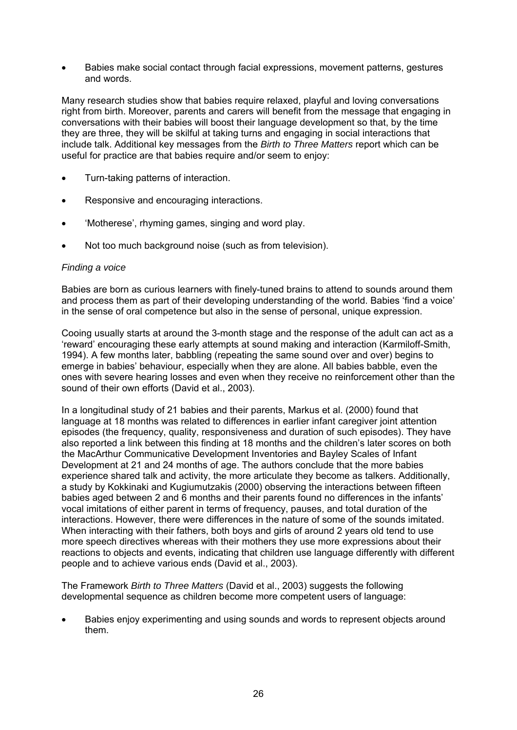- Babies make social contact through facial expressions, movement patterns, gestures and words.

Many research studies show that babies require relaxed, playful and loving conversations right from birth. Moreover, parents and carers will benefit from the message that engaging in conversations with their babies will boost their language development so that, by the time they are three, they will be skilful at taking turns and engaging in social interactions that include talk. Additional key messages from the *Birth to Three Matters* report which can be useful for practice are that babies require and/or seem to enjoy:

- Turn-taking patterns of interaction.
- Responsive and encouraging interactions.
- 'Motherese', rhyming games, singing and word play.
- Not too much background noise (such as from television).

*Finding a voice*

Babies are born as curious learners with finely-tuned brains to attend to sounds around them and process them as part of their developing understanding of the world. Babies 'find a voice' in the sense of oral competence but also in the sense of personal, unique expression.

Cooing usually starts at around the 3-month stage and the response of the adult can act as a 'reward' encouraging these early attempts at sound making and interaction (Karmiloff-Smith, 1994). A few months later, babbling (repeating the same sound over and over) begins to emerge in babies' behaviour, especially when they are alone. All babies babble, even the ones with severe hearing losses and even when they receive no reinforcement other than the sound of their own efforts (David et al., 2003).

In a longitudinal study of 21 babies and their parents, Markus et al. (2000) found that language at 18 months was related to differences in earlier infant caregiver joint attention episodes (the frequency, quality, responsiveness and duration of such episodes). They have also reported a link between this finding at 18 months and the children's later scores on both the MacArthur Communicative Development Inventories and Bayley Scales of Infant Development at 21 and 24 months of age. The authors conclude that the more babies experience shared talk and activity, the more articulate they become as talkers. Additionally, a study by Kokkinaki and Kugiumutzakis (2000) observing the interactions between fifteen babies aged between 2 and 6 months and their parents found no differences in the infants' vocal imitations of either parent in terms of frequency, pauses, and total duration of the interactions. However, there were differences in the nature of some of the sounds imitated. When interacting with their fathers, both boys and girls of around 2 years old tend to use more speech directives whereas with their mothers they use more expressions about their reactions to objects and events, indicating that children use language differently with different people and to achieve various ends (David et al., 2003).

The Framework *Birth to Three Matters* (David et al., 2003) suggests the following developmental sequence as children become more competent users of language:

- Babies enjoy experimenting and using sounds and words to represent objects around them.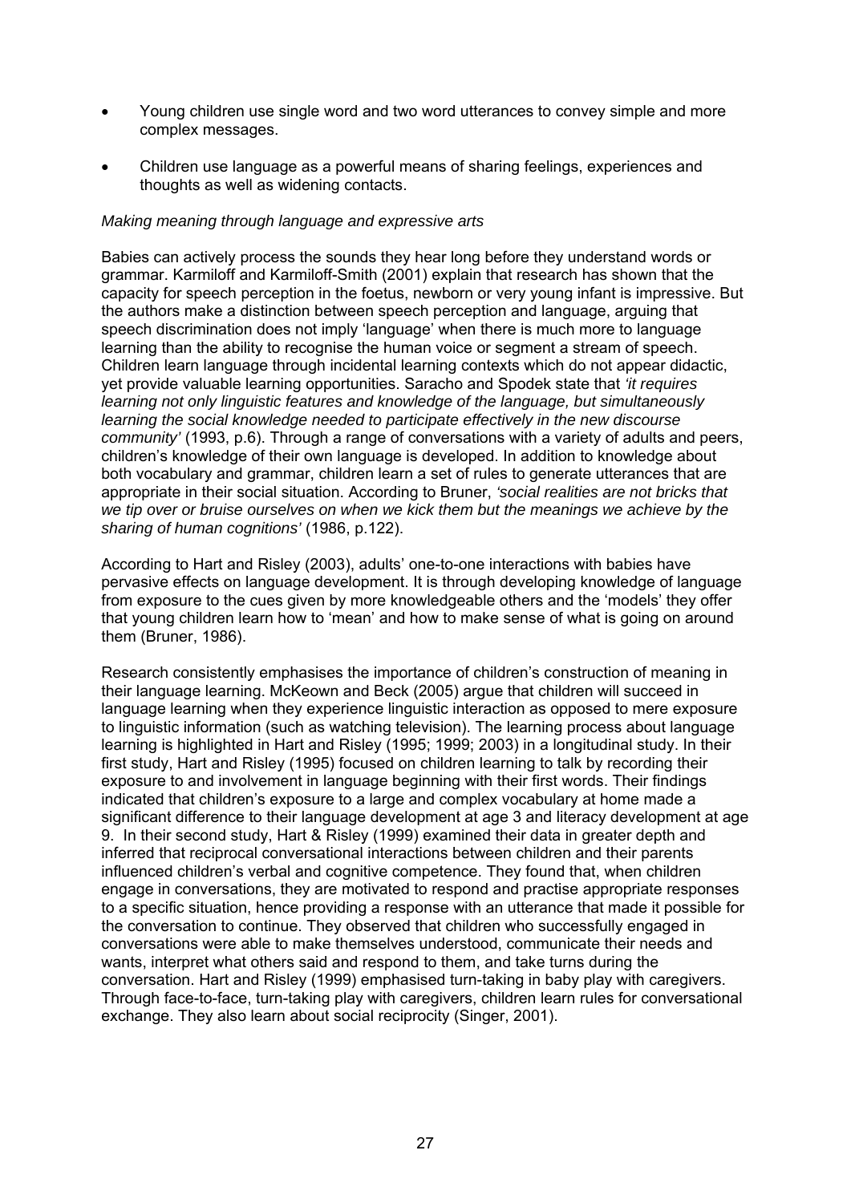- Young children use single word and two word utterances to convey simple and more complex messages.

- Children use language as a powerful means of sharing feelings, experiences and thoughts as well as widening contacts.

*Making meaning through language and expressive arts*

Babies can actively process the sounds they hear long before they understand words or grammar. Karmiloff and Karmiloff-Smith (2001) explain that research has shown that the capacity for speech perception in the foetus, newborn or very young infant is impressive. But the authors make a distinction between speech perception and language, arguing that speech discrimination does not imply 'language' when there is much more to language learning than the ability to recognise the human voice or segment a stream of speech. Children learn language through incidental learning contexts which do not appear didactic, yet provide valuable learning opportunities. Saracho and Spodek state that *'it requires learning not only linguistic features and knowledge of the language, but simultaneously learning the social knowledge needed to participate effectively in the new discourse community'* (1993, p.6). Through a range of conversations with a variety of adults and peers, children's knowledge of their own language is developed. In addition to knowledge about both vocabulary and grammar, children learn a set of rules to generate utterances that are appropriate in their social situation. According to Bruner, *'social realities are not bricks that we tip over or bruise ourselves on when we kick them but the meanings we achieve by the sharing of human cognitions'* (1986, p.122).

According to Hart and Risley (2003), adults' one-to-one interactions with babies have pervasive effects on language development. It is through developing knowledge of language from exposure to the cues given by more knowledgeable others and the 'models' they offer that young children learn how to 'mean' and how to make sense of what is going on around them (Bruner, 1986).

Research consistently emphasises the importance of children's construction of meaning in their language learning. McKeown and Beck (2005) argue that children will succeed in language learning when they experience linguistic interaction as opposed to mere exposure to linguistic information (such as watching television). The learning process about language learning is highlighted in Hart and Risley (1995; 1999; 2003) in a longitudinal study. In their first study, Hart and Risley (1995) focused on children learning to talk by recording their exposure to and involvement in language beginning with their first words. Their findings indicated that children's exposure to a large and complex vocabulary at home made a significant difference to their language development at age 3 and literacy development at age 9. In their second study, Hart & Risley (1999) examined their data in greater depth and inferred that reciprocal conversational interactions between children and their parents influenced children's verbal and cognitive competence. They found that, when children engage in conversations, they are motivated to respond and practise appropriate responses to a specific situation, hence providing a response with an utterance that made it possible for the conversation to continue. They observed that children who successfully engaged in conversations were able to make themselves understood, communicate their needs and wants, interpret what others said and respond to them, and take turns during the conversation. Hart and Risley (1999) emphasised turn-taking in baby play with caregivers. Through face-to-face, turn-taking play with caregivers, children learn rules for conversational exchange. They also learn about social reciprocity (Singer, 2001).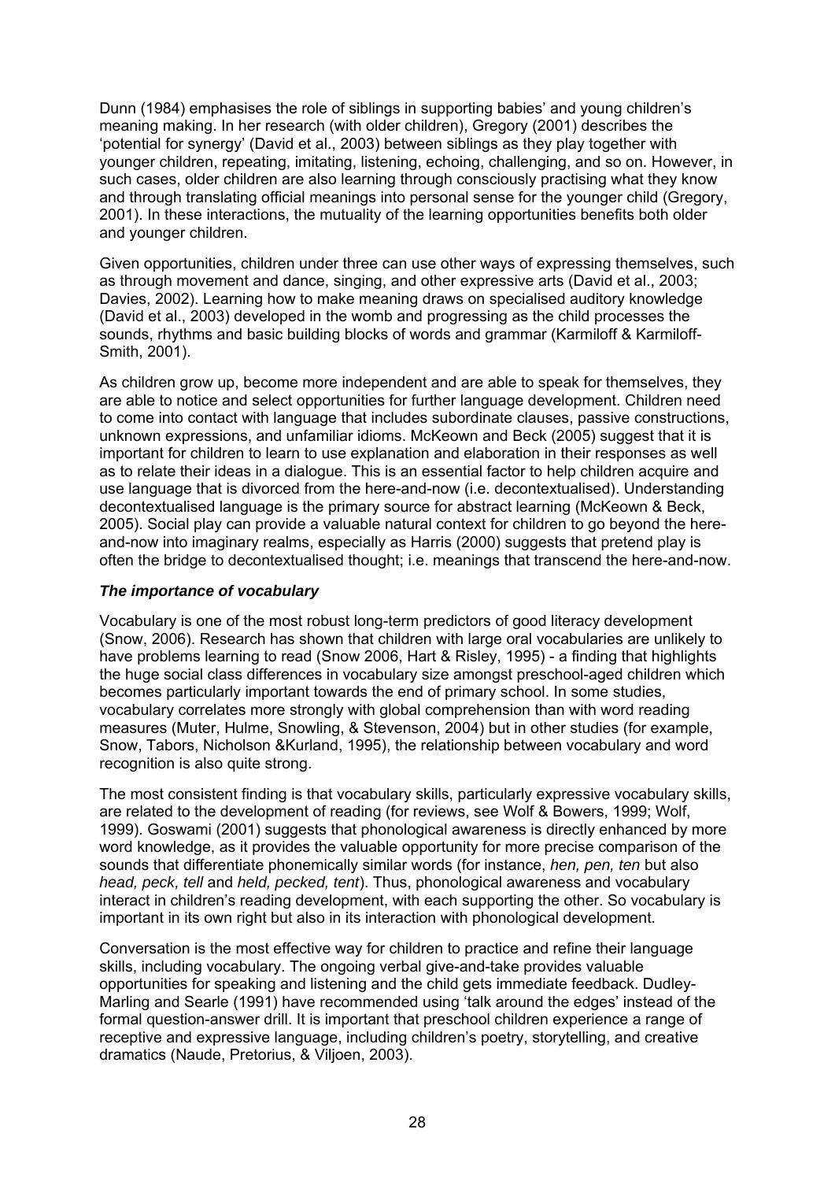Dunn (1984) emphasises the role of siblings in supporting babies' and young children's meaning making. In her research (with older children), Gregory (2001) describes the 'potential for synergy' (David et al., 2003) between siblings as they play together with younger children, repeating, imitating, listening, echoing, challenging, and so on. However, in such cases, older children are also learning through consciously practising what they know and through translating official meanings into personal sense for the younger child (Gregory, 2001). In these interactions, the mutuality of the learning opportunities benefits both older and younger children.

Given opportunities, children under three can use other ways of expressing themselves, such as through movement and dance, singing, and other expressive arts (David et al., 2003; Davies, 2002). Learning how to make meaning draws on specialised auditory knowledge (David et al., 2003) developed in the womb and progressing as the child processes the sounds, rhythms and basic building blocks of words and grammar (Karmiloff & Karmiloff-Smith, 2001).

As children grow up, become more independent and are able to speak for themselves, they are able to notice and select opportunities for further language development. Children need to come into contact with language that includes subordinate clauses, passive constructions, unknown expressions, and unfamiliar idioms. McKeown and Beck (2005) suggest that it is important for children to learn to use explanation and elaboration in their responses as well as to relate their ideas in a dialogue. This is an essential factor to help children acquire and use language that is divorced from the here-and-now (i.e. decontextualised). Understanding decontextualised language is the primary source for abstract learning (McKeown & Beck, 2005). Social play can provide a valuable natural context for children to go beyond the here-and-now into imaginary realms, especially as Harris (2000) suggests that pretend play is often the bridge to decontextualised thought; i.e. meanings that transcend the here-and-now.

### *The importance of vocabulary*

Vocabulary is one of the most robust long-term predictors of good literacy development (Snow, 2006). Research has shown that children with large oral vocabularies are unlikely to have problems learning to read (Snow 2006, Hart & Risley, 1995) - a finding that highlights the huge social class differences in vocabulary size amongst preschool-aged children which becomes particularly important towards the end of primary school. In some studies, vocabulary correlates more strongly with global comprehension than with word reading measures (Muter, Hulme, Snowling, & Stevenson, 2004) but in other studies (for example, Snow, Tabors, Nicholson &Kurland, 1995), the relationship between vocabulary and word recognition is also quite strong.

The most consistent finding is that vocabulary skills, particularly expressive vocabulary skills, are related to the development of reading (for reviews, see Wolf & Bowers, 1999; Wolf, 1999). Goswami (2001) suggests that phonological awareness is directly enhanced by more word knowledge, as it provides the valuable opportunity for more precise comparison of the sounds that differentiate phonemically similar words (for instance, *hen, pen, ten* but also *head, peck, tell* and *held, pecked, tent*). Thus, phonological awareness and vocabulary interact in children's reading development, with each supporting the other. So vocabulary is important in its own right but also in its interaction with phonological development.

Conversation is the most effective way for children to practice and refine their language skills, including vocabulary. The ongoing verbal give-and-take provides valuable opportunities for speaking and listening and the child gets immediate feedback. Dudley-Marling and Searle (1991) have recommended using 'talk around the edges' instead of the formal question-answer drill. It is important that preschool children experience a range of receptive and expressive language, including children's poetry, storytelling, and creative dramatics (Naude, Pretorius, & Viljoen, 2003).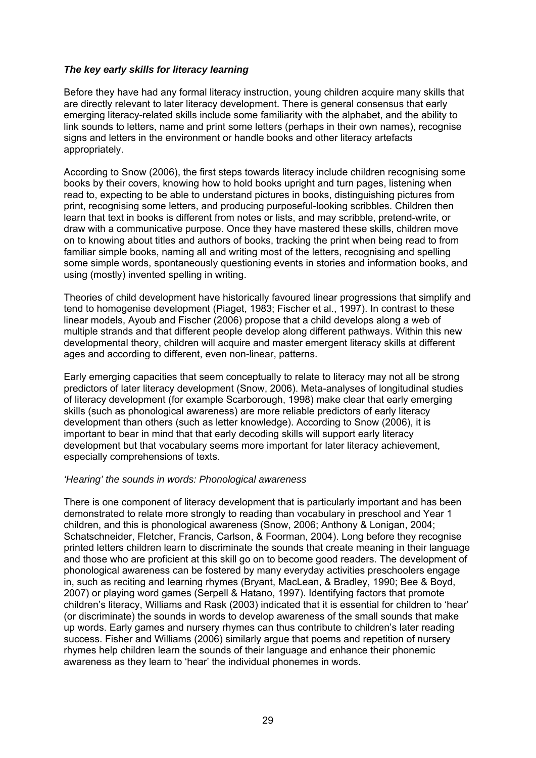### *The key early skills for literacy learning*

Before they have had any formal literacy instruction, young children acquire many skills that are directly relevant to later literacy development. There is general consensus that early emerging literacy-related skills include some familiarity with the alphabet, and the ability to link sounds to letters, name and print some letters (perhaps in their own names), recognise signs and letters in the environment or handle books and other literacy artefacts appropriately.

According to Snow (2006), the first steps towards literacy include children recognising some books by their covers, knowing how to hold books upright and turn pages, listening when read to, expecting to be able to understand pictures in books, distinguishing pictures from print, recognising some letters, and producing purposeful-looking scribbles. Children then learn that text in books is different from notes or lists, and may scribble, pretend-write, or draw with a communicative purpose. Once they have mastered these skills, children move on to knowing about titles and authors of books, tracking the print when being read to from familiar simple books, naming all and writing most of the letters, recognising and spelling some simple words, spontaneously questioning events in stories and information books, and using (mostly) invented spelling in writing.

Theories of child development have historically favoured linear progressions that simplify and tend to homogenise development (Piaget, 1983; Fischer et al., 1997). In contrast to these linear models, Ayoub and Fischer (2006) propose that a child develops along a web of multiple strands and that different people develop along different pathways. Within this new developmental theory, children will acquire and master emergent literacy skills at different ages and according to different, even non-linear, patterns.

Early emerging capacities that seem conceptually to relate to literacy may not all be strong predictors of later literacy development (Snow, 2006). Meta-analyses of longitudinal studies of literacy development (for example Scarborough, 1998) make clear that early emerging skills (such as phonological awareness) are more reliable predictors of early literacy development than others (such as letter knowledge). According to Snow (2006), it is important to bear in mind that that early decoding skills will support early literacy development but that vocabulary seems more important for later literacy achievement, especially comprehensions of texts.

*'Hearing' the sounds in words: Phonological awareness*

There is one component of literacy development that is particularly important and has been demonstrated to relate more strongly to reading than vocabulary in preschool and Year 1 children, and this is phonological awareness (Snow, 2006; Anthony & Lonigan, 2004; Schatschneider, Fletcher, Francis, Carlson, & Foorman, 2004). Long before they recognise printed letters children learn to discriminate the sounds that create meaning in their language and those who are proficient at this skill go on to become good readers. The development of phonological awareness can be fostered by many everyday activities preschoolers engage in, such as reciting and learning rhymes (Bryant, MacLean, & Bradley, 1990; Bee & Boyd, 2007) or playing word games (Serpell & Hatano, 1997). Identifying factors that promote children's literacy, Williams and Rask (2003) indicated that it is essential for children to 'hear' (or discriminate) the sounds in words to develop awareness of the small sounds that make up words. Early games and nursery rhymes can thus contribute to children's later reading success. Fisher and Williams (2006) similarly argue that poems and repetition of nursery rhymes help children learn the sounds of their language and enhance their phonemic awareness as they learn to 'hear' the individual phonemes in words.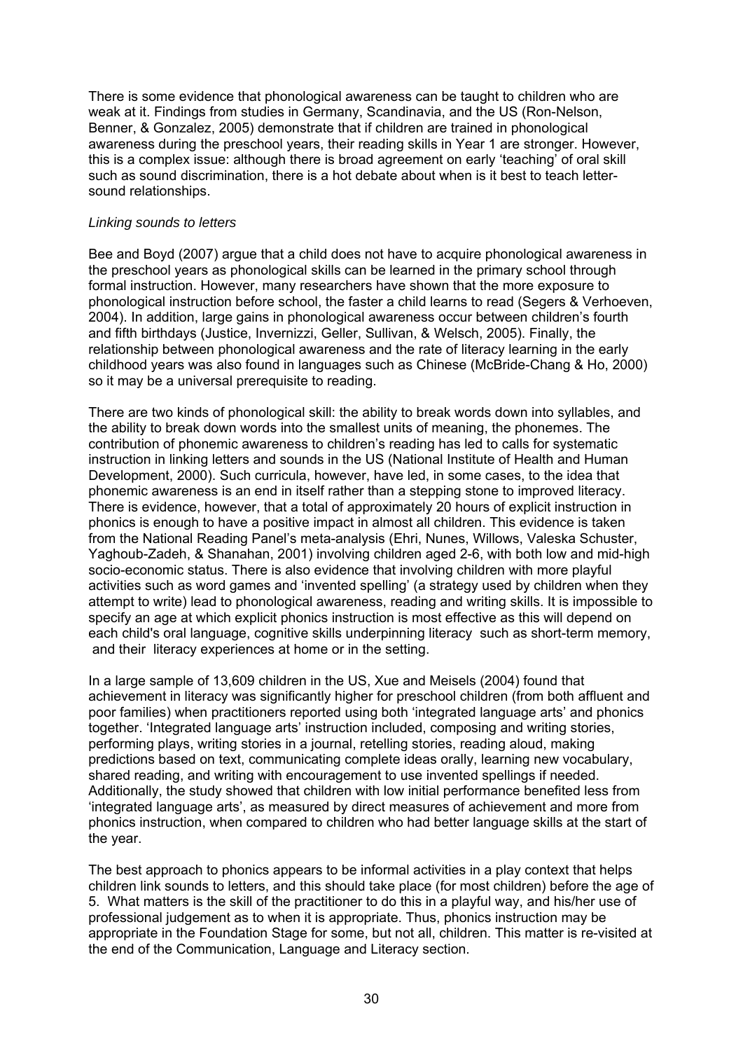There is some evidence that phonological awareness can be taught to children who are weak at it. Findings from studies in Germany, Scandinavia, and the US (Ron-Nelson, Benner, & Gonzalez, 2005) demonstrate that if children are trained in phonological awareness during the preschool years, their reading skills in Year 1 are stronger. However, this is a complex issue: although there is broad agreement on early 'teaching' of oral skill such as sound discrimination, there is a hot debate about when is it best to teach letter-sound relationships.

*Linking sounds to letters*

Bee and Boyd (2007) argue that a child does not have to acquire phonological awareness in the preschool years as phonological skills can be learned in the primary school through formal instruction. However, many researchers have shown that the more exposure to phonological instruction before school, the faster a child learns to read (Segers & Verhoeven, 2004). In addition, large gains in phonological awareness occur between children's fourth and fifth birthdays (Justice, Invernizzi, Geller, Sullivan, & Welsch, 2005). Finally, the relationship between phonological awareness and the rate of literacy learning in the early childhood years was also found in languages such as Chinese (McBride-Chang & Ho, 2000) so it may be a universal prerequisite to reading.

There are two kinds of phonological skill: the ability to break words down into syllables, and the ability to break down words into the smallest units of meaning, the phonemes. The contribution of phonemic awareness to children's reading has led to calls for systematic instruction in linking letters and sounds in the US (National Institute of Health and Human Development, 2000). Such curricula, however, have led, in some cases, to the idea that phonemic awareness is an end in itself rather than a stepping stone to improved literacy. There is evidence, however, that a total of approximately 20 hours of explicit instruction in phonics is enough to have a positive impact in almost all children. This evidence is taken from the National Reading Panel's meta-analysis (Ehri, Nunes, Willows, Valeska Schuster, Yaghoub-Zadeh, & Shanahan, 2001) involving children aged 2-6, with both low and mid-high socio-economic status. There is also evidence that involving children with more playful activities such as word games and 'invented spelling' (a strategy used by children when they attempt to write) lead to phonological awareness, reading and writing skills. It is impossible to specify an age at which explicit phonics instruction is most effective as this will depend on each child's oral language, cognitive skills underpinning literacy such as short-term memory, and their literacy experiences at home or in the setting.

In a large sample of 13,609 children in the US, Xue and Meisels (2004) found that achievement in literacy was significantly higher for preschool children (from both affluent and poor families) when practitioners reported using both 'integrated language arts' and phonics together. 'Integrated language arts' instruction included, composing and writing stories, performing plays, writing stories in a journal, retelling stories, reading aloud, making predictions based on text, communicating complete ideas orally, learning new vocabulary, shared reading, and writing with encouragement to use invented spellings if needed. Additionally, the study showed that children with low initial performance benefited less from 'integrated language arts', as measured by direct measures of achievement and more from phonics instruction, when compared to children who had better language skills at the start of the year.

The best approach to phonics appears to be informal activities in a play context that helps children link sounds to letters, and this should take place (for most children) before the age of 5. What matters is the skill of the practitioner to do this in a playful way, and his/her use of professional judgement as to when it is appropriate. Thus, phonics instruction may be appropriate in the Foundation Stage for some, but not all, children. This matter is re-visited at the end of the Communication, Language and Literacy section.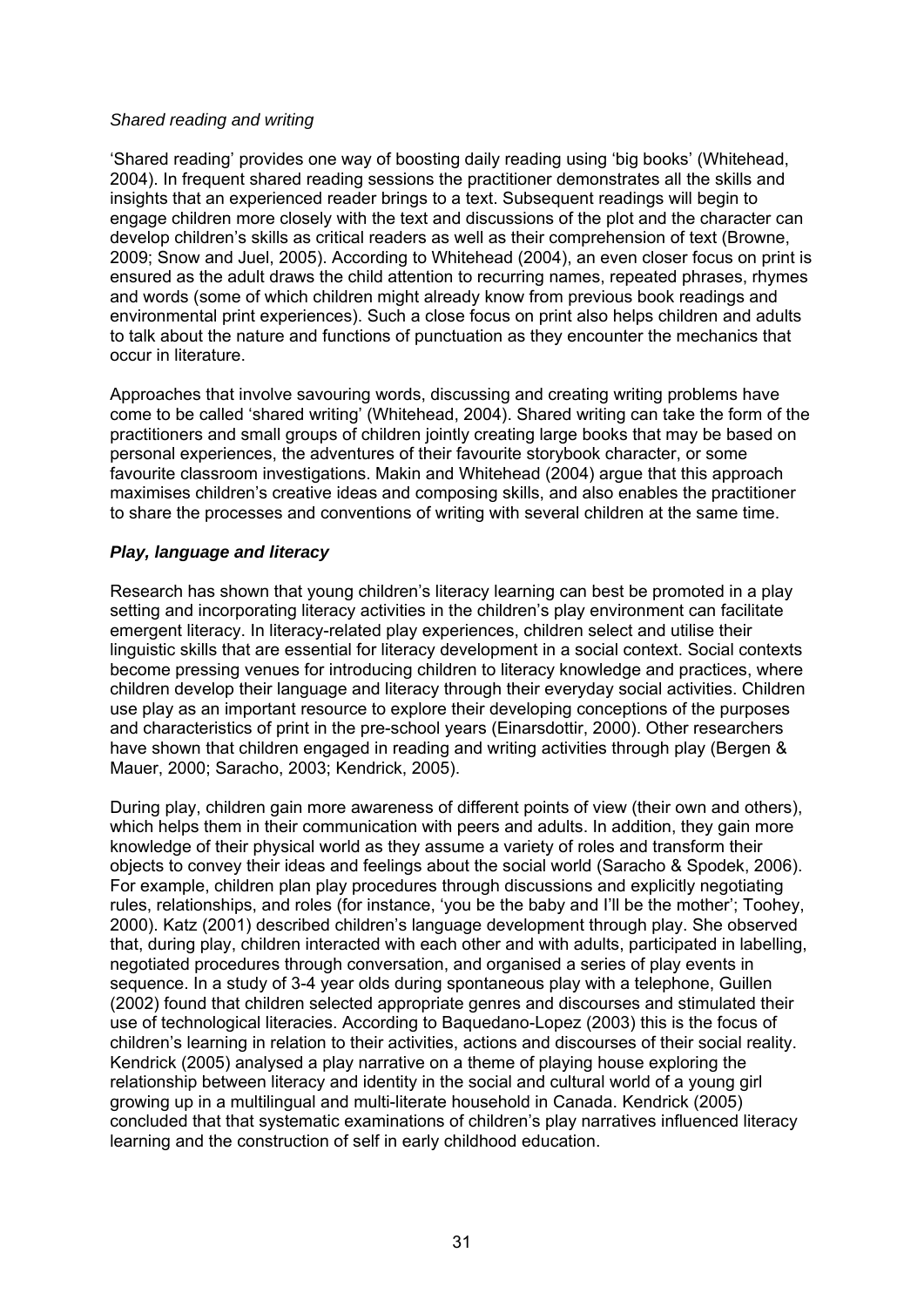*Shared reading and writing*

'Shared reading' provides one way of boosting daily reading using 'big books' (Whitehead, 2004). In frequent shared reading sessions the practitioner demonstrates all the skills and insights that an experienced reader brings to a text. Subsequent readings will begin to engage children more closely with the text and discussions of the plot and the character can develop children's skills as critical readers as well as their comprehension of text (Browne, 2009; Snow and Juel, 2005). According to Whitehead (2004), an even closer focus on print is ensured as the adult draws the child attention to recurring names, repeated phrases, rhymes and words (some of which children might already know from previous book readings and environmental print experiences). Such a close focus on print also helps children and adults to talk about the nature and functions of punctuation as they encounter the mechanics that occur in literature.

Approaches that involve savouring words, discussing and creating writing problems have come to be called 'shared writing' (Whitehead, 2004). Shared writing can take the form of the practitioners and small groups of children jointly creating large books that may be based on personal experiences, the adventures of their favourite storybook character, or some favourite classroom investigations. Makin and Whitehead (2004) argue that this approach maximises children's creative ideas and composing skills, and also enables the practitioner to share the processes and conventions of writing with several children at the same time.

### *Play, language and literacy*

Research has shown that young children's literacy learning can best be promoted in a play setting and incorporating literacy activities in the children's play environment can facilitate emergent literacy. In literacy-related play experiences, children select and utilise their linguistic skills that are essential for literacy development in a social context. Social contexts become pressing venues for introducing children to literacy knowledge and practices, where children develop their language and literacy through their everyday social activities. Children use play as an important resource to explore their developing conceptions of the purposes and characteristics of print in the pre-school years (Einarsdottir, 2000). Other researchers have shown that children engaged in reading and writing activities through play (Bergen & Mauer, 2000; Saracho, 2003; Kendrick, 2005).

During play, children gain more awareness of different points of view (their own and others), which helps them in their communication with peers and adults. In addition, they gain more knowledge of their physical world as they assume a variety of roles and transform their objects to convey their ideas and feelings about the social world (Saracho & Spodek, 2006). For example, children plan play procedures through discussions and explicitly negotiating rules, relationships, and roles (for instance, 'you be the baby and I'll be the mother'; Toohey, 2000). Katz (2001) described children's language development through play. She observed that, during play, children interacted with each other and with adults, participated in labelling, negotiated procedures through conversation, and organised a series of play events in sequence. In a study of 3-4 year olds during spontaneous play with a telephone, Guillen (2002) found that children selected appropriate genres and discourses and stimulated their use of technological literacies. According to Baquedano-Lopez (2003) this is the focus of children's learning in relation to their activities, actions and discourses of their social reality. Kendrick (2005) analysed a play narrative on a theme of playing house exploring the relationship between literacy and identity in the social and cultural world of a young girl growing up in a multilingual and multi-literate household in Canada. Kendrick (2005) concluded that that systematic examinations of children's play narratives influenced literacy learning and the construction of self in early childhood education.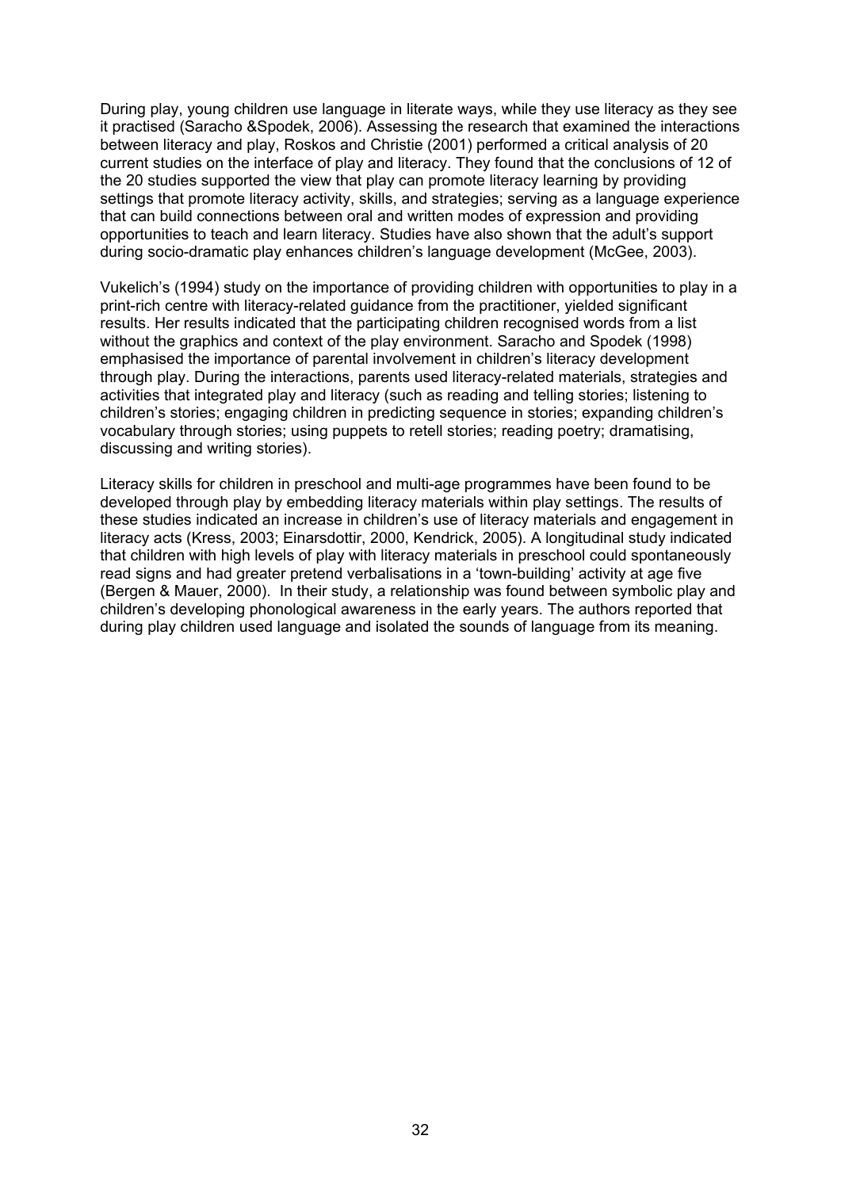During play, young children use language in literate ways, while they use literacy as they see it practised (Saracho &Spodek, 2006). Assessing the research that examined the interactions between literacy and play, Roskos and Christie (2001) performed a critical analysis of 20 current studies on the interface of play and literacy. They found that the conclusions of 12 of the 20 studies supported the view that play can promote literacy learning by providing settings that promote literacy activity, skills, and strategies; serving as a language experience that can build connections between oral and written modes of expression and providing opportunities to teach and learn literacy. Studies have also shown that the adult's support during socio-dramatic play enhances children's language development (McGee, 2003).

Vukelich's (1994) study on the importance of providing children with opportunities to play in a print-rich centre with literacy-related guidance from the practitioner, yielded significant results. Her results indicated that the participating children recognised words from a list without the graphics and context of the play environment. Saracho and Spodek (1998) emphasised the importance of parental involvement in children's literacy development through play. During the interactions, parents used literacy-related materials, strategies and activities that integrated play and literacy (such as reading and telling stories; listening to children's stories; engaging children in predicting sequence in stories; expanding children's vocabulary through stories; using puppets to retell stories; reading poetry; dramatising, discussing and writing stories).

Literacy skills for children in preschool and multi-age programmes have been found to be developed through play by embedding literacy materials within play settings. The results of these studies indicated an increase in children's use of literacy materials and engagement in literacy acts (Kress, 2003; Einarsdottir, 2000, Kendrick, 2005). A longitudinal study indicated that children with high levels of play with literacy materials in preschool could spontaneously read signs and had greater pretend verbalisations in a 'town-building' activity at age five (Bergen & Mauer, 2000). In their study, a relationship was found between symbolic play and children's developing phonological awareness in the early years. The authors reported that during play children used language and isolated the sounds of language from its meaning.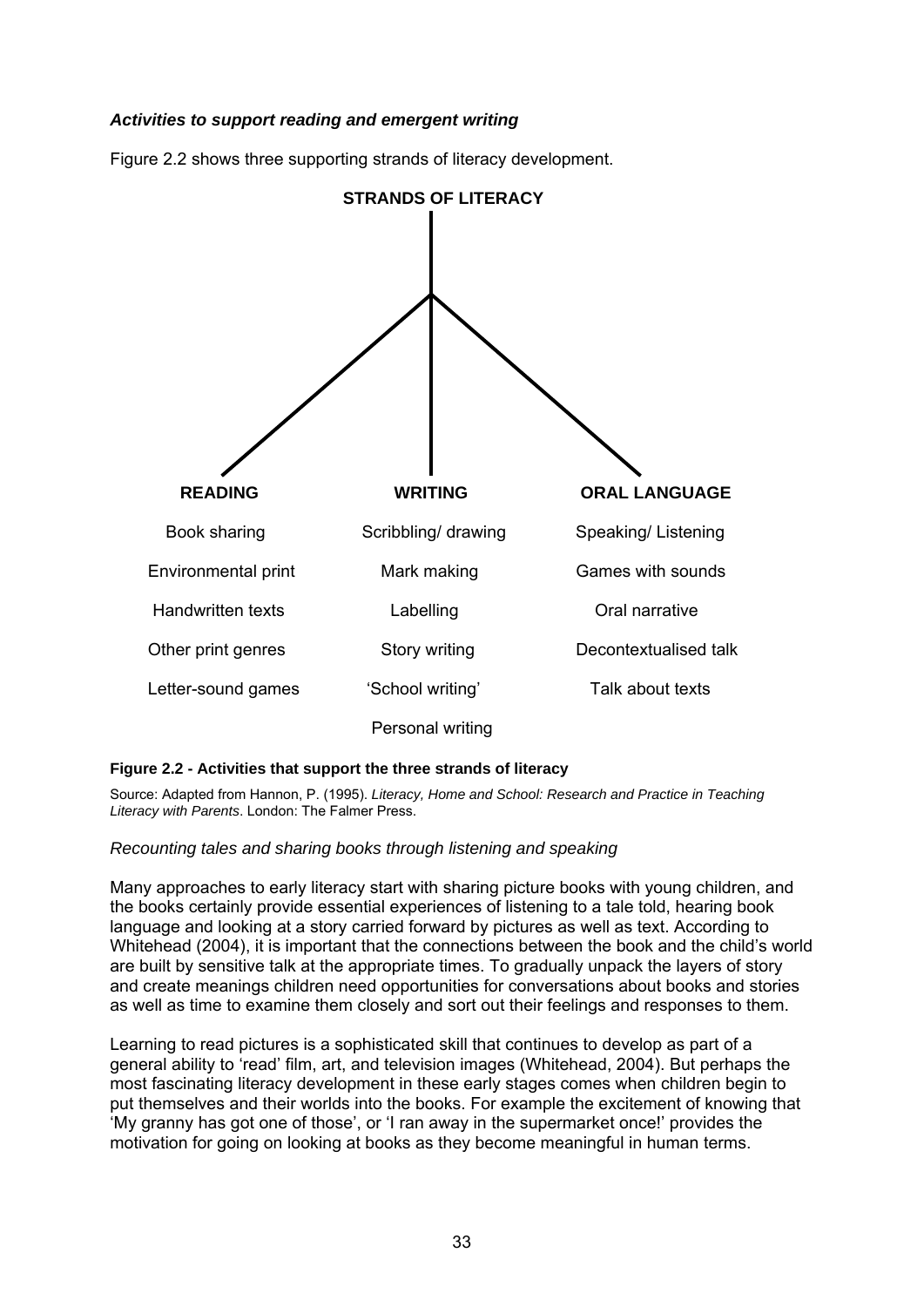### *Activities to support reading and emergent writing*

Figure 2.2 shows three supporting strands of literacy development.

**STRANDS OF LITERACY**

| **READING** | **WRITING** | **ORAL LANGUAGE** |
|---|---|---|
| Book sharing | Scribbling/ drawing | Speaking/ Listening |
| Environmental print | Mark making | Games with sounds |
| Handwritten texts | Labelling | Oral narrative |
| Other print genres | Story writing | Decontextualised talk |
| Letter-sound games | 'School writing' | Talk about texts |
| | Personal writing | |

**Figure 2.2 - Activities that support the three strands of literacy**

Source: Adapted from Hannon, P. (1995). *Literacy, Home and School: Research and Practice in Teaching Literacy with Parents*. London: The Falmer Press.

*Recounting tales and sharing books through listening and speaking*

Many approaches to early literacy start with sharing picture books with young children, and the books certainly provide essential experiences of listening to a tale told, hearing book language and looking at a story carried forward by pictures as well as text. According to Whitehead (2004), it is important that the connections between the book and the child's world are built by sensitive talk at the appropriate times. To gradually unpack the layers of story and create meanings children need opportunities for conversations about books and stories as well as time to examine them closely and sort out their feelings and responses to them.

Learning to read pictures is a sophisticated skill that continues to develop as part of a general ability to 'read' film, art, and television images (Whitehead, 2004). But perhaps the most fascinating literacy development in these early stages comes when children begin to put themselves and their worlds into the books. For example the excitement of knowing that 'My granny has got one of those', or 'I ran away in the supermarket once!' provides the motivation for going on looking at books as they become meaningful in human terms.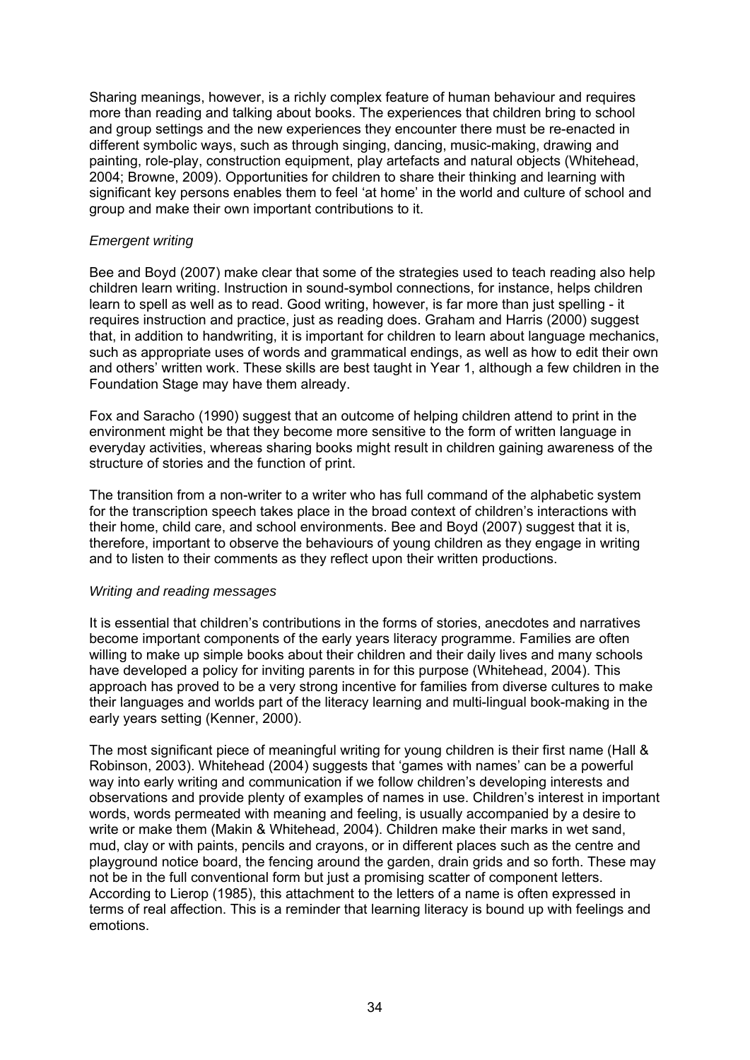Sharing meanings, however, is a richly complex feature of human behaviour and requires more than reading and talking about books. The experiences that children bring to school and group settings and the new experiences they encounter there must be re-enacted in different symbolic ways, such as through singing, dancing, music-making, drawing and painting, role-play, construction equipment, play artefacts and natural objects (Whitehead, 2004; Browne, 2009). Opportunities for children to share their thinking and learning with significant key persons enables them to feel 'at home' in the world and culture of school and group and make their own important contributions to it.

*Emergent writing*

Bee and Boyd (2007) make clear that some of the strategies used to teach reading also help children learn writing. Instruction in sound-symbol connections, for instance, helps children learn to spell as well as to read. Good writing, however, is far more than just spelling - it requires instruction and practice, just as reading does. Graham and Harris (2000) suggest that, in addition to handwriting, it is important for children to learn about language mechanics, such as appropriate uses of words and grammatical endings, as well as how to edit their own and others' written work. These skills are best taught in Year 1, although a few children in the Foundation Stage may have them already.

Fox and Saracho (1990) suggest that an outcome of helping children attend to print in the environment might be that they become more sensitive to the form of written language in everyday activities, whereas sharing books might result in children gaining awareness of the structure of stories and the function of print.

The transition from a non-writer to a writer who has full command of the alphabetic system for the transcription speech takes place in the broad context of children's interactions with their home, child care, and school environments. Bee and Boyd (2007) suggest that it is, therefore, important to observe the behaviours of young children as they engage in writing and to listen to their comments as they reflect upon their written productions.

*Writing and reading messages*

It is essential that children's contributions in the forms of stories, anecdotes and narratives become important components of the early years literacy programme. Families are often willing to make up simple books about their children and their daily lives and many schools have developed a policy for inviting parents in for this purpose (Whitehead, 2004). This approach has proved to be a very strong incentive for families from diverse cultures to make their languages and worlds part of the literacy learning and multi-lingual book-making in the early years setting (Kenner, 2000).

The most significant piece of meaningful writing for young children is their first name (Hall & Robinson, 2003). Whitehead (2004) suggests that 'games with names' can be a powerful way into early writing and communication if we follow children's developing interests and observations and provide plenty of examples of names in use. Children's interest in important words, words permeated with meaning and feeling, is usually accompanied by a desire to write or make them (Makin & Whitehead, 2004). Children make their marks in wet sand, mud, clay or with paints, pencils and crayons, or in different places such as the centre and playground notice board, the fencing around the garden, drain grids and so forth. These may not be in the full conventional form but just a promising scatter of component letters. According to Lierop (1985), this attachment to the letters of a name is often expressed in terms of real affection. This is a reminder that learning literacy is bound up with feelings and emotions.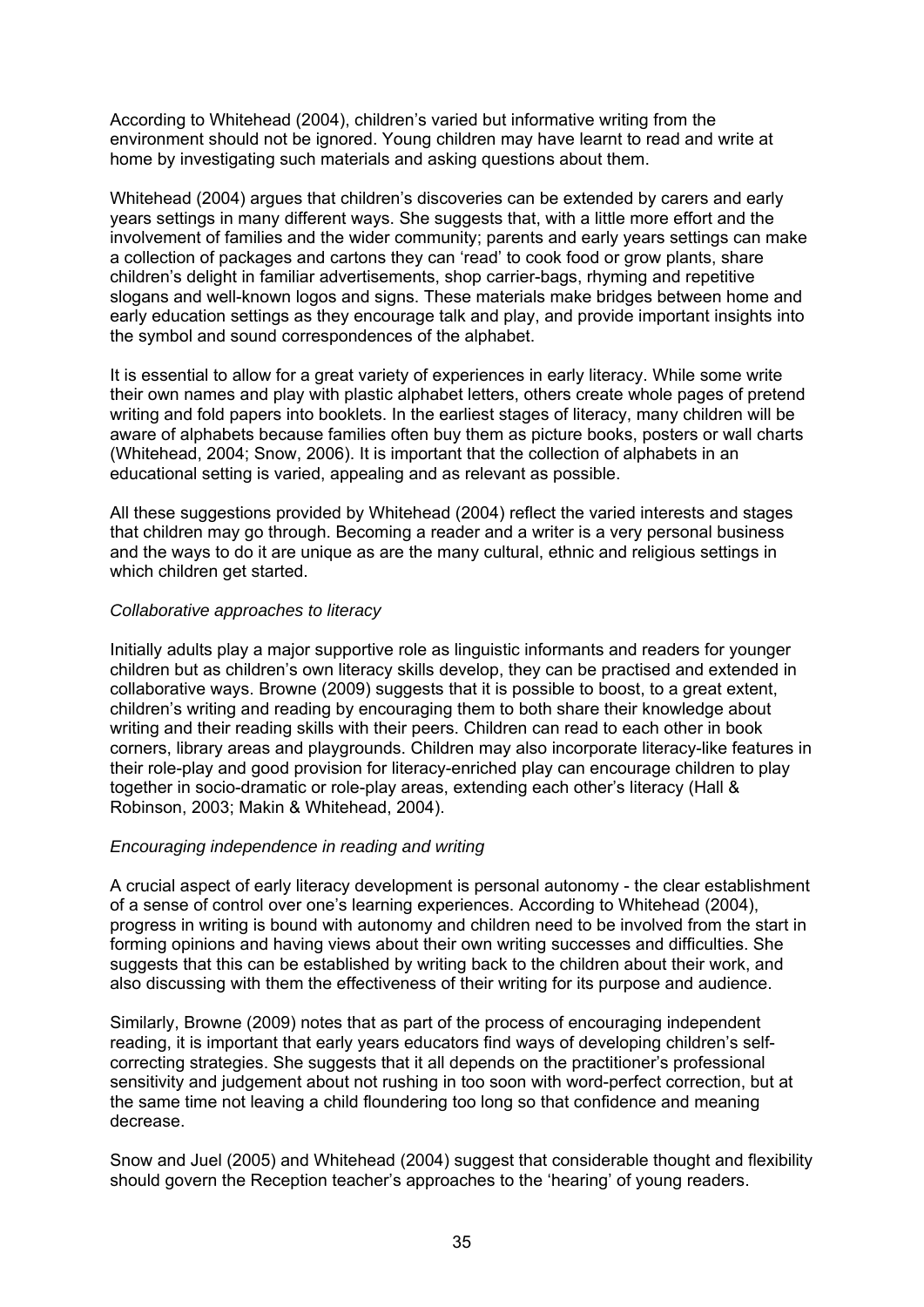According to Whitehead (2004), children's varied but informative writing from the environment should not be ignored. Young children may have learnt to read and write at home by investigating such materials and asking questions about them.

Whitehead (2004) argues that children's discoveries can be extended by carers and early years settings in many different ways. She suggests that, with a little more effort and the involvement of families and the wider community; parents and early years settings can make a collection of packages and cartons they can 'read' to cook food or grow plants, share children's delight in familiar advertisements, shop carrier-bags, rhyming and repetitive slogans and well-known logos and signs. These materials make bridges between home and early education settings as they encourage talk and play, and provide important insights into the symbol and sound correspondences of the alphabet.

It is essential to allow for a great variety of experiences in early literacy. While some write their own names and play with plastic alphabet letters, others create whole pages of pretend writing and fold papers into booklets. In the earliest stages of literacy, many children will be aware of alphabets because families often buy them as picture books, posters or wall charts (Whitehead, 2004; Snow, 2006). It is important that the collection of alphabets in an educational setting is varied, appealing and as relevant as possible.

All these suggestions provided by Whitehead (2004) reflect the varied interests and stages that children may go through. Becoming a reader and a writer is a very personal business and the ways to do it are unique as are the many cultural, ethnic and religious settings in which children get started.

*Collaborative approaches to literacy*

Initially adults play a major supportive role as linguistic informants and readers for younger children but as children's own literacy skills develop, they can be practised and extended in collaborative ways. Browne (2009) suggests that it is possible to boost, to a great extent, children's writing and reading by encouraging them to both share their knowledge about writing and their reading skills with their peers. Children can read to each other in book corners, library areas and playgrounds. Children may also incorporate literacy-like features in their role-play and good provision for literacy-enriched play can encourage children to play together in socio-dramatic or role-play areas, extending each other's literacy (Hall & Robinson, 2003; Makin & Whitehead, 2004).

*Encouraging independence in reading and writing*

A crucial aspect of early literacy development is personal autonomy - the clear establishment of a sense of control over one's learning experiences. According to Whitehead (2004), progress in writing is bound with autonomy and children need to be involved from the start in forming opinions and having views about their own writing successes and difficulties. She suggests that this can be established by writing back to the children about their work, and also discussing with them the effectiveness of their writing for its purpose and audience.

Similarly, Browne (2009) notes that as part of the process of encouraging independent reading, it is important that early years educators find ways of developing children's self-correcting strategies. She suggests that it all depends on the practitioner's professional sensitivity and judgement about not rushing in too soon with word-perfect correction, but at the same time not leaving a child floundering too long so that confidence and meaning decrease.

Snow and Juel (2005) and Whitehead (2004) suggest that considerable thought and flexibility should govern the Reception teacher's approaches to the 'hearing' of young readers.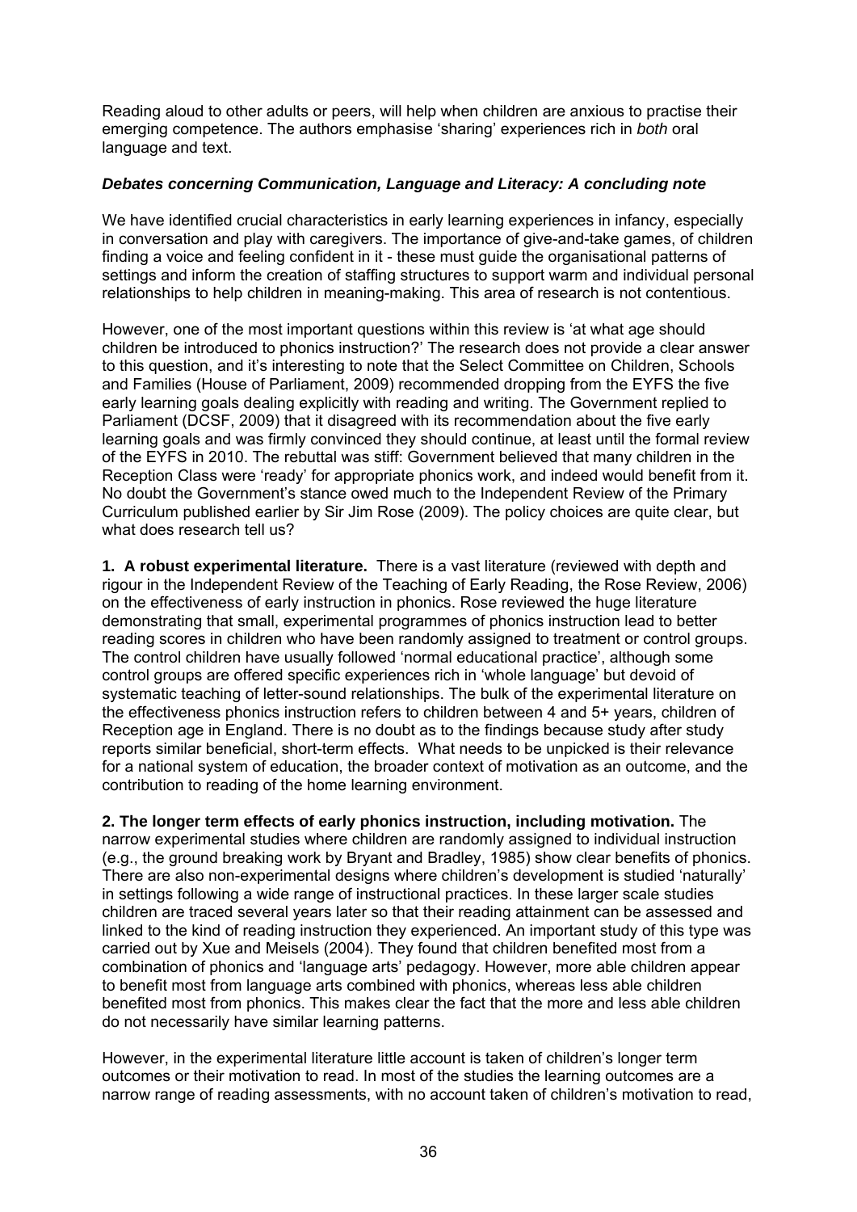Reading aloud to other adults or peers, will help when children are anxious to practise their emerging competence. The authors emphasise 'sharing' experiences rich in *both* oral language and text.

### *Debates concerning Communication, Language and Literacy: A concluding note*

We have identified crucial characteristics in early learning experiences in infancy, especially in conversation and play with caregivers. The importance of give-and-take games, of children finding a voice and feeling confident in it - these must guide the organisational patterns of settings and inform the creation of staffing structures to support warm and individual personal relationships to help children in meaning-making. This area of research is not contentious.

However, one of the most important questions within this review is 'at what age should children be introduced to phonics instruction?' The research does not provide a clear answer to this question, and it's interesting to note that the Select Committee on Children, Schools and Families (House of Parliament, 2009) recommended dropping from the EYFS the five early learning goals dealing explicitly with reading and writing. The Government replied to Parliament (DCSF, 2009) that it disagreed with its recommendation about the five early learning goals and was firmly convinced they should continue, at least until the formal review of the EYFS in 2010. The rebuttal was stiff: Government believed that many children in the Reception Class were 'ready' for appropriate phonics work, and indeed would benefit from it. No doubt the Government's stance owed much to the Independent Review of the Primary Curriculum published earlier by Sir Jim Rose (2009). The policy choices are quite clear, but what does research tell us?

**1. A robust experimental literature.** There is a vast literature (reviewed with depth and rigour in the Independent Review of the Teaching of Early Reading, the Rose Review, 2006) on the effectiveness of early instruction in phonics. Rose reviewed the huge literature demonstrating that small, experimental programmes of phonics instruction lead to better reading scores in children who have been randomly assigned to treatment or control groups. The control children have usually followed 'normal educational practice', although some control groups are offered specific experiences rich in 'whole language' but devoid of systematic teaching of letter-sound relationships. The bulk of the experimental literature on the effectiveness phonics instruction refers to children between 4 and 5+ years, children of Reception age in England. There is no doubt as to the findings because study after study reports similar beneficial, short-term effects. What needs to be unpicked is their relevance for a national system of education, the broader context of motivation as an outcome, and the contribution to reading of the home learning environment.

**2. The longer term effects of early phonics instruction, including motivation.** The narrow experimental studies where children are randomly assigned to individual instruction (e.g., the ground breaking work by Bryant and Bradley, 1985) show clear benefits of phonics. There are also non-experimental designs where children's development is studied 'naturally' in settings following a wide range of instructional practices. In these larger scale studies children are traced several years later so that their reading attainment can be assessed and linked to the kind of reading instruction they experienced. An important study of this type was carried out by Xue and Meisels (2004). They found that children benefited most from a combination of phonics and 'language arts' pedagogy. However, more able children appear to benefit most from language arts combined with phonics, whereas less able children benefited most from phonics. This makes clear the fact that the more and less able children do not necessarily have similar learning patterns.

However, in the experimental literature little account is taken of children's longer term outcomes or their motivation to read. In most of the studies the learning outcomes are a narrow range of reading assessments, with no account taken of children's motivation to read,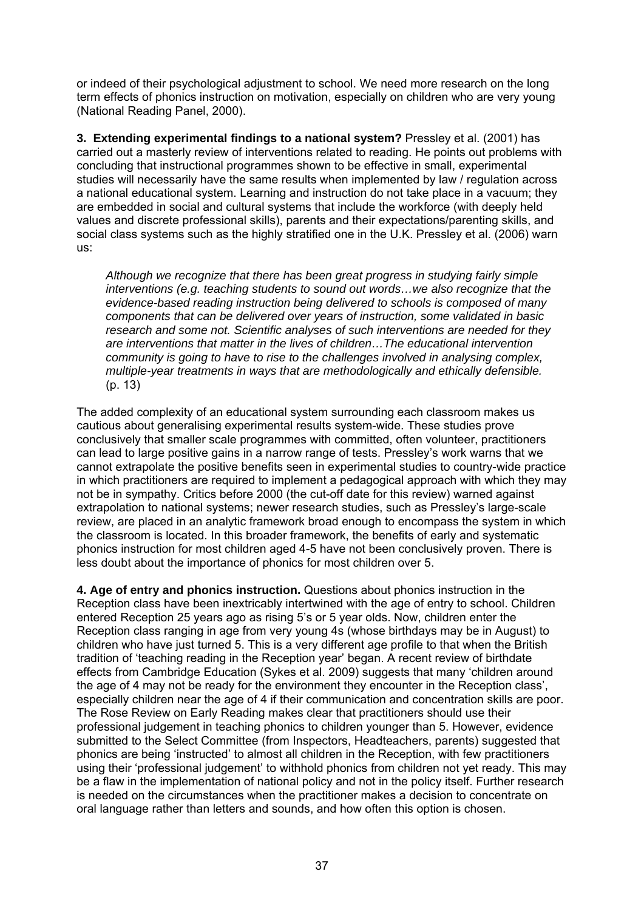or indeed of their psychological adjustment to school. We need more research on the long term effects of phonics instruction on motivation, especially on children who are very young (National Reading Panel, 2000).

**3. Extending experimental findings to a national system?** Pressley et al. (2001) has carried out a masterly review of interventions related to reading. He points out problems with concluding that instructional programmes shown to be effective in small, experimental studies will necessarily have the same results when implemented by law / regulation across a national educational system. Learning and instruction do not take place in a vacuum; they are embedded in social and cultural systems that include the workforce (with deeply held values and discrete professional skills), parents and their expectations/parenting skills, and social class systems such as the highly stratified one in the U.K. Pressley et al. (2006) warn us:

> *Although we recognize that there has been great progress in studying fairly simple interventions (e.g. teaching students to sound out words…we also recognize that the evidence-based reading instruction being delivered to schools is composed of many components that can be delivered over years of instruction, some validated in basic research and some not. Scientific analyses of such interventions are needed for they are interventions that matter in the lives of children…The educational intervention community is going to have to rise to the challenges involved in analysing complex, multiple-year treatments in ways that are methodologically and ethically defensible.* (p. 13)

The added complexity of an educational system surrounding each classroom makes us cautious about generalising experimental results system-wide. These studies prove conclusively that smaller scale programmes with committed, often volunteer, practitioners can lead to large positive gains in a narrow range of tests. Pressley's work warns that we cannot extrapolate the positive benefits seen in experimental studies to country-wide practice in which practitioners are required to implement a pedagogical approach with which they may not be in sympathy. Critics before 2000 (the cut-off date for this review) warned against extrapolation to national systems; newer research studies, such as Pressley's large-scale review, are placed in an analytic framework broad enough to encompass the system in which the classroom is located. In this broader framework, the benefits of early and systematic phonics instruction for most children aged 4-5 have not been conclusively proven. There is less doubt about the importance of phonics for most children over 5.

**4. Age of entry and phonics instruction.** Questions about phonics instruction in the Reception class have been inextricably intertwined with the age of entry to school. Children entered Reception 25 years ago as rising 5's or 5 year olds. Now, children enter the Reception class ranging in age from very young 4s (whose birthdays may be in August) to children who have just turned 5. This is a very different age profile to that when the British tradition of 'teaching reading in the Reception year' began. A recent review of birthdate effects from Cambridge Education (Sykes et al. 2009) suggests that many 'children around the age of 4 may not be ready for the environment they encounter in the Reception class', especially children near the age of 4 if their communication and concentration skills are poor. The Rose Review on Early Reading makes clear that practitioners should use their professional judgement in teaching phonics to children younger than 5. However, evidence submitted to the Select Committee (from Inspectors, Headteachers, parents) suggested that phonics are being 'instructed' to almost all children in the Reception, with few practitioners using their 'professional judgement' to withhold phonics from children not yet ready. This may be a flaw in the implementation of national policy and not in the policy itself. Further research is needed on the circumstances when the practitioner makes a decision to concentrate on oral language rather than letters and sounds, and how often this option is chosen.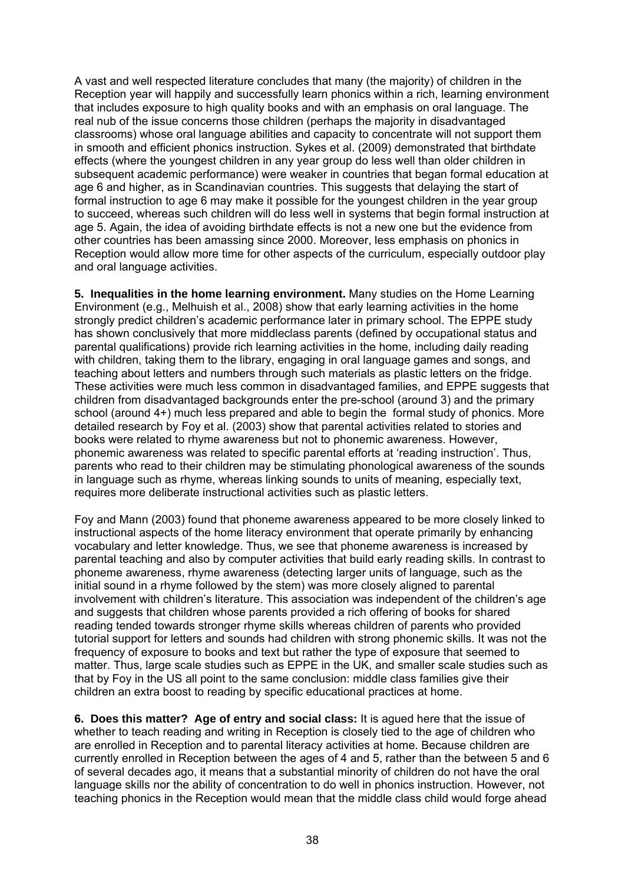A vast and well respected literature concludes that many (the majority) of children in the Reception year will happily and successfully learn phonics within a rich, learning environment that includes exposure to high quality books and with an emphasis on oral language. The real nub of the issue concerns those children (perhaps the majority in disadvantaged classrooms) whose oral language abilities and capacity to concentrate will not support them in smooth and efficient phonics instruction. Sykes et al. (2009) demonstrated that birthdate effects (where the youngest children in any year group do less well than older children in subsequent academic performance) were weaker in countries that began formal education at age 6 and higher, as in Scandinavian countries. This suggests that delaying the start of formal instruction to age 6 may make it possible for the youngest children in the year group to succeed, whereas such children will do less well in systems that begin formal instruction at age 5. Again, the idea of avoiding birthdate effects is not a new one but the evidence from other countries has been amassing since 2000. Moreover, less emphasis on phonics in Reception would allow more time for other aspects of the curriculum, especially outdoor play and oral language activities.

**5. Inequalities in the home learning environment.** Many studies on the Home Learning Environment (e.g., Melhuish et al., 2008) show that early learning activities in the home strongly predict children's academic performance later in primary school. The EPPE study has shown conclusively that more middleclass parents (defined by occupational status and parental qualifications) provide rich learning activities in the home, including daily reading with children, taking them to the library, engaging in oral language games and songs, and teaching about letters and numbers through such materials as plastic letters on the fridge. These activities were much less common in disadvantaged families, and EPPE suggests that children from disadvantaged backgrounds enter the pre-school (around 3) and the primary school (around 4+) much less prepared and able to begin the formal study of phonics. More detailed research by Foy et al. (2003) show that parental activities related to stories and books were related to rhyme awareness but not to phonemic awareness. However, phonemic awareness was related to specific parental efforts at 'reading instruction'. Thus, parents who read to their children may be stimulating phonological awareness of the sounds in language such as rhyme, whereas linking sounds to units of meaning, especially text, requires more deliberate instructional activities such as plastic letters.

Foy and Mann (2003) found that phoneme awareness appeared to be more closely linked to instructional aspects of the home literacy environment that operate primarily by enhancing vocabulary and letter knowledge. Thus, we see that phoneme awareness is increased by parental teaching and also by computer activities that build early reading skills. In contrast to phoneme awareness, rhyme awareness (detecting larger units of language, such as the initial sound in a rhyme followed by the stem) was more closely aligned to parental involvement with children's literature. This association was independent of the children's age and suggests that children whose parents provided a rich offering of books for shared reading tended towards stronger rhyme skills whereas children of parents who provided tutorial support for letters and sounds had children with strong phonemic skills. It was not the frequency of exposure to books and text but rather the type of exposure that seemed to matter. Thus, large scale studies such as EPPE in the UK, and smaller scale studies such as that by Foy in the US all point to the same conclusion: middle class families give their children an extra boost to reading by specific educational practices at home.

**6. Does this matter? Age of entry and social class:** It is agued here that the issue of whether to teach reading and writing in Reception is closely tied to the age of children who are enrolled in Reception and to parental literacy activities at home. Because children are currently enrolled in Reception between the ages of 4 and 5, rather than the between 5 and 6 of several decades ago, it means that a substantial minority of children do not have the oral language skills nor the ability of concentration to do well in phonics instruction. However, not teaching phonics in the Reception would mean that the middle class child would forge ahead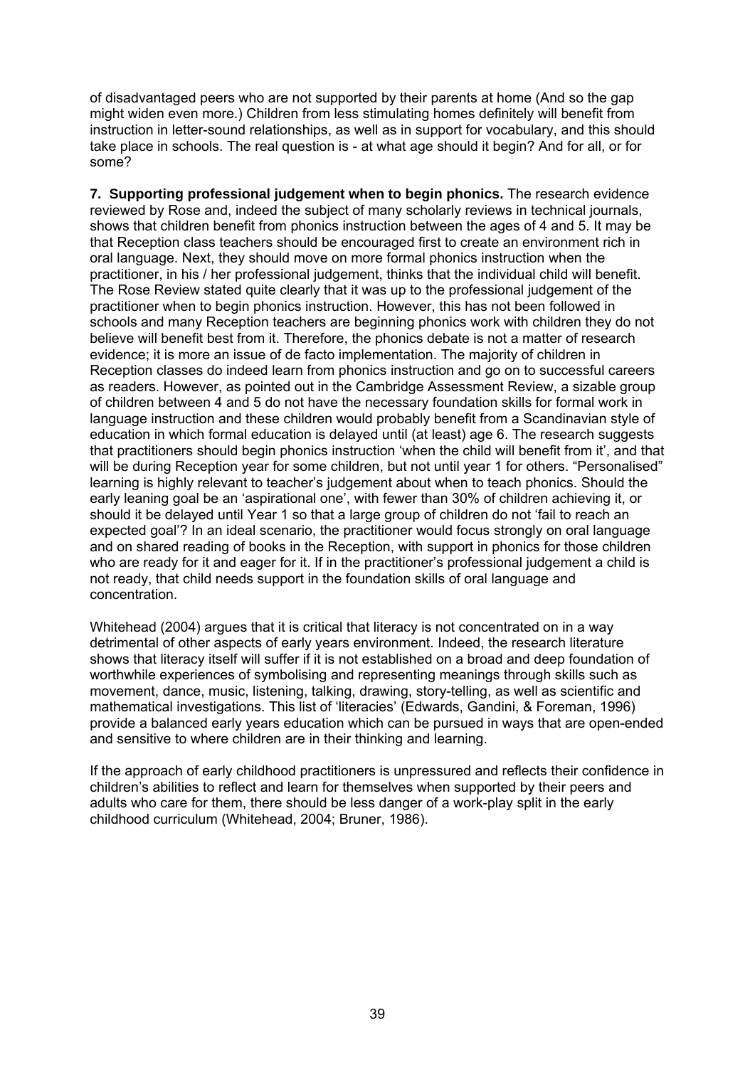of disadvantaged peers who are not supported by their parents at home (And so the gap might widen even more.) Children from less stimulating homes definitely will benefit from instruction in letter-sound relationships, as well as in support for vocabulary, and this should take place in schools. The real question is - at what age should it begin? And for all, or for some?

**7. Supporting professional judgement when to begin phonics.** The research evidence reviewed by Rose and, indeed the subject of many scholarly reviews in technical journals, shows that children benefit from phonics instruction between the ages of 4 and 5. It may be that Reception class teachers should be encouraged first to create an environment rich in oral language. Next, they should move on more formal phonics instruction when the practitioner, in his / her professional judgement, thinks that the individual child will benefit. The Rose Review stated quite clearly that it was up to the professional judgement of the practitioner when to begin phonics instruction. However, this has not been followed in schools and many Reception teachers are beginning phonics work with children they do not believe will benefit best from it. Therefore, the phonics debate is not a matter of research evidence; it is more an issue of de facto implementation. The majority of children in Reception classes do indeed learn from phonics instruction and go on to successful careers as readers. However, as pointed out in the Cambridge Assessment Review, a sizable group of children between 4 and 5 do not have the necessary foundation skills for formal work in language instruction and these children would probably benefit from a Scandinavian style of education in which formal education is delayed until (at least) age 6. The research suggests that practitioners should begin phonics instruction 'when the child will benefit from it', and that will be during Reception year for some children, but not until year 1 for others. "Personalised" learning is highly relevant to teacher's judgement about when to teach phonics. Should the early leaning goal be an 'aspirational one', with fewer than 30% of children achieving it, or should it be delayed until Year 1 so that a large group of children do not 'fail to reach an expected goal'? In an ideal scenario, the practitioner would focus strongly on oral language and on shared reading of books in the Reception, with support in phonics for those children who are ready for it and eager for it. If in the practitioner's professional judgement a child is not ready, that child needs support in the foundation skills of oral language and concentration.

Whitehead (2004) argues that it is critical that literacy is not concentrated on in a way detrimental of other aspects of early years environment. Indeed, the research literature shows that literacy itself will suffer if it is not established on a broad and deep foundation of worthwhile experiences of symbolising and representing meanings through skills such as movement, dance, music, listening, talking, drawing, story-telling, as well as scientific and mathematical investigations. This list of 'literacies' (Edwards, Gandini, & Foreman, 1996) provide a balanced early years education which can be pursued in ways that are open-ended and sensitive to where children are in their thinking and learning.

If the approach of early childhood practitioners is unpressured and reflects their confidence in children's abilities to reflect and learn for themselves when supported by their peers and adults who care for them, there should be less danger of a work-play split in the early childhood curriculum (Whitehead, 2004; Bruner, 1986).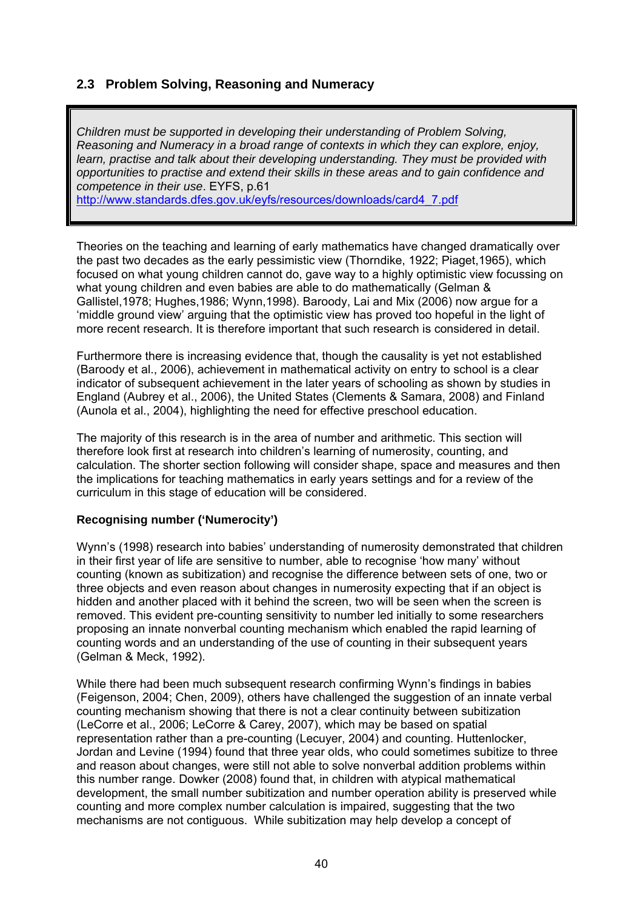## 2.3 Problem Solving, Reasoning and Numeracy

> *Children must be supported in developing their understanding of Problem Solving, Reasoning and Numeracy in a broad range of contexts in which they can explore, enjoy, learn, practise and talk about their developing understanding. They must be provided with opportunities to practise and extend their skills in these areas and to gain confidence and competence in their use*. EYFS, p.61
> http://www.standards.dfes.gov.uk/eyfs/resources/downloads/card4_7.pdf

Theories on the teaching and learning of early mathematics have changed dramatically over the past two decades as the early pessimistic view (Thorndike, 1922; Piaget,1965), which focused on what young children cannot do, gave way to a highly optimistic view focussing on what young children and even babies are able to do mathematically (Gelman & Gallistel,1978; Hughes,1986; Wynn,1998). Baroody, Lai and Mix (2006) now argue for a 'middle ground view' arguing that the optimistic view has proved too hopeful in the light of more recent research. It is therefore important that such research is considered in detail.

Furthermore there is increasing evidence that, though the causality is yet not established (Baroody et al., 2006), achievement in mathematical activity on entry to school is a clear indicator of subsequent achievement in the later years of schooling as shown by studies in England (Aubrey et al., 2006), the United States (Clements & Samara, 2008) and Finland (Aunola et al., 2004), highlighting the need for effective preschool education.

The majority of this research is in the area of number and arithmetic. This section will therefore look first at research into children's learning of numerosity, counting, and calculation. The shorter section following will consider shape, space and measures and then the implications for teaching mathematics in early years settings and for a review of the curriculum in this stage of education will be considered.

**Recognising number ('Numerocity')**

Wynn's (1998) research into babies' understanding of numerosity demonstrated that children in their first year of life are sensitive to number, able to recognise 'how many' without counting (known as subitization) and recognise the difference between sets of one, two or three objects and even reason about changes in numerosity expecting that if an object is hidden and another placed with it behind the screen, two will be seen when the screen is removed. This evident pre-counting sensitivity to number led initially to some researchers proposing an innate nonverbal counting mechanism which enabled the rapid learning of counting words and an understanding of the use of counting in their subsequent years (Gelman & Meck, 1992).

While there had been much subsequent research confirming Wynn's findings in babies (Feigenson, 2004; Chen, 2009), others have challenged the suggestion of an innate verbal counting mechanism showing that there is not a clear continuity between subitization (LeCorre et al., 2006; LeCorre & Carey, 2007), which may be based on spatial representation rather than a pre-counting (Lecuyer, 2004) and counting. Huttenlocher, Jordan and Levine (1994) found that three year olds, who could sometimes subitize to three and reason about changes, were still not able to solve nonverbal addition problems within this number range. Dowker (2008) found that, in children with atypical mathematical development, the small number subitization and number operation ability is preserved while counting and more complex number calculation is impaired, suggesting that the two mechanisms are not contiguous. While subitization may help develop a concept of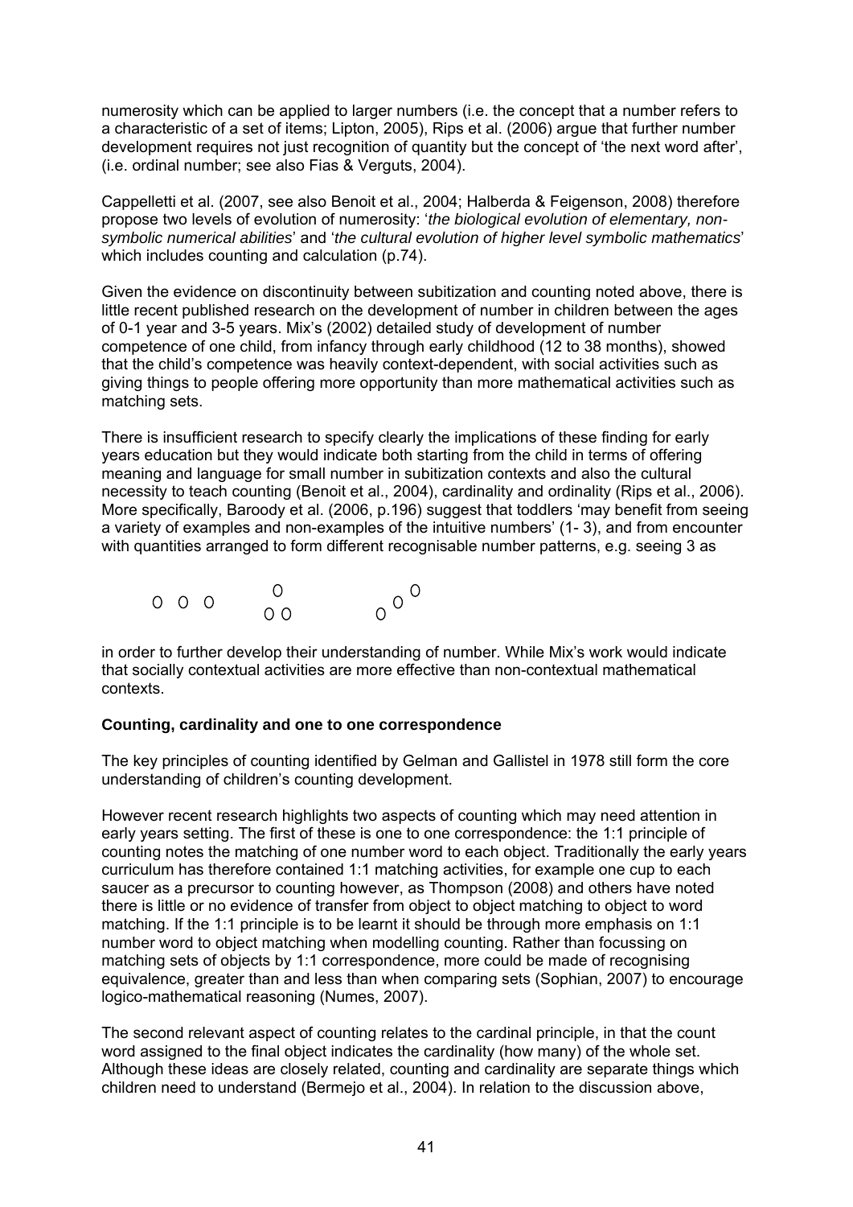numerosity which can be applied to larger numbers (i.e. the concept that a number refers to a characteristic of a set of items; Lipton, 2005), Rips et al. (2006) argue that further number development requires not just recognition of quantity but the concept of 'the next word after', (i.e. ordinal number; see also Fias & Verguts, 2004).

Cappelletti et al. (2007, see also Benoit et al., 2004; Halberda & Feigenson, 2008) therefore propose two levels of evolution of numerosity: '*the biological evolution of elementary, non-symbolic numerical abilities*' and '*the cultural evolution of higher level symbolic mathematics*' which includes counting and calculation (p.74).

Given the evidence on discontinuity between subitization and counting noted above, there is little recent published research on the development of number in children between the ages of 0-1 year and 3-5 years. Mix's (2002) detailed study of development of number competence of one child, from infancy through early childhood (12 to 38 months), showed that the child's competence was heavily context-dependent, with social activities such as giving things to people offering more opportunity than more mathematical activities such as matching sets.

There is insufficient research to specify clearly the implications of these finding for early years education but they would indicate both starting from the child in terms of offering meaning and language for small number in subitization contexts and also the cultural necessity to teach counting (Benoit et al., 2004), cardinality and ordinality (Rips et al., 2006). More specifically, Baroody et al. (2006, p.196) suggest that toddlers 'may benefit from seeing a variety of examples and non-examples of the intuitive numbers' (1- 3), and from encounter with quantities arranged to form different recognisable number patterns, e.g. seeing 3 as

```
O  O  O        O              O
              O O         O O
                         O
```

in order to further develop their understanding of number. While Mix's work would indicate that socially contextual activities are more effective than non-contextual mathematical contexts.

**Counting, cardinality and one to one correspondence**

The key principles of counting identified by Gelman and Gallistel in 1978 still form the core understanding of children's counting development.

However recent research highlights two aspects of counting which may need attention in early years setting. The first of these is one to one correspondence: the 1:1 principle of counting notes the matching of one number word to each object. Traditionally the early years curriculum has therefore contained 1:1 matching activities, for example one cup to each saucer as a precursor to counting however, as Thompson (2008) and others have noted there is little or no evidence of transfer from object to object matching to object to word matching. If the 1:1 principle is to be learnt it should be through more emphasis on 1:1 number word to object matching when modelling counting. Rather than focussing on matching sets of objects by 1:1 correspondence, more could be made of recognising equivalence, greater than and less than when comparing sets (Sophian, 2007) to encourage logico-mathematical reasoning (Numes, 2007).

The second relevant aspect of counting relates to the cardinal principle, in that the count word assigned to the final object indicates the cardinality (how many) of the whole set. Although these ideas are closely related, counting and cardinality are separate things which children need to understand (Bermejo et al., 2004). In relation to the discussion above,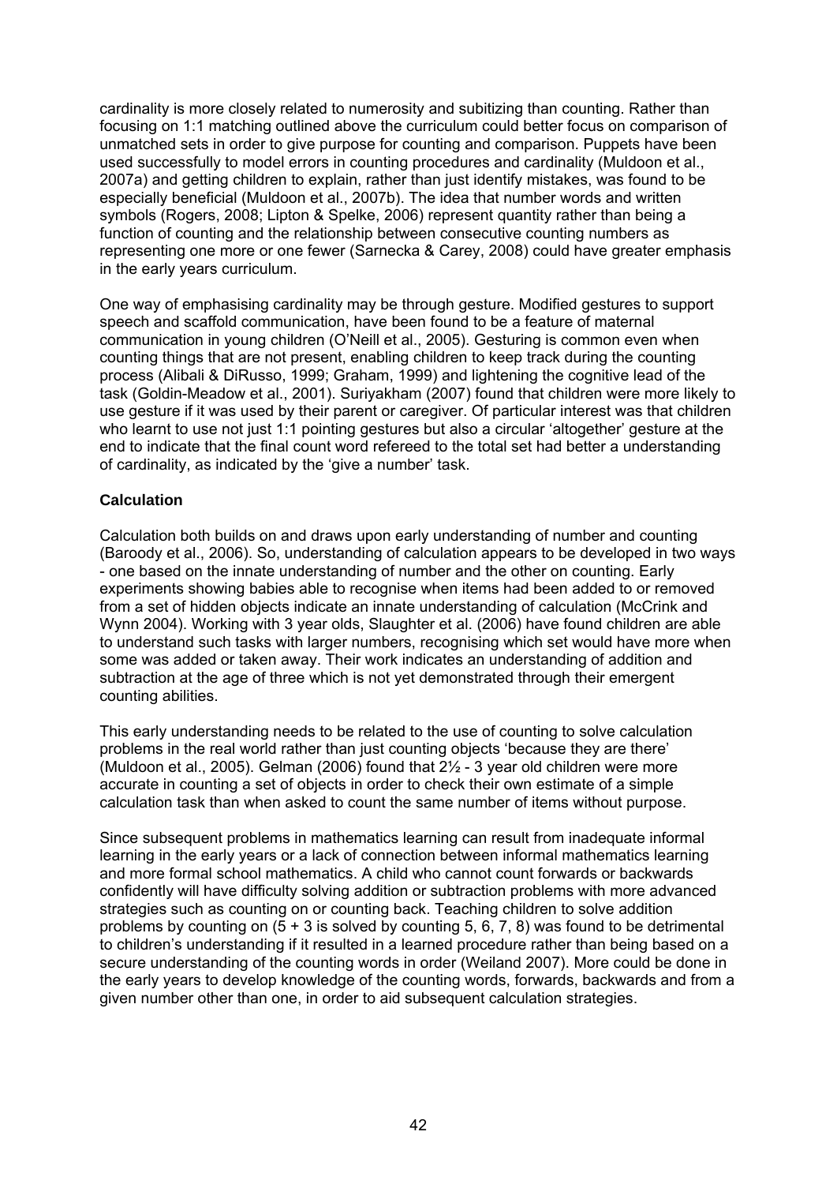cardinality is more closely related to numerosity and subitizing than counting. Rather than focusing on 1:1 matching outlined above the curriculum could better focus on comparison of unmatched sets in order to give purpose for counting and comparison. Puppets have been used successfully to model errors in counting procedures and cardinality (Muldoon et al., 2007a) and getting children to explain, rather than just identify mistakes, was found to be especially beneficial (Muldoon et al., 2007b). The idea that number words and written symbols (Rogers, 2008; Lipton & Spelke, 2006) represent quantity rather than being a function of counting and the relationship between consecutive counting numbers as representing one more or one fewer (Sarnecka & Carey, 2008) could have greater emphasis in the early years curriculum.

One way of emphasising cardinality may be through gesture. Modified gestures to support speech and scaffold communication, have been found to be a feature of maternal communication in young children (O'Neill et al., 2005). Gesturing is common even when counting things that are not present, enabling children to keep track during the counting process (Alibali & DiRusso, 1999; Graham, 1999) and lightening the cognitive lead of the task (Goldin-Meadow et al., 2001). Suriyakham (2007) found that children were more likely to use gesture if it was used by their parent or caregiver. Of particular interest was that children who learnt to use not just 1:1 pointing gestures but also a circular 'altogether' gesture at the end to indicate that the final count word refereed to the total set had better a understanding of cardinality, as indicated by the 'give a number' task.

**Calculation**

Calculation both builds on and draws upon early understanding of number and counting (Baroody et al., 2006). So, understanding of calculation appears to be developed in two ways - one based on the innate understanding of number and the other on counting. Early experiments showing babies able to recognise when items had been added to or removed from a set of hidden objects indicate an innate understanding of calculation (McCrink and Wynn 2004). Working with 3 year olds, Slaughter et al. (2006) have found children are able to understand such tasks with larger numbers, recognising which set would have more when some was added or taken away. Their work indicates an understanding of addition and subtraction at the age of three which is not yet demonstrated through their emergent counting abilities.

This early understanding needs to be related to the use of counting to solve calculation problems in the real world rather than just counting objects 'because they are there' (Muldoon et al., 2005). Gelman (2006) found that 2½ - 3 year old children were more accurate in counting a set of objects in order to check their own estimate of a simple calculation task than when asked to count the same number of items without purpose.

Since subsequent problems in mathematics learning can result from inadequate informal learning in the early years or a lack of connection between informal mathematics learning and more formal school mathematics. A child who cannot count forwards or backwards confidently will have difficulty solving addition or subtraction problems with more advanced strategies such as counting on or counting back. Teaching children to solve addition problems by counting on (5 + 3 is solved by counting 5, 6, 7, 8) was found to be detrimental to children's understanding if it resulted in a learned procedure rather than being based on a secure understanding of the counting words in order (Weiland 2007). More could be done in the early years to develop knowledge of the counting words, forwards, backwards and from a given number other than one, in order to aid subsequent calculation strategies.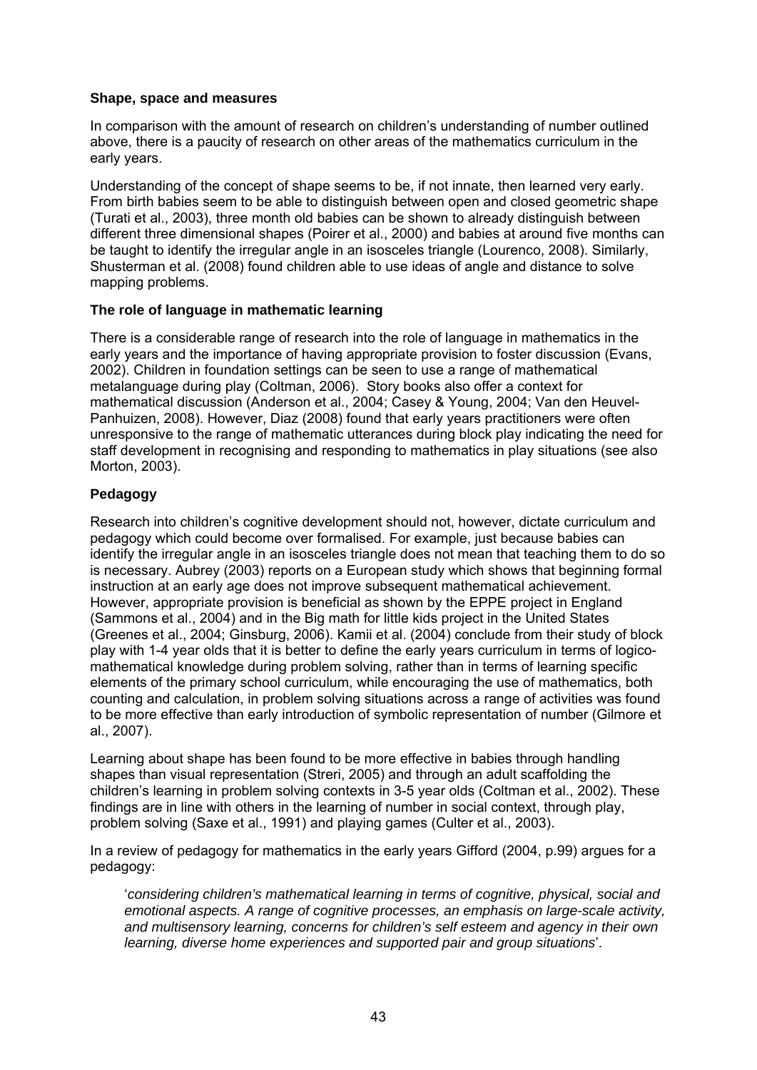### Shape, space and measures

In comparison with the amount of research on children's understanding of number outlined above, there is a paucity of research on other areas of the mathematics curriculum in the early years.

Understanding of the concept of shape seems to be, if not innate, then learned very early. From birth babies seem to be able to distinguish between open and closed geometric shape (Turati et al., 2003), three month old babies can be shown to already distinguish between different three dimensional shapes (Poirer et al., 2000) and babies at around five months can be taught to identify the irregular angle in an isosceles triangle (Lourenco, 2008). Similarly, Shusterman et al. (2008) found children able to use ideas of angle and distance to solve mapping problems.

### The role of language in mathematic learning

There is a considerable range of research into the role of language in mathematics in the early years and the importance of having appropriate provision to foster discussion (Evans, 2002). Children in foundation settings can be seen to use a range of mathematical metalanguage during play (Coltman, 2006). Story books also offer a context for mathematical discussion (Anderson et al., 2004; Casey & Young, 2004; Van den Heuvel-Panhuizen, 2008). However, Diaz (2008) found that early years practitioners were often unresponsive to the range of mathematic utterances during block play indicating the need for staff development in recognising and responding to mathematics in play situations (see also Morton, 2003).

### Pedagogy

Research into children's cognitive development should not, however, dictate curriculum and pedagogy which could become over formalised. For example, just because babies can identify the irregular angle in an isosceles triangle does not mean that teaching them to do so is necessary. Aubrey (2003) reports on a European study which shows that beginning formal instruction at an early age does not improve subsequent mathematical achievement. However, appropriate provision is beneficial as shown by the EPPE project in England (Sammons et al., 2004) and in the Big math for little kids project in the United States (Greenes et al., 2004; Ginsburg, 2006). Kamii et al. (2004) conclude from their study of block play with 1-4 year olds that it is better to define the early years curriculum in terms of logico-mathematical knowledge during problem solving, rather than in terms of learning specific elements of the primary school curriculum, while encouraging the use of mathematics, both counting and calculation, in problem solving situations across a range of activities was found to be more effective than early introduction of symbolic representation of number (Gilmore et al., 2007).

Learning about shape has been found to be more effective in babies through handling shapes than visual representation (Streri, 2005) and through an adult scaffolding the children's learning in problem solving contexts in 3-5 year olds (Coltman et al., 2002). These findings are in line with others in the learning of number in social context, through play, problem solving (Saxe et al., 1991) and playing games (Culter et al., 2003).

In a review of pedagogy for mathematics in the early years Gifford (2004, p.99) argues for a pedagogy:

> '*considering children's mathematical learning in terms of cognitive, physical, social and emotional aspects. A range of cognitive processes, an emphasis on large-scale activity, and multisensory learning, concerns for children's self esteem and agency in their own learning, diverse home experiences and supported pair and group situations*'.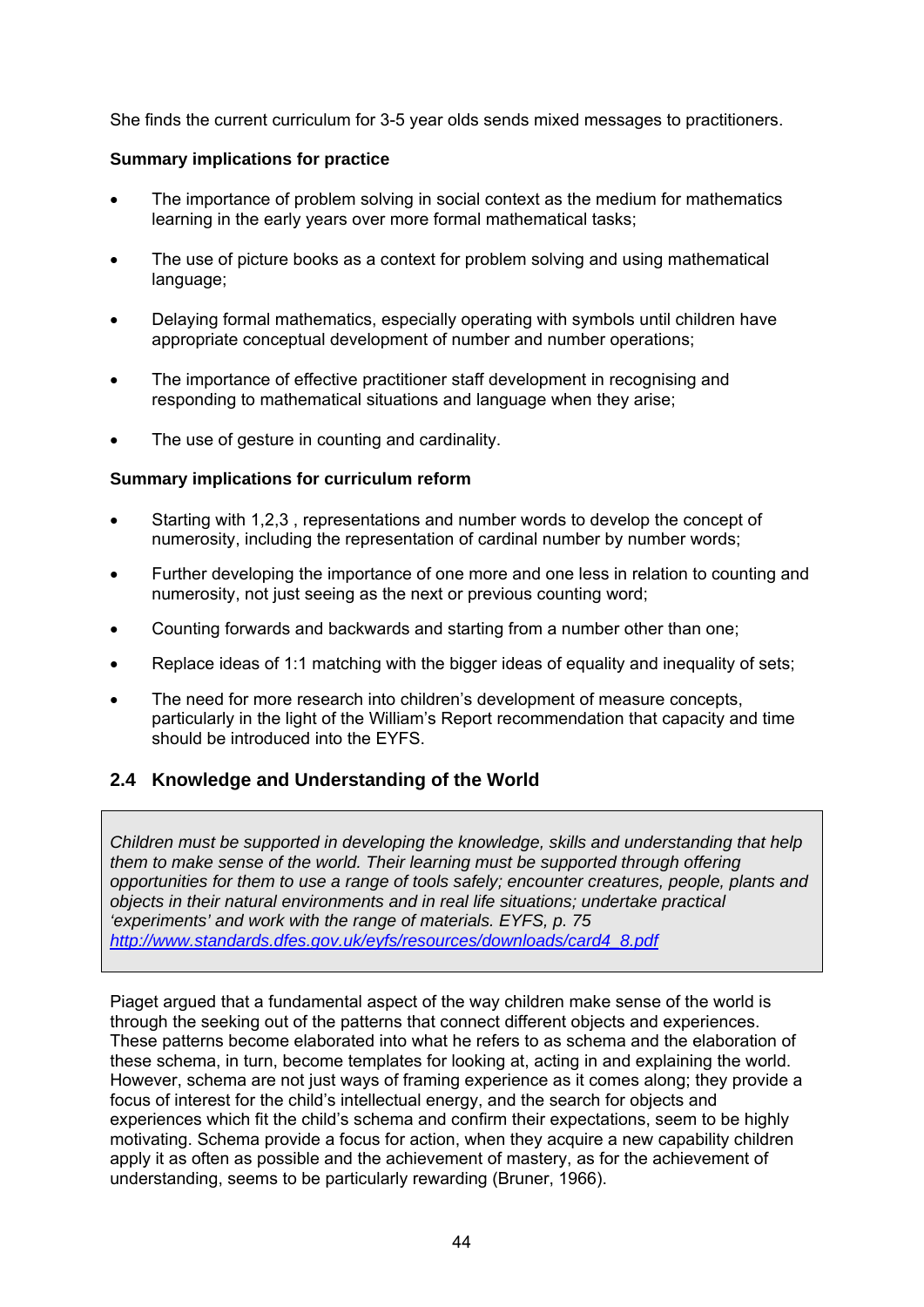She finds the current curriculum for 3-5 year olds sends mixed messages to practitioners.

**Summary implications for practice**

- The importance of problem solving in social context as the medium for mathematics learning in the early years over more formal mathematical tasks;
- The use of picture books as a context for problem solving and using mathematical language;
- Delaying formal mathematics, especially operating with symbols until children have appropriate conceptual development of number and number operations;
- The importance of effective practitioner staff development in recognising and responding to mathematical situations and language when they arise;
- The use of gesture in counting and cardinality.

**Summary implications for curriculum reform**

- Starting with 1,2,3 , representations and number words to develop the concept of numerosity, including the representation of cardinal number by number words;
- Further developing the importance of one more and one less in relation to counting and numerosity, not just seeing as the next or previous counting word;
- Counting forwards and backwards and starting from a number other than one;
- Replace ideas of 1:1 matching with the bigger ideas of equality and inequality of sets;
- The need for more research into children's development of measure concepts, particularly in the light of the William's Report recommendation that capacity and time should be introduced into the EYFS.

## 2.4 Knowledge and Understanding of the World

> *Children must be supported in developing the knowledge, skills and understanding that help them to make sense of the world. Their learning must be supported through offering opportunities for them to use a range of tools safely; encounter creatures, people, plants and objects in their natural environments and in real life situations; undertake practical 'experiments' and work with the range of materials. EYFS, p. 75*
> *http://www.standards.dfes.gov.uk/eyfs/resources/downloads/card4_8.pdf*

Piaget argued that a fundamental aspect of the way children make sense of the world is through the seeking out of the patterns that connect different objects and experiences. These patterns become elaborated into what he refers to as schema and the elaboration of these schema, in turn, become templates for looking at, acting in and explaining the world. However, schema are not just ways of framing experience as it comes along; they provide a focus of interest for the child's intellectual energy, and the search for objects and experiences which fit the child's schema and confirm their expectations, seem to be highly motivating. Schema provide a focus for action, when they acquire a new capability children apply it as often as possible and the achievement of mastery, as for the achievement of understanding, seems to be particularly rewarding (Bruner, 1966).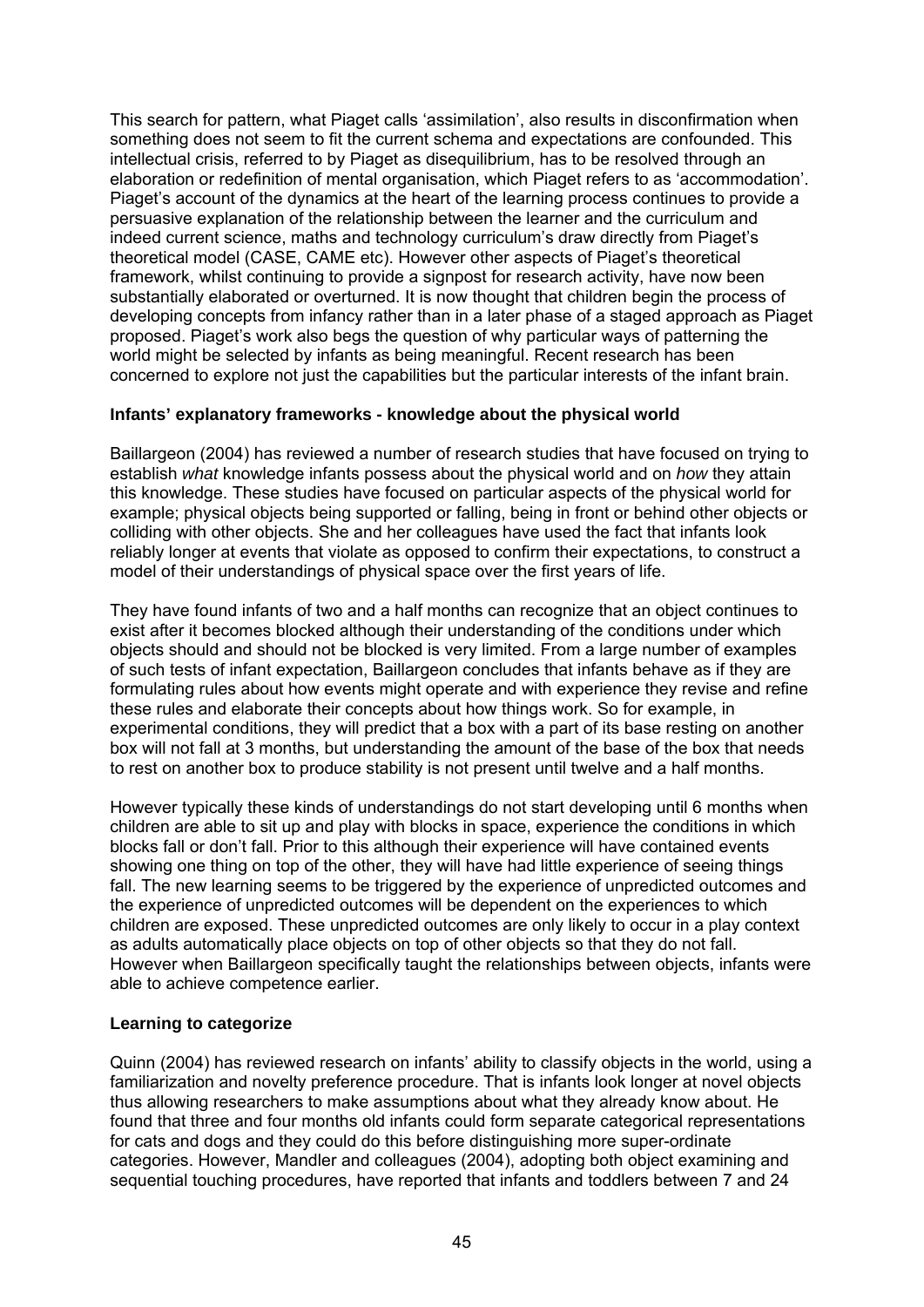This search for pattern, what Piaget calls 'assimilation', also results in disconfirmation when something does not seem to fit the current schema and expectations are confounded. This intellectual crisis, referred to by Piaget as disequilibrium, has to be resolved through an elaboration or redefinition of mental organisation, which Piaget refers to as 'accommodation'. Piaget's account of the dynamics at the heart of the learning process continues to provide a persuasive explanation of the relationship between the learner and the curriculum and indeed current science, maths and technology curriculum's draw directly from Piaget's theoretical model (CASE, CAME etc). However other aspects of Piaget's theoretical framework, whilst continuing to provide a signpost for research activity, have now been substantially elaborated or overturned. It is now thought that children begin the process of developing concepts from infancy rather than in a later phase of a staged approach as Piaget proposed. Piaget's work also begs the question of why particular ways of patterning the world might be selected by infants as being meaningful. Recent research has been concerned to explore not just the capabilities but the particular interests of the infant brain.

**Infants' explanatory frameworks - knowledge about the physical world**

Baillargeon (2004) has reviewed a number of research studies that have focused on trying to establish *what* knowledge infants possess about the physical world and on *how* they attain this knowledge. These studies have focused on particular aspects of the physical world for example; physical objects being supported or falling, being in front or behind other objects or colliding with other objects. She and her colleagues have used the fact that infants look reliably longer at events that violate as opposed to confirm their expectations, to construct a model of their understandings of physical space over the first years of life.

They have found infants of two and a half months can recognize that an object continues to exist after it becomes blocked although their understanding of the conditions under which objects should and should not be blocked is very limited. From a large number of examples of such tests of infant expectation, Baillargeon concludes that infants behave as if they are formulating rules about how events might operate and with experience they revise and refine these rules and elaborate their concepts about how things work. So for example, in experimental conditions, they will predict that a box with a part of its base resting on another box will not fall at 3 months, but understanding the amount of the base of the box that needs to rest on another box to produce stability is not present until twelve and a half months.

However typically these kinds of understandings do not start developing until 6 months when children are able to sit up and play with blocks in space, experience the conditions in which blocks fall or don't fall. Prior to this although their experience will have contained events showing one thing on top of the other, they will have had little experience of seeing things fall. The new learning seems to be triggered by the experience of unpredicted outcomes and the experience of unpredicted outcomes will be dependent on the experiences to which children are exposed. These unpredicted outcomes are only likely to occur in a play context as adults automatically place objects on top of other objects so that they do not fall. However when Baillargeon specifically taught the relationships between objects, infants were able to achieve competence earlier.

**Learning to categorize**

Quinn (2004) has reviewed research on infants' ability to classify objects in the world, using a familiarization and novelty preference procedure. That is infants look longer at novel objects thus allowing researchers to make assumptions about what they already know about. He found that three and four months old infants could form separate categorical representations for cats and dogs and they could do this before distinguishing more super-ordinate categories. However, Mandler and colleagues (2004), adopting both object examining and sequential touching procedures, have reported that infants and toddlers between 7 and 24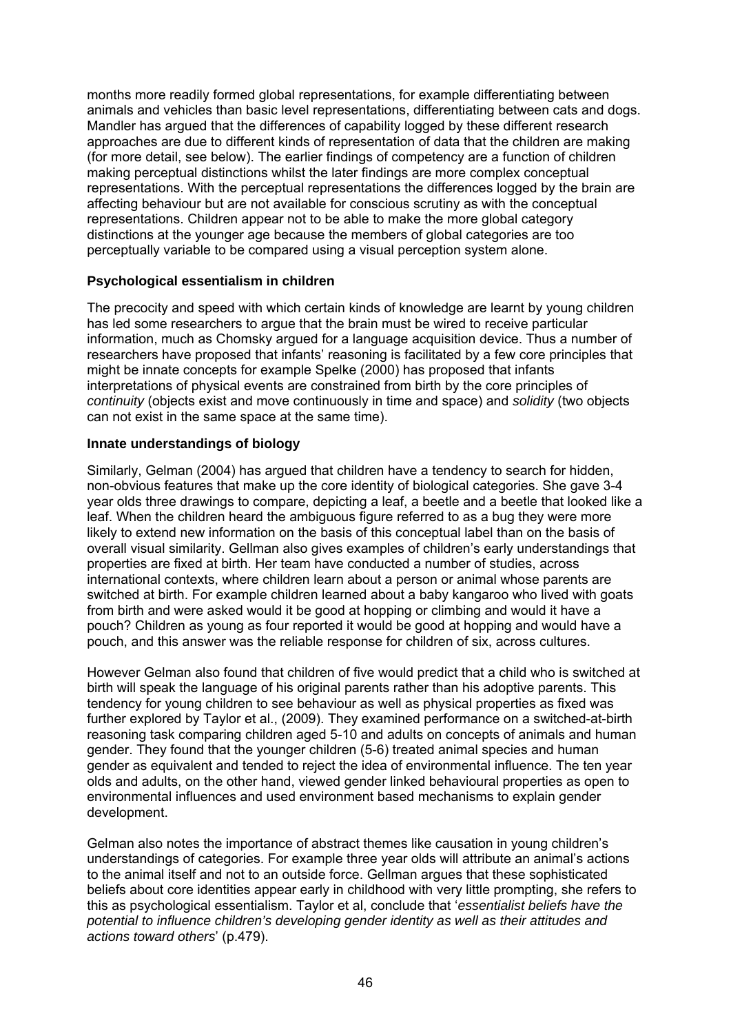months more readily formed global representations, for example differentiating between animals and vehicles than basic level representations, differentiating between cats and dogs. Mandler has argued that the differences of capability logged by these different research approaches are due to different kinds of representation of data that the children are making (for more detail, see below). The earlier findings of competency are a function of children making perceptual distinctions whilst the later findings are more complex conceptual representations. With the perceptual representations the differences logged by the brain are affecting behaviour but are not available for conscious scrutiny as with the conceptual representations. Children appear not to be able to make the more global category distinctions at the younger age because the members of global categories are too perceptually variable to be compared using a visual perception system alone.

### Psychological essentialism in children

The precocity and speed with which certain kinds of knowledge are learnt by young children has led some researchers to argue that the brain must be wired to receive particular information, much as Chomsky argued for a language acquisition device. Thus a number of researchers have proposed that infants' reasoning is facilitated by a few core principles that might be innate concepts for example Spelke (2000) has proposed that infants interpretations of physical events are constrained from birth by the core principles of *continuity* (objects exist and move continuously in time and space) and *solidity* (two objects can not exist in the same space at the same time).

### Innate understandings of biology

Similarly, Gelman (2004) has argued that children have a tendency to search for hidden, non-obvious features that make up the core identity of biological categories. She gave 3-4 year olds three drawings to compare, depicting a leaf, a beetle and a beetle that looked like a leaf. When the children heard the ambiguous figure referred to as a bug they were more likely to extend new information on the basis of this conceptual label than on the basis of overall visual similarity. Gellman also gives examples of children's early understandings that properties are fixed at birth. Her team have conducted a number of studies, across international contexts, where children learn about a person or animal whose parents are switched at birth. For example children learned about a baby kangaroo who lived with goats from birth and were asked would it be good at hopping or climbing and would it have a pouch? Children as young as four reported it would be good at hopping and would have a pouch, and this answer was the reliable response for children of six, across cultures.

However Gelman also found that children of five would predict that a child who is switched at birth will speak the language of his original parents rather than his adoptive parents. This tendency for young children to see behaviour as well as physical properties as fixed was further explored by Taylor et al., (2009). They examined performance on a switched-at-birth reasoning task comparing children aged 5-10 and adults on concepts of animals and human gender. They found that the younger children (5-6) treated animal species and human gender as equivalent and tended to reject the idea of environmental influence. The ten year olds and adults, on the other hand, viewed gender linked behavioural properties as open to environmental influences and used environment based mechanisms to explain gender development.

Gelman also notes the importance of abstract themes like causation in young children's understandings of categories. For example three year olds will attribute an animal's actions to the animal itself and not to an outside force. Gellman argues that these sophisticated beliefs about core identities appear early in childhood with very little prompting, she refers to this as psychological essentialism. Taylor et al, conclude that '*essentialist beliefs have the potential to influence children's developing gender identity as well as their attitudes and actions toward others*' (p.479).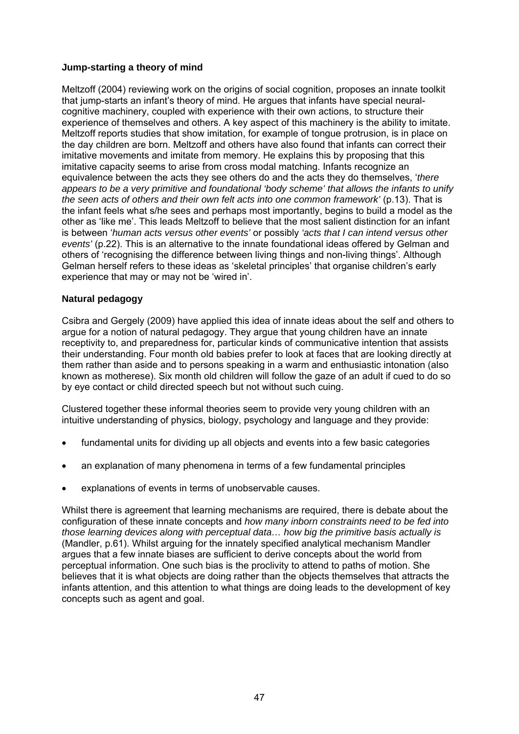**Jump-starting a theory of mind**

Meltzoff (2004) reviewing work on the origins of social cognition, proposes an innate toolkit that jump-starts an infant's theory of mind. He argues that infants have special neural-cognitive machinery, coupled with experience with their own actions, to structure their experience of themselves and others. A key aspect of this machinery is the ability to imitate. Meltzoff reports studies that show imitation, for example of tongue protrusion, is in place on the day children are born. Meltzoff and others have also found that infants can correct their imitative movements and imitate from memory. He explains this by proposing that this imitative capacity seems to arise from cross modal matching. Infants recognize an equivalence between the acts they see others do and the acts they do themselves, '*there appears to be a very primitive and foundational 'body scheme' that allows the infants to unify the seen acts of others and their own felt acts into one common framework'* (p.13). That is the infant feels what s/he sees and perhaps most importantly, begins to build a model as the other as 'like me'. This leads Meltzoff to believe that the most salient distinction for an infant is between '*human acts versus other events'* or possibly *'acts that I can intend versus other events'* (p.22). This is an alternative to the innate foundational ideas offered by Gelman and others of 'recognising the difference between living things and non-living things'. Although Gelman herself refers to these ideas as 'skeletal principles' that organise children's early experience that may or may not be 'wired in'.

**Natural pedagogy**

Csibra and Gergely (2009) have applied this idea of innate ideas about the self and others to argue for a notion of natural pedagogy. They argue that young children have an innate receptivity to, and preparedness for, particular kinds of communicative intention that assists their understanding. Four month old babies prefer to look at faces that are looking directly at them rather than aside and to persons speaking in a warm and enthusiastic intonation (also known as motherese). Six month old children will follow the gaze of an adult if cued to do so by eye contact or child directed speech but not without such cuing.

Clustered together these informal theories seem to provide very young children with an intuitive understanding of physics, biology, psychology and language and they provide:

- fundamental units for dividing up all objects and events into a few basic categories
- an explanation of many phenomena in terms of a few fundamental principles
- explanations of events in terms of unobservable causes.

Whilst there is agreement that learning mechanisms are required, there is debate about the configuration of these innate concepts and *how many inborn constraints need to be fed into those learning devices along with perceptual data… how big the primitive basis actually is* (Mandler, p.61). Whilst arguing for the innately specified analytical mechanism Mandler argues that a few innate biases are sufficient to derive concepts about the world from perceptual information. One such bias is the proclivity to attend to paths of motion. She believes that it is what objects are doing rather than the objects themselves that attracts the infants attention, and this attention to what things are doing leads to the development of key concepts such as agent and goal.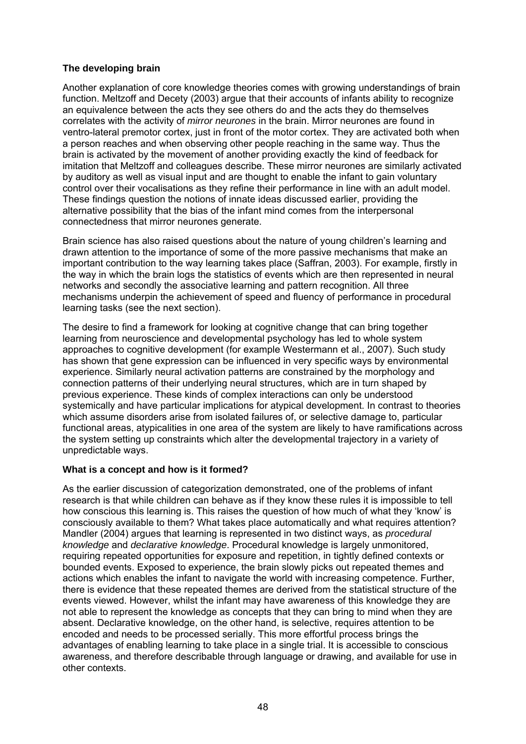**The developing brain**

Another explanation of core knowledge theories comes with growing understandings of brain function. Meltzoff and Decety (2003) argue that their accounts of infants ability to recognize an equivalence between the acts they see others do and the acts they do themselves correlates with the activity of *mirror neurones* in the brain. Mirror neurones are found in ventro-lateral premotor cortex, just in front of the motor cortex. They are activated both when a person reaches and when observing other people reaching in the same way. Thus the brain is activated by the movement of another providing exactly the kind of feedback for imitation that Meltzoff and colleagues describe. These mirror neurones are similarly activated by auditory as well as visual input and are thought to enable the infant to gain voluntary control over their vocalisations as they refine their performance in line with an adult model. These findings question the notions of innate ideas discussed earlier, providing the alternative possibility that the bias of the infant mind comes from the interpersonal connectedness that mirror neurones generate.

Brain science has also raised questions about the nature of young children's learning and drawn attention to the importance of some of the more passive mechanisms that make an important contribution to the way learning takes place (Saffran, 2003). For example, firstly in the way in which the brain logs the statistics of events which are then represented in neural networks and secondly the associative learning and pattern recognition. All three mechanisms underpin the achievement of speed and fluency of performance in procedural learning tasks (see the next section).

The desire to find a framework for looking at cognitive change that can bring together learning from neuroscience and developmental psychology has led to whole system approaches to cognitive development (for example Westermann et al., 2007). Such study has shown that gene expression can be influenced in very specific ways by environmental experience. Similarly neural activation patterns are constrained by the morphology and connection patterns of their underlying neural structures, which are in turn shaped by previous experience. These kinds of complex interactions can only be understood systemically and have particular implications for atypical development. In contrast to theories which assume disorders arise from isolated failures of, or selective damage to, particular functional areas, atypicalities in one area of the system are likely to have ramifications across the system setting up constraints which alter the developmental trajectory in a variety of unpredictable ways.

**What is a concept and how is it formed?**

As the earlier discussion of categorization demonstrated, one of the problems of infant research is that while children can behave as if they know these rules it is impossible to tell how conscious this learning is. This raises the question of how much of what they 'know' is consciously available to them? What takes place automatically and what requires attention? Mandler (2004) argues that learning is represented in two distinct ways, as *procedural knowledge* and *declarative knowledge*. Procedural knowledge is largely unmonitored, requiring repeated opportunities for exposure and repetition, in tightly defined contexts or bounded events. Exposed to experience, the brain slowly picks out repeated themes and actions which enables the infant to navigate the world with increasing competence. Further, there is evidence that these repeated themes are derived from the statistical structure of the events viewed. However, whilst the infant may have awareness of this knowledge they are not able to represent the knowledge as concepts that they can bring to mind when they are absent. Declarative knowledge, on the other hand, is selective, requires attention to be encoded and needs to be processed serially. This more effortful process brings the advantages of enabling learning to take place in a single trial. It is accessible to conscious awareness, and therefore describable through language or drawing, and available for use in other contexts.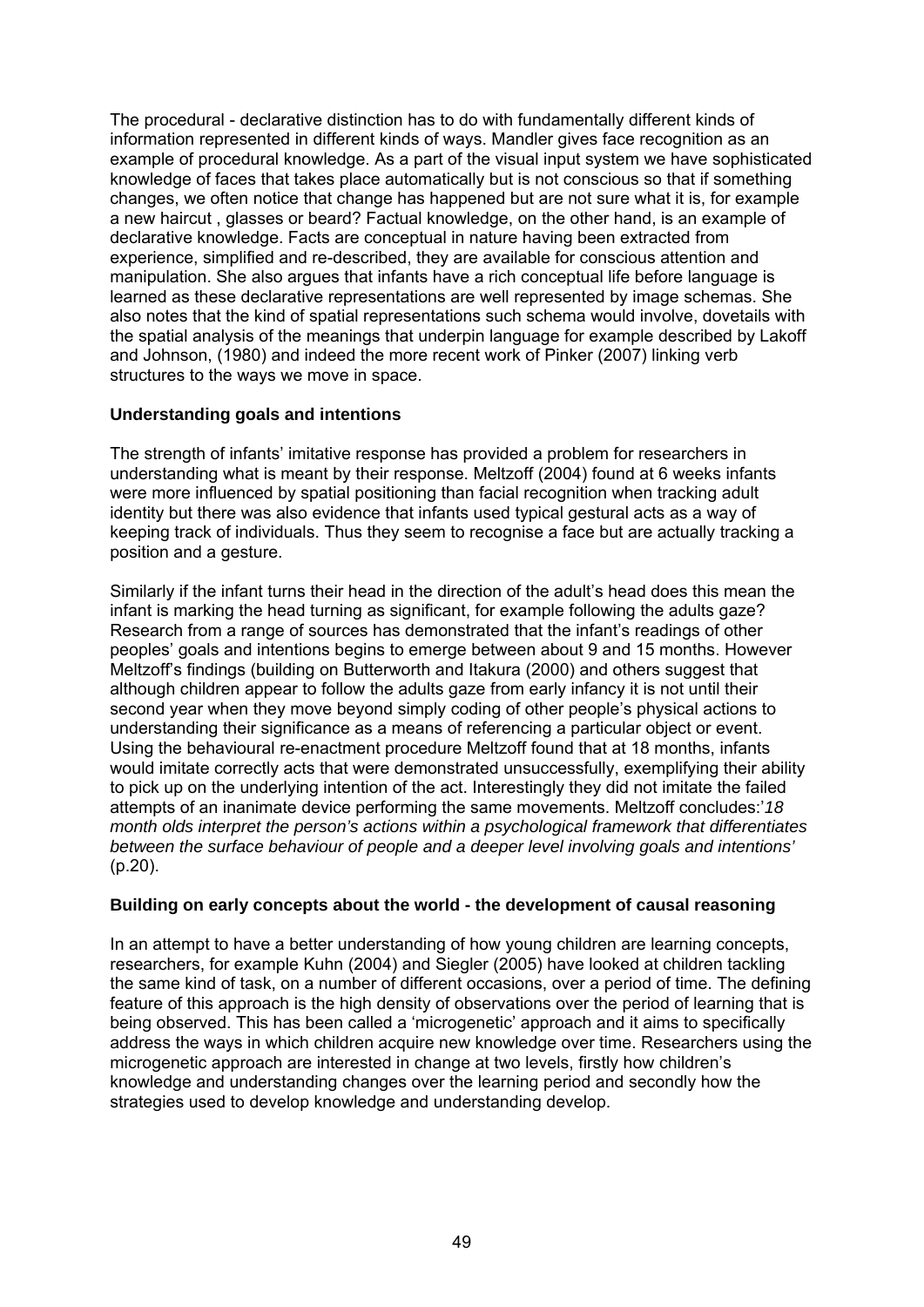The procedural - declarative distinction has to do with fundamentally different kinds of information represented in different kinds of ways. Mandler gives face recognition as an example of procedural knowledge. As a part of the visual input system we have sophisticated knowledge of faces that takes place automatically but is not conscious so that if something changes, we often notice that change has happened but are not sure what it is, for example a new haircut , glasses or beard? Factual knowledge, on the other hand, is an example of declarative knowledge. Facts are conceptual in nature having been extracted from experience, simplified and re-described, they are available for conscious attention and manipulation. She also argues that infants have a rich conceptual life before language is learned as these declarative representations are well represented by image schemas. She also notes that the kind of spatial representations such schema would involve, dovetails with the spatial analysis of the meanings that underpin language for example described by Lakoff and Johnson, (1980) and indeed the more recent work of Pinker (2007) linking verb structures to the ways we move in space.

**Understanding goals and intentions**

The strength of infants' imitative response has provided a problem for researchers in understanding what is meant by their response. Meltzoff (2004) found at 6 weeks infants were more influenced by spatial positioning than facial recognition when tracking adult identity but there was also evidence that infants used typical gestural acts as a way of keeping track of individuals. Thus they seem to recognise a face but are actually tracking a position and a gesture.

Similarly if the infant turns their head in the direction of the adult's head does this mean the infant is marking the head turning as significant, for example following the adults gaze? Research from a range of sources has demonstrated that the infant's readings of other peoples' goals and intentions begins to emerge between about 9 and 15 months. However Meltzoff's findings (building on Butterworth and Itakura (2000) and others suggest that although children appear to follow the adults gaze from early infancy it is not until their second year when they move beyond simply coding of other people's physical actions to understanding their significance as a means of referencing a particular object or event. Using the behavioural re-enactment procedure Meltzoff found that at 18 months, infants would imitate correctly acts that were demonstrated unsuccessfully, exemplifying their ability to pick up on the underlying intention of the act. Interestingly they did not imitate the failed attempts of an inanimate device performing the same movements. Meltzoff concludes:'*18 month olds interpret the person's actions within a psychological framework that differentiates between the surface behaviour of people and a deeper level involving goals and intentions'* (p.20).

**Building on early concepts about the world - the development of causal reasoning**

In an attempt to have a better understanding of how young children are learning concepts, researchers, for example Kuhn (2004) and Siegler (2005) have looked at children tackling the same kind of task, on a number of different occasions, over a period of time. The defining feature of this approach is the high density of observations over the period of learning that is being observed. This has been called a 'microgenetic' approach and it aims to specifically address the ways in which children acquire new knowledge over time. Researchers using the microgenetic approach are interested in change at two levels, firstly how children's knowledge and understanding changes over the learning period and secondly how the strategies used to develop knowledge and understanding develop.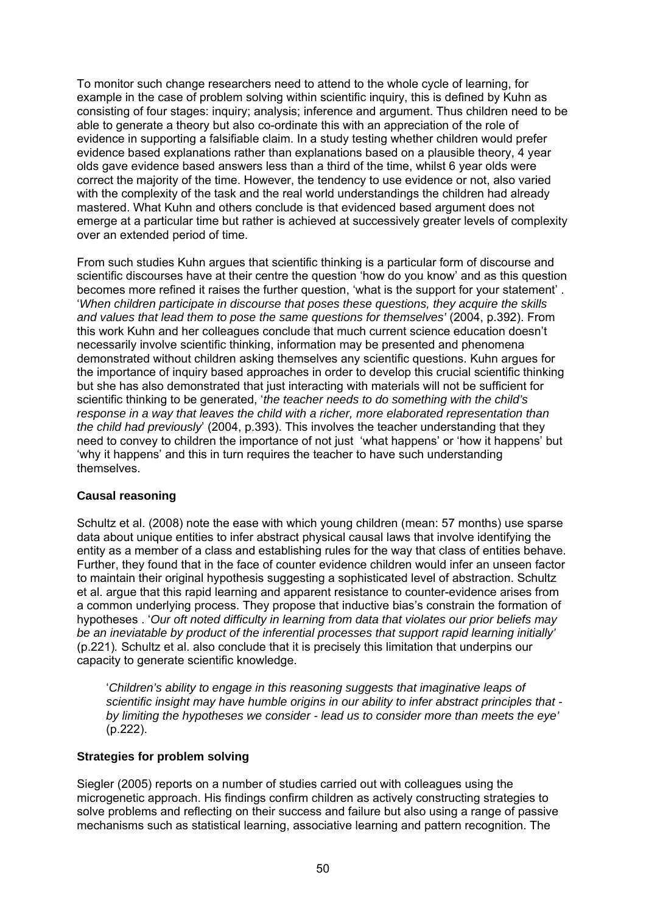To monitor such change researchers need to attend to the whole cycle of learning, for example in the case of problem solving within scientific inquiry, this is defined by Kuhn as consisting of four stages: inquiry; analysis; inference and argument. Thus children need to be able to generate a theory but also co-ordinate this with an appreciation of the role of evidence in supporting a falsifiable claim. In a study testing whether children would prefer evidence based explanations rather than explanations based on a plausible theory, 4 year olds gave evidence based answers less than a third of the time, whilst 6 year olds were correct the majority of the time. However, the tendency to use evidence or not, also varied with the complexity of the task and the real world understandings the children had already mastered. What Kuhn and others conclude is that evidenced based argument does not emerge at a particular time but rather is achieved at successively greater levels of complexity over an extended period of time.

From such studies Kuhn argues that scientific thinking is a particular form of discourse and scientific discourses have at their centre the question 'how do you know' and as this question becomes more refined it raises the further question, 'what is the support for your statement' . '*When children participate in discourse that poses these questions, they acquire the skills and values that lead them to pose the same questions for themselves'* (2004, p.392). From this work Kuhn and her colleagues conclude that much current science education doesn't necessarily involve scientific thinking, information may be presented and phenomena demonstrated without children asking themselves any scientific questions. Kuhn argues for the importance of inquiry based approaches in order to develop this crucial scientific thinking but she has also demonstrated that just interacting with materials will not be sufficient for scientific thinking to be generated, '*the teacher needs to do something with the child's response in a way that leaves the child with a richer, more elaborated representation than the child had previously*' (2004, p.393). This involves the teacher understanding that they need to convey to children the importance of not just 'what happens' or 'how it happens' but 'why it happens' and this in turn requires the teacher to have such understanding themselves.

**Causal reasoning**

Schultz et al. (2008) note the ease with which young children (mean: 57 months) use sparse data about unique entities to infer abstract physical causal laws that involve identifying the entity as a member of a class and establishing rules for the way that class of entities behave. Further, they found that in the face of counter evidence children would infer an unseen factor to maintain their original hypothesis suggesting a sophisticated level of abstraction. Schultz et al. argue that this rapid learning and apparent resistance to counter-evidence arises from a common underlying process. They propose that inductive bias's constrain the formation of hypotheses . '*Our oft noted difficulty in learning from data that violates our prior beliefs may be an ineviatable by product of the inferential processes that support rapid learning initially'* (p.221). Schultz et al. also conclude that it is precisely this limitation that underpins our capacity to generate scientific knowledge.

> '*Children's ability to engage in this reasoning suggests that imaginative leaps of scientific insight may have humble origins in our ability to infer abstract principles that - by limiting the hypotheses we consider - lead us to consider more than meets the eye'* (p.222).

**Strategies for problem solving**

Siegler (2005) reports on a number of studies carried out with colleagues using the microgenetic approach. His findings confirm children as actively constructing strategies to solve problems and reflecting on their success and failure but also using a range of passive mechanisms such as statistical learning, associative learning and pattern recognition. The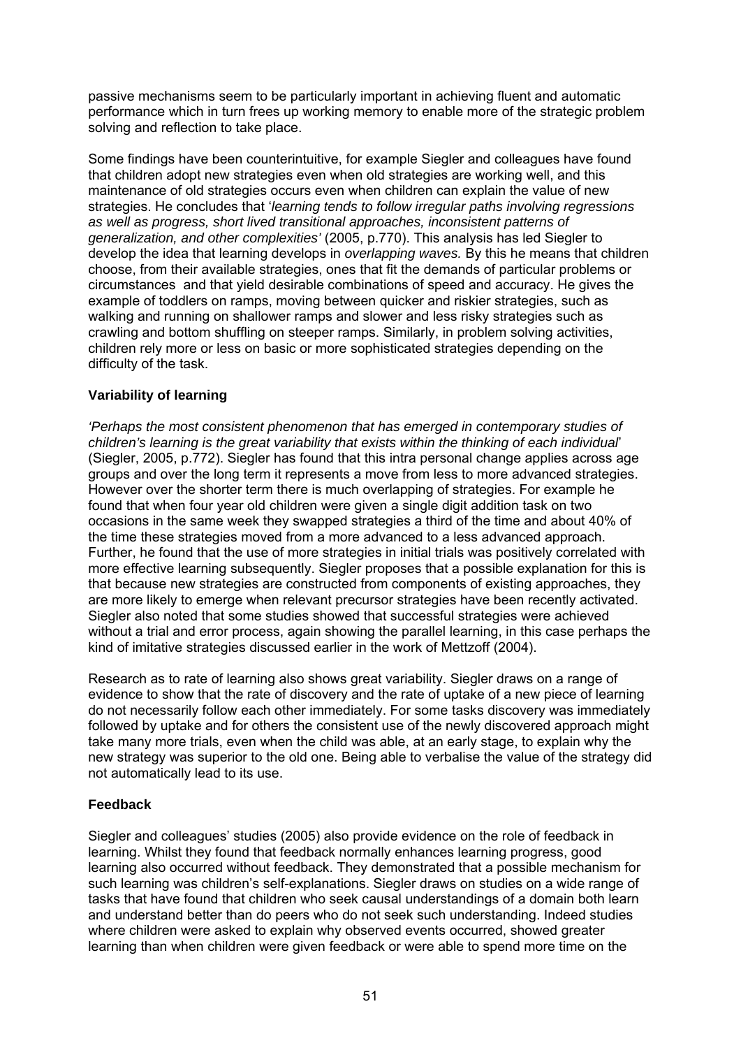passive mechanisms seem to be particularly important in achieving fluent and automatic performance which in turn frees up working memory to enable more of the strategic problem solving and reflection to take place.

Some findings have been counterintuitive, for example Siegler and colleagues have found that children adopt new strategies even when old strategies are working well, and this maintenance of old strategies occurs even when children can explain the value of new strategies. He concludes that '*learning tends to follow irregular paths involving regressions as well as progress, short lived transitional approaches, inconsistent patterns of generalization, and other complexities'* (2005, p.770). This analysis has led Siegler to develop the idea that learning develops in *overlapping waves.* By this he means that children choose, from their available strategies, ones that fit the demands of particular problems or circumstances and that yield desirable combinations of speed and accuracy. He gives the example of toddlers on ramps, moving between quicker and riskier strategies, such as walking and running on shallower ramps and slower and less risky strategies such as crawling and bottom shuffling on steeper ramps. Similarly, in problem solving activities, children rely more or less on basic or more sophisticated strategies depending on the difficulty of the task.

**Variability of learning**

*'Perhaps the most consistent phenomenon that has emerged in contemporary studies of children's learning is the great variability that exists within the thinking of each individual*' (Siegler, 2005, p.772). Siegler has found that this intra personal change applies across age groups and over the long term it represents a move from less to more advanced strategies. However over the shorter term there is much overlapping of strategies. For example he found that when four year old children were given a single digit addition task on two occasions in the same week they swapped strategies a third of the time and about 40% of the time these strategies moved from a more advanced to a less advanced approach. Further, he found that the use of more strategies in initial trials was positively correlated with more effective learning subsequently. Siegler proposes that a possible explanation for this is that because new strategies are constructed from components of existing approaches, they are more likely to emerge when relevant precursor strategies have been recently activated. Siegler also noted that some studies showed that successful strategies were achieved without a trial and error process, again showing the parallel learning, in this case perhaps the kind of imitative strategies discussed earlier in the work of Mettzoff (2004).

Research as to rate of learning also shows great variability. Siegler draws on a range of evidence to show that the rate of discovery and the rate of uptake of a new piece of learning do not necessarily follow each other immediately. For some tasks discovery was immediately followed by uptake and for others the consistent use of the newly discovered approach might take many more trials, even when the child was able, at an early stage, to explain why the new strategy was superior to the old one. Being able to verbalise the value of the strategy did not automatically lead to its use.

**Feedback**

Siegler and colleagues' studies (2005) also provide evidence on the role of feedback in learning. Whilst they found that feedback normally enhances learning progress, good learning also occurred without feedback. They demonstrated that a possible mechanism for such learning was children's self-explanations. Siegler draws on studies on a wide range of tasks that have found that children who seek causal understandings of a domain both learn and understand better than do peers who do not seek such understanding. Indeed studies where children were asked to explain why observed events occurred, showed greater learning than when children were given feedback or were able to spend more time on the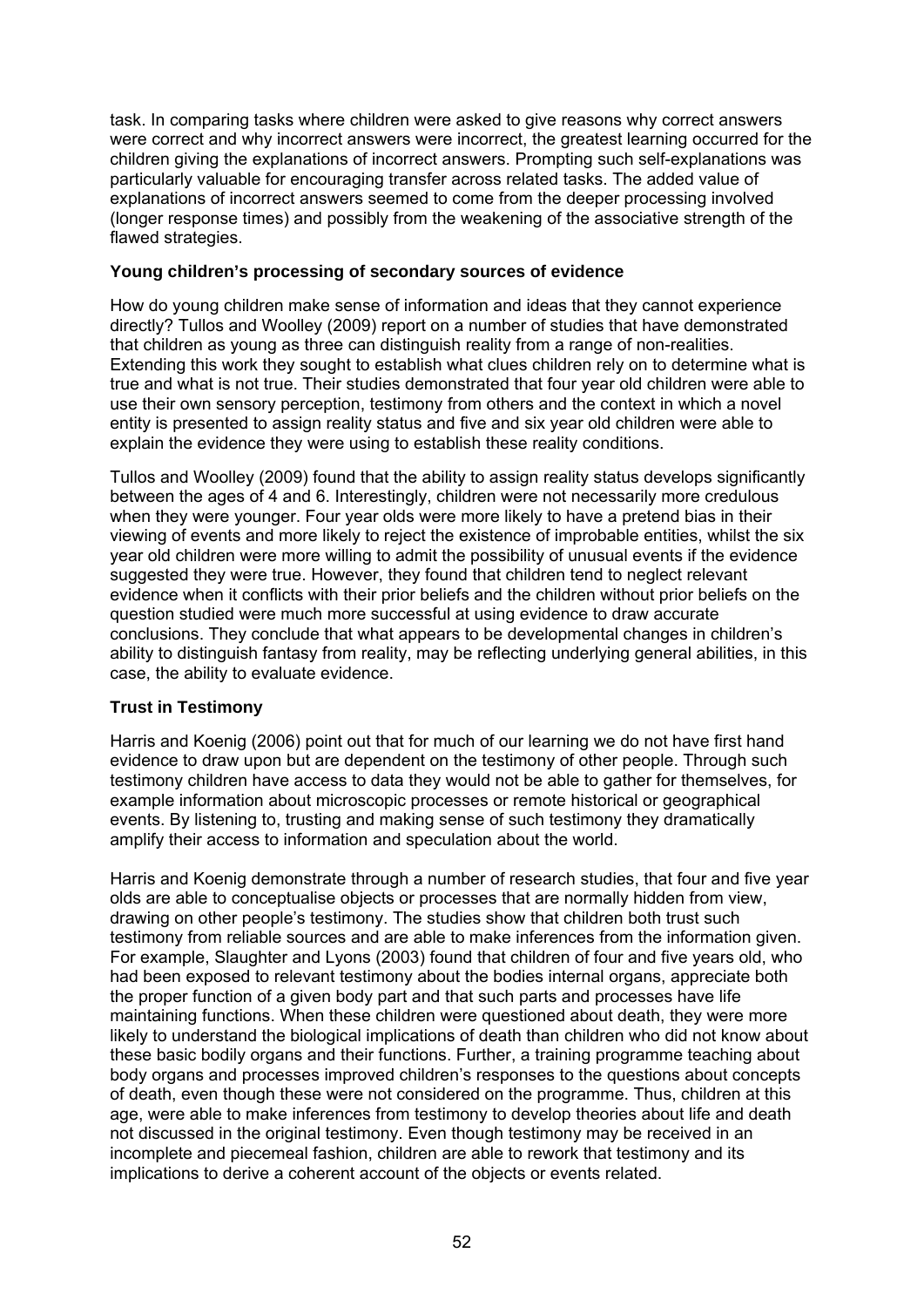task. In comparing tasks where children were asked to give reasons why correct answers were correct and why incorrect answers were incorrect, the greatest learning occurred for the children giving the explanations of incorrect answers. Prompting such self-explanations was particularly valuable for encouraging transfer across related tasks. The added value of explanations of incorrect answers seemed to come from the deeper processing involved (longer response times) and possibly from the weakening of the associative strength of the flawed strategies.

**Young children's processing of secondary sources of evidence**

How do young children make sense of information and ideas that they cannot experience directly? Tullos and Woolley (2009) report on a number of studies that have demonstrated that children as young as three can distinguish reality from a range of non-realities. Extending this work they sought to establish what clues children rely on to determine what is true and what is not true. Their studies demonstrated that four year old children were able to use their own sensory perception, testimony from others and the context in which a novel entity is presented to assign reality status and five and six year old children were able to explain the evidence they were using to establish these reality conditions.

Tullos and Woolley (2009) found that the ability to assign reality status develops significantly between the ages of 4 and 6. Interestingly, children were not necessarily more credulous when they were younger. Four year olds were more likely to have a pretend bias in their viewing of events and more likely to reject the existence of improbable entities, whilst the six year old children were more willing to admit the possibility of unusual events if the evidence suggested they were true. However, they found that children tend to neglect relevant evidence when it conflicts with their prior beliefs and the children without prior beliefs on the question studied were much more successful at using evidence to draw accurate conclusions. They conclude that what appears to be developmental changes in children's ability to distinguish fantasy from reality, may be reflecting underlying general abilities, in this case, the ability to evaluate evidence.

**Trust in Testimony**

Harris and Koenig (2006) point out that for much of our learning we do not have first hand evidence to draw upon but are dependent on the testimony of other people. Through such testimony children have access to data they would not be able to gather for themselves, for example information about microscopic processes or remote historical or geographical events. By listening to, trusting and making sense of such testimony they dramatically amplify their access to information and speculation about the world.

Harris and Koenig demonstrate through a number of research studies, that four and five year olds are able to conceptualise objects or processes that are normally hidden from view, drawing on other people's testimony. The studies show that children both trust such testimony from reliable sources and are able to make inferences from the information given. For example, Slaughter and Lyons (2003) found that children of four and five years old, who had been exposed to relevant testimony about the bodies internal organs, appreciate both the proper function of a given body part and that such parts and processes have life maintaining functions. When these children were questioned about death, they were more likely to understand the biological implications of death than children who did not know about these basic bodily organs and their functions. Further, a training programme teaching about body organs and processes improved children's responses to the questions about concepts of death, even though these were not considered on the programme. Thus, children at this age, were able to make inferences from testimony to develop theories about life and death not discussed in the original testimony. Even though testimony may be received in an incomplete and piecemeal fashion, children are able to rework that testimony and its implications to derive a coherent account of the objects or events related.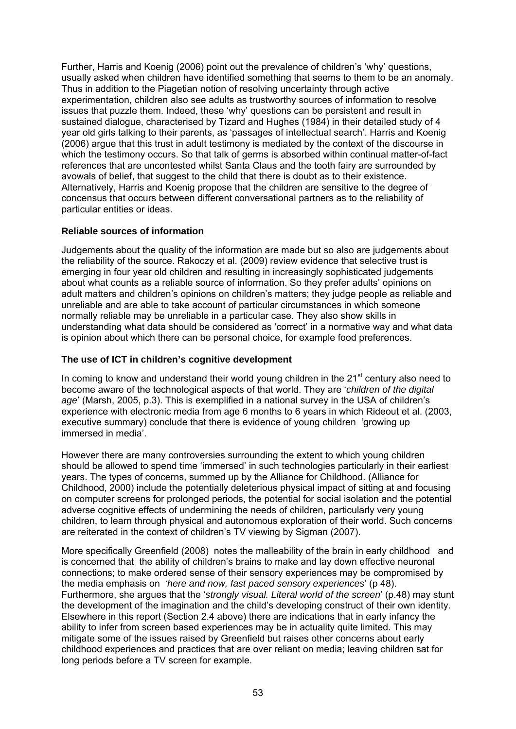Further, Harris and Koenig (2006) point out the prevalence of children's 'why' questions, usually asked when children have identified something that seems to them to be an anomaly. Thus in addition to the Piagetian notion of resolving uncertainty through active experimentation, children also see adults as trustworthy sources of information to resolve issues that puzzle them. Indeed, these 'why' questions can be persistent and result in sustained dialogue, characterised by Tizard and Hughes (1984) in their detailed study of 4 year old girls talking to their parents, as 'passages of intellectual search'. Harris and Koenig (2006) argue that this trust in adult testimony is mediated by the context of the discourse in which the testimony occurs. So that talk of germs is absorbed within continual matter-of-fact references that are uncontested whilst Santa Claus and the tooth fairy are surrounded by avowals of belief, that suggest to the child that there is doubt as to their existence. Alternatively, Harris and Koenig propose that the children are sensitive to the degree of concensus that occurs between different conversational partners as to the reliability of particular entities or ideas.

**Reliable sources of information**

Judgements about the quality of the information are made but so also are judgements about the reliability of the source. Rakoczy et al. (2009) review evidence that selective trust is emerging in four year old children and resulting in increasingly sophisticated judgements about what counts as a reliable source of information. So they prefer adults' opinions on adult matters and children's opinions on children's matters; they judge people as reliable and unreliable and are able to take account of particular circumstances in which someone normally reliable may be unreliable in a particular case. They also show skills in understanding what data should be considered as 'correct' in a normative way and what data is opinion about which there can be personal choice, for example food preferences.

**The use of ICT in children's cognitive development**

In coming to know and understand their world young children in the 21st century also need to become aware of the technological aspects of that world. They are '*children of the digital age*' (Marsh, 2005, p.3). This is exemplified in a national survey in the USA of children's experience with electronic media from age 6 months to 6 years in which Rideout et al. (2003, executive summary) conclude that there is evidence of young children 'growing up immersed in media'.

However there are many controversies surrounding the extent to which young children should be allowed to spend time 'immersed' in such technologies particularly in their earliest years. The types of concerns, summed up by the Alliance for Childhood. (Alliance for Childhood, 2000) include the potentially deleterious physical impact of sitting at and focusing on computer screens for prolonged periods, the potential for social isolation and the potential adverse cognitive effects of undermining the needs of children, particularly very young children, to learn through physical and autonomous exploration of their world. Such concerns are reiterated in the context of children's TV viewing by Sigman (2007).

More specifically Greenfield (2008) notes the malleability of the brain in early childhood and is concerned that the ability of children's brains to make and lay down effective neuronal connections; to make ordered sense of their sensory experiences may be compromised by the media emphasis on '*here and now, fast paced sensory experiences*' (p 48). Furthermore, she argues that the '*strongly visual. Literal world of the screen*' (p.48) may stunt the development of the imagination and the child's developing construct of their own identity. Elsewhere in this report (Section 2.4 above) there are indications that in early infancy the ability to infer from screen based experiences may be in actuality quite limited. This may mitigate some of the issues raised by Greenfield but raises other concerns about early childhood experiences and practices that are over reliant on media; leaving children sat for long periods before a TV screen for example.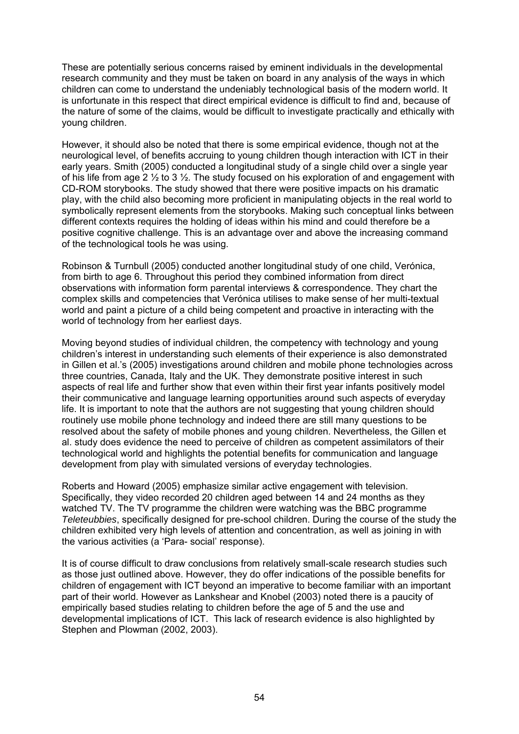These are potentially serious concerns raised by eminent individuals in the developmental research community and they must be taken on board in any analysis of the ways in which children can come to understand the undeniably technological basis of the modern world. It is unfortunate in this respect that direct empirical evidence is difficult to find and, because of the nature of some of the claims, would be difficult to investigate practically and ethically with young children.

However, it should also be noted that there is some empirical evidence, though not at the neurological level, of benefits accruing to young children though interaction with ICT in their early years. Smith (2005) conducted a longitudinal study of a single child over a single year of his life from age 2 ½ to 3 ½. The study focused on his exploration of and engagement with CD-ROM storybooks. The study showed that there were positive impacts on his dramatic play, with the child also becoming more proficient in manipulating objects in the real world to symbolically represent elements from the storybooks. Making such conceptual links between different contexts requires the holding of ideas within his mind and could therefore be a positive cognitive challenge. This is an advantage over and above the increasing command of the technological tools he was using.

Robinson & Turnbull (2005) conducted another longitudinal study of one child, Verónica, from birth to age 6. Throughout this period they combined information from direct observations with information form parental interviews & correspondence. They chart the complex skills and competencies that Verónica utilises to make sense of her multi-textual world and paint a picture of a child being competent and proactive in interacting with the world of technology from her earliest days.

Moving beyond studies of individual children, the competency with technology and young children's interest in understanding such elements of their experience is also demonstrated in Gillen et al.'s (2005) investigations around children and mobile phone technologies across three countries, Canada, Italy and the UK. They demonstrate positive interest in such aspects of real life and further show that even within their first year infants positively model their communicative and language learning opportunities around such aspects of everyday life. It is important to note that the authors are not suggesting that young children should routinely use mobile phone technology and indeed there are still many questions to be resolved about the safety of mobile phones and young children. Nevertheless, the Gillen et al. study does evidence the need to perceive of children as competent assimilators of their technological world and highlights the potential benefits for communication and language development from play with simulated versions of everyday technologies.

Roberts and Howard (2005) emphasize similar active engagement with television. Specifically, they video recorded 20 children aged between 14 and 24 months as they watched TV. The TV programme the children were watching was the BBC programme *Teleteubbies*, specifically designed for pre-school children. During the course of the study the children exhibited very high levels of attention and concentration, as well as joining in with the various activities (a 'Para- social' response).

It is of course difficult to draw conclusions from relatively small-scale research studies such as those just outlined above. However, they do offer indications of the possible benefits for children of engagement with ICT beyond an imperative to become familiar with an important part of their world. However as Lankshear and Knobel (2003) noted there is a paucity of empirically based studies relating to children before the age of 5 and the use and developmental implications of ICT. This lack of research evidence is also highlighted by Stephen and Plowman (2002, 2003).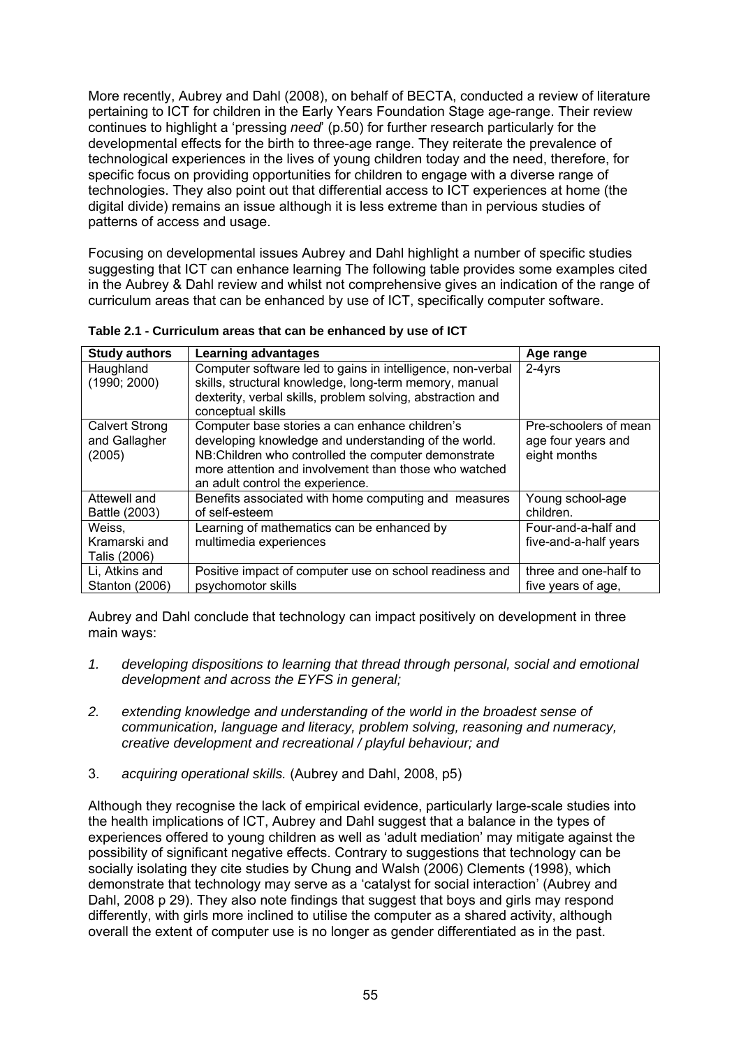More recently, Aubrey and Dahl (2008), on behalf of BECTA, conducted a review of literature pertaining to ICT for children in the Early Years Foundation Stage age-range. Their review continues to highlight a 'pressing *need*' (p.50) for further research particularly for the developmental effects for the birth to three-age range. They reiterate the prevalence of technological experiences in the lives of young children today and the need, therefore, for specific focus on providing opportunities for children to engage with a diverse range of technologies. They also point out that differential access to ICT experiences at home (the digital divide) remains an issue although it is less extreme than in pervious studies of patterns of access and usage.

Focusing on developmental issues Aubrey and Dahl highlight a number of specific studies suggesting that ICT can enhance learning The following table provides some examples cited in the Aubrey & Dahl review and whilst not comprehensive gives an indication of the range of curriculum areas that can be enhanced by use of ICT, specifically computer software.

**Table 2.1 - Curriculum areas that can be enhanced by use of ICT**

| Study authors | Learning advantages | Age range |
|---|---|---|
| Haughland (1990; 2000) | Computer software led to gains in intelligence, non-verbal skills, structural knowledge, long-term memory, manual dexterity, verbal skills, problem solving, abstraction and conceptual skills | 2-4yrs |
| Calvert Strong and Gallagher (2005) | Computer base stories a can enhance children's developing knowledge and understanding of the world. NB:Children who controlled the computer demonstrate more attention and involvement than those who watched an adult control the experience. | Pre-schoolers of mean age four years and eight months |
| Attewell and Battle (2003) | Benefits associated with home computing and measures of self-esteem | Young school-age children. |
| Weiss, Kramarski and Talis (2006) | Learning of mathematics can be enhanced by multimedia experiences | Four-and-a-half and five-and-a-half years |
| Li, Atkins and Stanton (2006) | Positive impact of computer use on school readiness and psychomotor skills | three and one-half to five years of age, |

Aubrey and Dahl conclude that technology can impact positively on development in three main ways:

1. *developing dispositions to learning that thread through personal, social and emotional development and across the EYFS in general;*

2. *extending knowledge and understanding of the world in the broadest sense of communication, language and literacy, problem solving, reasoning and numeracy, creative development and recreational / playful behaviour; and*

3. *acquiring operational skills.* (Aubrey and Dahl, 2008, p5)

Although they recognise the lack of empirical evidence, particularly large-scale studies into the health implications of ICT, Aubrey and Dahl suggest that a balance in the types of experiences offered to young children as well as 'adult mediation' may mitigate against the possibility of significant negative effects. Contrary to suggestions that technology can be socially isolating they cite studies by Chung and Walsh (2006) Clements (1998), which demonstrate that technology may serve as a 'catalyst for social interaction' (Aubrey and Dahl, 2008 p 29). They also note findings that suggest that boys and girls may respond differently, with girls more inclined to utilise the computer as a shared activity, although overall the extent of computer use is no longer as gender differentiated as in the past.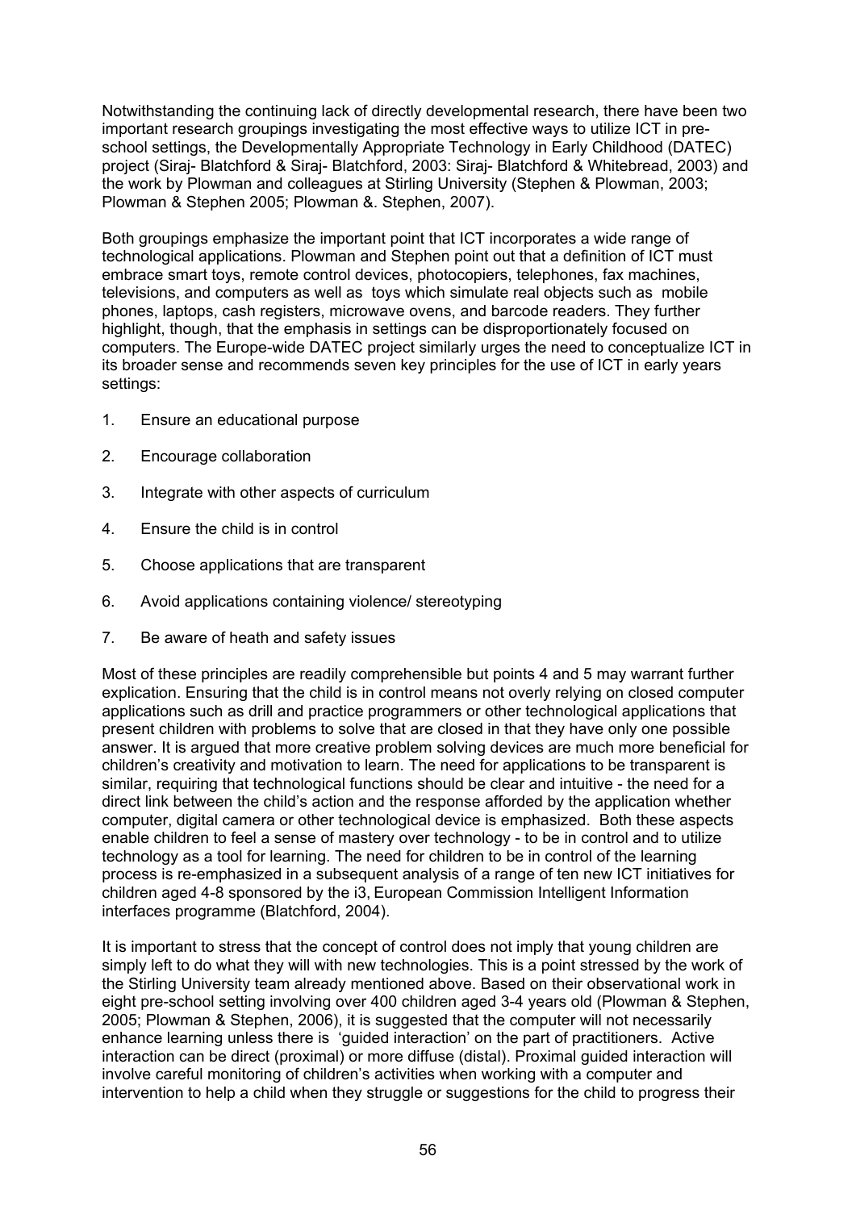Notwithstanding the continuing lack of directly developmental research, there have been two important research groupings investigating the most effective ways to utilize ICT in pre-school settings, the Developmentally Appropriate Technology in Early Childhood (DATEC) project (Siraj- Blatchford & Siraj- Blatchford, 2003: Siraj- Blatchford & Whitebread, 2003) and the work by Plowman and colleagues at Stirling University (Stephen & Plowman, 2003; Plowman & Stephen 2005; Plowman &. Stephen, 2007).

Both groupings emphasize the important point that ICT incorporates a wide range of technological applications. Plowman and Stephen point out that a definition of ICT must embrace smart toys, remote control devices, photocopiers, telephones, fax machines, televisions, and computers as well as toys which simulate real objects such as mobile phones, laptops, cash registers, microwave ovens, and barcode readers. They further highlight, though, that the emphasis in settings can be disproportionately focused on computers. The Europe-wide DATEC project similarly urges the need to conceptualize ICT in its broader sense and recommends seven key principles for the use of ICT in early years settings:

1. Ensure an educational purpose
2. Encourage collaboration
3. Integrate with other aspects of curriculum
4. Ensure the child is in control
5. Choose applications that are transparent
6. Avoid applications containing violence/ stereotyping
7. Be aware of heath and safety issues

Most of these principles are readily comprehensible but points 4 and 5 may warrant further explication. Ensuring that the child is in control means not overly relying on closed computer applications such as drill and practice programmers or other technological applications that present children with problems to solve that are closed in that they have only one possible answer. It is argued that more creative problem solving devices are much more beneficial for children's creativity and motivation to learn. The need for applications to be transparent is similar, requiring that technological functions should be clear and intuitive - the need for a direct link between the child's action and the response afforded by the application whether computer, digital camera or other technological device is emphasized. Both these aspects enable children to feel a sense of mastery over technology - to be in control and to utilize technology as a tool for learning. The need for children to be in control of the learning process is re-emphasized in a subsequent analysis of a range of ten new ICT initiatives for children aged 4-8 sponsored by the i3, European Commission Intelligent Information interfaces programme (Blatchford, 2004).

It is important to stress that the concept of control does not imply that young children are simply left to do what they will with new technologies. This is a point stressed by the work of the Stirling University team already mentioned above. Based on their observational work in eight pre-school setting involving over 400 children aged 3-4 years old (Plowman & Stephen, 2005; Plowman & Stephen, 2006), it is suggested that the computer will not necessarily enhance learning unless there is 'guided interaction' on the part of practitioners. Active interaction can be direct (proximal) or more diffuse (distal). Proximal guided interaction will involve careful monitoring of children's activities when working with a computer and intervention to help a child when they struggle or suggestions for the child to progress their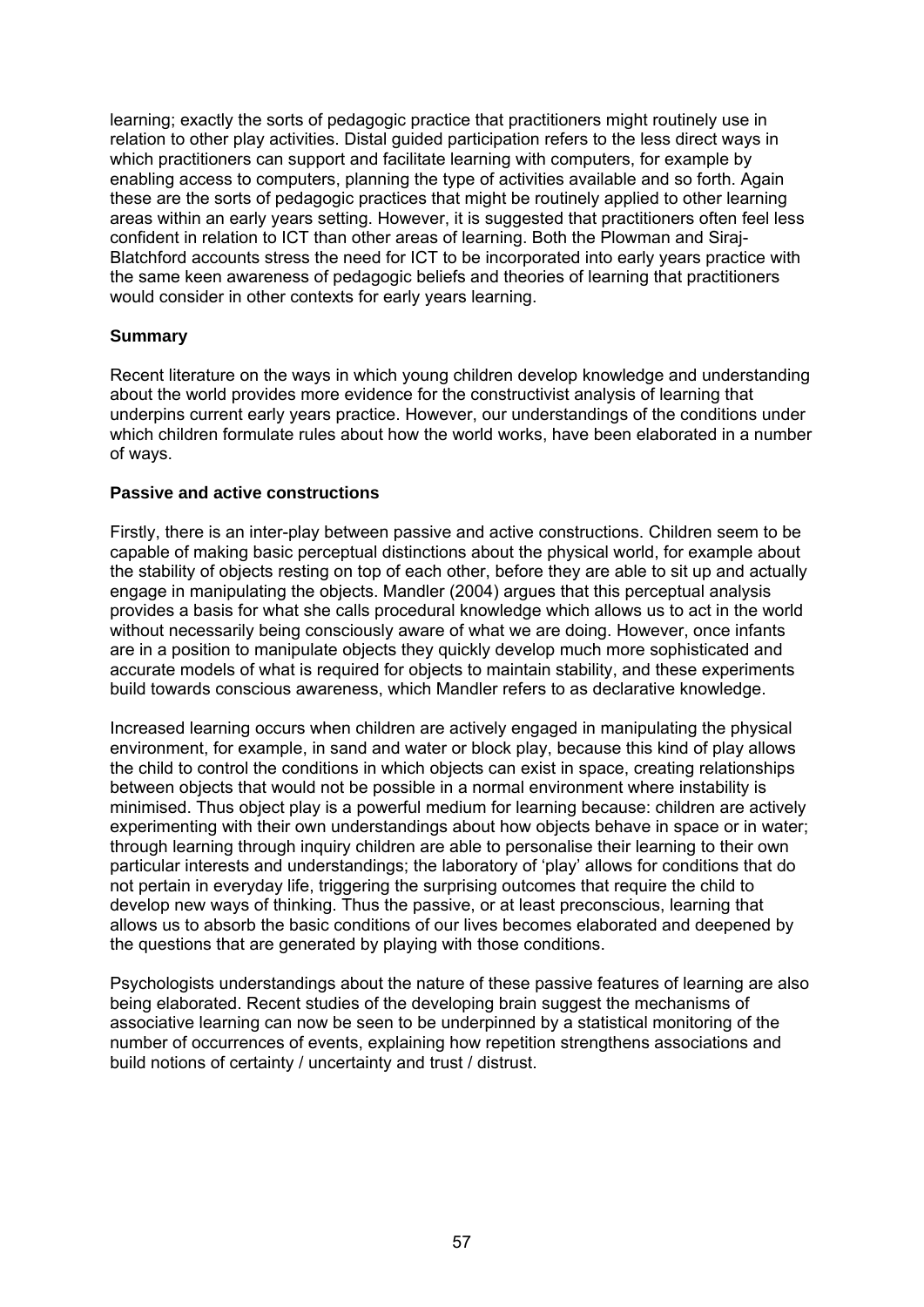learning; exactly the sorts of pedagogic practice that practitioners might routinely use in relation to other play activities. Distal guided participation refers to the less direct ways in which practitioners can support and facilitate learning with computers, for example by enabling access to computers, planning the type of activities available and so forth. Again these are the sorts of pedagogic practices that might be routinely applied to other learning areas within an early years setting. However, it is suggested that practitioners often feel less confident in relation to ICT than other areas of learning. Both the Plowman and Siraj-Blatchford accounts stress the need for ICT to be incorporated into early years practice with the same keen awareness of pedagogic beliefs and theories of learning that practitioners would consider in other contexts for early years learning.

**Summary**

Recent literature on the ways in which young children develop knowledge and understanding about the world provides more evidence for the constructivist analysis of learning that underpins current early years practice. However, our understandings of the conditions under which children formulate rules about how the world works, have been elaborated in a number of ways.

**Passive and active constructions**

Firstly, there is an inter-play between passive and active constructions. Children seem to be capable of making basic perceptual distinctions about the physical world, for example about the stability of objects resting on top of each other, before they are able to sit up and actually engage in manipulating the objects. Mandler (2004) argues that this perceptual analysis provides a basis for what she calls procedural knowledge which allows us to act in the world without necessarily being consciously aware of what we are doing. However, once infants are in a position to manipulate objects they quickly develop much more sophisticated and accurate models of what is required for objects to maintain stability, and these experiments build towards conscious awareness, which Mandler refers to as declarative knowledge.

Increased learning occurs when children are actively engaged in manipulating the physical environment, for example, in sand and water or block play, because this kind of play allows the child to control the conditions in which objects can exist in space, creating relationships between objects that would not be possible in a normal environment where instability is minimised. Thus object play is a powerful medium for learning because: children are actively experimenting with their own understandings about how objects behave in space or in water; through learning through inquiry children are able to personalise their learning to their own particular interests and understandings; the laboratory of 'play' allows for conditions that do not pertain in everyday life, triggering the surprising outcomes that require the child to develop new ways of thinking. Thus the passive, or at least preconscious, learning that allows us to absorb the basic conditions of our lives becomes elaborated and deepened by the questions that are generated by playing with those conditions.

Psychologists understandings about the nature of these passive features of learning are also being elaborated. Recent studies of the developing brain suggest the mechanisms of associative learning can now be seen to be underpinned by a statistical monitoring of the number of occurrences of events, explaining how repetition strengthens associations and build notions of certainty / uncertainty and trust / distrust.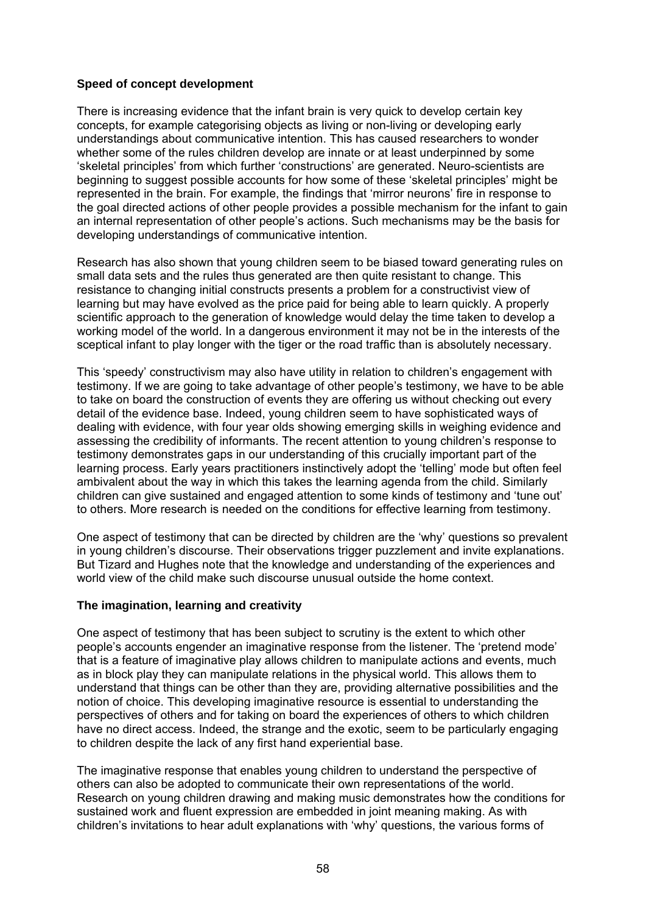**Speed of concept development**

There is increasing evidence that the infant brain is very quick to develop certain key concepts, for example categorising objects as living or non-living or developing early understandings about communicative intention. This has caused researchers to wonder whether some of the rules children develop are innate or at least underpinned by some 'skeletal principles' from which further 'constructions' are generated. Neuro-scientists are beginning to suggest possible accounts for how some of these 'skeletal principles' might be represented in the brain. For example, the findings that 'mirror neurons' fire in response to the goal directed actions of other people provides a possible mechanism for the infant to gain an internal representation of other people's actions. Such mechanisms may be the basis for developing understandings of communicative intention.

Research has also shown that young children seem to be biased toward generating rules on small data sets and the rules thus generated are then quite resistant to change. This resistance to changing initial constructs presents a problem for a constructivist view of learning but may have evolved as the price paid for being able to learn quickly. A properly scientific approach to the generation of knowledge would delay the time taken to develop a working model of the world. In a dangerous environment it may not be in the interests of the sceptical infant to play longer with the tiger or the road traffic than is absolutely necessary.

This 'speedy' constructivism may also have utility in relation to children's engagement with testimony. If we are going to take advantage of other people's testimony, we have to be able to take on board the construction of events they are offering us without checking out every detail of the evidence base. Indeed, young children seem to have sophisticated ways of dealing with evidence, with four year olds showing emerging skills in weighing evidence and assessing the credibility of informants. The recent attention to young children's response to testimony demonstrates gaps in our understanding of this crucially important part of the learning process. Early years practitioners instinctively adopt the 'telling' mode but often feel ambivalent about the way in which this takes the learning agenda from the child. Similarly children can give sustained and engaged attention to some kinds of testimony and 'tune out' to others. More research is needed on the conditions for effective learning from testimony.

One aspect of testimony that can be directed by children are the 'why' questions so prevalent in young children's discourse. Their observations trigger puzzlement and invite explanations. But Tizard and Hughes note that the knowledge and understanding of the experiences and world view of the child make such discourse unusual outside the home context.

**The imagination, learning and creativity**

One aspect of testimony that has been subject to scrutiny is the extent to which other people's accounts engender an imaginative response from the listener. The 'pretend mode' that is a feature of imaginative play allows children to manipulate actions and events, much as in block play they can manipulate relations in the physical world. This allows them to understand that things can be other than they are, providing alternative possibilities and the notion of choice. This developing imaginative resource is essential to understanding the perspectives of others and for taking on board the experiences of others to which children have no direct access. Indeed, the strange and the exotic, seem to be particularly engaging to children despite the lack of any first hand experiential base.

The imaginative response that enables young children to understand the perspective of others can also be adopted to communicate their own representations of the world. Research on young children drawing and making music demonstrates how the conditions for sustained work and fluent expression are embedded in joint meaning making. As with children's invitations to hear adult explanations with 'why' questions, the various forms of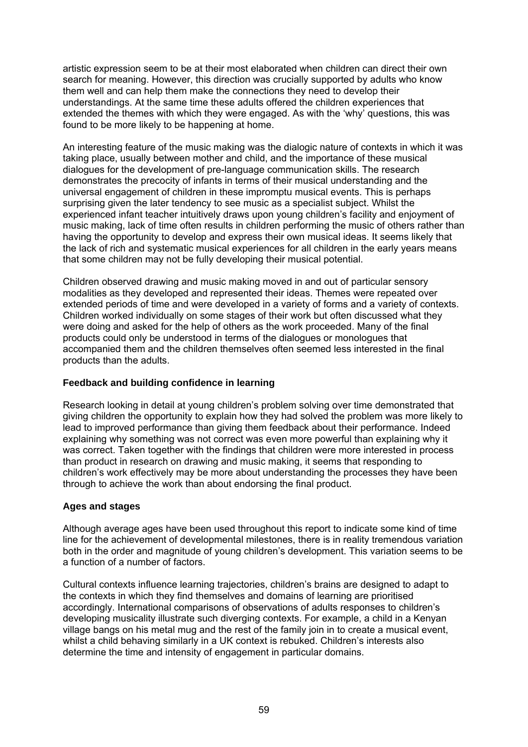artistic expression seem to be at their most elaborated when children can direct their own search for meaning. However, this direction was crucially supported by adults who know them well and can help them make the connections they need to develop their understandings. At the same time these adults offered the children experiences that extended the themes with which they were engaged. As with the 'why' questions, this was found to be more likely to be happening at home.

An interesting feature of the music making was the dialogic nature of contexts in which it was taking place, usually between mother and child, and the importance of these musical dialogues for the development of pre-language communication skills. The research demonstrates the precocity of infants in terms of their musical understanding and the universal engagement of children in these impromptu musical events. This is perhaps surprising given the later tendency to see music as a specialist subject. Whilst the experienced infant teacher intuitively draws upon young children's facility and enjoyment of music making, lack of time often results in children performing the music of others rather than having the opportunity to develop and express their own musical ideas. It seems likely that the lack of rich and systematic musical experiences for all children in the early years means that some children may not be fully developing their musical potential.

Children observed drawing and music making moved in and out of particular sensory modalities as they developed and represented their ideas. Themes were repeated over extended periods of time and were developed in a variety of forms and a variety of contexts. Children worked individually on some stages of their work but often discussed what they were doing and asked for the help of others as the work proceeded. Many of the final products could only be understood in terms of the dialogues or monologues that accompanied them and the children themselves often seemed less interested in the final products than the adults.

**Feedback and building confidence in learning**

Research looking in detail at young children's problem solving over time demonstrated that giving children the opportunity to explain how they had solved the problem was more likely to lead to improved performance than giving them feedback about their performance. Indeed explaining why something was not correct was even more powerful than explaining why it was correct. Taken together with the findings that children were more interested in process than product in research on drawing and music making, it seems that responding to children's work effectively may be more about understanding the processes they have been through to achieve the work than about endorsing the final product.

**Ages and stages**

Although average ages have been used throughout this report to indicate some kind of time line for the achievement of developmental milestones, there is in reality tremendous variation both in the order and magnitude of young children's development. This variation seems to be a function of a number of factors.

Cultural contexts influence learning trajectories, children's brains are designed to adapt to the contexts in which they find themselves and domains of learning are prioritised accordingly. International comparisons of observations of adults responses to children's developing musicality illustrate such diverging contexts. For example, a child in a Kenyan village bangs on his metal mug and the rest of the family join in to create a musical event, whilst a child behaving similarly in a UK context is rebuked. Children's interests also determine the time and intensity of engagement in particular domains.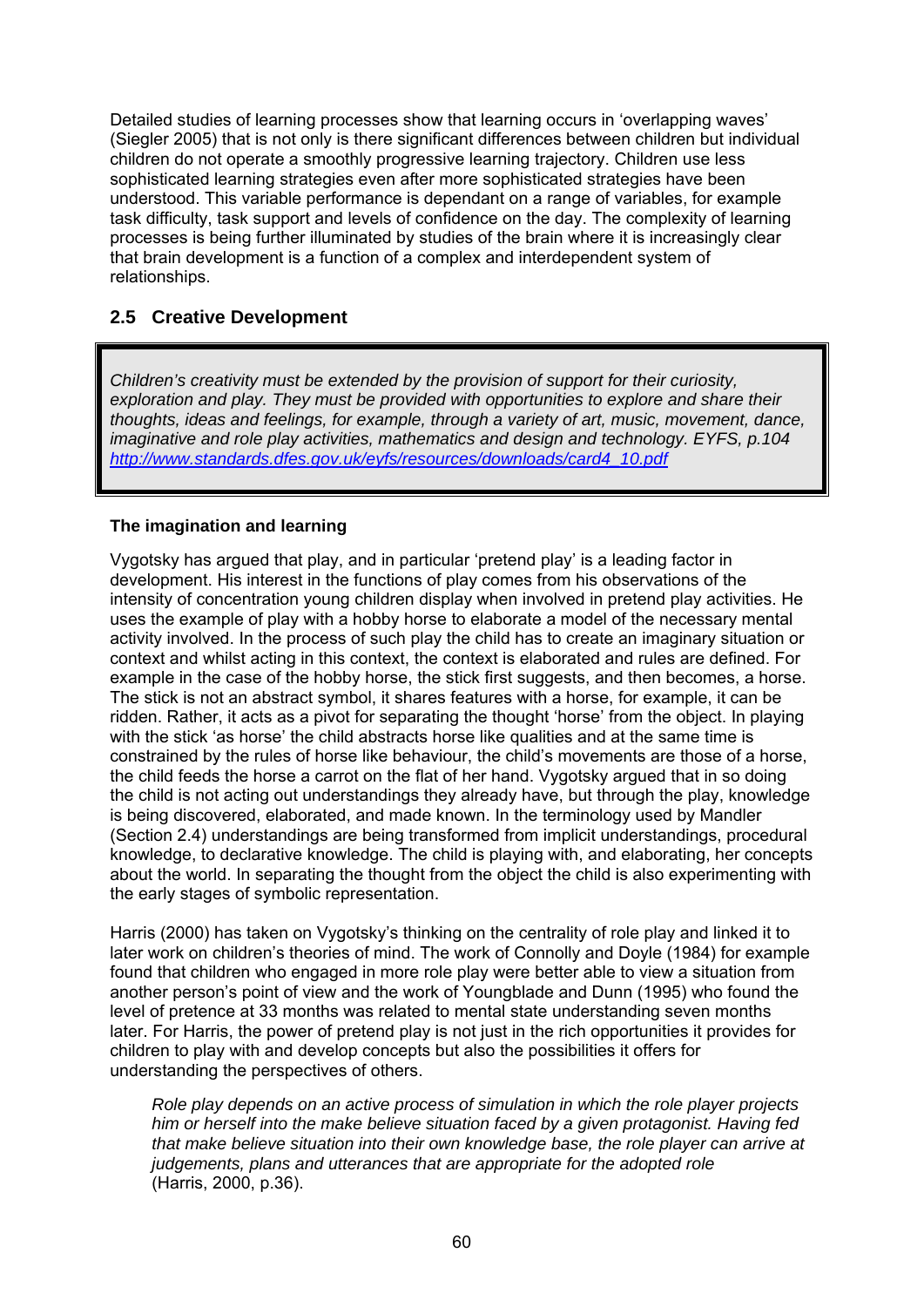Detailed studies of learning processes show that learning occurs in 'overlapping waves' (Siegler 2005) that is not only is there significant differences between children but individual children do not operate a smoothly progressive learning trajectory. Children use less sophisticated learning strategies even after more sophisticated strategies have been understood. This variable performance is dependant on a range of variables, for example task difficulty, task support and levels of confidence on the day. The complexity of learning processes is being further illuminated by studies of the brain where it is increasingly clear that brain development is a function of a complex and interdependent system of relationships.

## 2.5 Creative Development

> *Children's creativity must be extended by the provision of support for their curiosity, exploration and play. They must be provided with opportunities to explore and share their thoughts, ideas and feelings, for example, through a variety of art, music, movement, dance, imaginative and role play activities, mathematics and design and technology. EYFS, p.104* *http://www.standards.dfes.gov.uk/eyfs/resources/downloads/card4_10.pdf*

### The imagination and learning

Vygotsky has argued that play, and in particular 'pretend play' is a leading factor in development. His interest in the functions of play comes from his observations of the intensity of concentration young children display when involved in pretend play activities. He uses the example of play with a hobby horse to elaborate a model of the necessary mental activity involved. In the process of such play the child has to create an imaginary situation or context and whilst acting in this context, the context is elaborated and rules are defined. For example in the case of the hobby horse, the stick first suggests, and then becomes, a horse. The stick is not an abstract symbol, it shares features with a horse, for example, it can be ridden. Rather, it acts as a pivot for separating the thought 'horse' from the object. In playing with the stick 'as horse' the child abstracts horse like qualities and at the same time is constrained by the rules of horse like behaviour, the child's movements are those of a horse, the child feeds the horse a carrot on the flat of her hand. Vygotsky argued that in so doing the child is not acting out understandings they already have, but through the play, knowledge is being discovered, elaborated, and made known. In the terminology used by Mandler (Section 2.4) understandings are being transformed from implicit understandings, procedural knowledge, to declarative knowledge. The child is playing with, and elaborating, her concepts about the world. In separating the thought from the object the child is also experimenting with the early stages of symbolic representation.

Harris (2000) has taken on Vygotsky's thinking on the centrality of role play and linked it to later work on children's theories of mind. The work of Connolly and Doyle (1984) for example found that children who engaged in more role play were better able to view a situation from another person's point of view and the work of Youngblade and Dunn (1995) who found the level of pretence at 33 months was related to mental state understanding seven months later. For Harris, the power of pretend play is not just in the rich opportunities it provides for children to play with and develop concepts but also the possibilities it offers for understanding the perspectives of others.

> *Role play depends on an active process of simulation in which the role player projects him or herself into the make believe situation faced by a given protagonist. Having fed that make believe situation into their own knowledge base, the role player can arrive at judgements, plans and utterances that are appropriate for the adopted role* (Harris, 2000, p.36).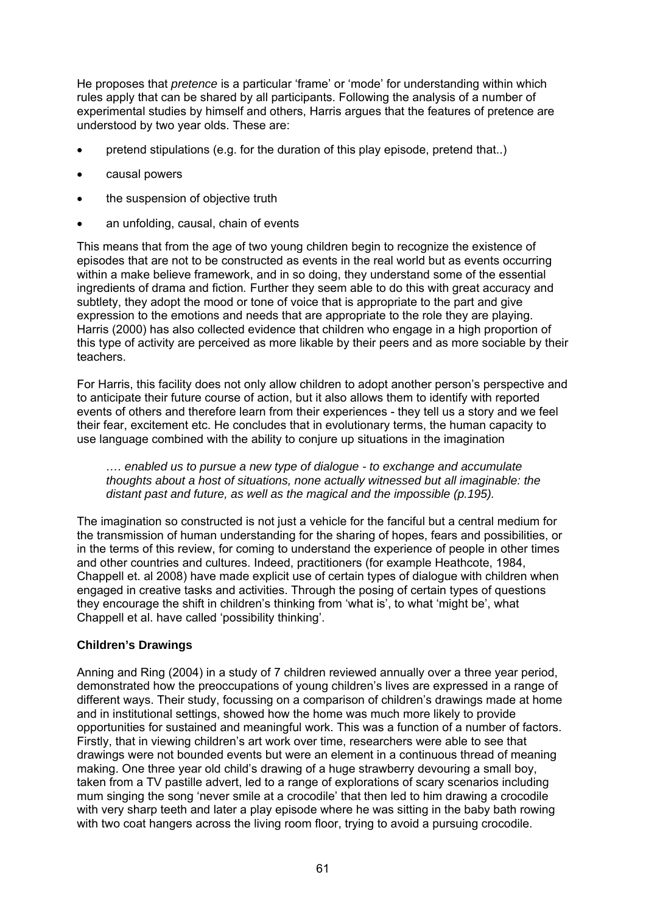He proposes that *pretence* is a particular 'frame' or 'mode' for understanding within which rules apply that can be shared by all participants. Following the analysis of a number of experimental studies by himself and others, Harris argues that the features of pretence are understood by two year olds. These are:

- pretend stipulations (e.g. for the duration of this play episode, pretend that..)
- causal powers
- the suspension of objective truth
- an unfolding, causal, chain of events

This means that from the age of two young children begin to recognize the existence of episodes that are not to be constructed as events in the real world but as events occurring within a make believe framework, and in so doing, they understand some of the essential ingredients of drama and fiction*.* Further they seem able to do this with great accuracy and subtlety, they adopt the mood or tone of voice that is appropriate to the part and give expression to the emotions and needs that are appropriate to the role they are playing. Harris (2000) has also collected evidence that children who engage in a high proportion of this type of activity are perceived as more likable by their peers and as more sociable by their teachers.

For Harris, this facility does not only allow children to adopt another person's perspective and to anticipate their future course of action, but it also allows them to identify with reported events of others and therefore learn from their experiences - they tell us a story and we feel their fear, excitement etc. He concludes that in evolutionary terms, the human capacity to use language combined with the ability to conjure up situations in the imagination

> *…. enabled us to pursue a new type of dialogue - to exchange and accumulate thoughts about a host of situations, none actually witnessed but all imaginable: the distant past and future, as well as the magical and the impossible (p.195).*

The imagination so constructed is not just a vehicle for the fanciful but a central medium for the transmission of human understanding for the sharing of hopes, fears and possibilities, or in the terms of this review, for coming to understand the experience of people in other times and other countries and cultures. Indeed, practitioners (for example Heathcote, 1984, Chappell et. al 2008) have made explicit use of certain types of dialogue with children when engaged in creative tasks and activities. Through the posing of certain types of questions they encourage the shift in children's thinking from 'what is', to what 'might be', what Chappell et al. have called 'possibility thinking'.

**Children's Drawings**

Anning and Ring (2004) in a study of 7 children reviewed annually over a three year period, demonstrated how the preoccupations of young children's lives are expressed in a range of different ways. Their study, focussing on a comparison of children's drawings made at home and in institutional settings, showed how the home was much more likely to provide opportunities for sustained and meaningful work. This was a function of a number of factors. Firstly, that in viewing children's art work over time, researchers were able to see that drawings were not bounded events but were an element in a continuous thread of meaning making. One three year old child's drawing of a huge strawberry devouring a small boy, taken from a TV pastille advert, led to a range of explorations of scary scenarios including mum singing the song 'never smile at a crocodile' that then led to him drawing a crocodile with very sharp teeth and later a play episode where he was sitting in the baby bath rowing with two coat hangers across the living room floor, trying to avoid a pursuing crocodile.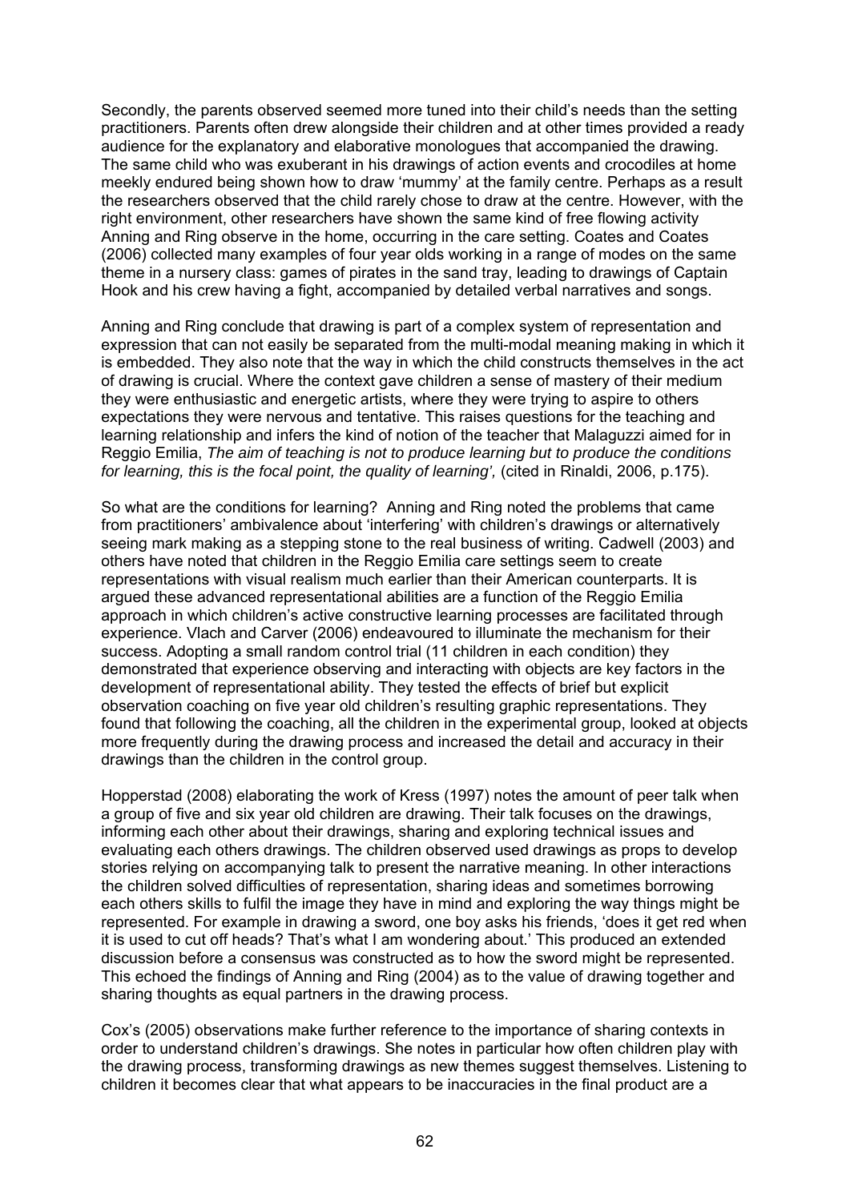Secondly, the parents observed seemed more tuned into their child's needs than the setting practitioners. Parents often drew alongside their children and at other times provided a ready audience for the explanatory and elaborative monologues that accompanied the drawing. The same child who was exuberant in his drawings of action events and crocodiles at home meekly endured being shown how to draw 'mummy' at the family centre. Perhaps as a result the researchers observed that the child rarely chose to draw at the centre. However, with the right environment, other researchers have shown the same kind of free flowing activity Anning and Ring observe in the home, occurring in the care setting. Coates and Coates (2006) collected many examples of four year olds working in a range of modes on the same theme in a nursery class: games of pirates in the sand tray, leading to drawings of Captain Hook and his crew having a fight, accompanied by detailed verbal narratives and songs.

Anning and Ring conclude that drawing is part of a complex system of representation and expression that can not easily be separated from the multi-modal meaning making in which it is embedded. They also note that the way in which the child constructs themselves in the act of drawing is crucial. Where the context gave children a sense of mastery of their medium they were enthusiastic and energetic artists, where they were trying to aspire to others expectations they were nervous and tentative. This raises questions for the teaching and learning relationship and infers the kind of notion of the teacher that Malaguzzi aimed for in Reggio Emilia, *The aim of teaching is not to produce learning but to produce the conditions for learning, this is the focal point, the quality of learning',* (cited in Rinaldi, 2006, p.175).

So what are the conditions for learning? Anning and Ring noted the problems that came from practitioners' ambivalence about 'interfering' with children's drawings or alternatively seeing mark making as a stepping stone to the real business of writing. Cadwell (2003) and others have noted that children in the Reggio Emilia care settings seem to create representations with visual realism much earlier than their American counterparts. It is argued these advanced representational abilities are a function of the Reggio Emilia approach in which children's active constructive learning processes are facilitated through experience. Vlach and Carver (2006) endeavoured to illuminate the mechanism for their success. Adopting a small random control trial (11 children in each condition) they demonstrated that experience observing and interacting with objects are key factors in the development of representational ability. They tested the effects of brief but explicit observation coaching on five year old children's resulting graphic representations. They found that following the coaching, all the children in the experimental group, looked at objects more frequently during the drawing process and increased the detail and accuracy in their drawings than the children in the control group.

Hopperstad (2008) elaborating the work of Kress (1997) notes the amount of peer talk when a group of five and six year old children are drawing. Their talk focuses on the drawings, informing each other about their drawings, sharing and exploring technical issues and evaluating each others drawings. The children observed used drawings as props to develop stories relying on accompanying talk to present the narrative meaning. In other interactions the children solved difficulties of representation, sharing ideas and sometimes borrowing each others skills to fulfil the image they have in mind and exploring the way things might be represented. For example in drawing a sword, one boy asks his friends, 'does it get red when it is used to cut off heads? That's what I am wondering about.' This produced an extended discussion before a consensus was constructed as to how the sword might be represented. This echoed the findings of Anning and Ring (2004) as to the value of drawing together and sharing thoughts as equal partners in the drawing process.

Cox's (2005) observations make further reference to the importance of sharing contexts in order to understand children's drawings. She notes in particular how often children play with the drawing process, transforming drawings as new themes suggest themselves. Listening to children it becomes clear that what appears to be inaccuracies in the final product are a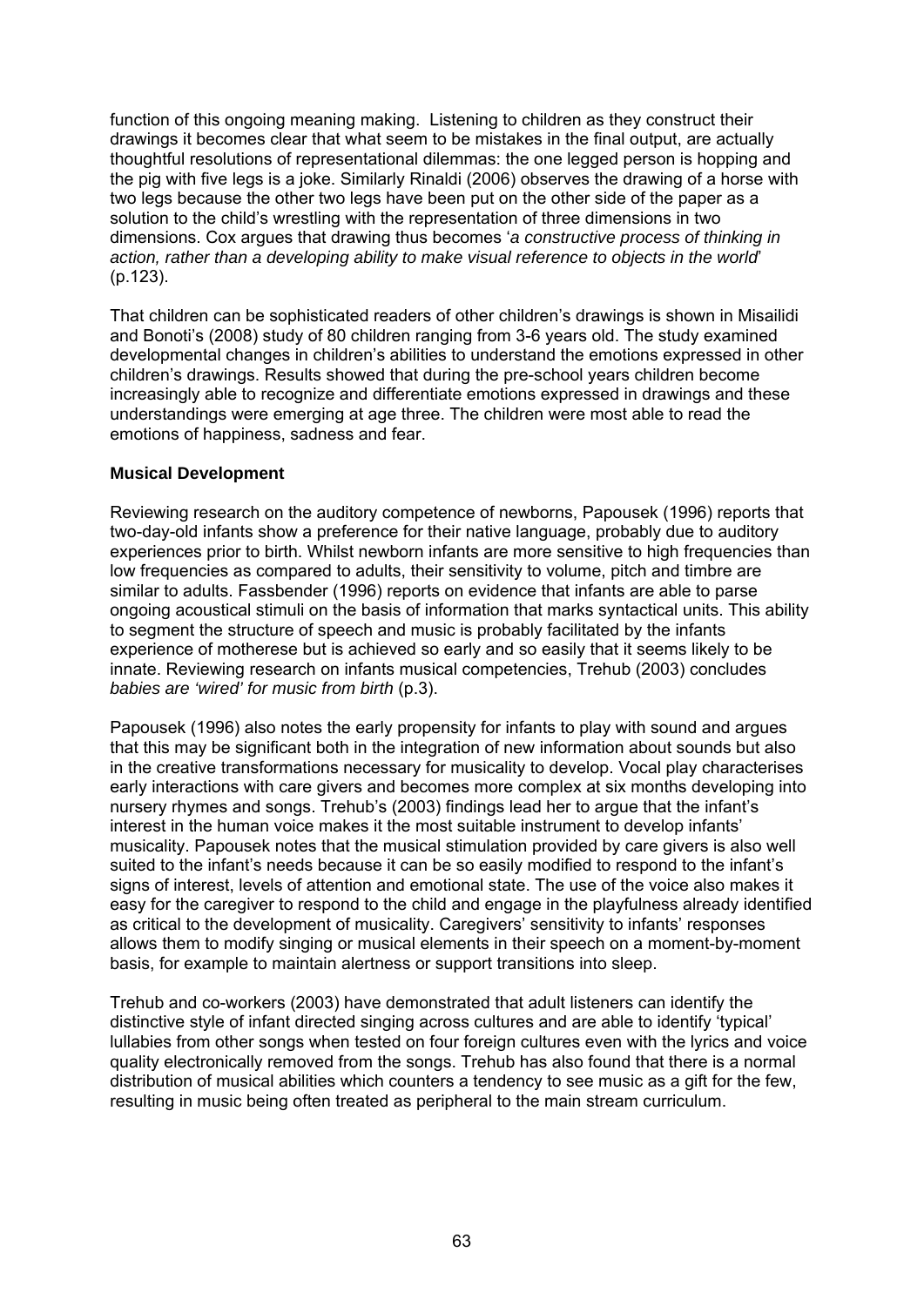function of this ongoing meaning making. Listening to children as they construct their drawings it becomes clear that what seem to be mistakes in the final output, are actually thoughtful resolutions of representational dilemmas: the one legged person is hopping and the pig with five legs is a joke. Similarly Rinaldi (2006) observes the drawing of a horse with two legs because the other two legs have been put on the other side of the paper as a solution to the child's wrestling with the representation of three dimensions in two dimensions. Cox argues that drawing thus becomes '*a constructive process of thinking in action, rather than a developing ability to make visual reference to objects in the world*' (p.123).

That children can be sophisticated readers of other children's drawings is shown in Misailidi and Bonoti's (2008) study of 80 children ranging from 3-6 years old. The study examined developmental changes in children's abilities to understand the emotions expressed in other children's drawings. Results showed that during the pre-school years children become increasingly able to recognize and differentiate emotions expressed in drawings and these understandings were emerging at age three. The children were most able to read the emotions of happiness, sadness and fear.

**Musical Development**

Reviewing research on the auditory competence of newborns, Papousek (1996) reports that two-day-old infants show a preference for their native language, probably due to auditory experiences prior to birth. Whilst newborn infants are more sensitive to high frequencies than low frequencies as compared to adults, their sensitivity to volume, pitch and timbre are similar to adults. Fassbender (1996) reports on evidence that infants are able to parse ongoing acoustical stimuli on the basis of information that marks syntactical units. This ability to segment the structure of speech and music is probably facilitated by the infants experience of motherese but is achieved so early and so easily that it seems likely to be innate. Reviewing research on infants musical competencies, Trehub (2003) concludes *babies are 'wired' for music from birth* (p.3).

Papousek (1996) also notes the early propensity for infants to play with sound and argues that this may be significant both in the integration of new information about sounds but also in the creative transformations necessary for musicality to develop. Vocal play characterises early interactions with care givers and becomes more complex at six months developing into nursery rhymes and songs. Trehub's (2003) findings lead her to argue that the infant's interest in the human voice makes it the most suitable instrument to develop infants' musicality. Papousek notes that the musical stimulation provided by care givers is also well suited to the infant's needs because it can be so easily modified to respond to the infant's signs of interest, levels of attention and emotional state. The use of the voice also makes it easy for the caregiver to respond to the child and engage in the playfulness already identified as critical to the development of musicality. Caregivers' sensitivity to infants' responses allows them to modify singing or musical elements in their speech on a moment-by-moment basis, for example to maintain alertness or support transitions into sleep.

Trehub and co-workers (2003) have demonstrated that adult listeners can identify the distinctive style of infant directed singing across cultures and are able to identify 'typical' lullabies from other songs when tested on four foreign cultures even with the lyrics and voice quality electronically removed from the songs. Trehub has also found that there is a normal distribution of musical abilities which counters a tendency to see music as a gift for the few, resulting in music being often treated as peripheral to the main stream curriculum.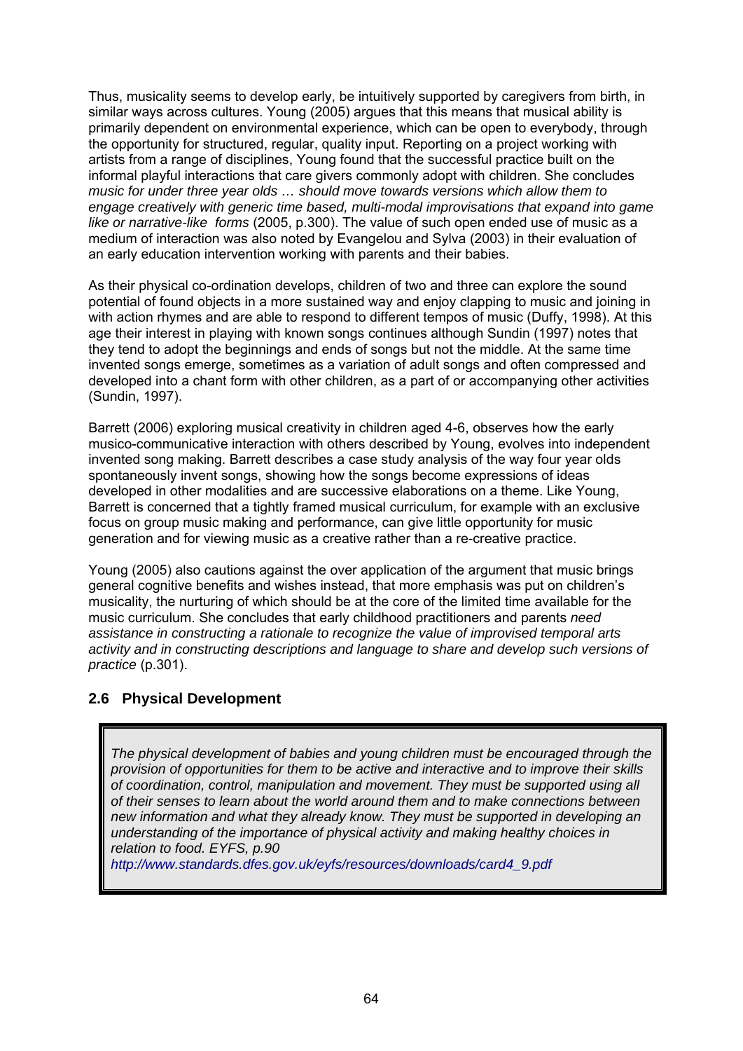Thus, musicality seems to develop early, be intuitively supported by caregivers from birth, in similar ways across cultures. Young (2005) argues that this means that musical ability is primarily dependent on environmental experience, which can be open to everybody, through the opportunity for structured, regular, quality input. Reporting on a project working with artists from a range of disciplines, Young found that the successful practice built on the informal playful interactions that care givers commonly adopt with children. She concludes *music for under three year olds … should move towards versions which allow them to engage creatively with generic time based, multi-modal improvisations that expand into game like or narrative-like forms* (2005, p.300). The value of such open ended use of music as a medium of interaction was also noted by Evangelou and Sylva (2003) in their evaluation of an early education intervention working with parents and their babies.

As their physical co-ordination develops, children of two and three can explore the sound potential of found objects in a more sustained way and enjoy clapping to music and joining in with action rhymes and are able to respond to different tempos of music (Duffy, 1998). At this age their interest in playing with known songs continues although Sundin (1997) notes that they tend to adopt the beginnings and ends of songs but not the middle. At the same time invented songs emerge, sometimes as a variation of adult songs and often compressed and developed into a chant form with other children, as a part of or accompanying other activities (Sundin, 1997).

Barrett (2006) exploring musical creativity in children aged 4-6, observes how the early musico-communicative interaction with others described by Young, evolves into independent invented song making. Barrett describes a case study analysis of the way four year olds spontaneously invent songs, showing how the songs become expressions of ideas developed in other modalities and are successive elaborations on a theme. Like Young, Barrett is concerned that a tightly framed musical curriculum, for example with an exclusive focus on group music making and performance, can give little opportunity for music generation and for viewing music as a creative rather than a re-creative practice.

Young (2005) also cautions against the over application of the argument that music brings general cognitive benefits and wishes instead, that more emphasis was put on children's musicality, the nurturing of which should be at the core of the limited time available for the music curriculum. She concludes that early childhood practitioners and parents *need assistance in constructing a rationale to recognize the value of improvised temporal arts activity and in constructing descriptions and language to share and develop such versions of practice* (p.301).

### 2.6 Physical Development

> *The physical development of babies and young children must be encouraged through the provision of opportunities for them to be active and interactive and to improve their skills of coordination, control, manipulation and movement. They must be supported using all of their senses to learn about the world around them and to make connections between new information and what they already know. They must be supported in developing an understanding of the importance of physical activity and making healthy choices in relation to food. EYFS, p.90*
> http://www.standards.dfes.gov.uk/eyfs/resources/downloads/card4_9.pdf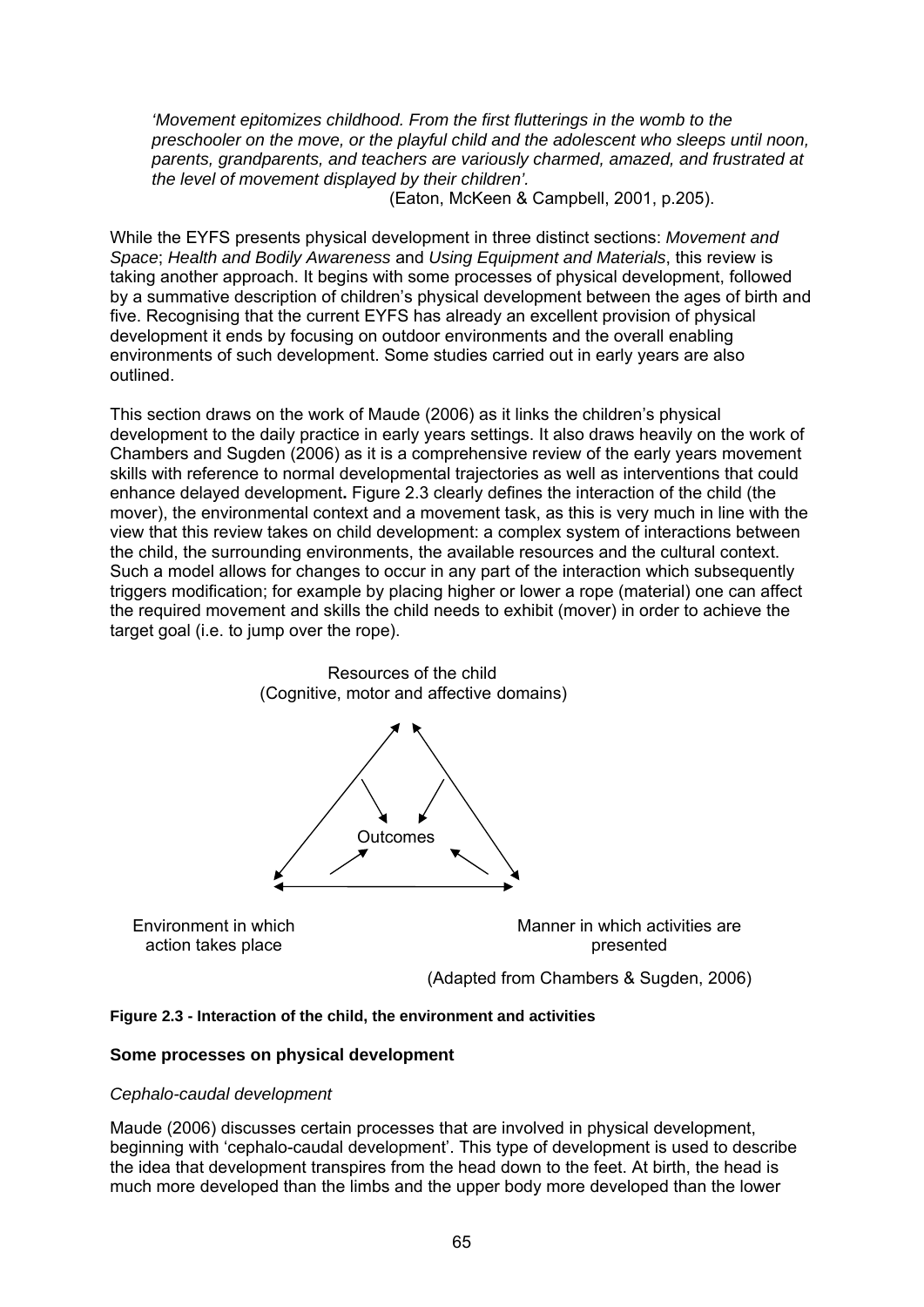*'Movement epitomizes childhood. From the first flutterings in the womb to the preschooler on the move, or the playful child and the adolescent who sleeps until noon, parents, grandparents, and teachers are variously charmed, amazed, and frustrated at the level of movement displayed by their children'.*

(Eaton, McKeen & Campbell, 2001, p.205).

While the EYFS presents physical development in three distinct sections: *Movement and Space*; *Health and Bodily Awareness* and *Using Equipment and Materials*, this review is taking another approach. It begins with some processes of physical development, followed by a summative description of children's physical development between the ages of birth and five. Recognising that the current EYFS has already an excellent provision of physical development it ends by focusing on outdoor environments and the overall enabling environments of such development. Some studies carried out in early years are also outlined.

This section draws on the work of Maude (2006) as it links the children's physical development to the daily practice in early years settings. It also draws heavily on the work of Chambers and Sugden (2006) as it is a comprehensive review of the early years movement skills with reference to normal developmental trajectories as well as interventions that could enhance delayed development**.** Figure 2.3 clearly defines the interaction of the child (the mover), the environmental context and a movement task, as this is very much in line with the view that this review takes on child development: a complex system of interactions between the child, the surrounding environments, the available resources and the cultural context. Such a model allows for changes to occur in any part of the interaction which subsequently triggers modification; for example by placing higher or lower a rope (material) one can affect the required movement and skills the child needs to exhibit (mover) in order to achieve the target goal (i.e. to jump over the rope).

Resources of the child
(Cognitive, motor and affective domains)

Outcomes

Environment in which action takes place

Manner in which activities are presented

(Adapted from Chambers & Sugden, 2006)

**Figure 2.3 - Interaction of the child, the environment and activities**

### Some processes on physical development

*Cephalo-caudal development*

Maude (2006) discusses certain processes that are involved in physical development, beginning with 'cephalo-caudal development'. This type of development is used to describe the idea that development transpires from the head down to the feet. At birth, the head is much more developed than the limbs and the upper body more developed than the lower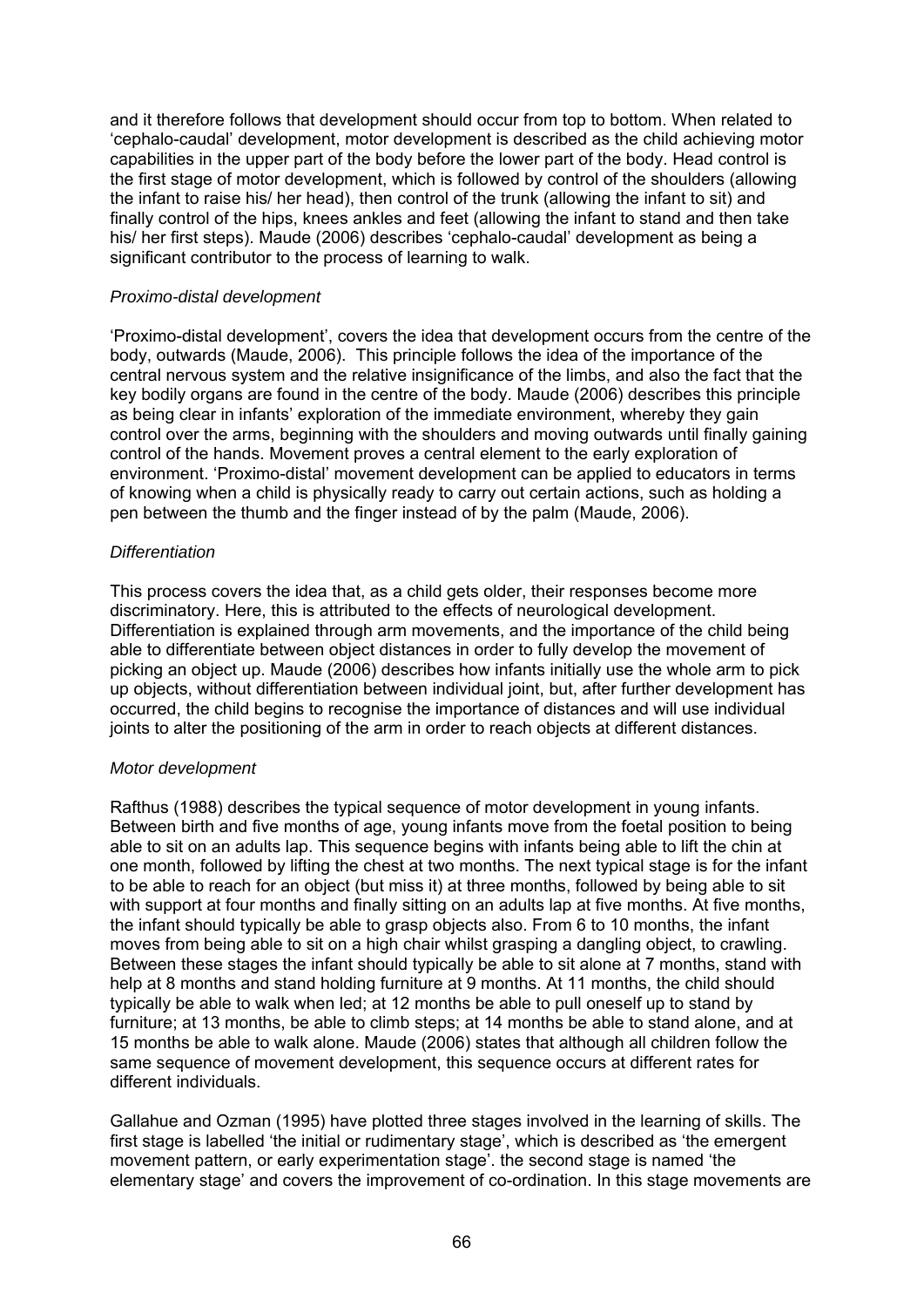and it therefore follows that development should occur from top to bottom. When related to 'cephalo-caudal' development, motor development is described as the child achieving motor capabilities in the upper part of the body before the lower part of the body. Head control is the first stage of motor development, which is followed by control of the shoulders (allowing the infant to raise his/ her head), then control of the trunk (allowing the infant to sit) and finally control of the hips, knees ankles and feet (allowing the infant to stand and then take his/ her first steps). Maude (2006) describes 'cephalo-caudal' development as being a significant contributor to the process of learning to walk.

*Proximo-distal development*

'Proximo-distal development', covers the idea that development occurs from the centre of the body, outwards (Maude, 2006). This principle follows the idea of the importance of the central nervous system and the relative insignificance of the limbs, and also the fact that the key bodily organs are found in the centre of the body. Maude (2006) describes this principle as being clear in infants' exploration of the immediate environment, whereby they gain control over the arms, beginning with the shoulders and moving outwards until finally gaining control of the hands. Movement proves a central element to the early exploration of environment. 'Proximo-distal' movement development can be applied to educators in terms of knowing when a child is physically ready to carry out certain actions, such as holding a pen between the thumb and the finger instead of by the palm (Maude, 2006).

*Differentiation*

This process covers the idea that, as a child gets older, their responses become more discriminatory. Here, this is attributed to the effects of neurological development. Differentiation is explained through arm movements, and the importance of the child being able to differentiate between object distances in order to fully develop the movement of picking an object up. Maude (2006) describes how infants initially use the whole arm to pick up objects, without differentiation between individual joint, but, after further development has occurred, the child begins to recognise the importance of distances and will use individual joints to alter the positioning of the arm in order to reach objects at different distances.

*Motor development*

Rafthus (1988) describes the typical sequence of motor development in young infants. Between birth and five months of age, young infants move from the foetal position to being able to sit on an adults lap. This sequence begins with infants being able to lift the chin at one month, followed by lifting the chest at two months. The next typical stage is for the infant to be able to reach for an object (but miss it) at three months, followed by being able to sit with support at four months and finally sitting on an adults lap at five months. At five months, the infant should typically be able to grasp objects also. From 6 to 10 months, the infant moves from being able to sit on a high chair whilst grasping a dangling object, to crawling. Between these stages the infant should typically be able to sit alone at 7 months, stand with help at 8 months and stand holding furniture at 9 months. At 11 months, the child should typically be able to walk when led; at 12 months be able to pull oneself up to stand by furniture; at 13 months, be able to climb steps; at 14 months be able to stand alone, and at 15 months be able to walk alone. Maude (2006) states that although all children follow the same sequence of movement development, this sequence occurs at different rates for different individuals.

Gallahue and Ozman (1995) have plotted three stages involved in the learning of skills. The first stage is labelled 'the initial or rudimentary stage', which is described as 'the emergent movement pattern, or early experimentation stage'. the second stage is named 'the elementary stage' and covers the improvement of co-ordination. In this stage movements are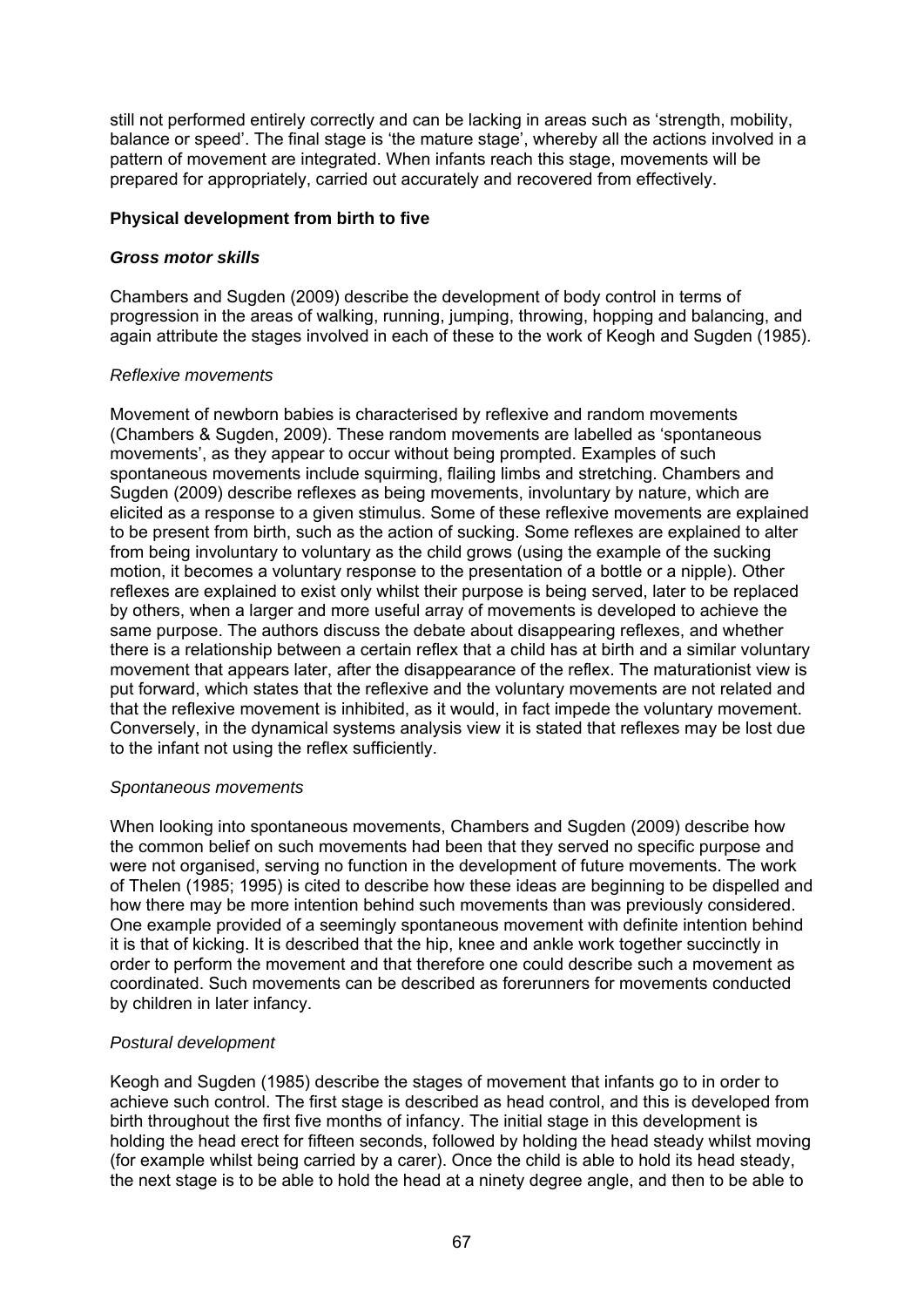still not performed entirely correctly and can be lacking in areas such as 'strength, mobility, balance or speed'. The final stage is 'the mature stage', whereby all the actions involved in a pattern of movement are integrated. When infants reach this stage, movements will be prepared for appropriately, carried out accurately and recovered from effectively.

### Physical development from birth to five

#### *Gross motor skills*

Chambers and Sugden (2009) describe the development of body control in terms of progression in the areas of walking, running, jumping, throwing, hopping and balancing, and again attribute the stages involved in each of these to the work of Keogh and Sugden (1985).

*Reflexive movements*

Movement of newborn babies is characterised by reflexive and random movements (Chambers & Sugden, 2009). These random movements are labelled as 'spontaneous movements', as they appear to occur without being prompted. Examples of such spontaneous movements include squirming, flailing limbs and stretching. Chambers and Sugden (2009) describe reflexes as being movements, involuntary by nature, which are elicited as a response to a given stimulus. Some of these reflexive movements are explained to be present from birth, such as the action of sucking. Some reflexes are explained to alter from being involuntary to voluntary as the child grows (using the example of the sucking motion, it becomes a voluntary response to the presentation of a bottle or a nipple). Other reflexes are explained to exist only whilst their purpose is being served, later to be replaced by others, when a larger and more useful array of movements is developed to achieve the same purpose. The authors discuss the debate about disappearing reflexes, and whether there is a relationship between a certain reflex that a child has at birth and a similar voluntary movement that appears later, after the disappearance of the reflex. The maturationist view is put forward, which states that the reflexive and the voluntary movements are not related and that the reflexive movement is inhibited, as it would, in fact impede the voluntary movement. Conversely, in the dynamical systems analysis view it is stated that reflexes may be lost due to the infant not using the reflex sufficiently.

*Spontaneous movements*

When looking into spontaneous movements, Chambers and Sugden (2009) describe how the common belief on such movements had been that they served no specific purpose and were not organised, serving no function in the development of future movements. The work of Thelen (1985; 1995) is cited to describe how these ideas are beginning to be dispelled and how there may be more intention behind such movements than was previously considered. One example provided of a seemingly spontaneous movement with definite intention behind it is that of kicking. It is described that the hip, knee and ankle work together succinctly in order to perform the movement and that therefore one could describe such a movement as coordinated. Such movements can be described as forerunners for movements conducted by children in later infancy.

*Postural development*

Keogh and Sugden (1985) describe the stages of movement that infants go to in order to achieve such control. The first stage is described as head control, and this is developed from birth throughout the first five months of infancy. The initial stage in this development is holding the head erect for fifteen seconds, followed by holding the head steady whilst moving (for example whilst being carried by a carer). Once the child is able to hold its head steady, the next stage is to be able to hold the head at a ninety degree angle, and then to be able to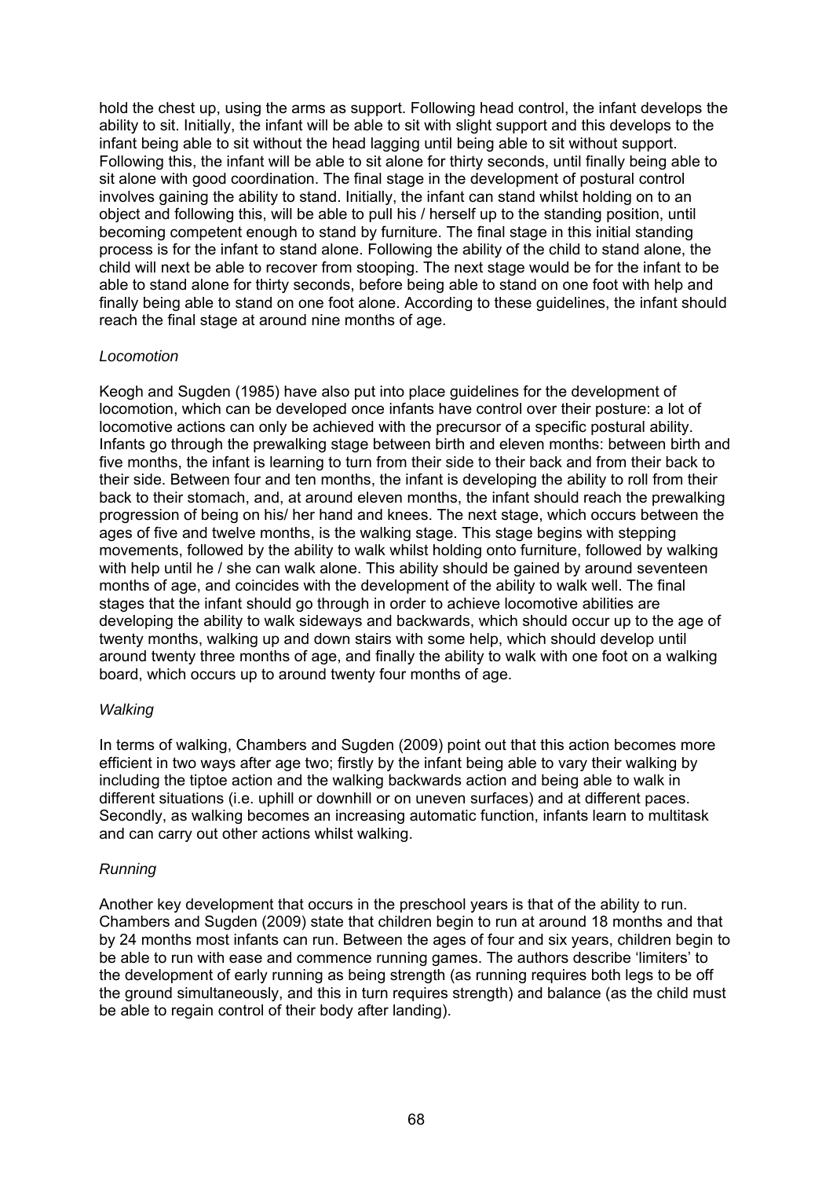hold the chest up, using the arms as support. Following head control, the infant develops the ability to sit. Initially, the infant will be able to sit with slight support and this develops to the infant being able to sit without the head lagging until being able to sit without support. Following this, the infant will be able to sit alone for thirty seconds, until finally being able to sit alone with good coordination. The final stage in the development of postural control involves gaining the ability to stand. Initially, the infant can stand whilst holding on to an object and following this, will be able to pull his / herself up to the standing position, until becoming competent enough to stand by furniture. The final stage in this initial standing process is for the infant to stand alone. Following the ability of the child to stand alone, the child will next be able to recover from stooping. The next stage would be for the infant to be able to stand alone for thirty seconds, before being able to stand on one foot with help and finally being able to stand on one foot alone. According to these guidelines, the infant should reach the final stage at around nine months of age.

*Locomotion*

Keogh and Sugden (1985) have also put into place guidelines for the development of locomotion, which can be developed once infants have control over their posture: a lot of locomotive actions can only be achieved with the precursor of a specific postural ability. Infants go through the prewalking stage between birth and eleven months: between birth and five months, the infant is learning to turn from their side to their back and from their back to their side. Between four and ten months, the infant is developing the ability to roll from their back to their stomach, and, at around eleven months, the infant should reach the prewalking progression of being on his/ her hand and knees. The next stage, which occurs between the ages of five and twelve months, is the walking stage. This stage begins with stepping movements, followed by the ability to walk whilst holding onto furniture, followed by walking with help until he / she can walk alone. This ability should be gained by around seventeen months of age, and coincides with the development of the ability to walk well. The final stages that the infant should go through in order to achieve locomotive abilities are developing the ability to walk sideways and backwards, which should occur up to the age of twenty months, walking up and down stairs with some help, which should develop until around twenty three months of age, and finally the ability to walk with one foot on a walking board, which occurs up to around twenty four months of age.

*Walking*

In terms of walking, Chambers and Sugden (2009) point out that this action becomes more efficient in two ways after age two; firstly by the infant being able to vary their walking by including the tiptoe action and the walking backwards action and being able to walk in different situations (i.e. uphill or downhill or on uneven surfaces) and at different paces. Secondly, as walking becomes an increasing automatic function, infants learn to multitask and can carry out other actions whilst walking.

*Running*

Another key development that occurs in the preschool years is that of the ability to run. Chambers and Sugden (2009) state that children begin to run at around 18 months and that by 24 months most infants can run. Between the ages of four and six years, children begin to be able to run with ease and commence running games. The authors describe 'limiters' to the development of early running as being strength (as running requires both legs to be off the ground simultaneously, and this in turn requires strength) and balance (as the child must be able to regain control of their body after landing).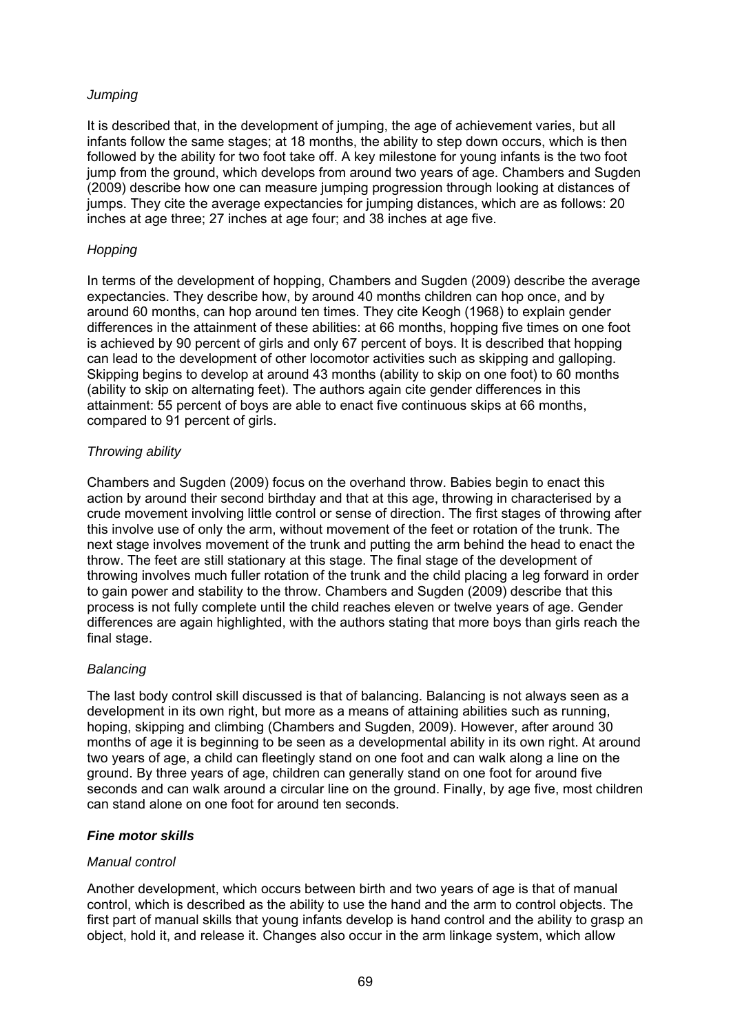*Jumping*

It is described that, in the development of jumping, the age of achievement varies, but all infants follow the same stages; at 18 months, the ability to step down occurs, which is then followed by the ability for two foot take off. A key milestone for young infants is the two foot jump from the ground, which develops from around two years of age. Chambers and Sugden (2009) describe how one can measure jumping progression through looking at distances of jumps. They cite the average expectancies for jumping distances, which are as follows: 20 inches at age three; 27 inches at age four; and 38 inches at age five.

*Hopping*

In terms of the development of hopping, Chambers and Sugden (2009) describe the average expectancies. They describe how, by around 40 months children can hop once, and by around 60 months, can hop around ten times. They cite Keogh (1968) to explain gender differences in the attainment of these abilities: at 66 months, hopping five times on one foot is achieved by 90 percent of girls and only 67 percent of boys. It is described that hopping can lead to the development of other locomotor activities such as skipping and galloping. Skipping begins to develop at around 43 months (ability to skip on one foot) to 60 months (ability to skip on alternating feet). The authors again cite gender differences in this attainment: 55 percent of boys are able to enact five continuous skips at 66 months, compared to 91 percent of girls.

*Throwing ability*

Chambers and Sugden (2009) focus on the overhand throw. Babies begin to enact this action by around their second birthday and that at this age, throwing in characterised by a crude movement involving little control or sense of direction. The first stages of throwing after this involve use of only the arm, without movement of the feet or rotation of the trunk. The next stage involves movement of the trunk and putting the arm behind the head to enact the throw. The feet are still stationary at this stage. The final stage of the development of throwing involves much fuller rotation of the trunk and the child placing a leg forward in order to gain power and stability to the throw. Chambers and Sugden (2009) describe that this process is not fully complete until the child reaches eleven or twelve years of age. Gender differences are again highlighted, with the authors stating that more boys than girls reach the final stage.

*Balancing*

The last body control skill discussed is that of balancing. Balancing is not always seen as a development in its own right, but more as a means of attaining abilities such as running, hoping, skipping and climbing (Chambers and Sugden, 2009). However, after around 30 months of age it is beginning to be seen as a developmental ability in its own right. At around two years of age, a child can fleetingly stand on one foot and can walk along a line on the ground. By three years of age, children can generally stand on one foot for around five seconds and can walk around a circular line on the ground. Finally, by age five, most children can stand alone on one foot for around ten seconds.

***Fine motor skills***

*Manual control*

Another development, which occurs between birth and two years of age is that of manual control, which is described as the ability to use the hand and the arm to control objects. The first part of manual skills that young infants develop is hand control and the ability to grasp an object, hold it, and release it. Changes also occur in the arm linkage system, which allow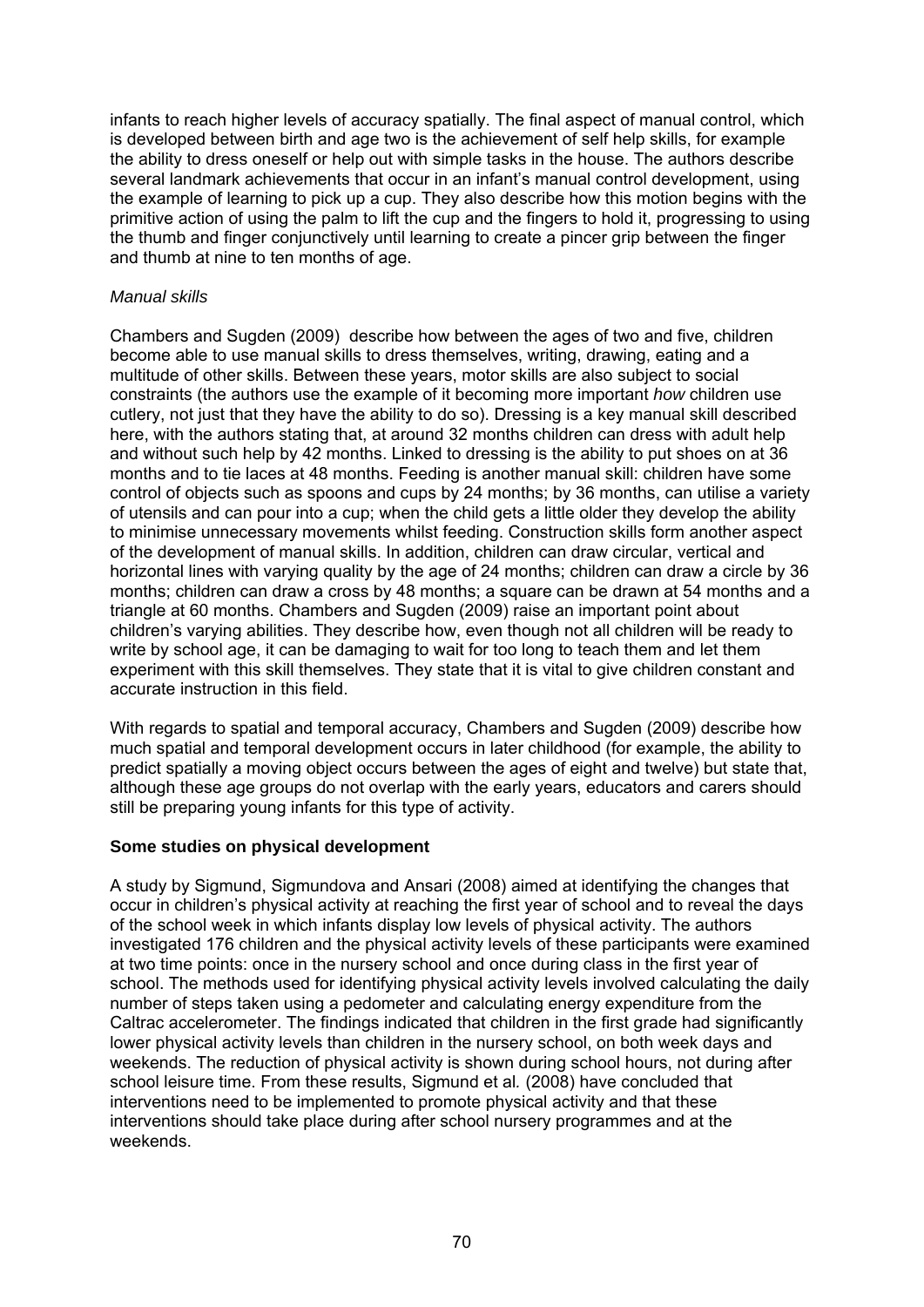infants to reach higher levels of accuracy spatially. The final aspect of manual control, which is developed between birth and age two is the achievement of self help skills, for example the ability to dress oneself or help out with simple tasks in the house. The authors describe several landmark achievements that occur in an infant's manual control development, using the example of learning to pick up a cup. They also describe how this motion begins with the primitive action of using the palm to lift the cup and the fingers to hold it, progressing to using the thumb and finger conjunctively until learning to create a pincer grip between the finger and thumb at nine to ten months of age.

*Manual skills*

Chambers and Sugden (2009) describe how between the ages of two and five, children become able to use manual skills to dress themselves, writing, drawing, eating and a multitude of other skills. Between these years, motor skills are also subject to social constraints (the authors use the example of it becoming more important *how* children use cutlery, not just that they have the ability to do so). Dressing is a key manual skill described here, with the authors stating that, at around 32 months children can dress with adult help and without such help by 42 months. Linked to dressing is the ability to put shoes on at 36 months and to tie laces at 48 months. Feeding is another manual skill: children have some control of objects such as spoons and cups by 24 months; by 36 months, can utilise a variety of utensils and can pour into a cup; when the child gets a little older they develop the ability to minimise unnecessary movements whilst feeding. Construction skills form another aspect of the development of manual skills. In addition, children can draw circular, vertical and horizontal lines with varying quality by the age of 24 months; children can draw a circle by 36 months; children can draw a cross by 48 months; a square can be drawn at 54 months and a triangle at 60 months. Chambers and Sugden (2009) raise an important point about children's varying abilities. They describe how, even though not all children will be ready to write by school age, it can be damaging to wait for too long to teach them and let them experiment with this skill themselves. They state that it is vital to give children constant and accurate instruction in this field.

With regards to spatial and temporal accuracy, Chambers and Sugden (2009) describe how much spatial and temporal development occurs in later childhood (for example, the ability to predict spatially a moving object occurs between the ages of eight and twelve) but state that, although these age groups do not overlap with the early years, educators and carers should still be preparing young infants for this type of activity.

**Some studies on physical development**

A study by Sigmund, Sigmundova and Ansari (2008) aimed at identifying the changes that occur in children's physical activity at reaching the first year of school and to reveal the days of the school week in which infants display low levels of physical activity. The authors investigated 176 children and the physical activity levels of these participants were examined at two time points: once in the nursery school and once during class in the first year of school. The methods used for identifying physical activity levels involved calculating the daily number of steps taken using a pedometer and calculating energy expenditure from the Caltrac accelerometer. The findings indicated that children in the first grade had significantly lower physical activity levels than children in the nursery school, on both week days and weekends. The reduction of physical activity is shown during school hours, not during after school leisure time. From these results, Sigmund et al*.* (2008) have concluded that interventions need to be implemented to promote physical activity and that these interventions should take place during after school nursery programmes and at the weekends.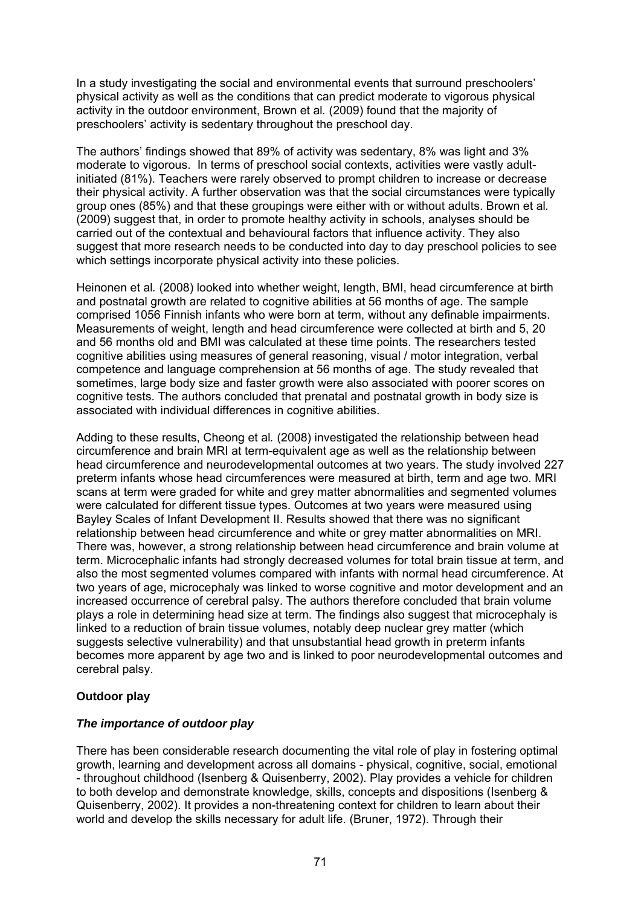In a study investigating the social and environmental events that surround preschoolers' physical activity as well as the conditions that can predict moderate to vigorous physical activity in the outdoor environment, Brown et al*.* (2009) found that the majority of preschoolers' activity is sedentary throughout the preschool day.

The authors' findings showed that 89% of activity was sedentary, 8% was light and 3% moderate to vigorous. In terms of preschool social contexts, activities were vastly adult-initiated (81%). Teachers were rarely observed to prompt children to increase or decrease their physical activity. A further observation was that the social circumstances were typically group ones (85%) and that these groupings were either with or without adults. Brown et al*.* (2009) suggest that, in order to promote healthy activity in schools, analyses should be carried out of the contextual and behavioural factors that influence activity. They also suggest that more research needs to be conducted into day to day preschool policies to see which settings incorporate physical activity into these policies.

Heinonen et al*.* (2008) looked into whether weight, length, BMI, head circumference at birth and postnatal growth are related to cognitive abilities at 56 months of age. The sample comprised 1056 Finnish infants who were born at term, without any definable impairments. Measurements of weight, length and head circumference were collected at birth and 5, 20 and 56 months old and BMI was calculated at these time points. The researchers tested cognitive abilities using measures of general reasoning, visual / motor integration, verbal competence and language comprehension at 56 months of age. The study revealed that sometimes, large body size and faster growth were also associated with poorer scores on cognitive tests. The authors concluded that prenatal and postnatal growth in body size is associated with individual differences in cognitive abilities.

Adding to these results, Cheong et al*.* (2008) investigated the relationship between head circumference and brain MRI at term-equivalent age as well as the relationship between head circumference and neurodevelopmental outcomes at two years. The study involved 227 preterm infants whose head circumferences were measured at birth, term and age two. MRI scans at term were graded for white and grey matter abnormalities and segmented volumes were calculated for different tissue types. Outcomes at two years were measured using Bayley Scales of Infant Development II. Results showed that there was no significant relationship between head circumference and white or grey matter abnormalities on MRI. There was, however, a strong relationship between head circumference and brain volume at term. Microcephalic infants had strongly decreased volumes for total brain tissue at term, and also the most segmented volumes compared with infants with normal head circumference. At two years of age, microcephaly was linked to worse cognitive and motor development and an increased occurrence of cerebral palsy. The authors therefore concluded that brain volume plays a role in determining head size at term. The findings also suggest that microcephaly is linked to a reduction of brain tissue volumes, notably deep nuclear grey matter (which suggests selective vulnerability) and that unsubstantial head growth in preterm infants becomes more apparent by age two and is linked to poor neurodevelopmental outcomes and cerebral palsy.

**Outdoor play**

***The importance of outdoor play***

There has been considerable research documenting the vital role of play in fostering optimal growth, learning and development across all domains - physical, cognitive, social, emotional - throughout childhood (Isenberg & Quisenberry, 2002). Play provides a vehicle for children to both develop and demonstrate knowledge, skills, concepts and dispositions (Isenberg & Quisenberry, 2002). It provides a non-threatening context for children to learn about their world and develop the skills necessary for adult life. (Bruner, 1972). Through their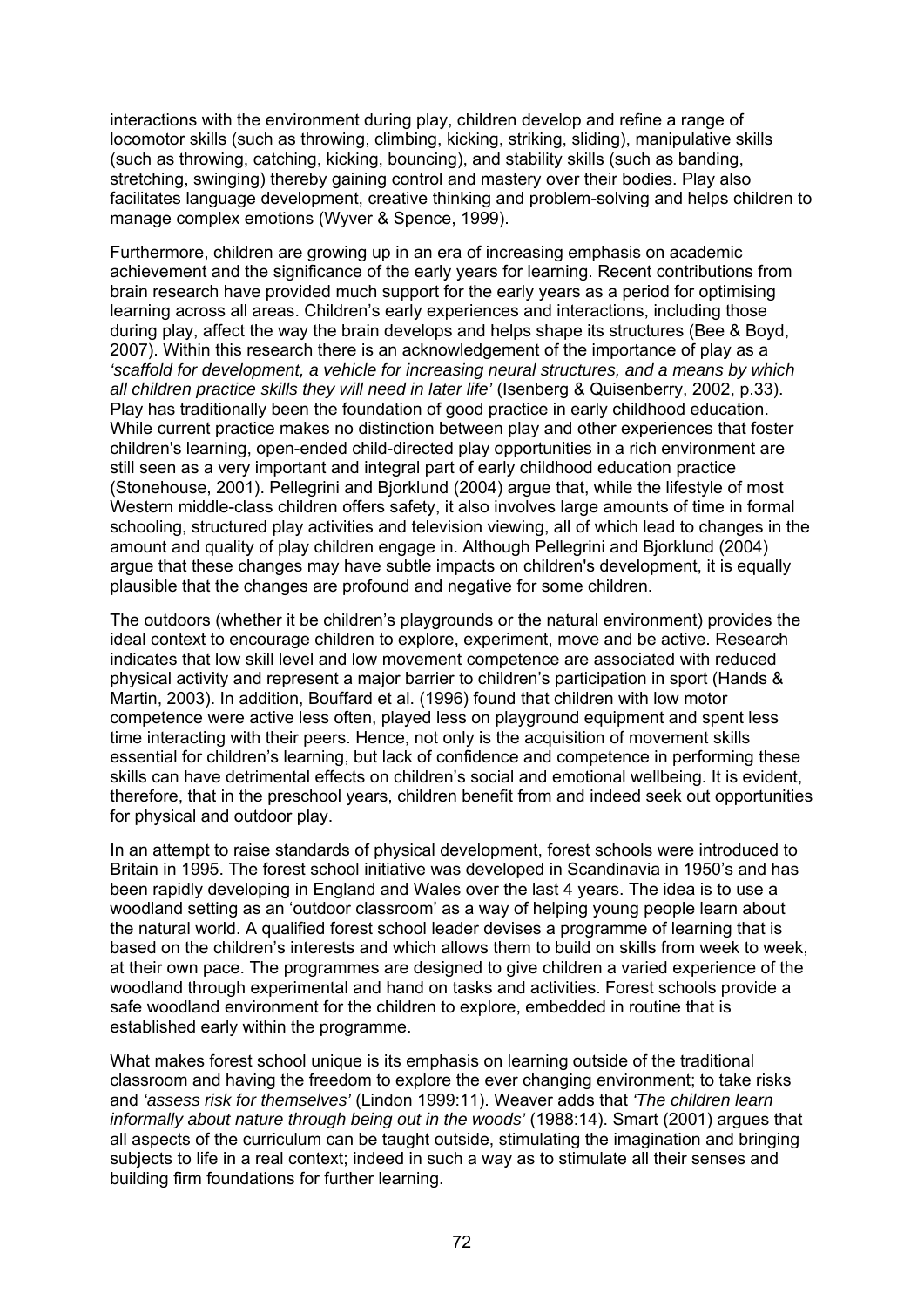interactions with the environment during play, children develop and refine a range of locomotor skills (such as throwing, climbing, kicking, striking, sliding), manipulative skills (such as throwing, catching, kicking, bouncing), and stability skills (such as banding, stretching, swinging) thereby gaining control and mastery over their bodies. Play also facilitates language development, creative thinking and problem-solving and helps children to manage complex emotions (Wyver & Spence, 1999).

Furthermore, children are growing up in an era of increasing emphasis on academic achievement and the significance of the early years for learning. Recent contributions from brain research have provided much support for the early years as a period for optimising learning across all areas. Children's early experiences and interactions, including those during play, affect the way the brain develops and helps shape its structures (Bee & Boyd, 2007). Within this research there is an acknowledgement of the importance of play as a *'scaffold for development, a vehicle for increasing neural structures, and a means by which all children practice skills they will need in later life'* (Isenberg & Quisenberry, 2002, p.33). Play has traditionally been the foundation of good practice in early childhood education. While current practice makes no distinction between play and other experiences that foster children's learning, open-ended child-directed play opportunities in a rich environment are still seen as a very important and integral part of early childhood education practice (Stonehouse, 2001). Pellegrini and Bjorklund (2004) argue that, while the lifestyle of most Western middle-class children offers safety, it also involves large amounts of time in formal schooling, structured play activities and television viewing, all of which lead to changes in the amount and quality of play children engage in. Although Pellegrini and Bjorklund (2004) argue that these changes may have subtle impacts on children's development, it is equally plausible that the changes are profound and negative for some children.

The outdoors (whether it be children's playgrounds or the natural environment) provides the ideal context to encourage children to explore, experiment, move and be active. Research indicates that low skill level and low movement competence are associated with reduced physical activity and represent a major barrier to children's participation in sport (Hands & Martin, 2003). In addition, Bouffard et al. (1996) found that children with low motor competence were active less often, played less on playground equipment and spent less time interacting with their peers. Hence, not only is the acquisition of movement skills essential for children's learning, but lack of confidence and competence in performing these skills can have detrimental effects on children's social and emotional wellbeing. It is evident, therefore, that in the preschool years, children benefit from and indeed seek out opportunities for physical and outdoor play.

In an attempt to raise standards of physical development, forest schools were introduced to Britain in 1995. The forest school initiative was developed in Scandinavia in 1950's and has been rapidly developing in England and Wales over the last 4 years. The idea is to use a woodland setting as an 'outdoor classroom' as a way of helping young people learn about the natural world. A qualified forest school leader devises a programme of learning that is based on the children's interests and which allows them to build on skills from week to week, at their own pace. The programmes are designed to give children a varied experience of the woodland through experimental and hand on tasks and activities. Forest schools provide a safe woodland environment for the children to explore, embedded in routine that is established early within the programme.

What makes forest school unique is its emphasis on learning outside of the traditional classroom and having the freedom to explore the ever changing environment; to take risks and *'assess risk for themselves'* (Lindon 1999:11). Weaver adds that *'The children learn informally about nature through being out in the woods'* (1988:14). Smart (2001) argues that all aspects of the curriculum can be taught outside, stimulating the imagination and bringing subjects to life in a real context; indeed in such a way as to stimulate all their senses and building firm foundations for further learning.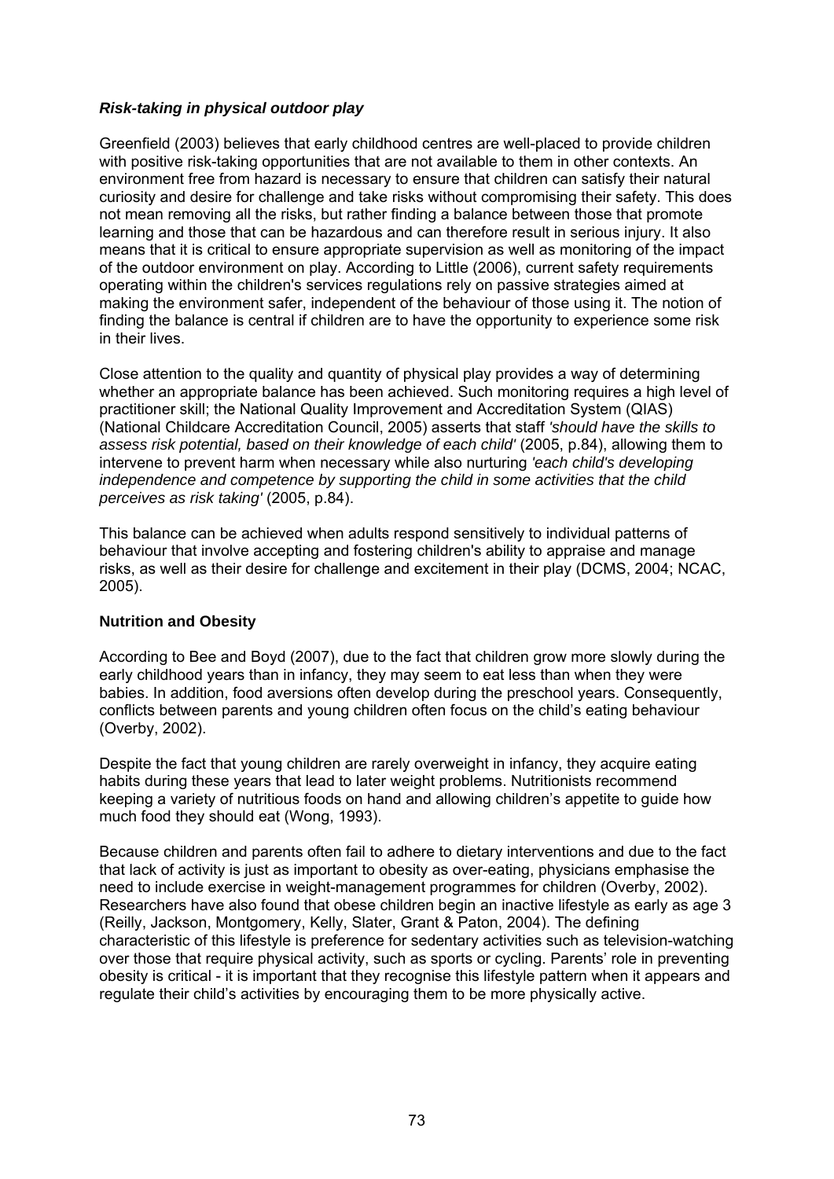### *Risk-taking in physical outdoor play*

Greenfield (2003) believes that early childhood centres are well-placed to provide children with positive risk-taking opportunities that are not available to them in other contexts. An environment free from hazard is necessary to ensure that children can satisfy their natural curiosity and desire for challenge and take risks without compromising their safety. This does not mean removing all the risks, but rather finding a balance between those that promote learning and those that can be hazardous and can therefore result in serious injury. It also means that it is critical to ensure appropriate supervision as well as monitoring of the impact of the outdoor environment on play. According to Little (2006), current safety requirements operating within the children's services regulations rely on passive strategies aimed at making the environment safer, independent of the behaviour of those using it. The notion of finding the balance is central if children are to have the opportunity to experience some risk in their lives.

Close attention to the quality and quantity of physical play provides a way of determining whether an appropriate balance has been achieved. Such monitoring requires a high level of practitioner skill; the National Quality Improvement and Accreditation System (QIAS) (National Childcare Accreditation Council, 2005) asserts that staff *'should have the skills to assess risk potential, based on their knowledge of each child'* (2005, p.84), allowing them to intervene to prevent harm when necessary while also nurturing *'each child's developing independence and competence by supporting the child in some activities that the child perceives as risk taking'* (2005, p.84).

This balance can be achieved when adults respond sensitively to individual patterns of behaviour that involve accepting and fostering children's ability to appraise and manage risks, as well as their desire for challenge and excitement in their play (DCMS, 2004; NCAC, 2005).

### **Nutrition and Obesity**

According to Bee and Boyd (2007), due to the fact that children grow more slowly during the early childhood years than in infancy, they may seem to eat less than when they were babies. In addition, food aversions often develop during the preschool years. Consequently, conflicts between parents and young children often focus on the child's eating behaviour (Overby, 2002).

Despite the fact that young children are rarely overweight in infancy, they acquire eating habits during these years that lead to later weight problems. Nutritionists recommend keeping a variety of nutritious foods on hand and allowing children's appetite to guide how much food they should eat (Wong, 1993).

Because children and parents often fail to adhere to dietary interventions and due to the fact that lack of activity is just as important to obesity as over-eating, physicians emphasise the need to include exercise in weight-management programmes for children (Overby, 2002). Researchers have also found that obese children begin an inactive lifestyle as early as age 3 (Reilly, Jackson, Montgomery, Kelly, Slater, Grant & Paton, 2004). The defining characteristic of this lifestyle is preference for sedentary activities such as television-watching over those that require physical activity, such as sports or cycling. Parents' role in preventing obesity is critical - it is important that they recognise this lifestyle pattern when it appears and regulate their child's activities by encouraging them to be more physically active.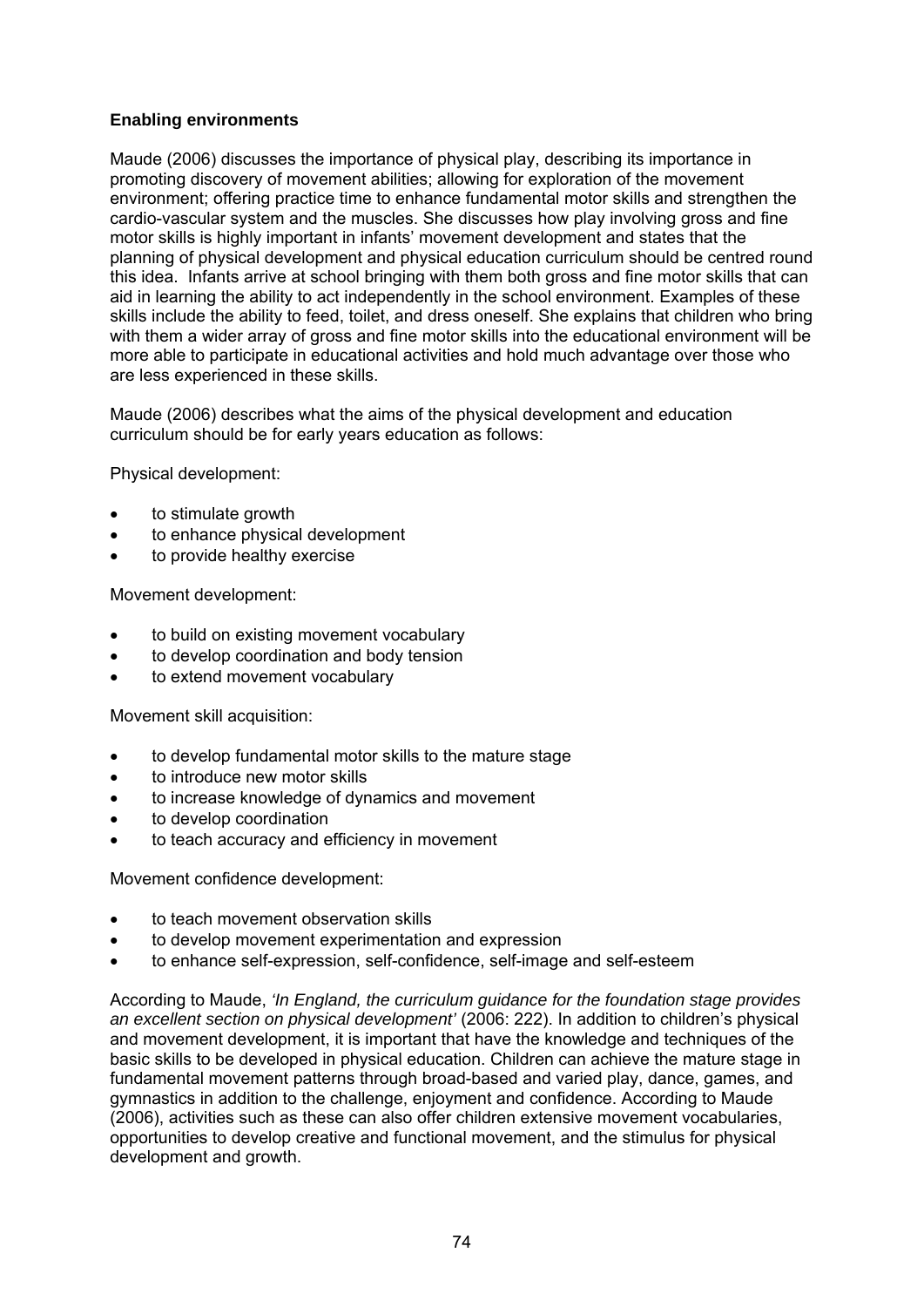**Enabling environments**

Maude (2006) discusses the importance of physical play, describing its importance in promoting discovery of movement abilities; allowing for exploration of the movement environment; offering practice time to enhance fundamental motor skills and strengthen the cardio-vascular system and the muscles. She discusses how play involving gross and fine motor skills is highly important in infants' movement development and states that the planning of physical development and physical education curriculum should be centred round this idea. Infants arrive at school bringing with them both gross and fine motor skills that can aid in learning the ability to act independently in the school environment. Examples of these skills include the ability to feed, toilet, and dress oneself. She explains that children who bring with them a wider array of gross and fine motor skills into the educational environment will be more able to participate in educational activities and hold much advantage over those who are less experienced in these skills.

Maude (2006) describes what the aims of the physical development and education curriculum should be for early years education as follows:

Physical development:

- to stimulate growth
- to enhance physical development
- to provide healthy exercise

Movement development:

- to build on existing movement vocabulary
- to develop coordination and body tension
- to extend movement vocabulary

Movement skill acquisition:

- to develop fundamental motor skills to the mature stage
- to introduce new motor skills
- to increase knowledge of dynamics and movement
- to develop coordination
- to teach accuracy and efficiency in movement

Movement confidence development:

- to teach movement observation skills
- to develop movement experimentation and expression
- to enhance self-expression, self-confidence, self-image and self-esteem

According to Maude, *'In England, the curriculum guidance for the foundation stage provides an excellent section on physical development'* (2006: 222). In addition to children's physical and movement development, it is important that have the knowledge and techniques of the basic skills to be developed in physical education. Children can achieve the mature stage in fundamental movement patterns through broad-based and varied play, dance, games, and gymnastics in addition to the challenge, enjoyment and confidence. According to Maude (2006), activities such as these can also offer children extensive movement vocabularies, opportunities to develop creative and functional movement, and the stimulus for physical development and growth.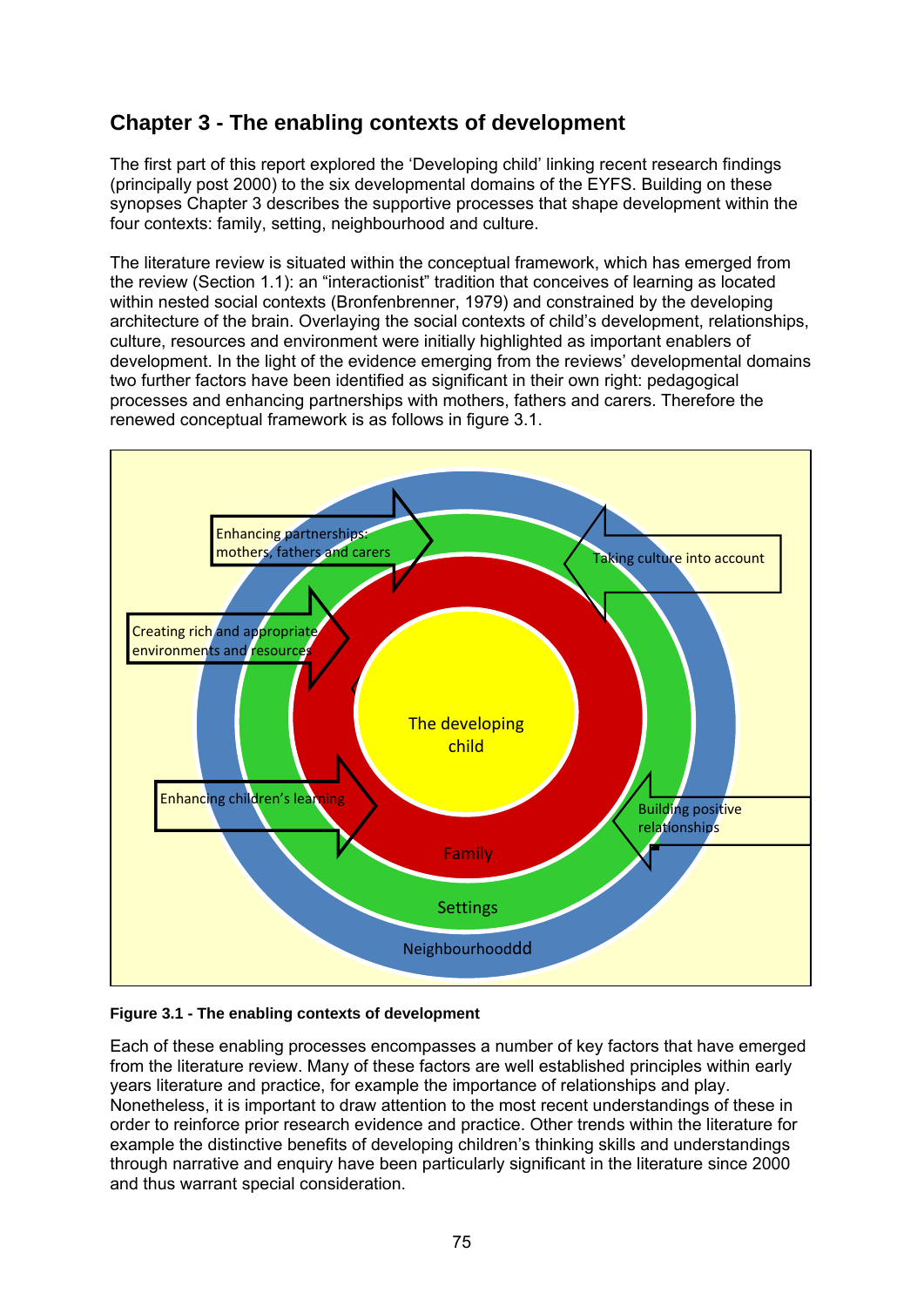## Chapter 3 - The enabling contexts of development

The first part of this report explored the 'Developing child' linking recent research findings (principally post 2000) to the six developmental domains of the EYFS. Building on these synopses Chapter 3 describes the supportive processes that shape development within the four contexts: family, setting, neighbourhood and culture.

The literature review is situated within the conceptual framework, which has emerged from the review (Section 1.1): an "interactionist" tradition that conceives of learning as located within nested social contexts (Bronfenbrenner, 1979) and constrained by the developing architecture of the brain. Overlaying the social contexts of child's development, relationships, culture, resources and environment were initially highlighted as important enablers of development. In the light of the evidence emerging from the reviews' developmental domains two further factors have been identified as significant in their own right: pedagogical processes and enhancing partnerships with mothers, fathers and carers. Therefore the renewed conceptual framework is as follows in figure 3.1.

Enhancing partnerships: mothers, fathers and carers

Taking culture into account

Creating rich and appropriate environments and resources

The developing child

Enhancing children's learning

Building positive relationships

Family

Settings

Neighbourhooddd

**Figure 3.1 - The enabling contexts of development**

Each of these enabling processes encompasses a number of key factors that have emerged from the literature review. Many of these factors are well established principles within early years literature and practice, for example the importance of relationships and play. Nonetheless, it is important to draw attention to the most recent understandings of these in order to reinforce prior research evidence and practice. Other trends within the literature for example the distinctive benefits of developing children's thinking skills and understandings through narrative and enquiry have been particularly significant in the literature since 2000 and thus warrant special consideration.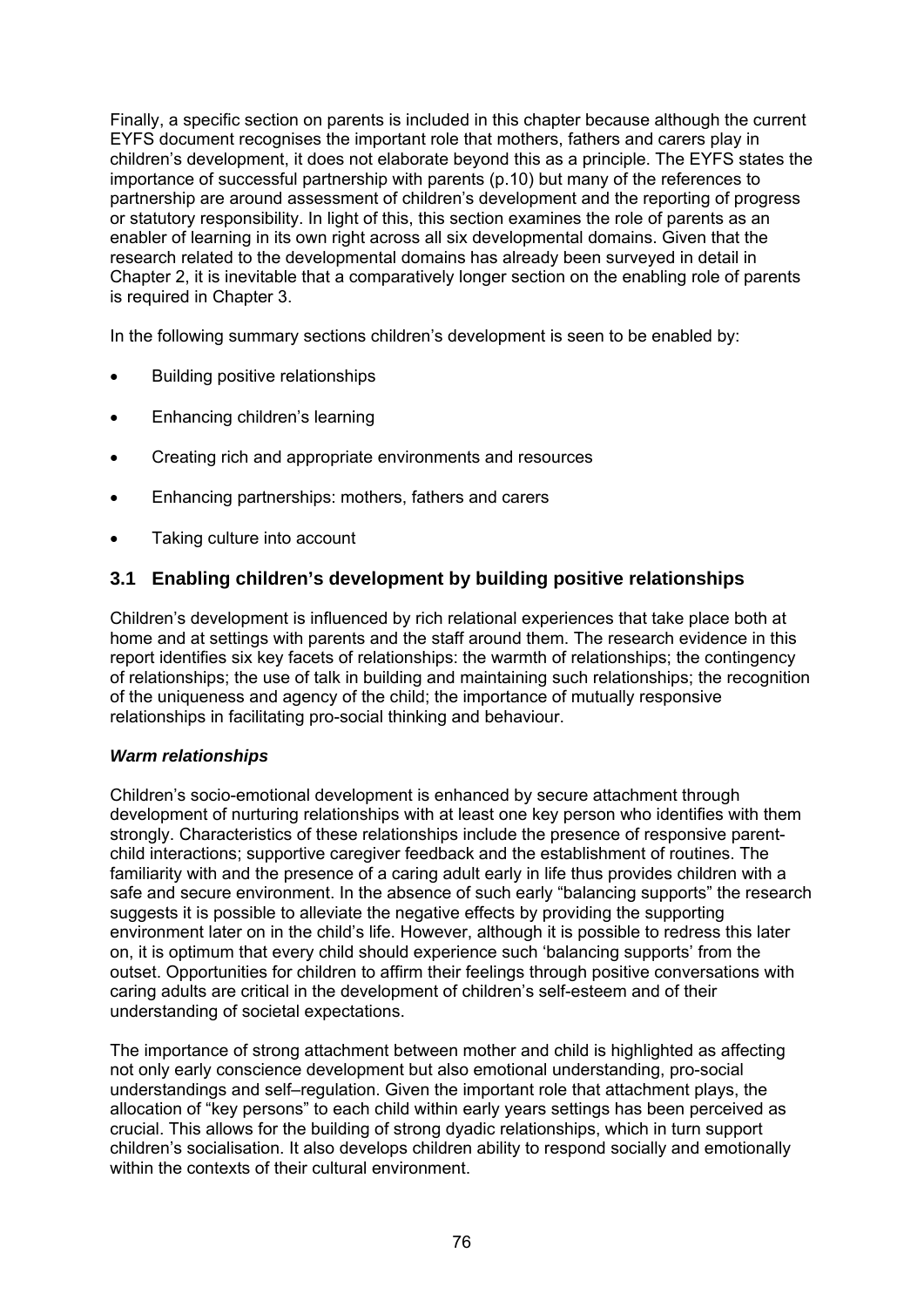Finally, a specific section on parents is included in this chapter because although the current EYFS document recognises the important role that mothers, fathers and carers play in children's development, it does not elaborate beyond this as a principle. The EYFS states the importance of successful partnership with parents (p.10) but many of the references to partnership are around assessment of children's development and the reporting of progress or statutory responsibility. In light of this, this section examines the role of parents as an enabler of learning in its own right across all six developmental domains. Given that the research related to the developmental domains has already been surveyed in detail in Chapter 2, it is inevitable that a comparatively longer section on the enabling role of parents is required in Chapter 3.

In the following summary sections children's development is seen to be enabled by:

- Building positive relationships
- Enhancing children's learning
- Creating rich and appropriate environments and resources
- Enhancing partnerships: mothers, fathers and carers
- Taking culture into account

## 3.1 Enabling children's development by building positive relationships

Children's development is influenced by rich relational experiences that take place both at home and at settings with parents and the staff around them. The research evidence in this report identifies six key facets of relationships: the warmth of relationships; the contingency of relationships; the use of talk in building and maintaining such relationships; the recognition of the uniqueness and agency of the child; the importance of mutually responsive relationships in facilitating pro-social thinking and behaviour.

### *Warm relationships*

Children's socio-emotional development is enhanced by secure attachment through development of nurturing relationships with at least one key person who identifies with them strongly. Characteristics of these relationships include the presence of responsive parent-child interactions; supportive caregiver feedback and the establishment of routines. The familiarity with and the presence of a caring adult early in life thus provides children with a safe and secure environment. In the absence of such early "balancing supports" the research suggests it is possible to alleviate the negative effects by providing the supporting environment later on in the child's life. However, although it is possible to redress this later on, it is optimum that every child should experience such 'balancing supports' from the outset. Opportunities for children to affirm their feelings through positive conversations with caring adults are critical in the development of children's self-esteem and of their understanding of societal expectations.

The importance of strong attachment between mother and child is highlighted as affecting not only early conscience development but also emotional understanding, pro-social understandings and self–regulation. Given the important role that attachment plays, the allocation of "key persons" to each child within early years settings has been perceived as crucial. This allows for the building of strong dyadic relationships, which in turn support children's socialisation. It also develops children ability to respond socially and emotionally within the contexts of their cultural environment.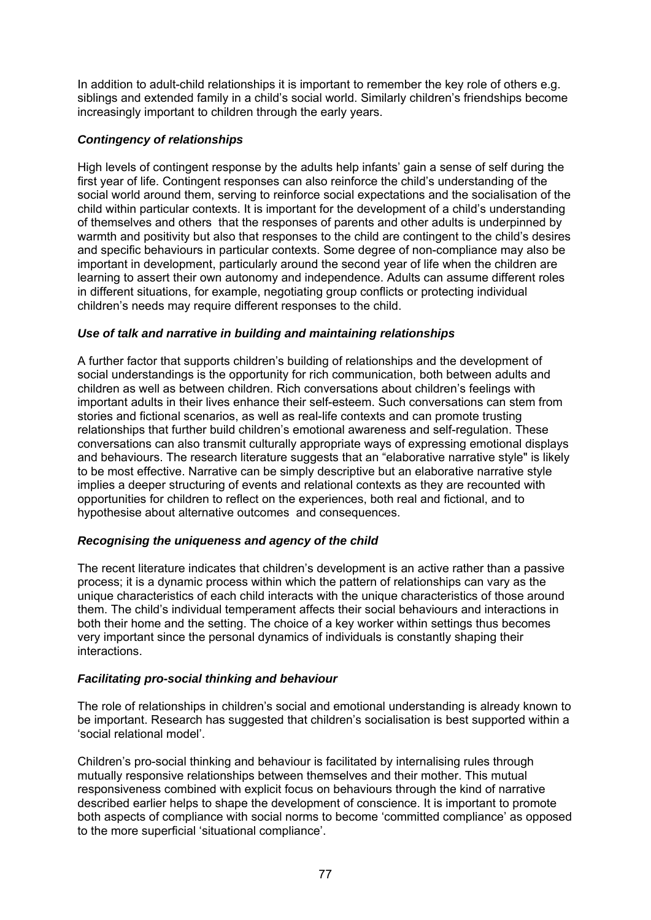In addition to adult-child relationships it is important to remember the key role of others e.g. siblings and extended family in a child's social world. Similarly children's friendships become increasingly important to children through the early years.

### *Contingency of relationships*

High levels of contingent response by the adults help infants' gain a sense of self during the first year of life. Contingent responses can also reinforce the child's understanding of the social world around them, serving to reinforce social expectations and the socialisation of the child within particular contexts. It is important for the development of a child's understanding of themselves and others that the responses of parents and other adults is underpinned by warmth and positivity but also that responses to the child are contingent to the child's desires and specific behaviours in particular contexts. Some degree of non-compliance may also be important in development, particularly around the second year of life when the children are learning to assert their own autonomy and independence. Adults can assume different roles in different situations, for example, negotiating group conflicts or protecting individual children's needs may require different responses to the child.

### *Use of talk and narrative in building and maintaining relationships*

A further factor that supports children's building of relationships and the development of social understandings is the opportunity for rich communication, both between adults and children as well as between children. Rich conversations about children's feelings with important adults in their lives enhance their self-esteem. Such conversations can stem from stories and fictional scenarios, as well as real-life contexts and can promote trusting relationships that further build children's emotional awareness and self-regulation. These conversations can also transmit culturally appropriate ways of expressing emotional displays and behaviours. The research literature suggests that an "elaborative narrative style" is likely to be most effective. Narrative can be simply descriptive but an elaborative narrative style implies a deeper structuring of events and relational contexts as they are recounted with opportunities for children to reflect on the experiences, both real and fictional, and to hypothesise about alternative outcomes and consequences.

### *Recognising the uniqueness and agency of the child*

The recent literature indicates that children's development is an active rather than a passive process; it is a dynamic process within which the pattern of relationships can vary as the unique characteristics of each child interacts with the unique characteristics of those around them. The child's individual temperament affects their social behaviours and interactions in both their home and the setting. The choice of a key worker within settings thus becomes very important since the personal dynamics of individuals is constantly shaping their interactions.

### *Facilitating pro-social thinking and behaviour*

The role of relationships in children's social and emotional understanding is already known to be important. Research has suggested that children's socialisation is best supported within a 'social relational model'.

Children's pro-social thinking and behaviour is facilitated by internalising rules through mutually responsive relationships between themselves and their mother. This mutual responsiveness combined with explicit focus on behaviours through the kind of narrative described earlier helps to shape the development of conscience. It is important to promote both aspects of compliance with social norms to become 'committed compliance' as opposed to the more superficial 'situational compliance'.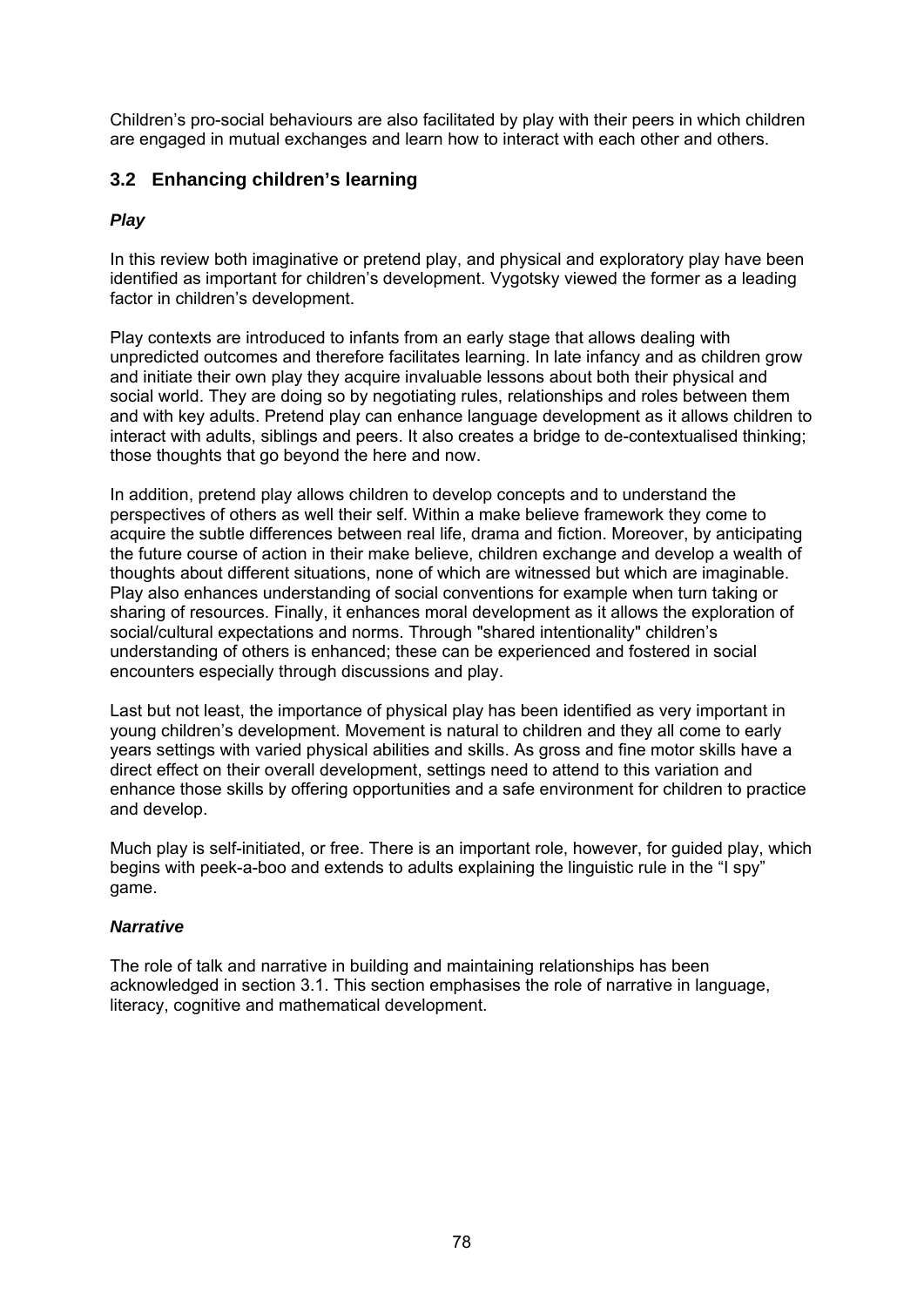Children's pro-social behaviours are also facilitated by play with their peers in which children are engaged in mutual exchanges and learn how to interact with each other and others.

## 3.2 Enhancing children's learning

***Play***

In this review both imaginative or pretend play, and physical and exploratory play have been identified as important for children's development. Vygotsky viewed the former as a leading factor in children's development.

Play contexts are introduced to infants from an early stage that allows dealing with unpredicted outcomes and therefore facilitates learning. In late infancy and as children grow and initiate their own play they acquire invaluable lessons about both their physical and social world. They are doing so by negotiating rules, relationships and roles between them and with key adults. Pretend play can enhance language development as it allows children to interact with adults, siblings and peers. It also creates a bridge to de-contextualised thinking; those thoughts that go beyond the here and now.

In addition, pretend play allows children to develop concepts and to understand the perspectives of others as well their self. Within a make believe framework they come to acquire the subtle differences between real life, drama and fiction. Moreover, by anticipating the future course of action in their make believe, children exchange and develop a wealth of thoughts about different situations, none of which are witnessed but which are imaginable. Play also enhances understanding of social conventions for example when turn taking or sharing of resources. Finally, it enhances moral development as it allows the exploration of social/cultural expectations and norms. Through "shared intentionality" children's understanding of others is enhanced; these can be experienced and fostered in social encounters especially through discussions and play.

Last but not least, the importance of physical play has been identified as very important in young children's development. Movement is natural to children and they all come to early years settings with varied physical abilities and skills. As gross and fine motor skills have a direct effect on their overall development, settings need to attend to this variation and enhance those skills by offering opportunities and a safe environment for children to practice and develop.

Much play is self-initiated, or free. There is an important role, however, for guided play, which begins with peek-a-boo and extends to adults explaining the linguistic rule in the "I spy" game.

***Narrative***

The role of talk and narrative in building and maintaining relationships has been acknowledged in section 3.1. This section emphasises the role of narrative in language, literacy, cognitive and mathematical development.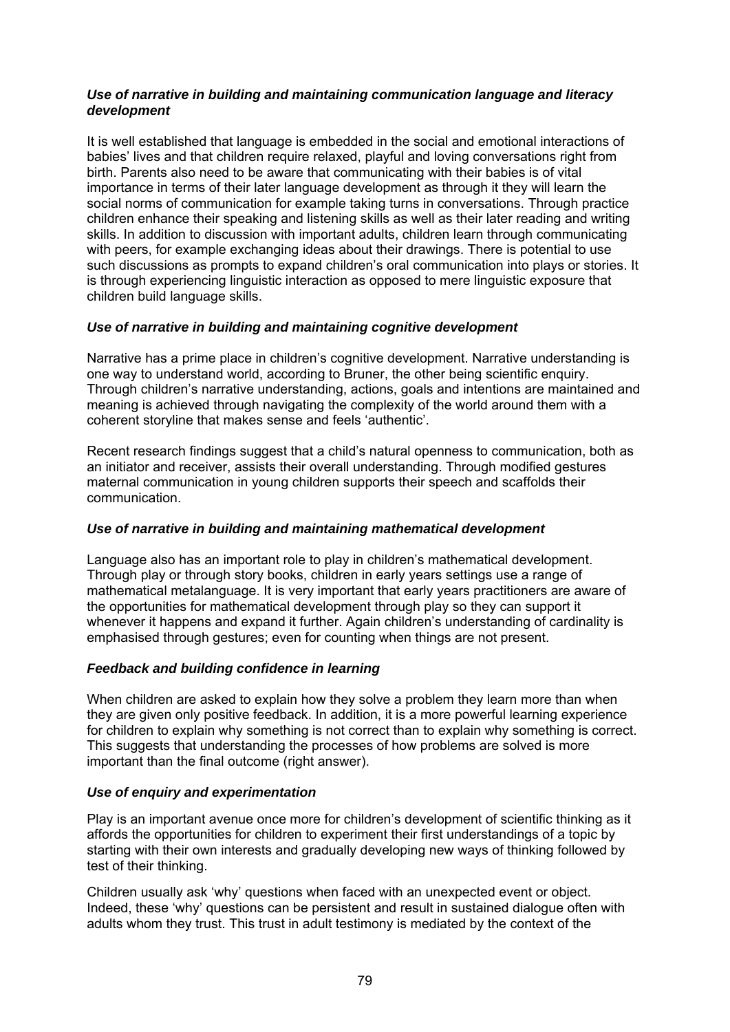### *Use of narrative in building and maintaining communication language and literacy development*

It is well established that language is embedded in the social and emotional interactions of babies' lives and that children require relaxed, playful and loving conversations right from birth. Parents also need to be aware that communicating with their babies is of vital importance in terms of their later language development as through it they will learn the social norms of communication for example taking turns in conversations. Through practice children enhance their speaking and listening skills as well as their later reading and writing skills. In addition to discussion with important adults, children learn through communicating with peers, for example exchanging ideas about their drawings. There is potential to use such discussions as prompts to expand children's oral communication into plays or stories. It is through experiencing linguistic interaction as opposed to mere linguistic exposure that children build language skills.

### *Use of narrative in building and maintaining cognitive development*

Narrative has a prime place in children's cognitive development. Narrative understanding is one way to understand world, according to Bruner, the other being scientific enquiry. Through children's narrative understanding, actions, goals and intentions are maintained and meaning is achieved through navigating the complexity of the world around them with a coherent storyline that makes sense and feels 'authentic'.

Recent research findings suggest that a child's natural openness to communication, both as an initiator and receiver, assists their overall understanding. Through modified gestures maternal communication in young children supports their speech and scaffolds their communication.

### *Use of narrative in building and maintaining mathematical development*

Language also has an important role to play in children's mathematical development. Through play or through story books, children in early years settings use a range of mathematical metalanguage. It is very important that early years practitioners are aware of the opportunities for mathematical development through play so they can support it whenever it happens and expand it further. Again children's understanding of cardinality is emphasised through gestures; even for counting when things are not present.

### *Feedback and building confidence in learning*

When children are asked to explain how they solve a problem they learn more than when they are given only positive feedback. In addition, it is a more powerful learning experience for children to explain why something is not correct than to explain why something is correct. This suggests that understanding the processes of how problems are solved is more important than the final outcome (right answer).

### *Use of enquiry and experimentation*

Play is an important avenue once more for children's development of scientific thinking as it affords the opportunities for children to experiment their first understandings of a topic by starting with their own interests and gradually developing new ways of thinking followed by test of their thinking.

Children usually ask 'why' questions when faced with an unexpected event or object. Indeed, these 'why' questions can be persistent and result in sustained dialogue often with adults whom they trust. This trust in adult testimony is mediated by the context of the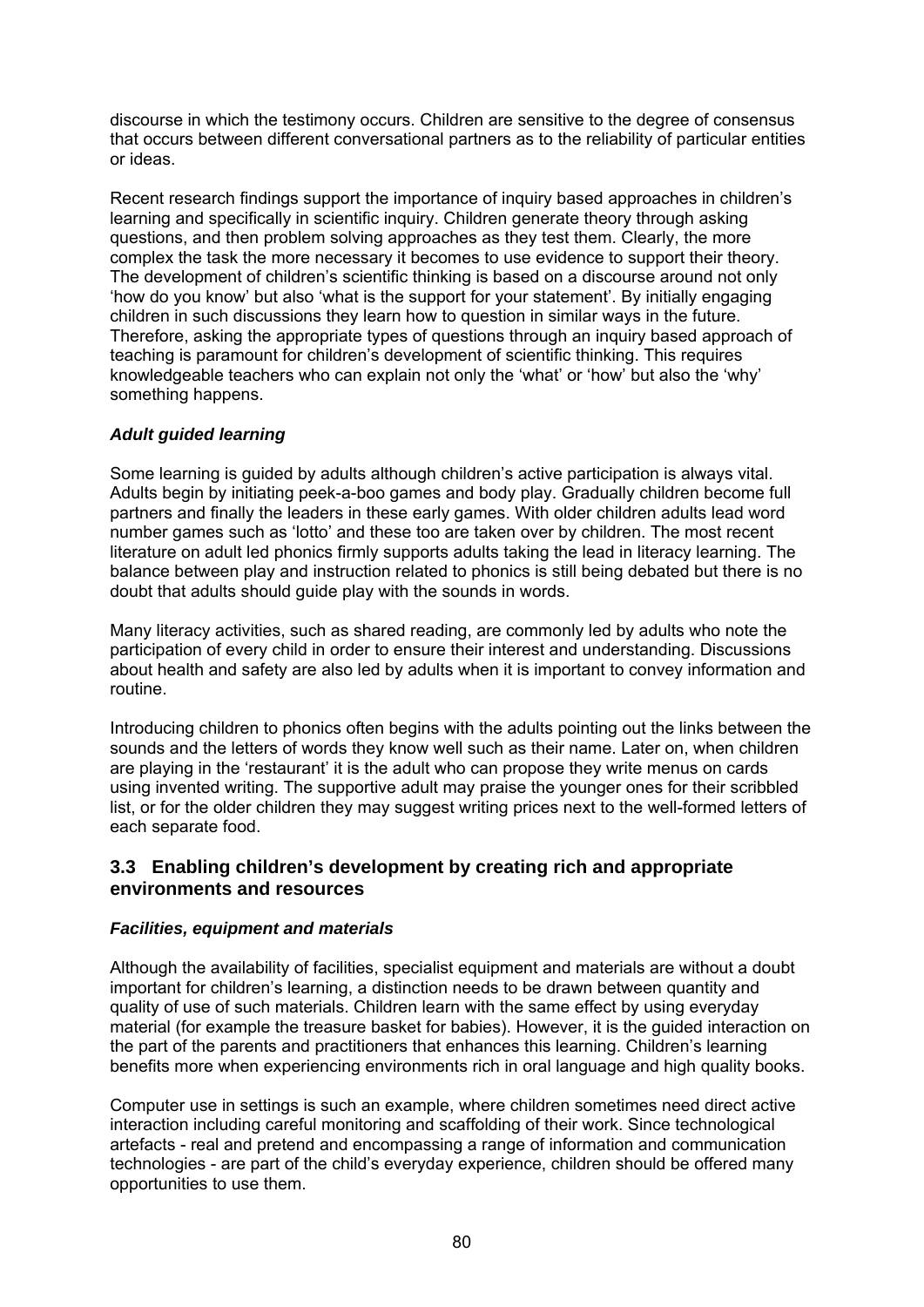discourse in which the testimony occurs. Children are sensitive to the degree of consensus that occurs between different conversational partners as to the reliability of particular entities or ideas.

Recent research findings support the importance of inquiry based approaches in children's learning and specifically in scientific inquiry. Children generate theory through asking questions, and then problem solving approaches as they test them. Clearly, the more complex the task the more necessary it becomes to use evidence to support their theory. The development of children's scientific thinking is based on a discourse around not only 'how do you know' but also 'what is the support for your statement'. By initially engaging children in such discussions they learn how to question in similar ways in the future. Therefore, asking the appropriate types of questions through an inquiry based approach of teaching is paramount for children's development of scientific thinking. This requires knowledgeable teachers who can explain not only the 'what' or 'how' but also the 'why' something happens.

***Adult guided learning***

Some learning is guided by adults although children's active participation is always vital. Adults begin by initiating peek-a-boo games and body play. Gradually children become full partners and finally the leaders in these early games. With older children adults lead word number games such as 'lotto' and these too are taken over by children. The most recent literature on adult led phonics firmly supports adults taking the lead in literacy learning. The balance between play and instruction related to phonics is still being debated but there is no doubt that adults should guide play with the sounds in words.

Many literacy activities, such as shared reading, are commonly led by adults who note the participation of every child in order to ensure their interest and understanding. Discussions about health and safety are also led by adults when it is important to convey information and routine.

Introducing children to phonics often begins with the adults pointing out the links between the sounds and the letters of words they know well such as their name. Later on, when children are playing in the 'restaurant' it is the adult who can propose they write menus on cards using invented writing. The supportive adult may praise the younger ones for their scribbled list, or for the older children they may suggest writing prices next to the well-formed letters of each separate food.

## 3.3 Enabling children's development by creating rich and appropriate environments and resources

***Facilities, equipment and materials***

Although the availability of facilities, specialist equipment and materials are without a doubt important for children's learning, a distinction needs to be drawn between quantity and quality of use of such materials. Children learn with the same effect by using everyday material (for example the treasure basket for babies). However, it is the guided interaction on the part of the parents and practitioners that enhances this learning. Children's learning benefits more when experiencing environments rich in oral language and high quality books.

Computer use in settings is such an example, where children sometimes need direct active interaction including careful monitoring and scaffolding of their work. Since technological artefacts - real and pretend and encompassing a range of information and communication technologies - are part of the child's everyday experience, children should be offered many opportunities to use them.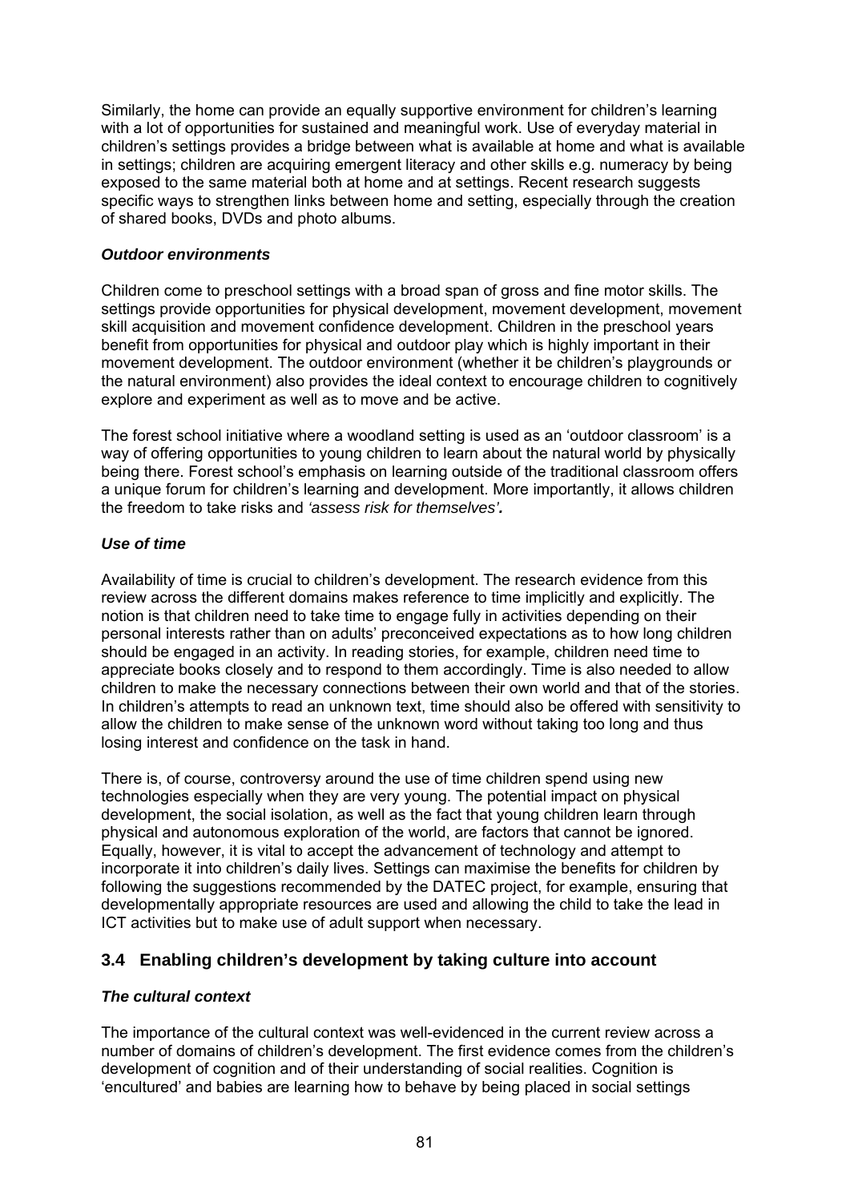Similarly, the home can provide an equally supportive environment for children's learning with a lot of opportunities for sustained and meaningful work. Use of everyday material in children's settings provides a bridge between what is available at home and what is available in settings; children are acquiring emergent literacy and other skills e.g. numeracy by being exposed to the same material both at home and at settings. Recent research suggests specific ways to strengthen links between home and setting, especially through the creation of shared books, DVDs and photo albums.

#### *Outdoor environments*

Children come to preschool settings with a broad span of gross and fine motor skills. The settings provide opportunities for physical development, movement development, movement skill acquisition and movement confidence development. Children in the preschool years benefit from opportunities for physical and outdoor play which is highly important in their movement development. The outdoor environment (whether it be children's playgrounds or the natural environment) also provides the ideal context to encourage children to cognitively explore and experiment as well as to move and be active.

The forest school initiative where a woodland setting is used as an 'outdoor classroom' is a way of offering opportunities to young children to learn about the natural world by physically being there. Forest school's emphasis on learning outside of the traditional classroom offers a unique forum for children's learning and development. More importantly, it allows children the freedom to take risks and *'assess risk for themselves'*.

#### *Use of time*

Availability of time is crucial to children's development. The research evidence from this review across the different domains makes reference to time implicitly and explicitly. The notion is that children need to take time to engage fully in activities depending on their personal interests rather than on adults' preconceived expectations as to how long children should be engaged in an activity. In reading stories, for example, children need time to appreciate books closely and to respond to them accordingly. Time is also needed to allow children to make the necessary connections between their own world and that of the stories. In children's attempts to read an unknown text, time should also be offered with sensitivity to allow the children to make sense of the unknown word without taking too long and thus losing interest and confidence on the task in hand.

There is, of course, controversy around the use of time children spend using new technologies especially when they are very young. The potential impact on physical development, the social isolation, as well as the fact that young children learn through physical and autonomous exploration of the world, are factors that cannot be ignored. Equally, however, it is vital to accept the advancement of technology and attempt to incorporate it into children's daily lives. Settings can maximise the benefits for children by following the suggestions recommended by the DATEC project, for example, ensuring that developmentally appropriate resources are used and allowing the child to take the lead in ICT activities but to make use of adult support when necessary.

### 3.4 Enabling children's development by taking culture into account

#### *The cultural context*

The importance of the cultural context was well-evidenced in the current review across a number of domains of children's development. The first evidence comes from the children's development of cognition and of their understanding of social realities. Cognition is 'encultured' and babies are learning how to behave by being placed in social settings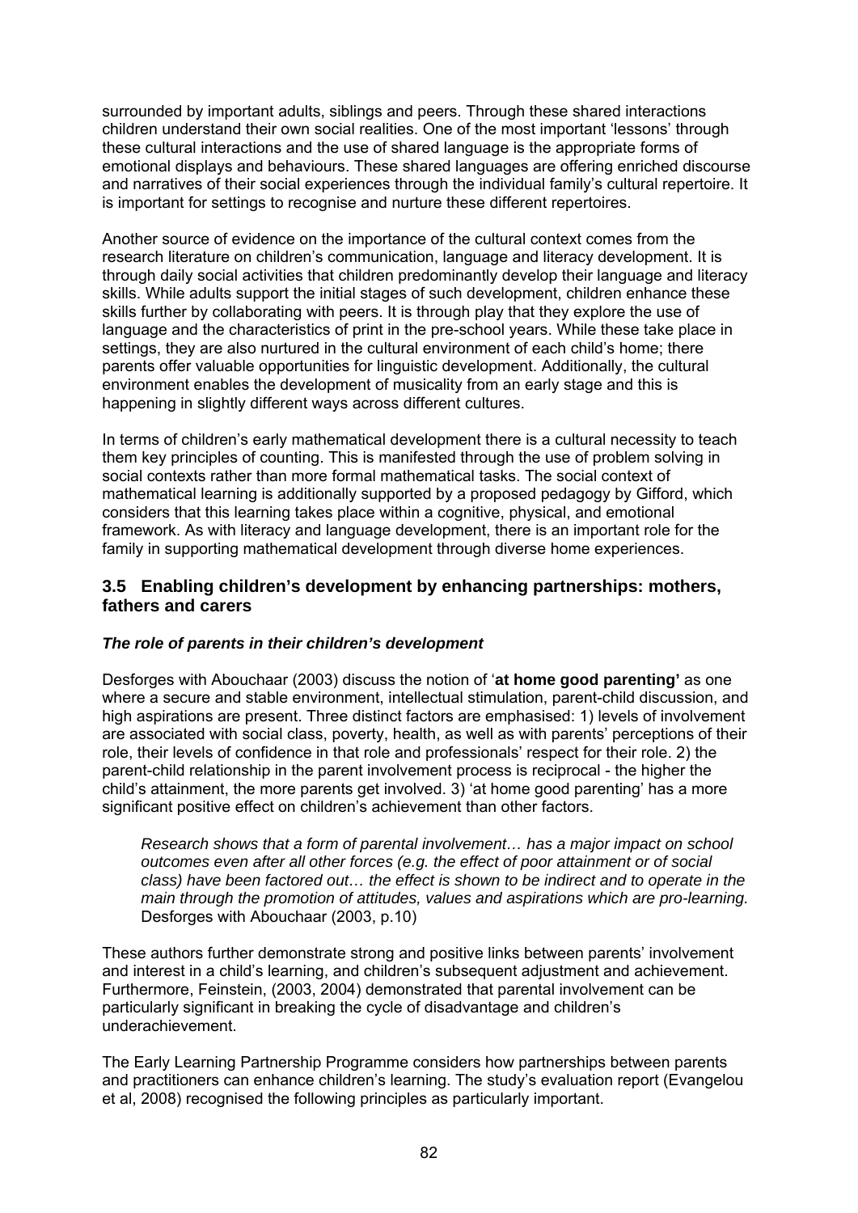surrounded by important adults, siblings and peers. Through these shared interactions children understand their own social realities. One of the most important 'lessons' through these cultural interactions and the use of shared language is the appropriate forms of emotional displays and behaviours. These shared languages are offering enriched discourse and narratives of their social experiences through the individual family's cultural repertoire. It is important for settings to recognise and nurture these different repertoires.

Another source of evidence on the importance of the cultural context comes from the research literature on children's communication, language and literacy development. It is through daily social activities that children predominantly develop their language and literacy skills. While adults support the initial stages of such development, children enhance these skills further by collaborating with peers. It is through play that they explore the use of language and the characteristics of print in the pre-school years. While these take place in settings, they are also nurtured in the cultural environment of each child's home; there parents offer valuable opportunities for linguistic development. Additionally, the cultural environment enables the development of musicality from an early stage and this is happening in slightly different ways across different cultures.

In terms of children's early mathematical development there is a cultural necessity to teach them key principles of counting. This is manifested through the use of problem solving in social contexts rather than more formal mathematical tasks. The social context of mathematical learning is additionally supported by a proposed pedagogy by Gifford, which considers that this learning takes place within a cognitive, physical, and emotional framework. As with literacy and language development, there is an important role for the family in supporting mathematical development through diverse home experiences.

### 3.5 Enabling children's development by enhancing partnerships: mothers, fathers and carers

***The role of parents in their children's development***

Desforges with Abouchaar (2003) discuss the notion of '**at home good parenting'** as one where a secure and stable environment, intellectual stimulation, parent-child discussion, and high aspirations are present. Three distinct factors are emphasised: 1) levels of involvement are associated with social class, poverty, health, as well as with parents' perceptions of their role, their levels of confidence in that role and professionals' respect for their role. 2) the parent-child relationship in the parent involvement process is reciprocal - the higher the child's attainment, the more parents get involved. 3) 'at home good parenting' has a more significant positive effect on children's achievement than other factors.

> *Research shows that a form of parental involvement… has a major impact on school outcomes even after all other forces (e.g. the effect of poor attainment or of social class) have been factored out… the effect is shown to be indirect and to operate in the main through the promotion of attitudes, values and aspirations which are pro-learning.* Desforges with Abouchaar (2003, p.10)

These authors further demonstrate strong and positive links between parents' involvement and interest in a child's learning, and children's subsequent adjustment and achievement. Furthermore, Feinstein, (2003, 2004) demonstrated that parental involvement can be particularly significant in breaking the cycle of disadvantage and children's underachievement.

The Early Learning Partnership Programme considers how partnerships between parents and practitioners can enhance children's learning. The study's evaluation report (Evangelou et al, 2008) recognised the following principles as particularly important.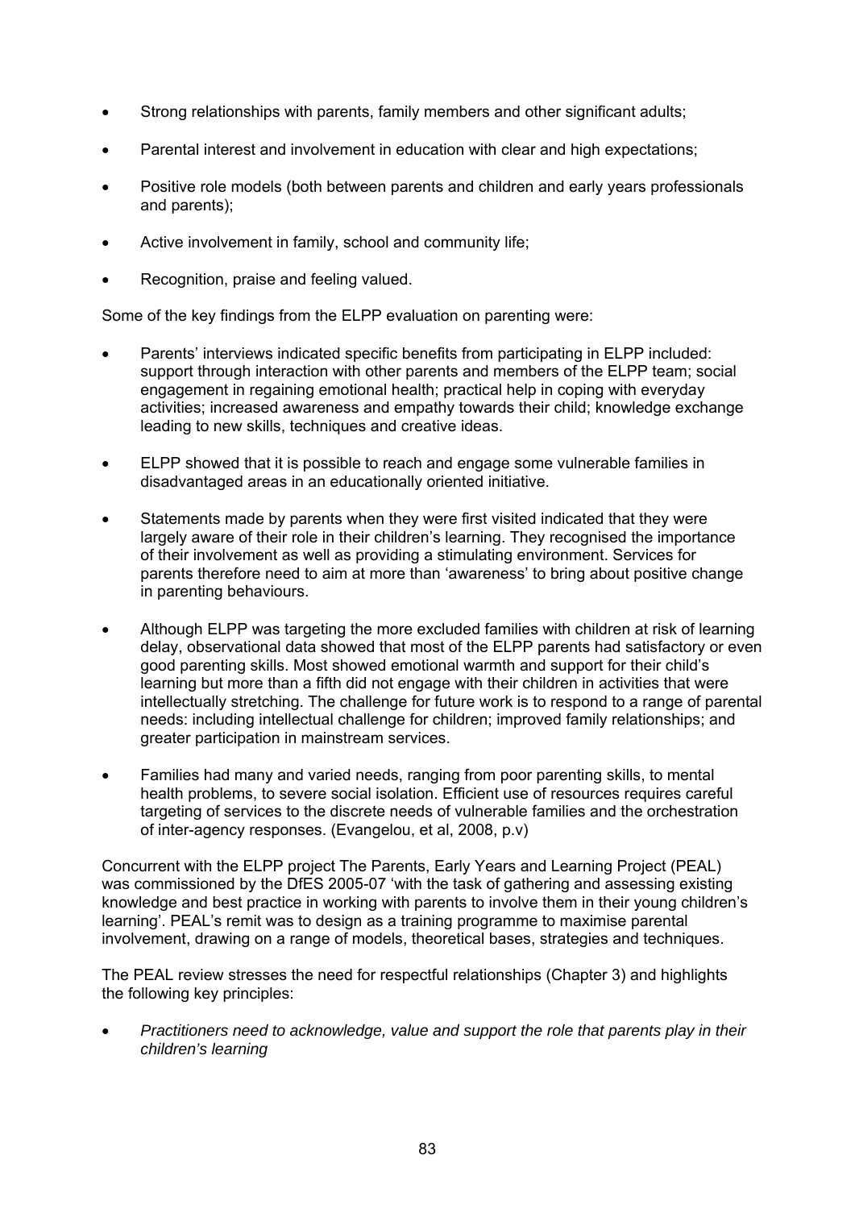- Strong relationships with parents, family members and other significant adults;
- Parental interest and involvement in education with clear and high expectations;
- Positive role models (both between parents and children and early years professionals and parents);
- Active involvement in family, school and community life;
- Recognition, praise and feeling valued.

Some of the key findings from the ELPP evaluation on parenting were:

- Parents' interviews indicated specific benefits from participating in ELPP included: support through interaction with other parents and members of the ELPP team; social engagement in regaining emotional health; practical help in coping with everyday activities; increased awareness and empathy towards their child; knowledge exchange leading to new skills, techniques and creative ideas.
- ELPP showed that it is possible to reach and engage some vulnerable families in disadvantaged areas in an educationally oriented initiative.
- Statements made by parents when they were first visited indicated that they were largely aware of their role in their children's learning. They recognised the importance of their involvement as well as providing a stimulating environment. Services for parents therefore need to aim at more than 'awareness' to bring about positive change in parenting behaviours.
- Although ELPP was targeting the more excluded families with children at risk of learning delay, observational data showed that most of the ELPP parents had satisfactory or even good parenting skills. Most showed emotional warmth and support for their child's learning but more than a fifth did not engage with their children in activities that were intellectually stretching. The challenge for future work is to respond to a range of parental needs: including intellectual challenge for children; improved family relationships; and greater participation in mainstream services.
- Families had many and varied needs, ranging from poor parenting skills, to mental health problems, to severe social isolation. Efficient use of resources requires careful targeting of services to the discrete needs of vulnerable families and the orchestration of inter-agency responses. (Evangelou, et al, 2008, p.v)

Concurrent with the ELPP project The Parents, Early Years and Learning Project (PEAL) was commissioned by the DfES 2005-07 'with the task of gathering and assessing existing knowledge and best practice in working with parents to involve them in their young children's learning'. PEAL's remit was to design as a training programme to maximise parental involvement, drawing on a range of models, theoretical bases, strategies and techniques.

The PEAL review stresses the need for respectful relationships (Chapter 3) and highlights the following key principles:

- *Practitioners need to acknowledge, value and support the role that parents play in their children's learning*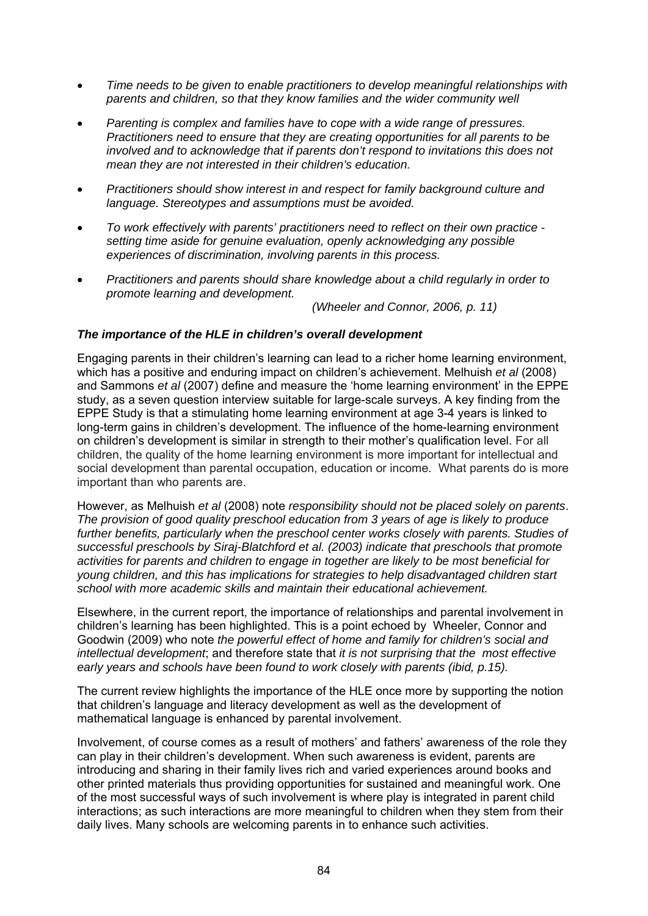- *Time needs to be given to enable practitioners to develop meaningful relationships with parents and children, so that they know families and the wider community well*
- *Parenting is complex and families have to cope with a wide range of pressures. Practitioners need to ensure that they are creating opportunities for all parents to be involved and to acknowledge that if parents don't respond to invitations this does not mean they are not interested in their children's education.*
- *Practitioners should show interest in and respect for family background culture and language. Stereotypes and assumptions must be avoided.*
- *To work effectively with parents' practitioners need to reflect on their own practice - setting time aside for genuine evaluation, openly acknowledging any possible experiences of discrimination, involving parents in this process.*
- *Practitioners and parents should share knowledge about a child regularly in order to promote learning and development.*

*(Wheeler and Connor, 2006, p. 11)*

### *The importance of the HLE in children's overall development*

Engaging parents in their children's learning can lead to a richer home learning environment, which has a positive and enduring impact on children's achievement. Melhuish *et al* (2008) and Sammons *et al* (2007) define and measure the 'home learning environment' in the EPPE study, as a seven question interview suitable for large-scale surveys. A key finding from the EPPE Study is that a stimulating home learning environment at age 3-4 years is linked to long-term gains in children's development. The influence of the home-learning environment on children's development is similar in strength to their mother's qualification level. For all children, the quality of the home learning environment is more important for intellectual and social development than parental occupation, education or income. What parents do is more important than who parents are.

However, as Melhuish *et al* (2008) note *responsibility should not be placed solely on parents. The provision of good quality preschool education from 3 years of age is likely to produce further benefits, particularly when the preschool center works closely with parents. Studies of successful preschools by Siraj-Blatchford et al. (2003) indicate that preschools that promote activities for parents and children to engage in together are likely to be most beneficial for young children, and this has implications for strategies to help disadvantaged children start school with more academic skills and maintain their educational achievement.*

Elsewhere, in the current report, the importance of relationships and parental involvement in children's learning has been highlighted. This is a point echoed by Wheeler, Connor and Goodwin (2009) who note *the powerful effect of home and family for children's social and intellectual development*; and therefore state that *it is not surprising that the most effective early years and schools have been found to work closely with parents (ibid, p.15).*

The current review highlights the importance of the HLE once more by supporting the notion that children's language and literacy development as well as the development of mathematical language is enhanced by parental involvement.

Involvement, of course comes as a result of mothers' and fathers' awareness of the role they can play in their children's development. When such awareness is evident, parents are introducing and sharing in their family lives rich and varied experiences around books and other printed materials thus providing opportunities for sustained and meaningful work. One of the most successful ways of such involvement is where play is integrated in parent child interactions; as such interactions are more meaningful to children when they stem from their daily lives. Many schools are welcoming parents in to enhance such activities.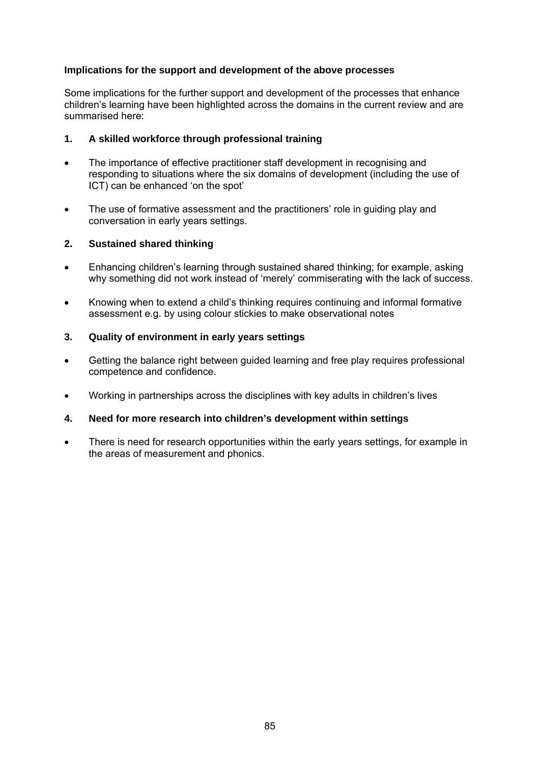**Implications for the support and development of the above processes**

Some implications for the further support and development of the processes that enhance children's learning have been highlighted across the domains in the current review and are summarised here:

**1. A skilled workforce through professional training**

- The importance of effective practitioner staff development in recognising and responding to situations where the six domains of development (including the use of ICT) can be enhanced 'on the spot'
- The use of formative assessment and the practitioners' role in guiding play and conversation in early years settings.

**2. Sustained shared thinking**

- Enhancing children's learning through sustained shared thinking; for example, asking why something did not work instead of 'merely' commiserating with the lack of success.
- Knowing when to extend a child's thinking requires continuing and informal formative assessment e.g. by using colour stickies to make observational notes

**3. Quality of environment in early years settings**

- Getting the balance right between guided learning and free play requires professional competence and confidence.
- Working in partnerships across the disciplines with key adults in children's lives

**4. Need for more research into children's development within settings**

- There is need for research opportunities within the early years settings, for example in the areas of measurement and phonics.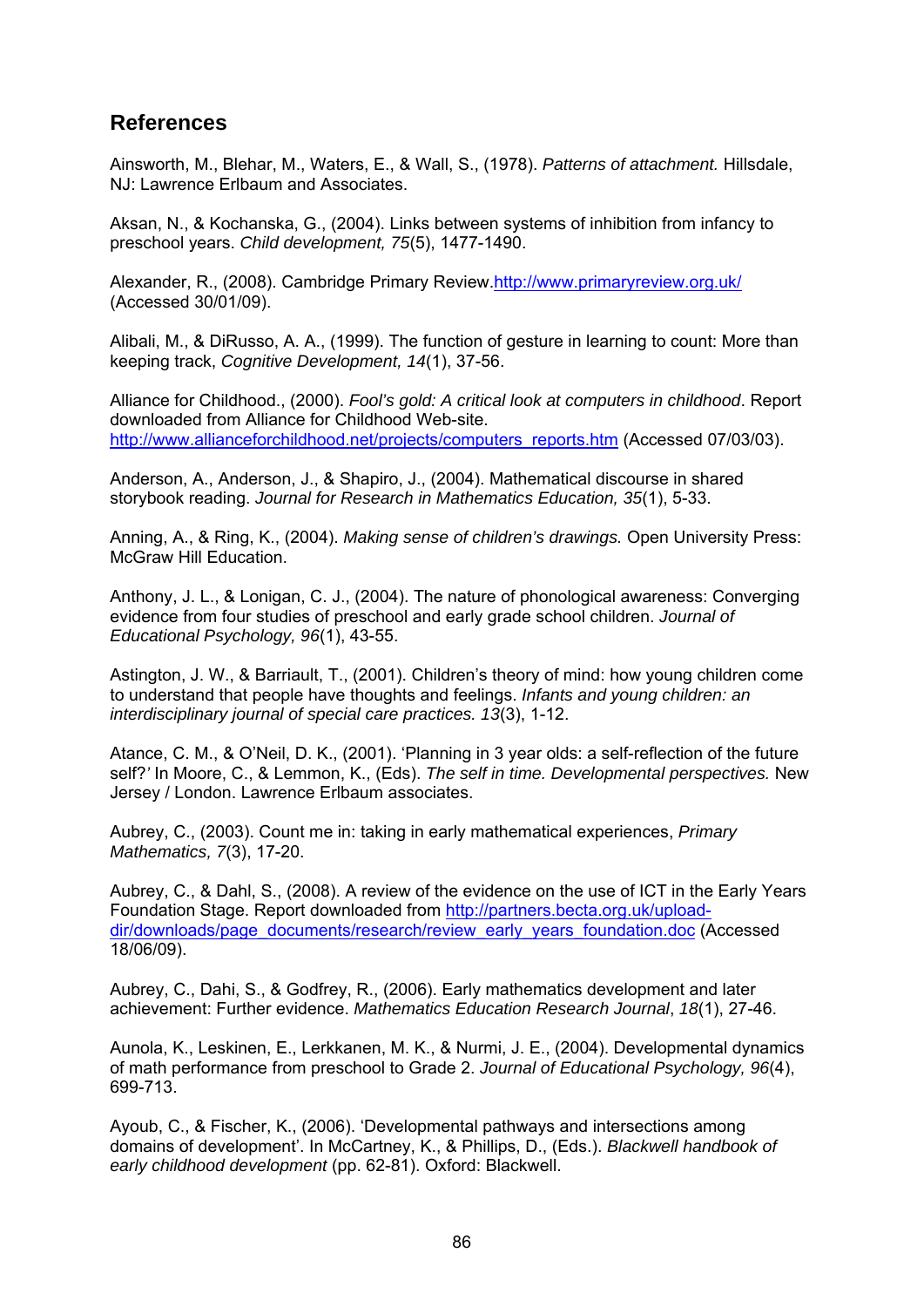## References

Ainsworth, M., Blehar, M., Waters, E., & Wall, S., (1978). *Patterns of attachment.* Hillsdale, NJ: Lawrence Erlbaum and Associates.

Aksan, N., & Kochanska, G., (2004). Links between systems of inhibition from infancy to preschool years. *Child development, 75*(5), 1477-1490.

Alexander, R., (2008). Cambridge Primary Review.http://www.primaryreview.org.uk/ (Accessed 30/01/09).

Alibali, M., & DiRusso, A. A., (1999). The function of gesture in learning to count: More than keeping track, *Cognitive Development, 14*(1), 37-56.

Alliance for Childhood., (2000). *Fool's gold: A critical look at computers in childhood*. Report downloaded from Alliance for Childhood Web-site. http://www.allianceforchildhood.net/projects/computers_reports.htm (Accessed 07/03/03).

Anderson, A., Anderson, J., & Shapiro, J., (2004). Mathematical discourse in shared storybook reading. *Journal for Research in Mathematics Education, 35*(1), 5-33.

Anning, A., & Ring, K., (2004). *Making sense of children's drawings.* Open University Press: McGraw Hill Education.

Anthony, J. L., & Lonigan, C. J., (2004). The nature of phonological awareness: Converging evidence from four studies of preschool and early grade school children. *Journal of Educational Psychology, 96*(1), 43-55.

Astington, J. W., & Barriault, T., (2001). Children's theory of mind: how young children come to understand that people have thoughts and feelings. *Infants and young children: an interdisciplinary journal of special care practices. 13*(3), 1-12.

Atance, C. M., & O'Neil, D. K., (2001). 'Planning in 3 year olds: a self-reflection of the future self?' In Moore, C., & Lemmon, K., (Eds). *The self in time. Developmental perspectives.* New Jersey / London. Lawrence Erlbaum associates.

Aubrey, C., (2003). Count me in: taking in early mathematical experiences, *Primary Mathematics, 7*(3), 17-20.

Aubrey, C., & Dahl, S., (2008). A review of the evidence on the use of ICT in the Early Years Foundation Stage. Report downloaded from http://partners.becta.org.uk/upload-dir/downloads/page_documents/research/review_early_years_foundation.doc (Accessed 18/06/09).

Aubrey, C., Dahi, S., & Godfrey, R., (2006). Early mathematics development and later achievement: Further evidence. *Mathematics Education Research Journal*, *18*(1), 27-46.

Aunola, K., Leskinen, E., Lerkkanen, M. K., & Nurmi, J. E., (2004). Developmental dynamics of math performance from preschool to Grade 2. *Journal of Educational Psychology, 96*(4), 699-713.

Ayoub, C., & Fischer, K., (2006). 'Developmental pathways and intersections among domains of development'. In McCartney, K., & Phillips, D., (Eds.). *Blackwell handbook of early childhood development* (pp. 62-81). Oxford: Blackwell.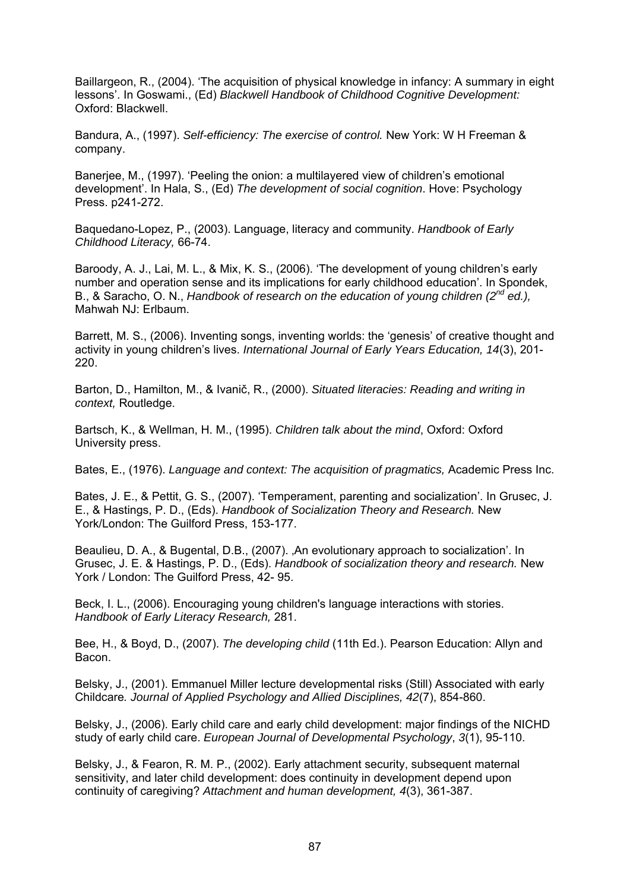Baillargeon, R., (2004). 'The acquisition of physical knowledge in infancy: A summary in eight lessons'. In Goswami., (Ed) *Blackwell Handbook of Childhood Cognitive Development:* Oxford: Blackwell.

Bandura, A., (1997). *Self-efficiency: The exercise of control.* New York: W H Freeman & company.

Banerjee, M., (1997). 'Peeling the onion: a multilayered view of children's emotional development'. In Hala, S., (Ed) *The development of social cognition*. Hove: Psychology Press. p241-272.

Baquedano-Lopez, P., (2003). Language, literacy and community. *Handbook of Early Childhood Literacy,* 66-74.

Baroody, A. J., Lai, M. L., & Mix, K. S., (2006). 'The development of young children's early number and operation sense and its implications for early childhood education'. In Spondek, B., & Saracho, O. N., *Handbook of research on the education of young children (2nd ed.),* Mahwah NJ: Erlbaum.

Barrett, M. S., (2006). Inventing songs, inventing worlds: the 'genesis' of creative thought and activity in young children's lives. *International Journal of Early Years Education, 14*(3), 201-220.

Barton, D., Hamilton, M., & Ivanič, R., (2000). *Situated literacies: Reading and writing in context,* Routledge.

Bartsch, K., & Wellman, H. M., (1995). *Children talk about the mind*, Oxford: Oxford University press.

Bates, E., (1976). *Language and context: The acquisition of pragmatics,* Academic Press Inc.

Bates, J. E., & Pettit, G. S., (2007). 'Temperament, parenting and socialization'. In Grusec, J. E., & Hastings, P. D., (Eds). *Handbook of Socialization Theory and Research.* New York/London: The Guilford Press, 153-177.

Beaulieu, D. A., & Bugental, D.B., (2007). ‚An evolutionary approach to socialization'. In Grusec, J. E. & Hastings, P. D., (Eds). *Handbook of socialization theory and research.* New York / London: The Guilford Press, 42- 95.

Beck, I. L., (2006). Encouraging young children's language interactions with stories. *Handbook of Early Literacy Research,* 281.

Bee, H., & Boyd, D., (2007). *The developing child* (11th Ed.). Pearson Education: Allyn and Bacon.

Belsky, J., (2001). Emmanuel Miller lecture developmental risks (Still) Associated with early Childcare*. Journal of Applied Psychology and Allied Disciplines, 42*(7), 854-860.

Belsky, J., (2006). Early child care and early child development: major findings of the NICHD study of early child care. *European Journal of Developmental Psychology*, *3*(1), 95-110.

Belsky, J., & Fearon, R. M. P., (2002). Early attachment security, subsequent maternal sensitivity, and later child development: does continuity in development depend upon continuity of caregiving? *Attachment and human development, 4*(3), 361-387.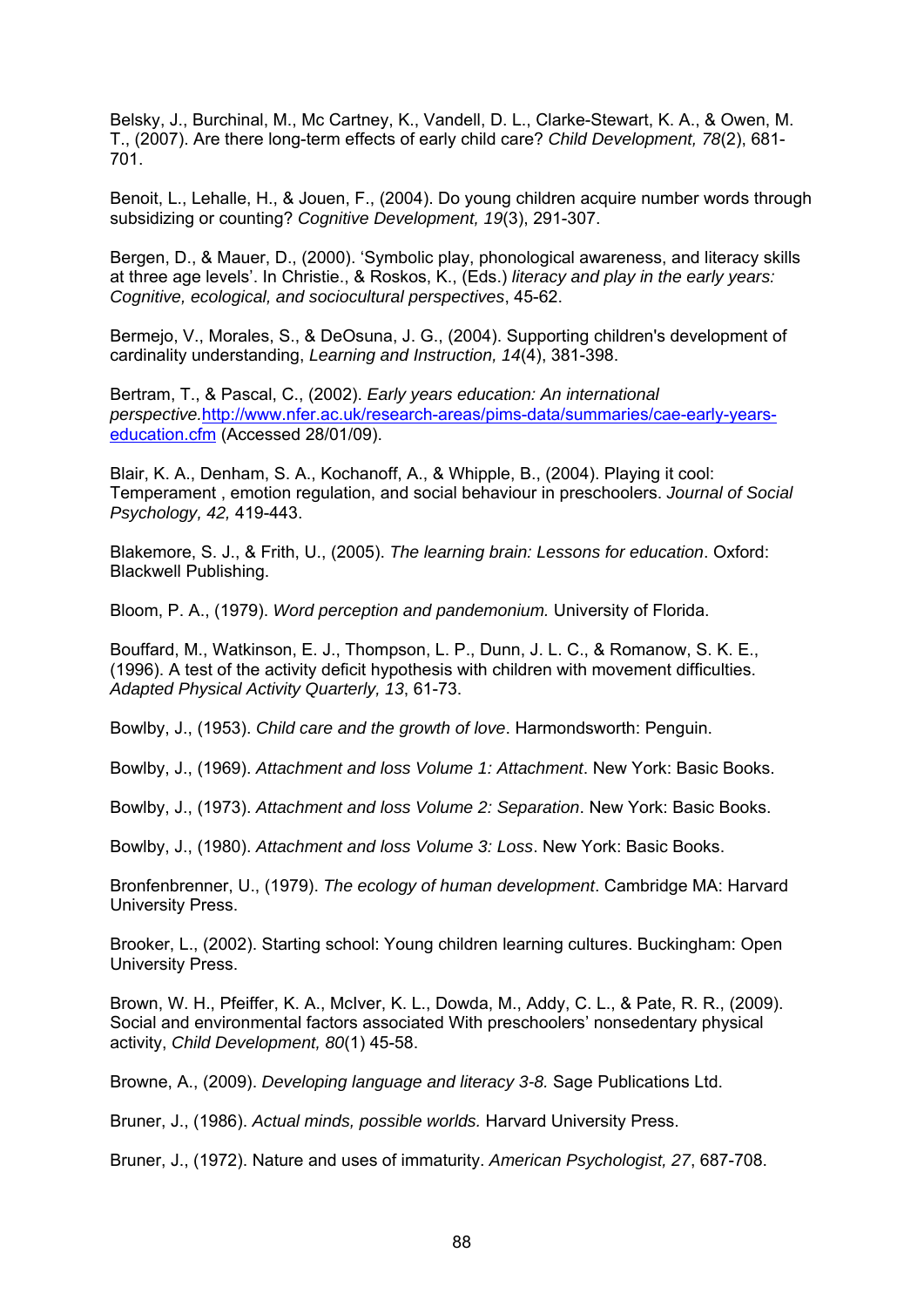Belsky, J., Burchinal, M., Mc Cartney, K., Vandell, D. L., Clarke-Stewart, K. A., & Owen, M. T., (2007). Are there long-term effects of early child care? *Child Development, 78*(2), 681-701.

Benoit, L., Lehalle, H., & Jouen, F., (2004). Do young children acquire number words through subsidizing or counting? *Cognitive Development, 19*(3), 291-307.

Bergen, D., & Mauer, D., (2000). 'Symbolic play, phonological awareness, and literacy skills at three age levels'. In Christie., & Roskos, K., (Eds.) *literacy and play in the early years: Cognitive, ecological, and sociocultural perspectives*, 45-62.

Bermejo, V., Morales, S., & DeOsuna, J. G., (2004). Supporting children's development of cardinality understanding, *Learning and Instruction, 14*(4), 381-398.

Bertram, T., & Pascal, C., (2002). *Early years education: An international perspective.*[http://www.nfer.ac.uk/research-areas/pims-data/summaries/cae-early-years-education.cfm](http://www.nfer.ac.uk/research-areas/pims-data/summaries/cae-early-years-education.cfm) (Accessed 28/01/09).

Blair, K. A., Denham, S. A., Kochanoff, A., & Whipple, B., (2004). Playing it cool: Temperament , emotion regulation, and social behaviour in preschoolers. *Journal of Social Psychology, 42,* 419-443.

Blakemore, S. J., & Frith, U., (2005). *The learning brain: Lessons for education*. Oxford: Blackwell Publishing.

Bloom, P. A., (1979). *Word perception and pandemonium.* University of Florida.

Bouffard, M., Watkinson, E. J., Thompson, L. P., Dunn, J. L. C., & Romanow, S. K. E., (1996). A test of the activity deficit hypothesis with children with movement difficulties. *Adapted Physical Activity Quarterly, 13*, 61-73.

Bowlby, J., (1953). *Child care and the growth of love*. Harmondsworth: Penguin.

Bowlby, J., (1969). *Attachment and loss Volume 1: Attachment*. New York: Basic Books.

Bowlby, J., (1973). *Attachment and loss Volume 2: Separation*. New York: Basic Books.

Bowlby, J., (1980). *Attachment and loss Volume 3: Loss*. New York: Basic Books.

Bronfenbrenner, U., (1979). *The ecology of human development*. Cambridge MA: Harvard University Press.

Brooker, L., (2002). Starting school: Young children learning cultures. Buckingham: Open University Press.

Brown, W. H., Pfeiffer, K. A., McIver, K. L., Dowda, M., Addy, C. L., & Pate, R. R., (2009). Social and environmental factors associated With preschoolers' nonsedentary physical activity, *Child Development, 80*(1) 45-58.

Browne, A., (2009). *Developing language and literacy 3-8.* Sage Publications Ltd.

Bruner, J., (1986). *Actual minds, possible worlds.* Harvard University Press.

Bruner, J., (1972). Nature and uses of immaturity. *American Psychologist, 27*, 687-708.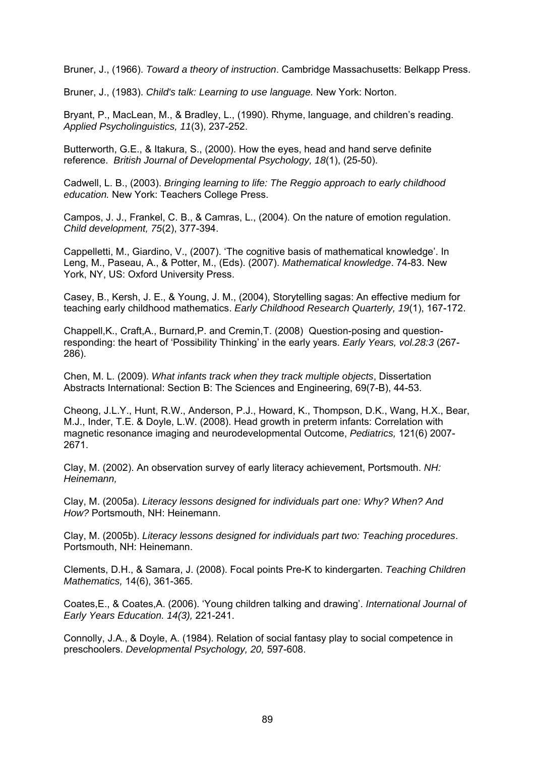Bruner, J., (1966). *Toward a theory of instruction*. Cambridge Massachusetts: Belkapp Press.

Bruner, J., (1983). *Child's talk: Learning to use language.* New York: Norton.

Bryant, P., MacLean, M., & Bradley, L., (1990). Rhyme, language, and children's reading. *Applied Psycholinguistics, 11*(3), 237-252.

Butterworth, G.E., & Itakura, S., (2000). How the eyes, head and hand serve definite reference. *British Journal of Developmental Psychology, 18*(1), (25-50).

Cadwell, L. B., (2003). *Bringing learning to life: The Reggio approach to early childhood education.* New York: Teachers College Press.

Campos, J. J., Frankel, C. B., & Camras, L., (2004). On the nature of emotion regulation. *Child development, 75*(2), 377-394.

Cappelletti, M., Giardino, V., (2007). 'The cognitive basis of mathematical knowledge'. In Leng, M., Paseau, A., & Potter, M., (Eds). (2007). *Mathematical knowledge*. 74-83. New York, NY, US: Oxford University Press.

Casey, B., Kersh, J. E., & Young, J. M., (2004), Storytelling sagas: An effective medium for teaching early childhood mathematics. *Early Childhood Research Quarterly, 19*(1), 167-172.

Chappell,K., Craft,A., Burnard,P. and Cremin,T. (2008) Question-posing and question-responding: the heart of 'Possibility Thinking' in the early years. *Early Years, vol.28:3* (267-286).

Chen, M. L. (2009). *What infants track when they track multiple objects*, Dissertation Abstracts International: Section B: The Sciences and Engineering, 69(7-B), 44-53.

Cheong, J.L.Y., Hunt, R.W., Anderson, P.J., Howard, K., Thompson, D.K., Wang, H.X., Bear, M.J., Inder, T.E. & Doyle, L.W. (2008). Head growth in preterm infants: Correlation with magnetic resonance imaging and neurodevelopmental Outcome, *Pediatrics,* 121(6) 2007-2671.

Clay, M. (2002). An observation survey of early literacy achievement, Portsmouth. *NH: Heinemann,*

Clay, M. (2005a). *Literacy lessons designed for individuals part one: Why? When? And How?* Portsmouth, NH: Heinemann.

Clay, M. (2005b). *Literacy lessons designed for individuals part two: Teaching procedures*. Portsmouth, NH: Heinemann.

Clements, D.H., & Samara, J. (2008). Focal points Pre-K to kindergarten. *Teaching Children Mathematics,* 14(6), 361-365.

Coates,E., & Coates,A. (2006). 'Young children talking and drawing'. *International Journal of Early Years Education. 14(3),* 221-241.

Connolly, J.A., & Doyle, A. (1984). Relation of social fantasy play to social competence in preschoolers. *Developmental Psychology, 20,* 597-608.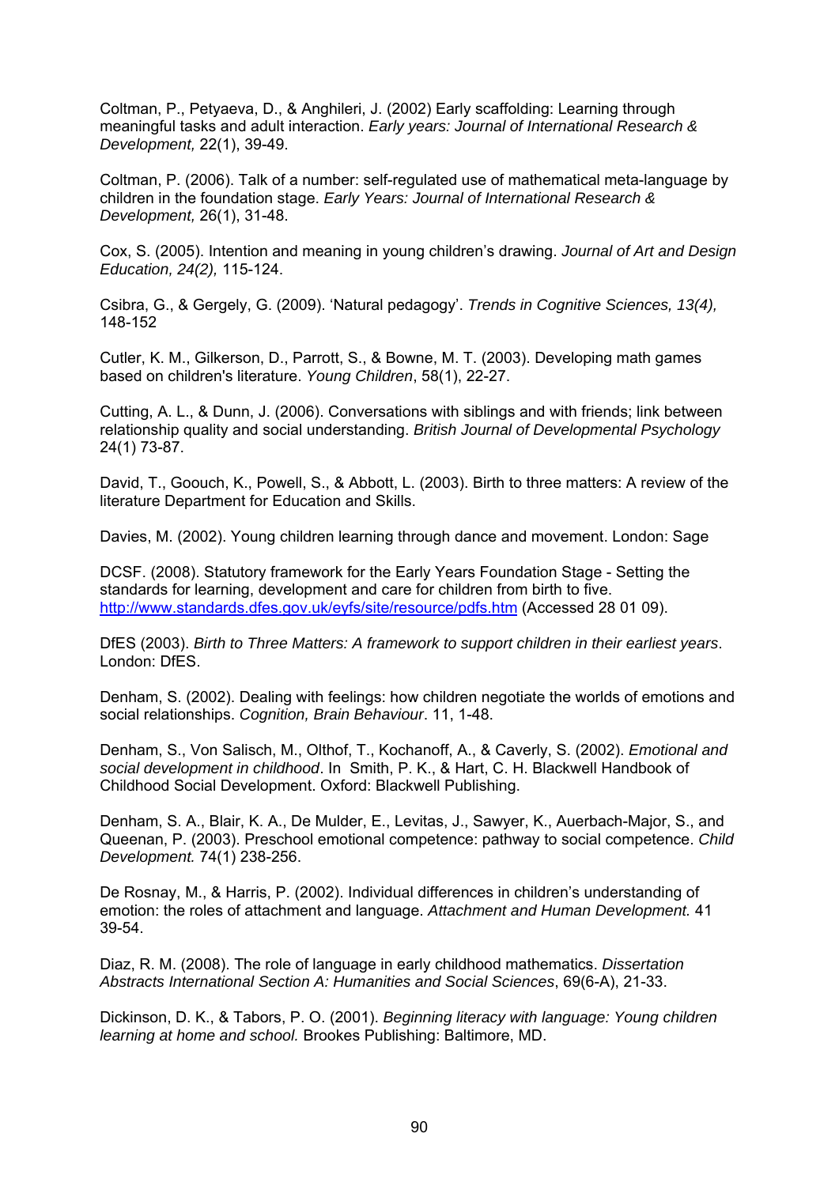Coltman, P., Petyaeva, D., & Anghileri, J. (2002) Early scaffolding: Learning through meaningful tasks and adult interaction. *Early years: Journal of International Research & Development,* 22(1), 39-49.

Coltman, P. (2006). Talk of a number: self-regulated use of mathematical meta-language by children in the foundation stage. *Early Years: Journal of International Research & Development,* 26(1), 31-48.

Cox, S. (2005). Intention and meaning in young children's drawing. *Journal of Art and Design Education, 24(2),* 115-124.

Csibra, G., & Gergely, G. (2009). 'Natural pedagogy'. *Trends in Cognitive Sciences, 13(4),* 148-152

Cutler, K. M., Gilkerson, D., Parrott, S., & Bowne, M. T. (2003). Developing math games based on children's literature. *Young Children*, 58(1), 22-27.

Cutting, A. L., & Dunn, J. (2006). Conversations with siblings and with friends; link between relationship quality and social understanding. *British Journal of Developmental Psychology* 24(1) 73-87.

David, T., Goouch, K., Powell, S., & Abbott, L. (2003). Birth to three matters: A review of the literature Department for Education and Skills.

Davies, M. (2002). Young children learning through dance and movement. London: Sage

DCSF. (2008). Statutory framework for the Early Years Foundation Stage - Setting the standards for learning, development and care for children from birth to five. http://www.standards.dfes.gov.uk/eyfs/site/resource/pdfs.htm (Accessed 28 01 09).

DfES (2003). *Birth to Three Matters: A framework to support children in their earliest years*. London: DfES.

Denham, S. (2002). Dealing with feelings: how children negotiate the worlds of emotions and social relationships. *Cognition, Brain Behaviour*. 11, 1-48.

Denham, S., Von Salisch, M., Olthof, T., Kochanoff, A., & Caverly, S. (2002). *Emotional and social development in childhood*. In Smith, P. K., & Hart, C. H. Blackwell Handbook of Childhood Social Development. Oxford: Blackwell Publishing.

Denham, S. A., Blair, K. A., De Mulder, E., Levitas, J., Sawyer, K., Auerbach-Major, S., and Queenan, P. (2003). Preschool emotional competence: pathway to social competence. *Child Development.* 74(1) 238-256.

De Rosnay, M., & Harris, P. (2002). Individual differences in children's understanding of emotion: the roles of attachment and language. *Attachment and Human Development.* 41 39-54.

Diaz, R. M. (2008). The role of language in early childhood mathematics. *Dissertation Abstracts International Section A: Humanities and Social Sciences*, 69(6-A), 21-33.

Dickinson, D. K., & Tabors, P. O. (2001). *Beginning literacy with language: Young children learning at home and school.* Brookes Publishing: Baltimore, MD.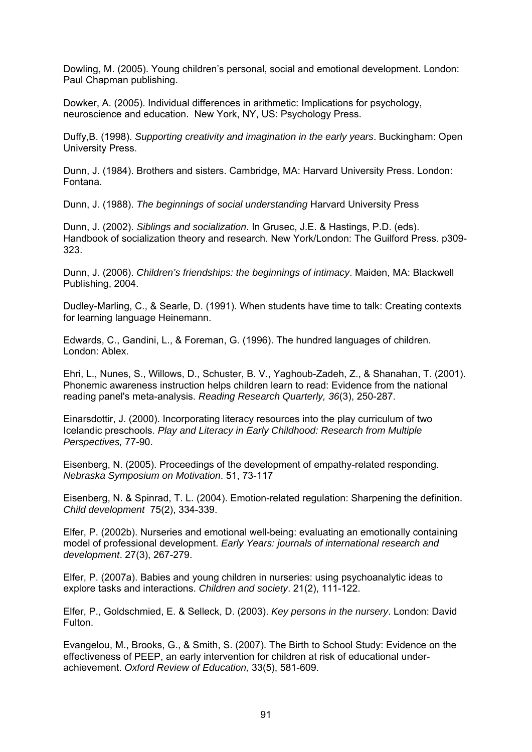Dowling, M. (2005). Young children's personal, social and emotional development. London: Paul Chapman publishing.

Dowker, A. (2005). Individual differences in arithmetic: Implications for psychology, neuroscience and education. New York, NY, US: Psychology Press.

Duffy,B. (1998). *Supporting creativity and imagination in the early years*. Buckingham: Open University Press.

Dunn, J. (1984). Brothers and sisters. Cambridge, MA: Harvard University Press. London: Fontana.

Dunn, J. (1988). *The beginnings of social understanding* Harvard University Press

Dunn, J. (2002). *Siblings and socialization*. In Grusec, J.E. & Hastings, P.D. (eds). Handbook of socialization theory and research. New York/London: The Guilford Press. p309-323.

Dunn, J. (2006). *Children's friendships: the beginnings of intimacy*. Maiden, MA: Blackwell Publishing, 2004.

Dudley-Marling, C., & Searle, D. (1991). When students have time to talk: Creating contexts for learning language Heinemann.

Edwards, C., Gandini, L., & Foreman, G. (1996). The hundred languages of children. London: Ablex.

Ehri, L., Nunes, S., Willows, D., Schuster, B. V., Yaghoub-Zadeh, Z., & Shanahan, T. (2001). Phonemic awareness instruction helps children learn to read: Evidence from the national reading panel's meta-analysis. *Reading Research Quarterly, 36*(3), 250-287.

Einarsdottir, J. (2000). Incorporating literacy resources into the play curriculum of two Icelandic preschools. *Play and Literacy in Early Childhood: Research from Multiple Perspectives,* 77-90.

Eisenberg, N. (2005). Proceedings of the development of empathy-related responding. *Nebraska Symposium on Motivation*. 51, 73-117

Eisenberg, N. & Spinrad, T. L. (2004). Emotion-related regulation: Sharpening the definition. *Child development* 75(2), 334-339.

Elfer, P. (2002b). Nurseries and emotional well-being: evaluating an emotionally containing model of professional development. *Early Years: journals of international research and development*. 27(3), 267-279.

Elfer, P. (2007a). Babies and young children in nurseries: using psychoanalytic ideas to explore tasks and interactions. *Children and society*. 21(2), 111-122.

Elfer, P., Goldschmied, E. & Selleck, D. (2003). *Key persons in the nursery*. London: David Fulton.

Evangelou, M., Brooks, G., & Smith, S. (2007). The Birth to School Study: Evidence on the effectiveness of PEEP, an early intervention for children at risk of educational under-achievement. *Oxford Review of Education,* 33(5), 581-609.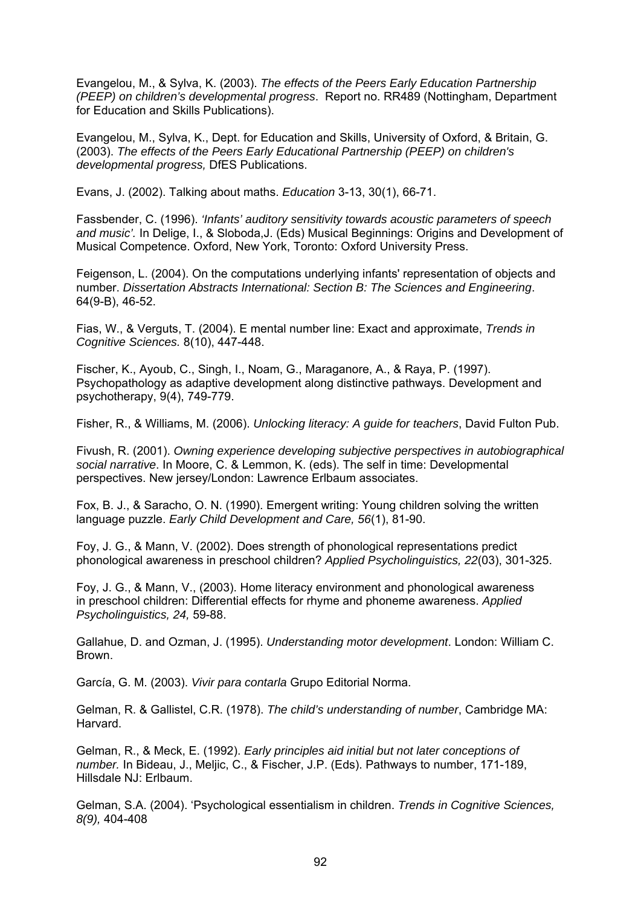Evangelou, M., & Sylva, K. (2003). *The effects of the Peers Early Education Partnership (PEEP) on children's developmental progress*. Report no. RR489 (Nottingham, Department for Education and Skills Publications).

Evangelou, M., Sylva, K., Dept. for Education and Skills, University of Oxford, & Britain, G. (2003). *The effects of the Peers Early Educational Partnership (PEEP) on children's developmental progress,* DfES Publications.

Evans, J. (2002). Talking about maths. *Education* 3-13, 30(1), 66-71.

Fassbender, C. (1996). *'Infants' auditory sensitivity towards acoustic parameters of speech and music'.* In Delige, I., & Sloboda,J. (Eds) Musical Beginnings: Origins and Development of Musical Competence. Oxford, New York, Toronto: Oxford University Press.

Feigenson, L. (2004). On the computations underlying infants' representation of objects and number. *Dissertation Abstracts International: Section B: The Sciences and Engineering*. 64(9-B), 46-52.

Fias, W., & Verguts, T. (2004). E mental number line: Exact and approximate, *Trends in Cognitive Sciences.* 8(10), 447-448.

Fischer, K., Ayoub, C., Singh, I., Noam, G., Maraganore, A., & Raya, P. (1997). Psychopathology as adaptive development along distinctive pathways. Development and psychotherapy, 9(4), 749-779.

Fisher, R., & Williams, M. (2006). *Unlocking literacy: A guide for teachers*, David Fulton Pub.

Fivush, R. (2001). *Owning experience developing subjective perspectives in autobiographical social narrative*. In Moore, C. & Lemmon, K. (eds). The self in time: Developmental perspectives. New jersey/London: Lawrence Erlbaum associates.

Fox, B. J., & Saracho, O. N. (1990). Emergent writing: Young children solving the written language puzzle. *Early Child Development and Care, 56*(1), 81-90.

Foy, J. G., & Mann, V. (2002). Does strength of phonological representations predict phonological awareness in preschool children? *Applied Psycholinguistics, 22*(03), 301-325.

Foy, J. G., & Mann, V., (2003). Home literacy environment and phonological awareness in preschool children: Differential effects for rhyme and phoneme awareness. *Applied Psycholinguistics, 24,* 59-88.

Gallahue, D. and Ozman, J. (1995). *Understanding motor development*. London: William C. Brown.

García, G. M. (2003). *Vivir para contarla* Grupo Editorial Norma.

Gelman, R. & Gallistel, C.R. (1978). *The child's understanding of number*, Cambridge MA: Harvard.

Gelman, R., & Meck, E. (1992). *Early principles aid initial but not later conceptions of number.* In Bideau, J., Meljic, C., & Fischer, J.P. (Eds). Pathways to number, 171-189, Hillsdale NJ: Erlbaum.

Gelman, S.A. (2004). 'Psychological essentialism in children. *Trends in Cognitive Sciences, 8(9),* 404-408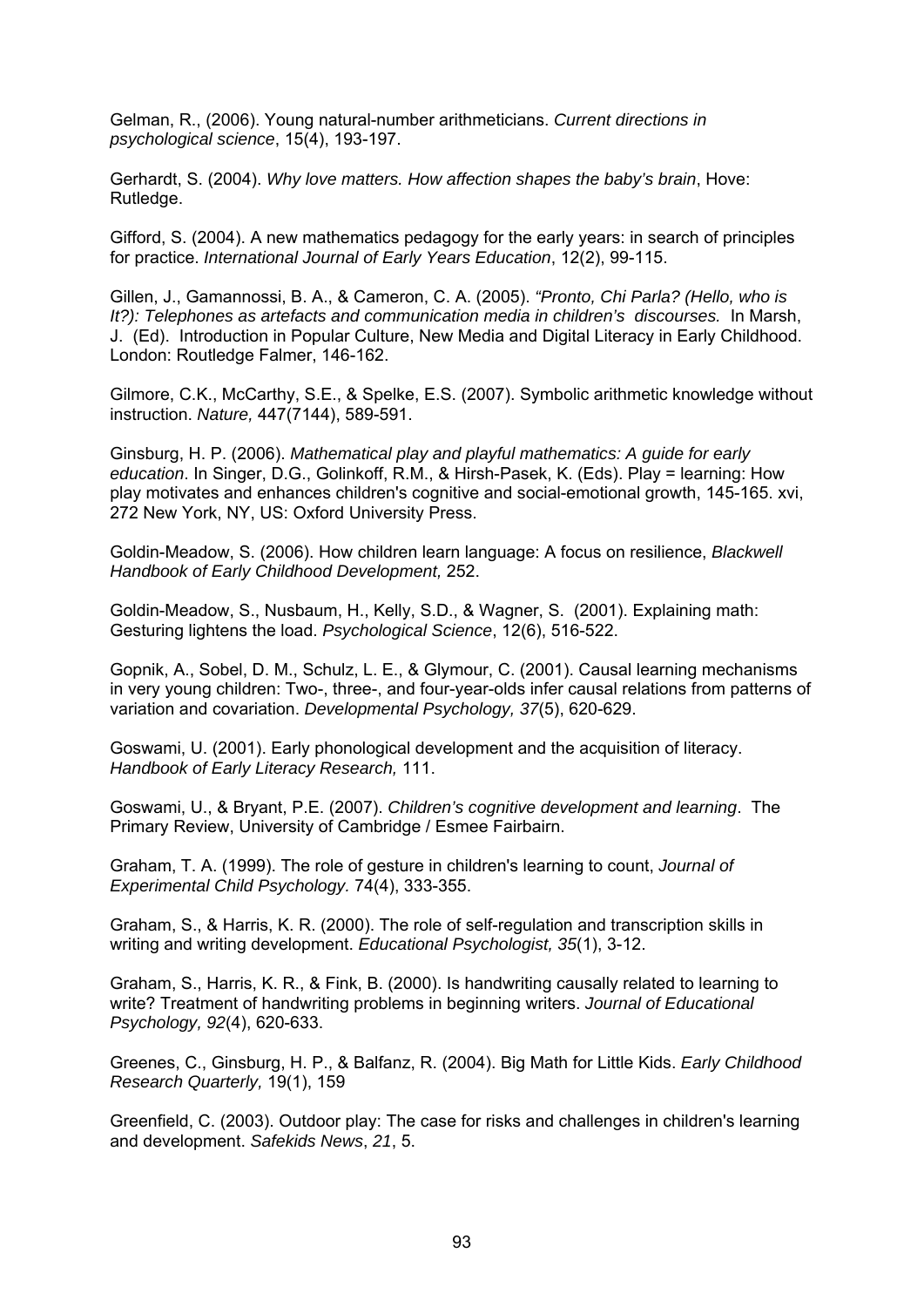Gelman, R., (2006). Young natural-number arithmeticians. *Current directions in psychological science*, 15(4), 193-197.

Gerhardt, S. (2004). *Why love matters. How affection shapes the baby's brain*, Hove: Rutledge.

Gifford, S. (2004). A new mathematics pedagogy for the early years: in search of principles for practice. *International Journal of Early Years Education*, 12(2), 99-115.

Gillen, J., Gamannossi, B. A., & Cameron, C. A. (2005). *"Pronto, Chi Parla? (Hello, who is It?): Telephones as artefacts and communication media in children's discourses.* In Marsh, J. (Ed). Introduction in Popular Culture, New Media and Digital Literacy in Early Childhood. London: Routledge Falmer, 146-162.

Gilmore, C.K., McCarthy, S.E., & Spelke, E.S. (2007). Symbolic arithmetic knowledge without instruction. *Nature,* 447(7144), 589-591.

Ginsburg, H. P. (2006). *Mathematical play and playful mathematics: A guide for early education*. In Singer, D.G., Golinkoff, R.M., & Hirsh-Pasek, K. (Eds). Play = learning: How play motivates and enhances children's cognitive and social-emotional growth, 145-165. xvi, 272 New York, NY, US: Oxford University Press.

Goldin-Meadow, S. (2006). How children learn language: A focus on resilience, *Blackwell Handbook of Early Childhood Development,* 252.

Goldin-Meadow, S., Nusbaum, H., Kelly, S.D., & Wagner, S. (2001). Explaining math: Gesturing lightens the load. *Psychological Science*, 12(6), 516-522.

Gopnik, A., Sobel, D. M., Schulz, L. E., & Glymour, C. (2001). Causal learning mechanisms in very young children: Two-, three-, and four-year-olds infer causal relations from patterns of variation and covariation. *Developmental Psychology, 37*(5), 620-629.

Goswami, U. (2001). Early phonological development and the acquisition of literacy. *Handbook of Early Literacy Research,* 111.

Goswami, U., & Bryant, P.E. (2007). *Children's cognitive development and learning*. The Primary Review, University of Cambridge / Esmee Fairbairn.

Graham, T. A. (1999). The role of gesture in children's learning to count, *Journal of Experimental Child Psychology.* 74(4), 333-355.

Graham, S., & Harris, K. R. (2000). The role of self-regulation and transcription skills in writing and writing development. *Educational Psychologist, 35*(1), 3-12.

Graham, S., Harris, K. R., & Fink, B. (2000). Is handwriting causally related to learning to write? Treatment of handwriting problems in beginning writers. *Journal of Educational Psychology, 92*(4), 620-633.

Greenes, C., Ginsburg, H. P., & Balfanz, R. (2004). Big Math for Little Kids. *Early Childhood Research Quarterly,* 19(1), 159

Greenfield, C. (2003). Outdoor play: The case for risks and challenges in children's learning and development. *Safekids News*, *21*, 5.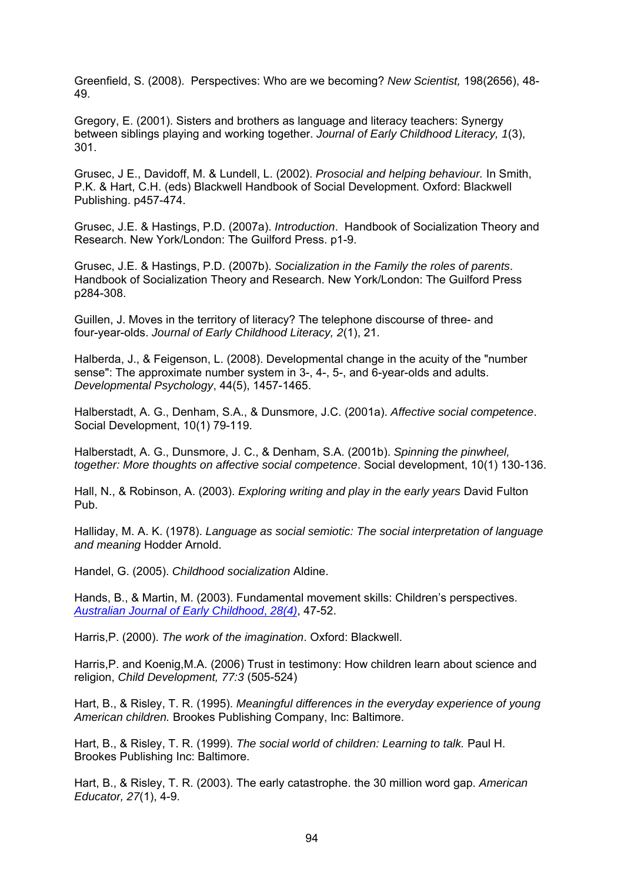Greenfield, S. (2008). Perspectives: Who are we becoming? *New Scientist,* 198(2656), 48-49.

Gregory, E. (2001). Sisters and brothers as language and literacy teachers: Synergy between siblings playing and working together. *Journal of Early Childhood Literacy, 1*(3), 301.

Grusec, J E., Davidoff, M. & Lundell, L. (2002). *Prosocial and helping behaviour.* In Smith, P.K. & Hart, C.H. (eds) Blackwell Handbook of Social Development. Oxford: Blackwell Publishing. p457-474.

Grusec, J.E. & Hastings, P.D. (2007a). *Introduction*. Handbook of Socialization Theory and Research. New York/London: The Guilford Press. p1-9.

Grusec, J.E. & Hastings, P.D. (2007b). *Socialization in the Family the roles of parents*. Handbook of Socialization Theory and Research. New York/London: The Guilford Press p284-308.

Guillen, J. Moves in the territory of literacy? The telephone discourse of three- and four-year-olds. *Journal of Early Childhood Literacy, 2*(1), 21.

Halberda, J., & Feigenson, L. (2008). Developmental change in the acuity of the "number sense": The approximate number system in 3-, 4-, 5-, and 6-year-olds and adults. *Developmental Psychology*, 44(5), 1457-1465.

Halberstadt, A. G., Denham, S.A., & Dunsmore, J.C. (2001a). *Affective social competence*. Social Development, 10(1) 79-119.

Halberstadt, A. G., Dunsmore, J. C., & Denham, S.A. (2001b). *Spinning the pinwheel, together: More thoughts on affective social competence*. Social development, 10(1) 130-136.

Hall, N., & Robinson, A. (2003). *Exploring writing and play in the early years* David Fulton Pub.

Halliday, M. A. K. (1978). *Language as social semiotic: The social interpretation of language and meaning* Hodder Arnold.

Handel, G. (2005). *Childhood socialization* Aldine.

Hands, B., & Martin, M. (2003). Fundamental movement skills: Children's perspectives. *Australian Journal of Early Childhood, 28(4)*, 47-52.

Harris,P. (2000). *The work of the imagination*. Oxford: Blackwell.

Harris,P. and Koenig,M.A. (2006) Trust in testimony: How children learn about science and religion, *Child Development, 77:3* (505-524)

Hart, B., & Risley, T. R. (1995). *Meaningful differences in the everyday experience of young American children.* Brookes Publishing Company, Inc: Baltimore.

Hart, B., & Risley, T. R. (1999). *The social world of children: Learning to talk.* Paul H. Brookes Publishing Inc: Baltimore.

Hart, B., & Risley, T. R. (2003). The early catastrophe. the 30 million word gap. *American Educator, 27*(1), 4-9.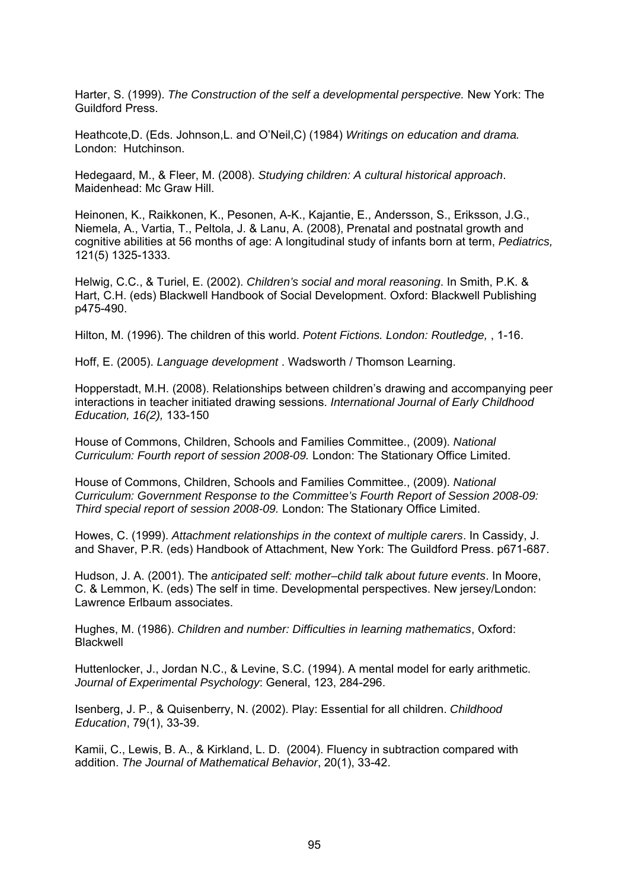Harter, S. (1999). *The Construction of the self a developmental perspective.* New York: The Guildford Press.

Heathcote,D. (Eds. Johnson,L. and O'Neil,C) (1984) *Writings on education and drama.* London: Hutchinson.

Hedegaard, M., & Fleer, M. (2008). *Studying children: A cultural historical approach*. Maidenhead: Mc Graw Hill.

Heinonen, K., Raikkonen, K., Pesonen, A-K., Kajantie, E., Andersson, S., Eriksson, J.G., Niemela, A., Vartia, T., Peltola, J. & Lanu, A. (2008), Prenatal and postnatal growth and cognitive abilities at 56 months of age: A longitudinal study of infants born at term, *Pediatrics,* 121(5) 1325-1333.

Helwig, C.C., & Turiel, E. (2002). *Children's social and moral reasoning*. In Smith, P.K. & Hart, C.H. (eds) Blackwell Handbook of Social Development. Oxford: Blackwell Publishing p475-490.

Hilton, M. (1996). The children of this world. *Potent Fictions. London: Routledge,* , 1-16.

Hoff, E. (2005). *Language development* . Wadsworth / Thomson Learning.

Hopperstadt, M.H. (2008). Relationships between children's drawing and accompanying peer interactions in teacher initiated drawing sessions. *International Journal of Early Childhood Education, 16(2),* 133-150

House of Commons, Children, Schools and Families Committee., (2009). *National Curriculum: Fourth report of session 2008-09.* London: The Stationary Office Limited.

House of Commons, Children, Schools and Families Committee., (2009). *National Curriculum: Government Response to the Committee's Fourth Report of Session 2008-09: Third special report of session 2008-09.* London: The Stationary Office Limited.

Howes, C. (1999). *Attachment relationships in the context of multiple carers*. In Cassidy, J. and Shaver, P.R. (eds) Handbook of Attachment, New York: The Guildford Press. p671-687.

Hudson, J. A. (2001). The *anticipated self: mother–child talk about future events*. In Moore, C. & Lemmon, K. (eds) The self in time. Developmental perspectives. New jersey/London: Lawrence Erlbaum associates.

Hughes, M. (1986). *Children and number: Difficulties in learning mathematics*, Oxford: Blackwell

Huttenlocker, J., Jordan N.C., & Levine, S.C. (1994). A mental model for early arithmetic. *Journal of Experimental Psychology*: General, 123, 284-296.

Isenberg, J. P., & Quisenberry, N. (2002). Play: Essential for all children. *Childhood Education*, 79(1), 33-39.

Kamii, C., Lewis, B. A., & Kirkland, L. D. (2004). Fluency in subtraction compared with addition. *The Journal of Mathematical Behavior*, 20(1), 33-42.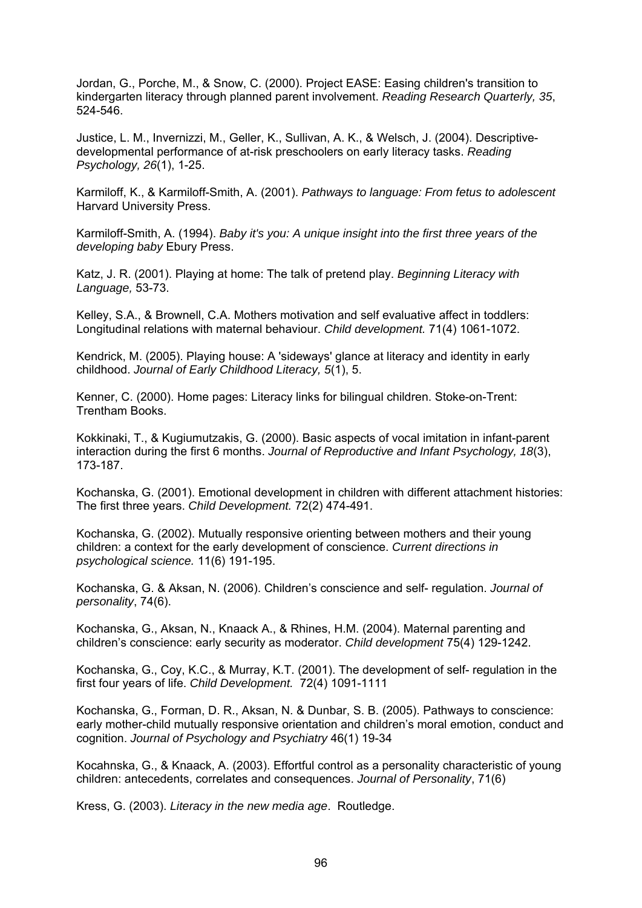Jordan, G., Porche, M., & Snow, C. (2000). Project EASE: Easing children's transition to kindergarten literacy through planned parent involvement. *Reading Research Quarterly, 35*, 524-546.

Justice, L. M., Invernizzi, M., Geller, K., Sullivan, A. K., & Welsch, J. (2004). Descriptive-developmental performance of at-risk preschoolers on early literacy tasks. *Reading Psychology, 26*(1), 1-25.

Karmiloff, K., & Karmiloff-Smith, A. (2001). *Pathways to language: From fetus to adolescent* Harvard University Press.

Karmiloff-Smith, A. (1994). *Baby it's you: A unique insight into the first three years of the developing baby* Ebury Press.

Katz, J. R. (2001). Playing at home: The talk of pretend play. *Beginning Literacy with Language,* 53-73.

Kelley, S.A., & Brownell, C.A. Mothers motivation and self evaluative affect in toddlers: Longitudinal relations with maternal behaviour. *Child development.* 71(4) 1061-1072.

Kendrick, M. (2005). Playing house: A 'sideways' glance at literacy and identity in early childhood. *Journal of Early Childhood Literacy, 5*(1), 5.

Kenner, C. (2000). Home pages: Literacy links for bilingual children. Stoke-on-Trent: Trentham Books.

Kokkinaki, T., & Kugiumutzakis, G. (2000). Basic aspects of vocal imitation in infant-parent interaction during the first 6 months. *Journal of Reproductive and Infant Psychology, 18*(3), 173-187.

Kochanska, G. (2001). Emotional development in children with different attachment histories: The first three years. *Child Development.* 72(2) 474-491.

Kochanska, G. (2002). Mutually responsive orienting between mothers and their young children: a context for the early development of conscience. *Current directions in psychological science.* 11(6) 191-195.

Kochanska, G. & Aksan, N. (2006). Children's conscience and self- regulation. *Journal of personality*, 74(6).

Kochanska, G., Aksan, N., Knaack A., & Rhines, H.M. (2004). Maternal parenting and children's conscience: early security as moderator. *Child development* 75(4) 129-1242.

Kochanska, G., Coy, K.C., & Murray, K.T. (2001). The development of self- regulation in the first four years of life. *Child Development.* 72(4) 1091-1111

Kochanska, G., Forman, D. R., Aksan, N. & Dunbar, S. B. (2005). Pathways to conscience: early mother-child mutually responsive orientation and children's moral emotion, conduct and cognition. *Journal of Psychology and Psychiatry* 46(1) 19-34

Kocahnska, G., & Knaack, A. (2003). Effortful control as a personality characteristic of young children: antecedents, correlates and consequences. *Journal of Personality*, 71(6)

Kress, G. (2003). *Literacy in the new media age*. Routledge.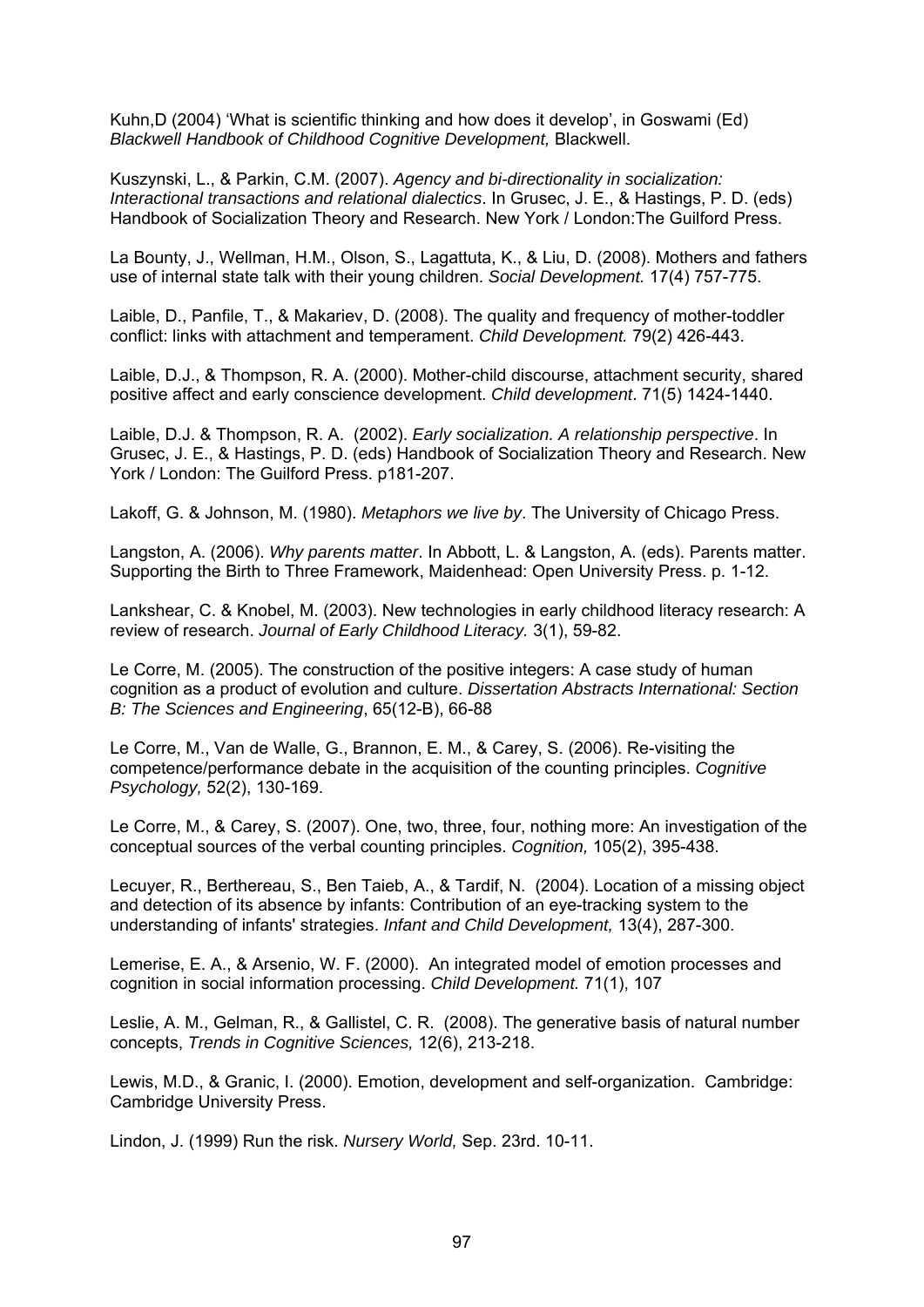Kuhn,D (2004) ‘What is scientific thinking and how does it develop’, in Goswami (Ed) *Blackwell Handbook of Childhood Cognitive Development,* Blackwell.

Kuszynski, L., & Parkin, C.M. (2007). *Agency and bi-directionality in socialization: Interactional transactions and relational dialectics*. In Grusec, J. E., & Hastings, P. D. (eds) Handbook of Socialization Theory and Research. New York / London:The Guilford Press.

La Bounty, J., Wellman, H.M., Olson, S., Lagattuta, K., & Liu, D. (2008). Mothers and fathers use of internal state talk with their young children. *Social Development.* 17(4) 757-775.

Laible, D., Panfile, T., & Makariev, D. (2008). The quality and frequency of mother-toddler conflict: links with attachment and temperament. *Child Development.* 79(2) 426-443.

Laible, D.J., & Thompson, R. A. (2000). Mother-child discourse, attachment security, shared positive affect and early conscience development. *Child development*. 71(5) 1424-1440.

Laible, D.J. & Thompson, R. A. (2002). *Early socialization. A relationship perspective*. In Grusec, J. E., & Hastings, P. D. (eds) Handbook of Socialization Theory and Research. New York / London: The Guilford Press. p181-207.

Lakoff, G. & Johnson, M. (1980). *Metaphors we live by*. The University of Chicago Press.

Langston, A. (2006). *Why parents matter*. In Abbott, L. & Langston, A. (eds). Parents matter. Supporting the Birth to Three Framework, Maidenhead: Open University Press. p. 1-12.

Lankshear, C. & Knobel, M. (2003). New technologies in early childhood literacy research: A review of research. *Journal of Early Childhood Literacy.* 3(1), 59-82.

Le Corre, M. (2005). The construction of the positive integers: A case study of human cognition as a product of evolution and culture. *Dissertation Abstracts International: Section B: The Sciences and Engineering*, 65(12-B), 66-88

Le Corre, M., Van de Walle, G., Brannon, E. M., & Carey, S. (2006). Re-visiting the competence/performance debate in the acquisition of the counting principles. *Cognitive Psychology,* 52(2), 130-169.

Le Corre, M., & Carey, S. (2007). One, two, three, four, nothing more: An investigation of the conceptual sources of the verbal counting principles. *Cognition,* 105(2), 395-438.

Lecuyer, R., Berthereau, S., Ben Taieb, A., & Tardif, N. (2004). Location of a missing object and detection of its absence by infants: Contribution of an eye-tracking system to the understanding of infants' strategies. *Infant and Child Development,* 13(4), 287-300.

Lemerise, E. A., & Arsenio, W. F. (2000). An integrated model of emotion processes and cognition in social information processing. *Child Development.* 71(1), 107

Leslie, A. M., Gelman, R., & Gallistel, C. R. (2008). The generative basis of natural number concepts, *Trends in Cognitive Sciences,* 12(6), 213-218.

Lewis, M.D., & Granic, I. (2000). Emotion, development and self-organization. Cambridge: Cambridge University Press.

Lindon, J. (1999) Run the risk. *Nursery World,* Sep. 23rd. 10-11.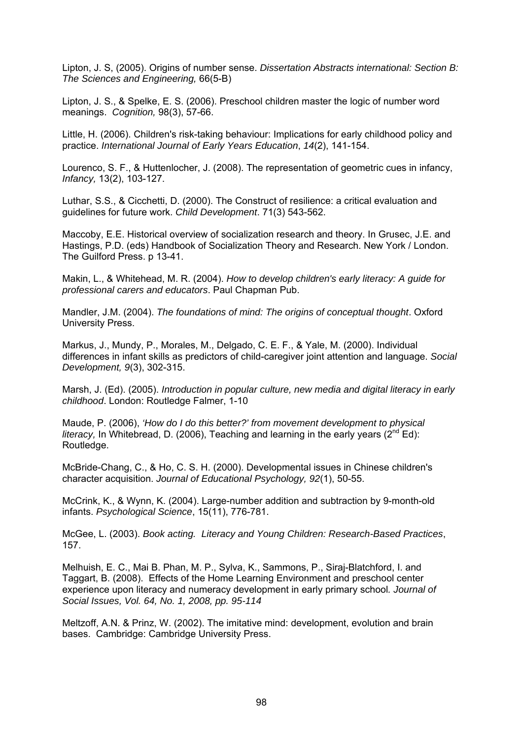Lipton, J. S, (2005). Origins of number sense. *Dissertation Abstracts international: Section B: The Sciences and Engineering,* 66(5-B)

Lipton, J. S., & Spelke, E. S. (2006). Preschool children master the logic of number word meanings. *Cognition,* 98(3), 57-66.

Little, H. (2006). Children's risk-taking behaviour: Implications for early childhood policy and practice. *International Journal of Early Years Education*, *14*(2), 141-154.

Lourenco, S. F., & Huttenlocher, J. (2008). The representation of geometric cues in infancy, *Infancy,* 13(2), 103-127.

Luthar, S.S., & Cicchetti, D. (2000). The Construct of resilience: a critical evaluation and guidelines for future work. *Child Development*. 71(3) 543-562.

Maccoby, E.E. Historical overview of socialization research and theory. In Grusec, J.E. and Hastings, P.D. (eds) Handbook of Socialization Theory and Research. New York / London. The Guilford Press. p 13-41.

Makin, L., & Whitehead, M. R. (2004). *How to develop children's early literacy: A guide for professional carers and educators*. Paul Chapman Pub.

Mandler, J.M. (2004). *The foundations of mind: The origins of conceptual thought*. Oxford University Press.

Markus, J., Mundy, P., Morales, M., Delgado, C. E. F., & Yale, M. (2000). Individual differences in infant skills as predictors of child-caregiver joint attention and language. *Social Development, 9*(3), 302-315.

Marsh, J. (Ed). (2005). *Introduction in popular culture, new media and digital literacy in early childhood*. London: Routledge Falmer, 1-10

Maude, P. (2006), *'How do I do this better?' from movement development to physical literacy,* In Whitebread, D. (2006), Teaching and learning in the early years (2nd Ed): Routledge.

McBride-Chang, C., & Ho, C. S. H. (2000). Developmental issues in Chinese children's character acquisition. *Journal of Educational Psychology, 92*(1), 50-55.

McCrink, K., & Wynn, K. (2004). Large-number addition and subtraction by 9-month-old infants. *Psychological Science*, 15(11), 776-781.

McGee, L. (2003). *Book acting. Literacy and Young Children: Research-Based Practices*, 157.

Melhuish, E. C., Mai B. Phan, M. P., Sylva, K., Sammons, P., Siraj-Blatchford, I. and Taggart, B. (2008). Effects of the Home Learning Environment and preschool center experience upon literacy and numeracy development in early primary school*. Journal of Social Issues, Vol. 64, No. 1, 2008, pp. 95-114*

Meltzoff, A.N. & Prinz, W. (2002). The imitative mind: development, evolution and brain bases. Cambridge: Cambridge University Press.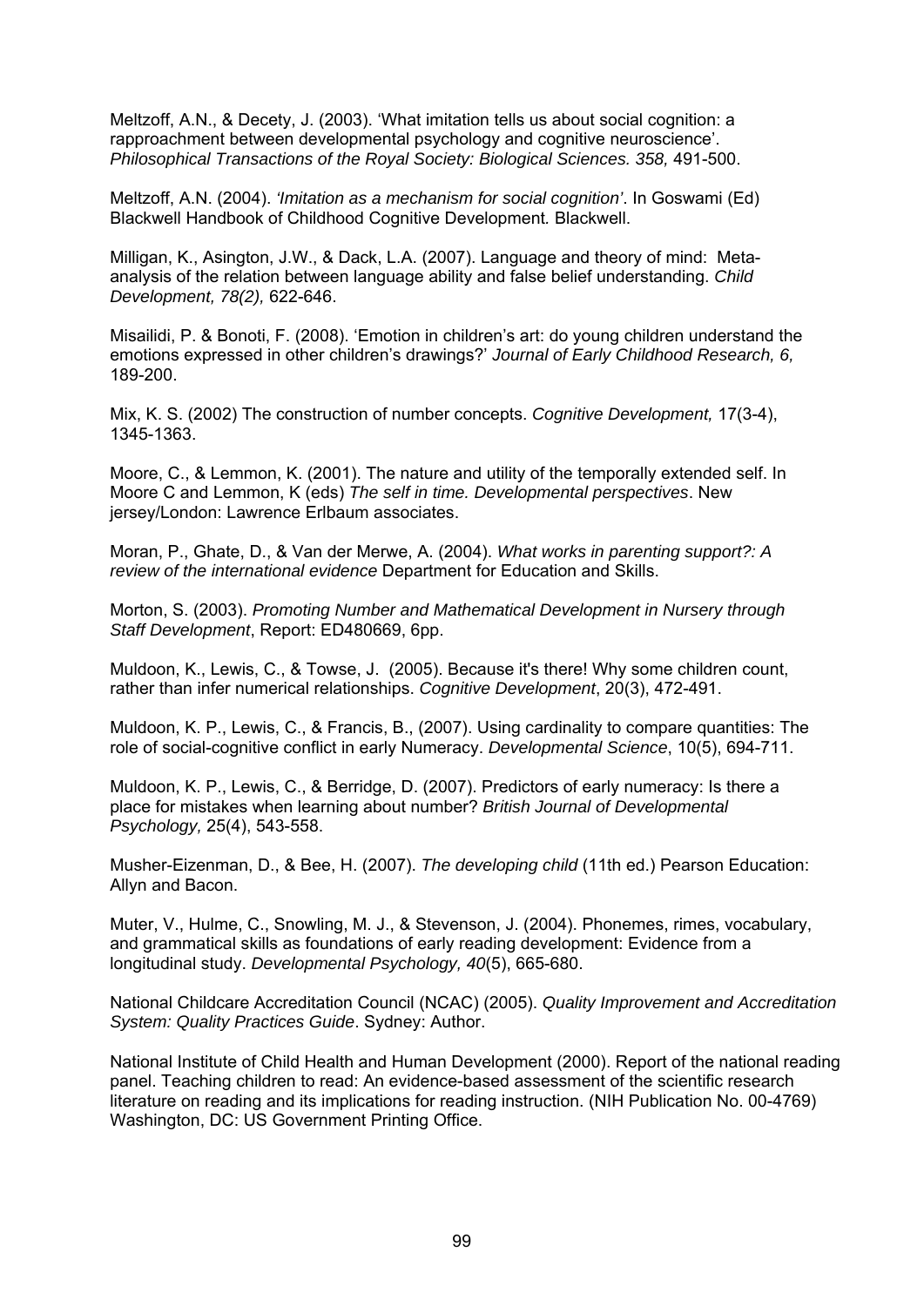Meltzoff, A.N., & Decety, J. (2003). 'What imitation tells us about social cognition: a rapproachment between developmental psychology and cognitive neuroscience'. *Philosophical Transactions of the Royal Society: Biological Sciences. 358,* 491-500.

Meltzoff, A.N. (2004). *'Imitation as a mechanism for social cognition'*. In Goswami (Ed) Blackwell Handbook of Childhood Cognitive Development*.* Blackwell.

Milligan, K., Asington, J.W., & Dack, L.A. (2007). Language and theory of mind: Meta-analysis of the relation between language ability and false belief understanding. *Child Development, 78(2),* 622-646.

Misailidi, P. & Bonoti, F. (2008). 'Emotion in children's art: do young children understand the emotions expressed in other children's drawings?' *Journal of Early Childhood Research, 6,* 189-200.

Mix, K. S. (2002) The construction of number concepts. *Cognitive Development,* 17(3-4), 1345-1363.

Moore, C., & Lemmon, K. (2001). The nature and utility of the temporally extended self. In Moore C and Lemmon, K (eds) *The self in time. Developmental perspectives*. New jersey/London: Lawrence Erlbaum associates.

Moran, P., Ghate, D., & Van der Merwe, A. (2004). *What works in parenting support?: A review of the international evidence* Department for Education and Skills.

Morton, S. (2003). *Promoting Number and Mathematical Development in Nursery through Staff Development*, Report: ED480669, 6pp.

Muldoon, K., Lewis, C., & Towse, J. (2005). Because it's there! Why some children count, rather than infer numerical relationships. *Cognitive Development*, 20(3), 472-491.

Muldoon, K. P., Lewis, C., & Francis, B., (2007). Using cardinality to compare quantities: The role of social-cognitive conflict in early Numeracy. *Developmental Science*, 10(5), 694-711.

Muldoon, K. P., Lewis, C., & Berridge, D. (2007). Predictors of early numeracy: Is there a place for mistakes when learning about number? *British Journal of Developmental Psychology,* 25(4), 543-558.

Musher-Eizenman, D., & Bee, H. (2007). *The developing child* (11th ed.) Pearson Education: Allyn and Bacon.

Muter, V., Hulme, C., Snowling, M. J., & Stevenson, J. (2004). Phonemes, rimes, vocabulary, and grammatical skills as foundations of early reading development: Evidence from a longitudinal study. *Developmental Psychology, 40*(5), 665-680.

National Childcare Accreditation Council (NCAC) (2005). *Quality Improvement and Accreditation System: Quality Practices Guide*. Sydney: Author.

National Institute of Child Health and Human Development (2000). Report of the national reading panel. Teaching children to read: An evidence-based assessment of the scientific research literature on reading and its implications for reading instruction. (NIH Publication No. 00-4769) Washington, DC: US Government Printing Office.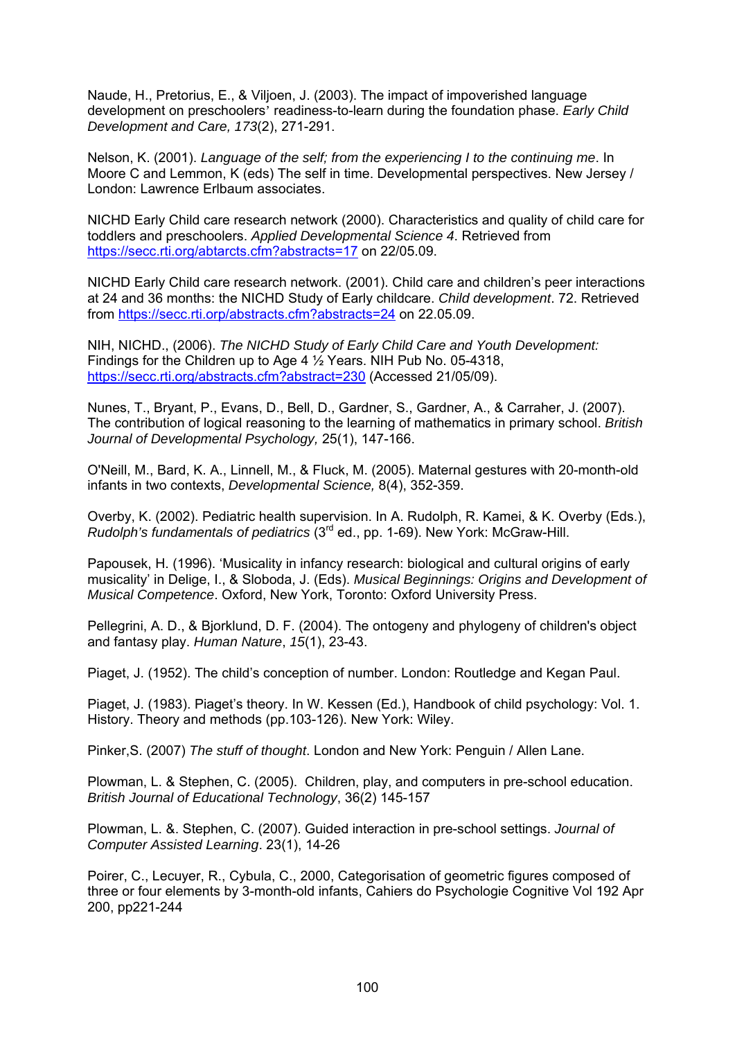Naude, H., Pretorius, E., & Viljoen, J. (2003). The impact of impoverished language development on preschoolers' readiness-to-learn during the foundation phase. *Early Child Development and Care, 173*(2), 271-291.

Nelson, K. (2001). *Language of the self; from the experiencing I to the continuing me*. In Moore C and Lemmon, K (eds) The self in time. Developmental perspectives. New Jersey / London: Lawrence Erlbaum associates.

NICHD Early Child care research network (2000). Characteristics and quality of child care for toddlers and preschoolers. *Applied Developmental Science 4*. Retrieved from https://secc.rti.org/abtarcts.cfm?abstracts=17 on 22/05.09.

NICHD Early Child care research network. (2001). Child care and children's peer interactions at 24 and 36 months: the NICHD Study of Early childcare. *Child development*. 72. Retrieved from https://secc.rti.orp/abstracts.cfm?abstracts=24 on 22.05.09.

NIH, NICHD., (2006). *The NICHD Study of Early Child Care and Youth Development:* Findings for the Children up to Age 4 ½ Years. NIH Pub No. 05-4318, https://secc.rti.org/abstracts.cfm?abstract=230 (Accessed 21/05/09).

Nunes, T., Bryant, P., Evans, D., Bell, D., Gardner, S., Gardner, A., & Carraher, J. (2007). The contribution of logical reasoning to the learning of mathematics in primary school. *British Journal of Developmental Psychology,* 25(1), 147-166.

O'Neill, M., Bard, K. A., Linnell, M., & Fluck, M. (2005). Maternal gestures with 20-month-old infants in two contexts, *Developmental Science,* 8(4), 352-359.

Overby, K. (2002). Pediatric health supervision. In A. Rudolph, R. Kamei, & K. Overby (Eds.), *Rudolph's fundamentals of pediatrics* (3rd ed., pp. 1-69). New York: McGraw-Hill.

Papousek, H. (1996). 'Musicality in infancy research: biological and cultural origins of early musicality' in Delige, I., & Sloboda, J. (Eds). *Musical Beginnings: Origins and Development of Musical Competence*. Oxford, New York, Toronto: Oxford University Press.

Pellegrini, A. D., & Bjorklund, D. F. (2004). The ontogeny and phylogeny of children's object and fantasy play. *Human Nature*, *15*(1), 23-43.

Piaget, J. (1952). The child's conception of number. London: Routledge and Kegan Paul.

Piaget, J. (1983). Piaget's theory. In W. Kessen (Ed.), Handbook of child psychology: Vol. 1. History. Theory and methods (pp.103-126). New York: Wiley.

Pinker,S. (2007) *The stuff of thought*. London and New York: Penguin / Allen Lane.

Plowman, L. & Stephen, C. (2005). Children, play, and computers in pre-school education. *British Journal of Educational Technology*, 36(2) 145-157

Plowman, L. &. Stephen, C. (2007). Guided interaction in pre-school settings. *Journal of Computer Assisted Learning*. 23(1), 14-26

Poirer, C., Lecuyer, R., Cybula, C., 2000, Categorisation of geometric figures composed of three or four elements by 3-month-old infants, Cahiers do Psychologie Cognitive Vol 192 Apr 200, pp221-244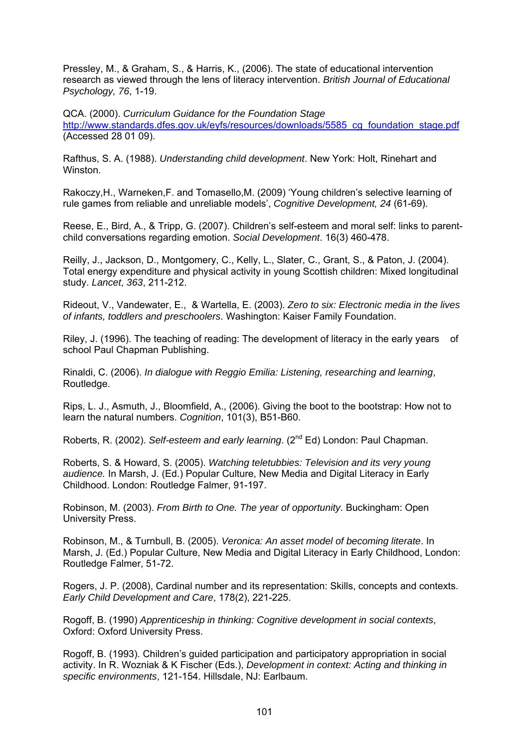Pressley, M., & Graham, S., & Harris, K., (2006). The state of educational intervention research as viewed through the lens of literacy intervention. *British Journal of Educational Psychology, 76*, 1-19.

QCA. (2000). *Curriculum Guidance for the Foundation Stage* [http://www.standards.dfes.gov.uk/eyfs/resources/downloads/5585_cg_foundation_stage.pdf](http://www.standards.dfes.gov.uk/eyfs/resources/downloads/5585_cg_foundation_stage.pdf) (Accessed 28 01 09).

Rafthus, S. A. (1988). *Understanding child development*. New York: Holt, Rinehart and Winston.

Rakoczy,H., Warneken,F. and Tomasello,M. (2009) 'Young children's selective learning of rule games from reliable and unreliable models', *Cognitive Development, 24* (61-69).

Reese, E., Bird, A., & Tripp, G. (2007). Children's self-esteem and moral self: links to parent-child conversations regarding emotion. *Social Development*. 16(3) 460-478.

Reilly, J., Jackson, D., Montgomery, C., Kelly, L., Slater, C., Grant, S., & Paton, J. (2004). Total energy expenditure and physical activity in young Scottish children: Mixed longitudinal study. *Lancet*, *363*, 211-212.

Rideout, V., Vandewater, E., & Wartella, E. (2003). *Zero to six: Electronic media in the lives of infants, toddlers and preschoolers*. Washington: Kaiser Family Foundation.

Riley, J. (1996). The teaching of reading: The development of literacy in the early years of school Paul Chapman Publishing.

Rinaldi, C. (2006). *In dialogue with Reggio Emilia: Listening, researching and learning*, Routledge.

Rips, L. J., Asmuth, J., Bloomfield, A., (2006). Giving the boot to the bootstrap: How not to learn the natural numbers. *Cognition*, 101(3), B51-B60.

Roberts, R. (2002). *Self-esteem and early learning*. (2nd Ed) London: Paul Chapman.

Roberts, S. & Howard, S. (2005). *Watching teletubbies: Television and its very young audience.* In Marsh, J. (Ed.) Popular Culture, New Media and Digital Literacy in Early Childhood. London: Routledge Falmer, 91-197.

Robinson, M. (2003). *From Birth to One. The year of opportunity*. Buckingham: Open University Press.

Robinson, M., & Turnbull, B. (2005). *Veronica: An asset model of becoming literate*. In Marsh, J. (Ed.) Popular Culture, New Media and Digital Literacy in Early Childhood, London: Routledge Falmer, 51-72.

Rogers, J. P. (2008), Cardinal number and its representation: Skills, concepts and contexts. *Early Child Development and Care*, 178(2), 221-225.

Rogoff, B. (1990) *Apprenticeship in thinking: Cognitive development in social contexts*, Oxford: Oxford University Press.

Rogoff, B. (1993). Children's guided participation and participatory appropriation in social activity. In R. Wozniak & K Fischer (Eds.), *Development in context: Acting and thinking in specific environments*, 121-154. Hillsdale, NJ: Earlbaum.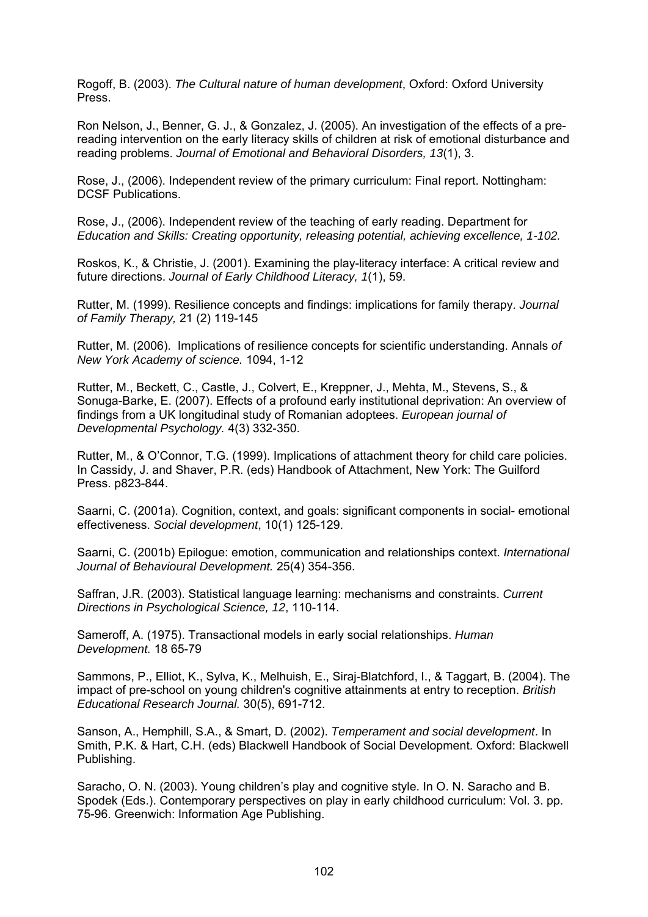Rogoff, B. (2003). *The Cultural nature of human development*, Oxford: Oxford University Press.

Ron Nelson, J., Benner, G. J., & Gonzalez, J. (2005). An investigation of the effects of a pre-reading intervention on the early literacy skills of children at risk of emotional disturbance and reading problems. *Journal of Emotional and Behavioral Disorders, 13*(1), 3.

Rose, J., (2006). Independent review of the primary curriculum: Final report. Nottingham: DCSF Publications.

Rose, J., (2006). Independent review of the teaching of early reading. Department for *Education and Skills: Creating opportunity, releasing potential, achieving excellence, 1-102.*

Roskos, K., & Christie, J. (2001). Examining the play-literacy interface: A critical review and future directions. *Journal of Early Childhood Literacy, 1*(1), 59.

Rutter, M. (1999). Resilience concepts and findings: implications for family therapy. *Journal of Family Therapy,* 21 (2) 119-145

Rutter, M. (2006). Implications of resilience concepts for scientific understanding. Annals *of New York Academy of science.* 1094, 1-12

Rutter, M., Beckett, C., Castle, J., Colvert, E., Kreppner, J., Mehta, M., Stevens, S., & Sonuga-Barke, E. (2007). Effects of a profound early institutional deprivation: An overview of findings from a UK longitudinal study of Romanian adoptees. *European journal of Developmental Psychology.* 4(3) 332-350.

Rutter, M., & O'Connor, T.G. (1999). Implications of attachment theory for child care policies. In Cassidy, J. and Shaver, P.R. (eds) Handbook of Attachment, New York: The Guilford Press. p823-844.

Saarni, C. (2001a). Cognition, context, and goals: significant components in social- emotional effectiveness. *Social development*, 10(1) 125-129.

Saarni, C. (2001b) Epilogue: emotion, communication and relationships context. *International Journal of Behavioural Development.* 25(4) 354-356.

Saffran, J.R. (2003). Statistical language learning: mechanisms and constraints. *Current Directions in Psychological Science, 12*, 110-114.

Sameroff, A. (1975). Transactional models in early social relationships. *Human Development.* 18 65-79

Sammons, P., Elliot, K., Sylva, K., Melhuish, E., Siraj-Blatchford, I., & Taggart, B. (2004). The impact of pre-school on young children's cognitive attainments at entry to reception. *British Educational Research Journal.* 30(5), 691-712.

Sanson, A., Hemphill, S.A., & Smart, D. (2002). *Temperament and social development*. In Smith, P.K. & Hart, C.H. (eds) Blackwell Handbook of Social Development. Oxford: Blackwell Publishing.

Saracho, O. N. (2003). Young children's play and cognitive style. In O. N. Saracho and B. Spodek (Eds.). Contemporary perspectives on play in early childhood curriculum: Vol. 3. pp. 75-96. Greenwich: Information Age Publishing.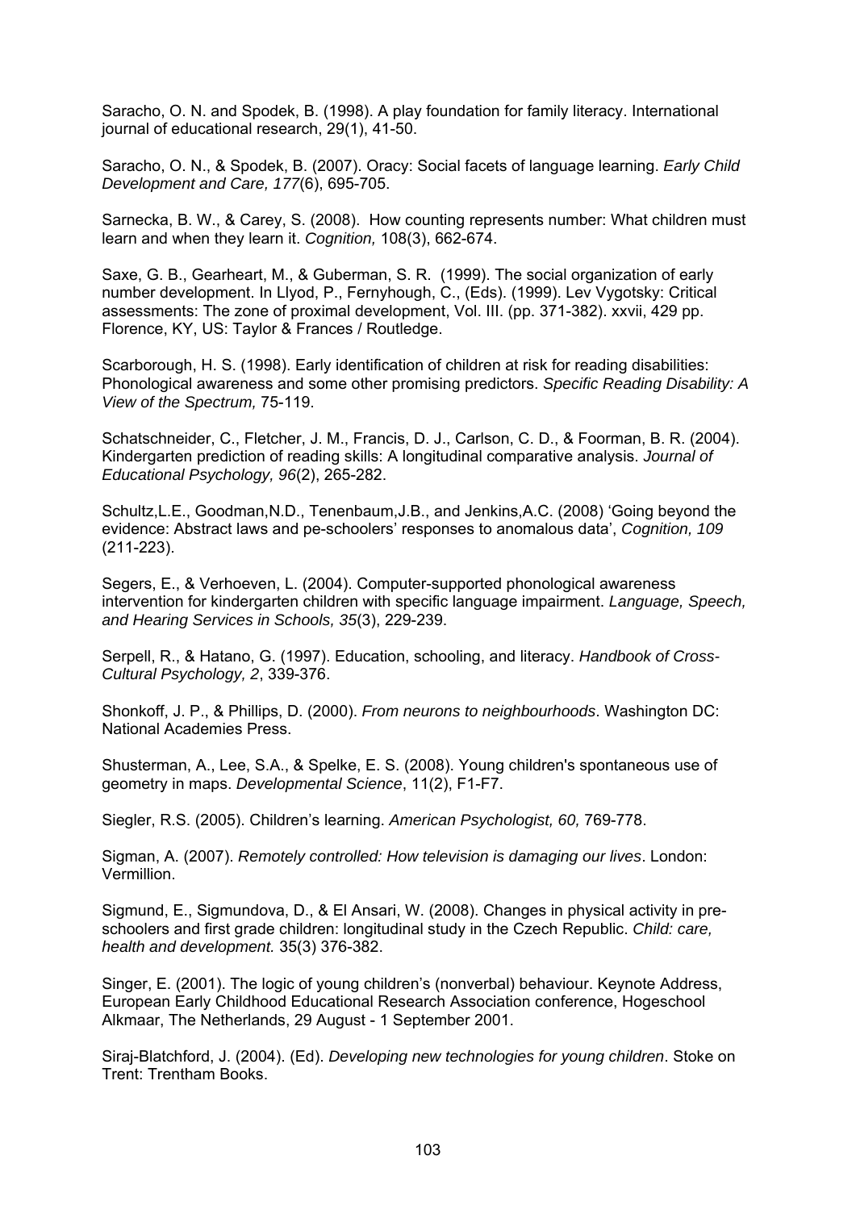Saracho, O. N. and Spodek, B. (1998). A play foundation for family literacy. International journal of educational research, 29(1), 41-50.

Saracho, O. N., & Spodek, B. (2007). Oracy: Social facets of language learning. *Early Child Development and Care, 177*(6), 695-705.

Sarnecka, B. W., & Carey, S. (2008). How counting represents number: What children must learn and when they learn it. *Cognition,* 108(3), 662-674.

Saxe, G. B., Gearheart, M., & Guberman, S. R. (1999). The social organization of early number development. In Llyod, P., Fernyhough, C., (Eds). (1999). Lev Vygotsky: Critical assessments: The zone of proximal development, Vol. III. (pp. 371-382). xxvii, 429 pp. Florence, KY, US: Taylor & Frances / Routledge.

Scarborough, H. S. (1998). Early identification of children at risk for reading disabilities: Phonological awareness and some other promising predictors. *Specific Reading Disability: A View of the Spectrum,* 75-119.

Schatschneider, C., Fletcher, J. M., Francis, D. J., Carlson, C. D., & Foorman, B. R. (2004). Kindergarten prediction of reading skills: A longitudinal comparative analysis. *Journal of Educational Psychology, 96*(2), 265-282.

Schultz,L.E., Goodman,N.D., Tenenbaum,J.B., and Jenkins,A.C. (2008) 'Going beyond the evidence: Abstract laws and pe-schoolers' responses to anomalous data', *Cognition, 109* (211-223).

Segers, E., & Verhoeven, L. (2004). Computer-supported phonological awareness intervention for kindergarten children with specific language impairment. *Language, Speech, and Hearing Services in Schools, 35*(3), 229-239.

Serpell, R., & Hatano, G. (1997). Education, schooling, and literacy. *Handbook of Cross-Cultural Psychology, 2*, 339-376.

Shonkoff, J. P., & Phillips, D. (2000). *From neurons to neighbourhoods*. Washington DC: National Academies Press.

Shusterman, A., Lee, S.A., & Spelke, E. S. (2008). Young children's spontaneous use of geometry in maps. *Developmental Science*, 11(2), F1-F7.

Siegler, R.S. (2005). Children's learning. *American Psychologist, 60,* 769-778.

Sigman, A. (2007). *Remotely controlled: How television is damaging our lives*. London: Vermillion.

Sigmund, E., Sigmundova, D., & El Ansari, W. (2008). Changes in physical activity in pre-schoolers and first grade children: longitudinal study in the Czech Republic. *Child: care, health and development.* 35(3) 376-382.

Singer, E. (2001). The logic of young children's (nonverbal) behaviour. Keynote Address, European Early Childhood Educational Research Association conference, Hogeschool Alkmaar, The Netherlands, 29 August - 1 September 2001.

Siraj-Blatchford, J. (2004). (Ed). *Developing new technologies for young children*. Stoke on Trent: Trentham Books.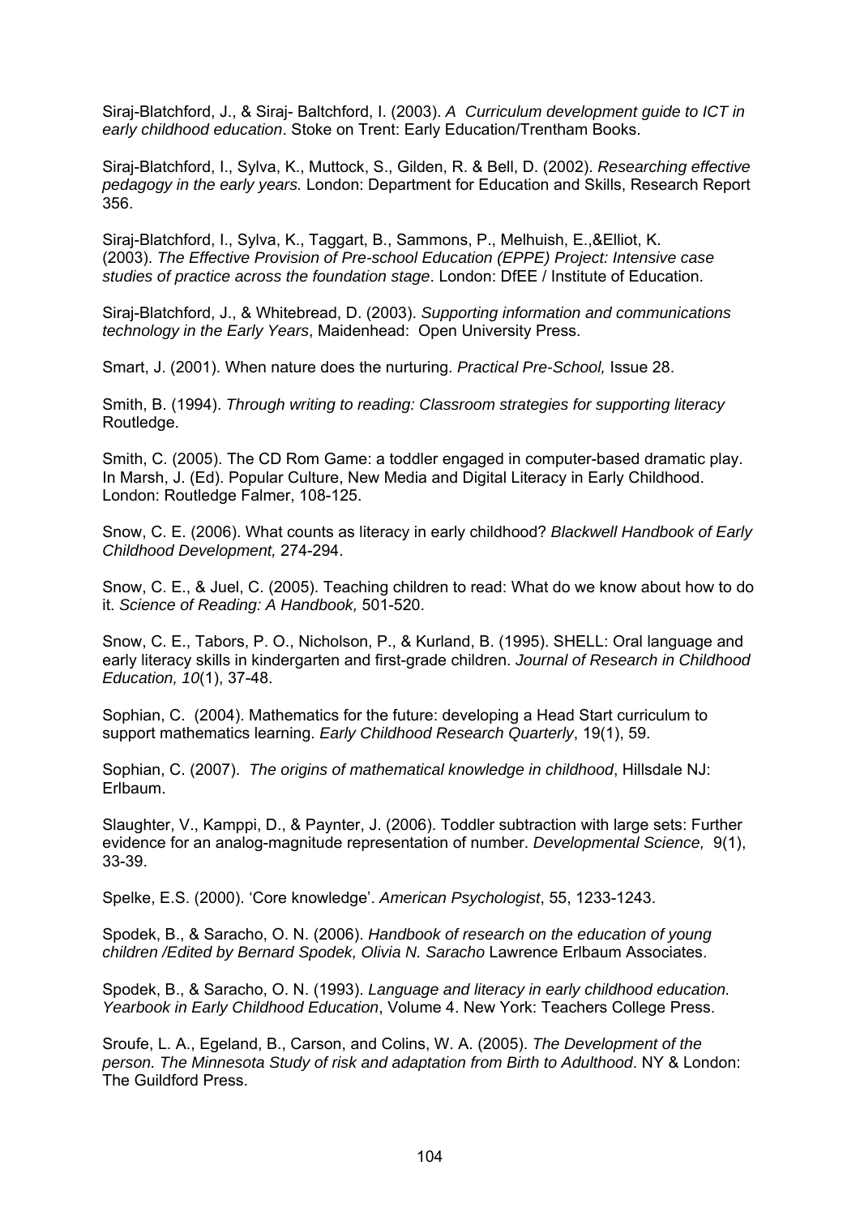Siraj-Blatchford, J., & Siraj- Baltchford, I. (2003). *A Curriculum development guide to ICT in early childhood education*. Stoke on Trent: Early Education/Trentham Books.

Siraj-Blatchford, I., Sylva, K., Muttock, S., Gilden, R. & Bell, D. (2002). *Researching effective pedagogy in the early years.* London: Department for Education and Skills, Research Report 356.

Siraj-Blatchford, I., Sylva, K., Taggart, B., Sammons, P., Melhuish, E.,&Elliot, K. (2003). *The Effective Provision of Pre-school Education (EPPE) Project: Intensive case studies of practice across the foundation stage*. London: DfEE / Institute of Education.

Siraj-Blatchford, J., & Whitebread, D. (2003). *Supporting information and communications technology in the Early Years*, Maidenhead: Open University Press.

Smart, J. (2001). When nature does the nurturing. *Practical Pre-School,* Issue 28.

Smith, B. (1994). *Through writing to reading: Classroom strategies for supporting literacy* Routledge.

Smith, C. (2005). The CD Rom Game: a toddler engaged in computer-based dramatic play. In Marsh, J. (Ed). Popular Culture, New Media and Digital Literacy in Early Childhood. London: Routledge Falmer, 108-125.

Snow, C. E. (2006). What counts as literacy in early childhood? *Blackwell Handbook of Early Childhood Development,* 274-294.

Snow, C. E., & Juel, C. (2005). Teaching children to read: What do we know about how to do it. *Science of Reading: A Handbook,* 501-520.

Snow, C. E., Tabors, P. O., Nicholson, P., & Kurland, B. (1995). SHELL: Oral language and early literacy skills in kindergarten and first-grade children. *Journal of Research in Childhood Education, 10*(1), 37-48.

Sophian, C. (2004). Mathematics for the future: developing a Head Start curriculum to support mathematics learning. *Early Childhood Research Quarterly*, 19(1), 59.

Sophian, C. (2007). *The origins of mathematical knowledge in childhood*, Hillsdale NJ: Erlbaum.

Slaughter, V., Kamppi, D., & Paynter, J. (2006). Toddler subtraction with large sets: Further evidence for an analog-magnitude representation of number. *Developmental Science,* 9(1), 33-39.

Spelke, E.S. (2000). 'Core knowledge'. *American Psychologist*, 55, 1233-1243.

Spodek, B., & Saracho, O. N. (2006). *Handbook of research on the education of young children /Edited by Bernard Spodek, Olivia N. Saracho* Lawrence Erlbaum Associates.

Spodek, B., & Saracho, O. N. (1993). *Language and literacy in early childhood education. Yearbook in Early Childhood Education*, Volume 4. New York: Teachers College Press.

Sroufe, L. A., Egeland, B., Carson, and Colins, W. A. (2005). *The Development of the person. The Minnesota Study of risk and adaptation from Birth to Adulthood*. NY & London: The Guildford Press.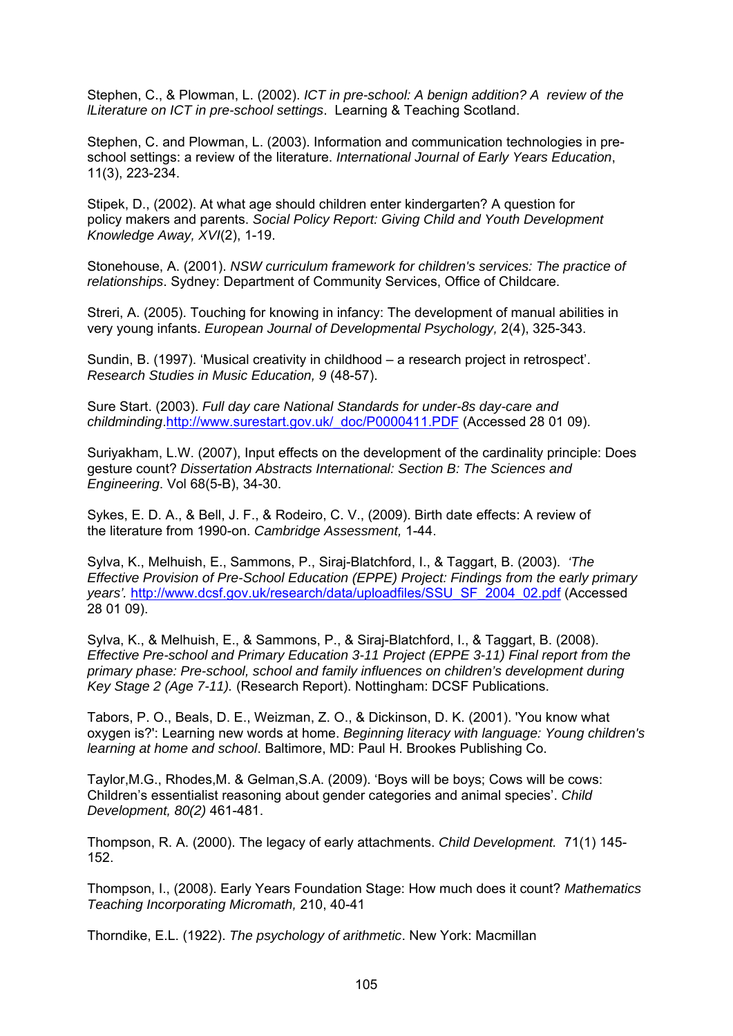Stephen, C., & Plowman, L. (2002). *ICT in pre-school: A benign addition? A review of the lLiterature on ICT in pre-school settings*. Learning & Teaching Scotland.

Stephen, C. and Plowman, L. (2003). Information and communication technologies in pre-school settings: a review of the literature. *International Journal of Early Years Education*, 11(3), 223-234.

Stipek, D., (2002). At what age should children enter kindergarten? A question for policy makers and parents. *Social Policy Report: Giving Child and Youth Development Knowledge Away, XVI*(2), 1-19.

Stonehouse, A. (2001). *NSW curriculum framework for children's services: The practice of relationships*. Sydney: Department of Community Services, Office of Childcare.

Streri, A. (2005). Touching for knowing in infancy: The development of manual abilities in very young infants. *European Journal of Developmental Psychology,* 2(4), 325-343.

Sundin, B. (1997). 'Musical creativity in childhood – a research project in retrospect'. *Research Studies in Music Education, 9* (48-57).

Sure Start. (2003). *Full day care National Standards for under-8s day-care and childminding*.http://www.surestart.gov.uk/_doc/P0000411.PDF (Accessed 28 01 09).

Suriyakham, L.W. (2007), Input effects on the development of the cardinality principle: Does gesture count? *Dissertation Abstracts International: Section B: The Sciences and Engineering*. Vol 68(5-B), 34-30.

Sykes, E. D. A., & Bell, J. F., & Rodeiro, C. V., (2009). Birth date effects: A review of the literature from 1990-on. *Cambridge Assessment,* 1-44.

Sylva, K., Melhuish, E., Sammons, P., Siraj-Blatchford, I., & Taggart, B. (2003). *'The Effective Provision of Pre-School Education (EPPE) Project: Findings from the early primary years'.* http://www.dcsf.gov.uk/research/data/uploadfiles/SSU_SF_2004_02.pdf (Accessed 28 01 09).

Sylva, K., & Melhuish, E., & Sammons, P., & Siraj-Blatchford, I., & Taggart, B. (2008). *Effective Pre-school and Primary Education 3-11 Project (EPPE 3-11) Final report from the primary phase: Pre-school, school and family influences on children's development during Key Stage 2 (Age 7-11).* (Research Report). Nottingham: DCSF Publications.

Tabors, P. O., Beals, D. E., Weizman, Z. O., & Dickinson, D. K. (2001). 'You know what oxygen is?': Learning new words at home. *Beginning literacy with language: Young children's learning at home and school*. Baltimore, MD: Paul H. Brookes Publishing Co.

Taylor,M.G., Rhodes,M. & Gelman,S.A. (2009). 'Boys will be boys; Cows will be cows: Children's essentialist reasoning about gender categories and animal species'. *Child Development, 80(2)* 461-481.

Thompson, R. A. (2000). The legacy of early attachments. *Child Development.* 71(1) 145-152.

Thompson, I., (2008). Early Years Foundation Stage: How much does it count? *Mathematics Teaching Incorporating Micromath,* 210, 40-41

Thorndike, E.L. (1922). *The psychology of arithmetic*. New York: Macmillan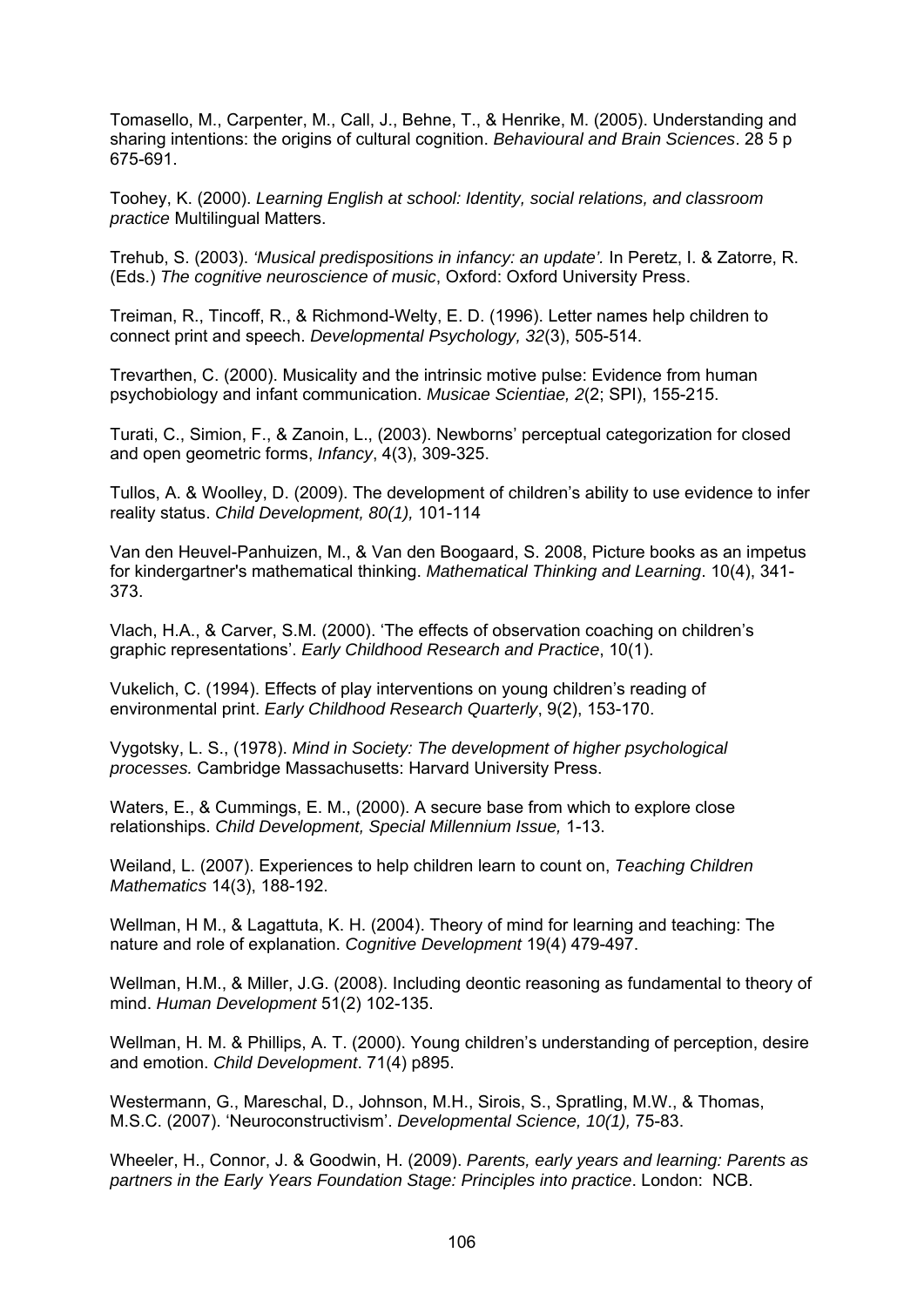Tomasello, M., Carpenter, M., Call, J., Behne, T., & Henrike, M. (2005). Understanding and sharing intentions: the origins of cultural cognition. *Behavioural and Brain Sciences*. 28 5 p 675-691.

Toohey, K. (2000). *Learning English at school: Identity, social relations, and classroom practice* Multilingual Matters.

Trehub, S. (2003). *'Musical predispositions in infancy: an update'.* In Peretz, I. & Zatorre, R. (Eds.) *The cognitive neuroscience of music*, Oxford: Oxford University Press.

Treiman, R., Tincoff, R., & Richmond-Welty, E. D. (1996). Letter names help children to connect print and speech. *Developmental Psychology, 32*(3), 505-514.

Trevarthen, C. (2000). Musicality and the intrinsic motive pulse: Evidence from human psychobiology and infant communication. *Musicae Scientiae, 2*(2; SPI), 155-215.

Turati, C., Simion, F., & Zanoin, L., (2003). Newborns' perceptual categorization for closed and open geometric forms, *Infancy*, 4(3), 309-325.

Tullos, A. & Woolley, D. (2009). The development of children's ability to use evidence to infer reality status. *Child Development, 80(1),* 101-114

Van den Heuvel-Panhuizen, M., & Van den Boogaard, S. 2008, Picture books as an impetus for kindergartner's mathematical thinking. *Mathematical Thinking and Learning*. 10(4), 341-373.

Vlach, H.A., & Carver, S.M. (2000). 'The effects of observation coaching on children's graphic representations'. *Early Childhood Research and Practice*, 10(1).

Vukelich, C. (1994). Effects of play interventions on young children's reading of environmental print. *Early Childhood Research Quarterly*, 9(2), 153-170.

Vygotsky, L. S., (1978). *Mind in Society: The development of higher psychological processes.* Cambridge Massachusetts: Harvard University Press.

Waters, E., & Cummings, E. M., (2000). A secure base from which to explore close relationships. *Child Development, Special Millennium Issue,* 1-13.

Weiland, L. (2007). Experiences to help children learn to count on, *Teaching Children Mathematics* 14(3), 188-192.

Wellman, H M., & Lagattuta, K. H. (2004). Theory of mind for learning and teaching: The nature and role of explanation. *Cognitive Development* 19(4) 479-497.

Wellman, H.M., & Miller, J.G. (2008). Including deontic reasoning as fundamental to theory of mind. *Human Development* 51(2) 102-135.

Wellman, H. M. & Phillips, A. T. (2000). Young children's understanding of perception, desire and emotion. *Child Development*. 71(4) p895.

Westermann, G., Mareschal, D., Johnson, M.H., Sirois, S., Spratling, M.W., & Thomas, M.S.C. (2007). 'Neuroconstructivism'. *Developmental Science, 10(1),* 75-83.

Wheeler, H., Connor, J. & Goodwin, H. (2009). *Parents, early years and learning: Parents as partners in the Early Years Foundation Stage: Principles into practice*. London: NCB.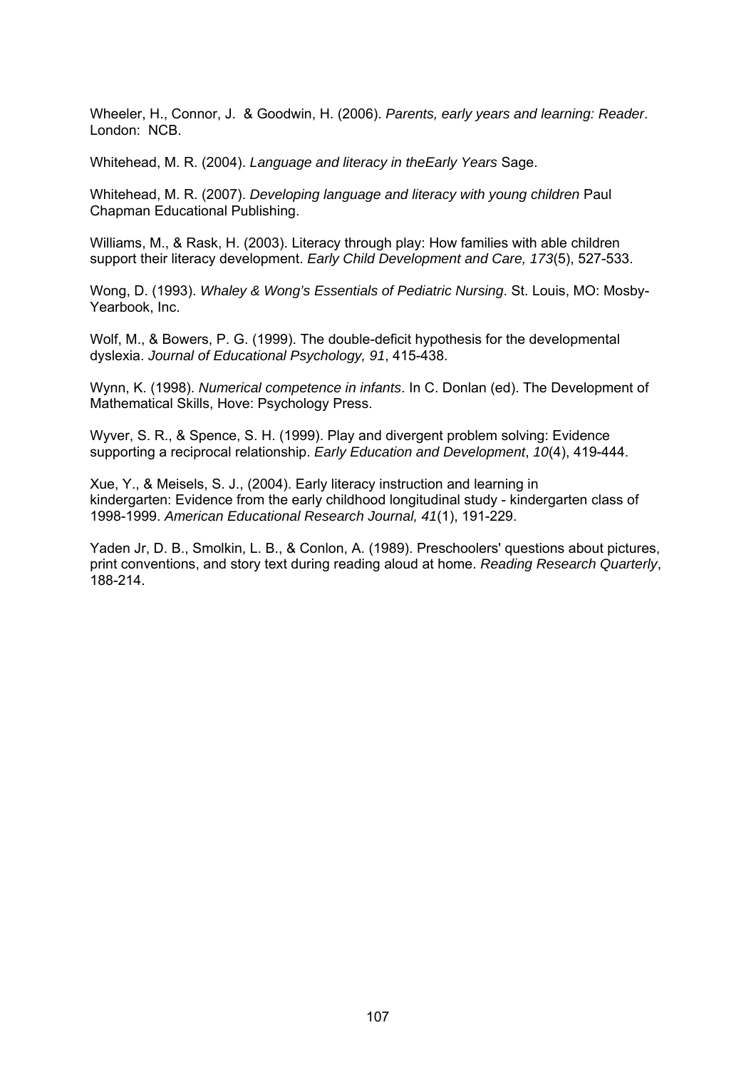Wheeler, H., Connor, J. & Goodwin, H. (2006). *Parents, early years and learning: Reader*. London: NCB.

Whitehead, M. R. (2004). *Language and literacy in theEarly Years* Sage.

Whitehead, M. R. (2007). *Developing language and literacy with young children* Paul Chapman Educational Publishing.

Williams, M., & Rask, H. (2003). Literacy through play: How families with able children support their literacy development. *Early Child Development and Care, 173*(5), 527-533.

Wong, D. (1993). *Whaley & Wong's Essentials of Pediatric Nursing*. St. Louis, MO: Mosby-Yearbook, Inc.

Wolf, M., & Bowers, P. G. (1999). The double-deficit hypothesis for the developmental dyslexia. *Journal of Educational Psychology, 91*, 415-438.

Wynn, K. (1998). *Numerical competence in infants*. In C. Donlan (ed). The Development of Mathematical Skills, Hove: Psychology Press.

Wyver, S. R., & Spence, S. H. (1999). Play and divergent problem solving: Evidence supporting a reciprocal relationship. *Early Education and Development*, *10*(4), 419-444.

Xue, Y., & Meisels, S. J., (2004). Early literacy instruction and learning in kindergarten: Evidence from the early childhood longitudinal study - kindergarten class of 1998-1999. *American Educational Research Journal, 41*(1), 191-229.

Yaden Jr, D. B., Smolkin, L. B., & Conlon, A. (1989). Preschoolers' questions about pictures, print conventions, and story text during reading aloud at home. *Reading Research Quarterly*, 188-214.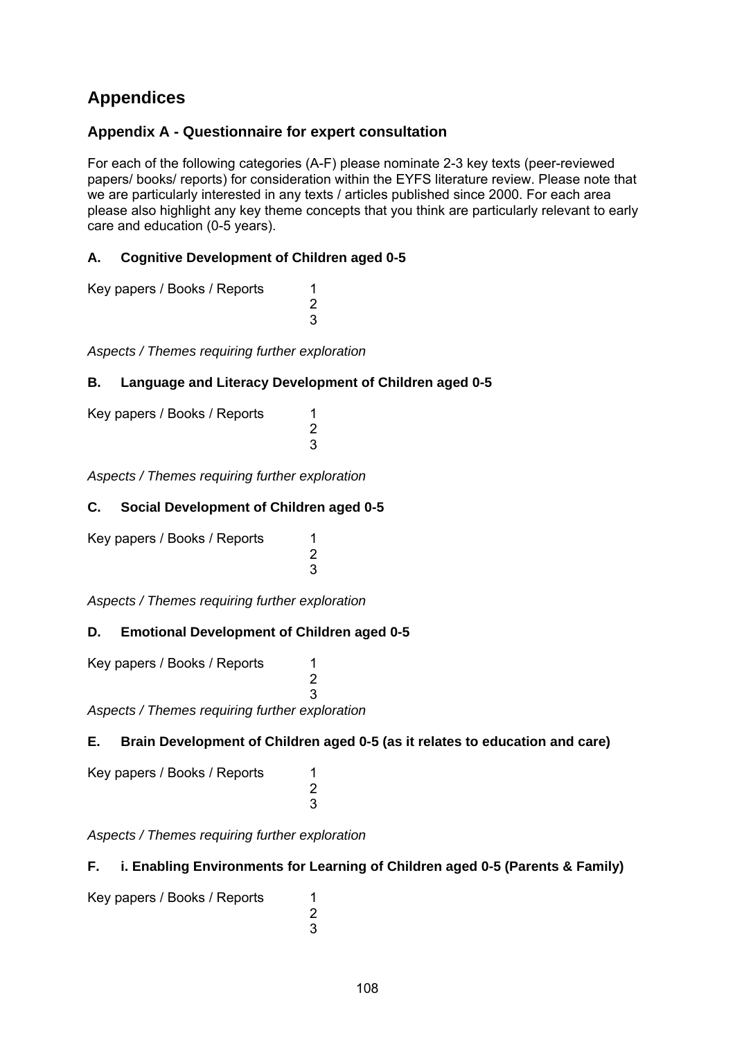# Appendices

## Appendix A - Questionnaire for expert consultation

For each of the following categories (A-F) please nominate 2-3 key texts (peer-reviewed papers/ books/ reports) for consideration within the EYFS literature review. Please note that we are particularly interested in any texts / articles published since 2000. For each area please also highlight any key theme concepts that you think are particularly relevant to early care and education (0-5 years).

### A. Cognitive Development of Children aged 0-5

Key papers / Books / Reports
1
2
3

*Aspects / Themes requiring further exploration*

### B. Language and Literacy Development of Children aged 0-5

Key papers / Books / Reports
1
2
3

*Aspects / Themes requiring further exploration*

### C. Social Development of Children aged 0-5

Key papers / Books / Reports
1
2
3

*Aspects / Themes requiring further exploration*

### D. Emotional Development of Children aged 0-5

Key papers / Books / Reports
1
2
3

*Aspects / Themes requiring further exploration*

### E. Brain Development of Children aged 0-5 (as it relates to education and care)

Key papers / Books / Reports
1
2
3

*Aspects / Themes requiring further exploration*

### F. i. Enabling Environments for Learning of Children aged 0-5 (Parents & Family)

Key papers / Books / Reports
1
2
3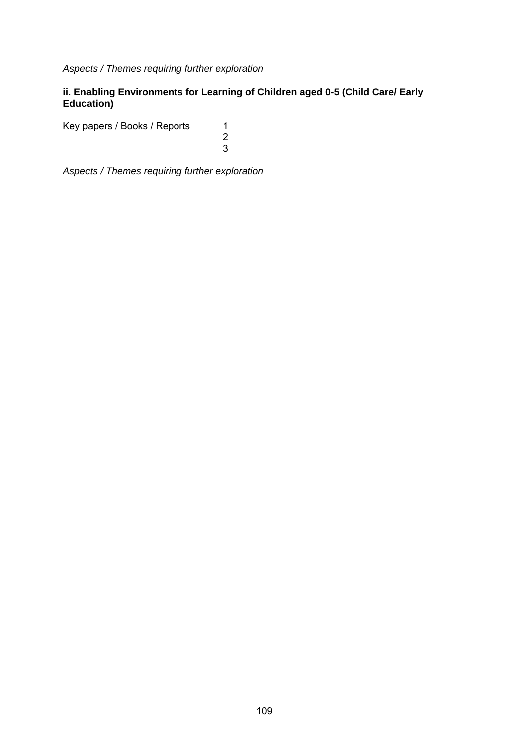*Aspects / Themes requiring further exploration*

**ii. Enabling Environments for Learning of Children aged 0-5 (Child Care/ Early Education)**

Key papers / Books / Reports 1
2
3

*Aspects / Themes requiring further exploration*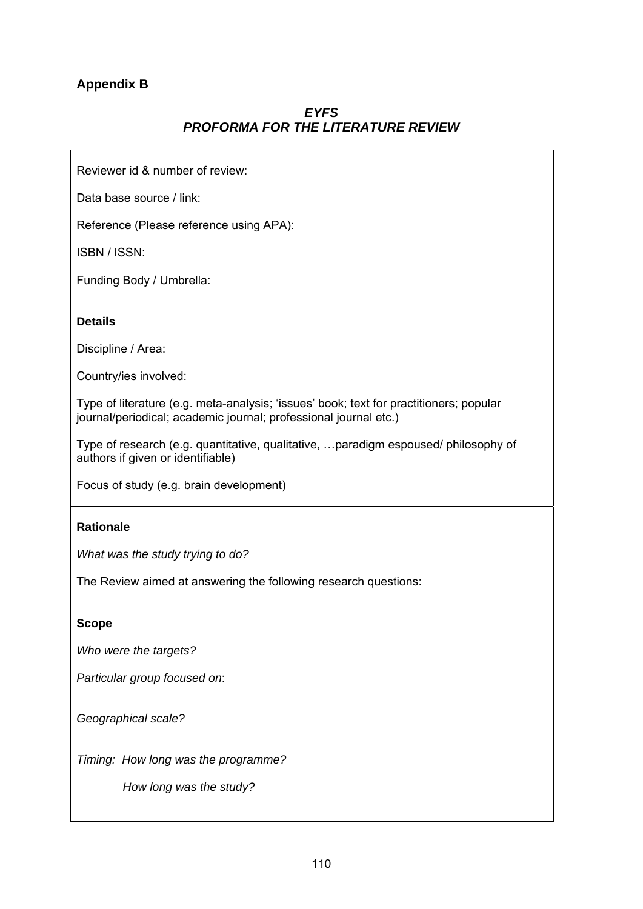## Appendix B

### *EYFS*
### *PROFORMA FOR THE LITERATURE REVIEW*

Reviewer id & number of review:

Data base source / link:

Reference (Please reference using APA):

ISBN / ISSN:

Funding Body / Umbrella:

---

**Details**

Discipline / Area:

Country/ies involved:

Type of literature (e.g. meta-analysis; 'issues' book; text for practitioners; popular journal/periodical; academic journal; professional journal etc.)

Type of research (e.g. quantitative, qualitative, …paradigm espoused/ philosophy of authors if given or identifiable)

Focus of study (e.g. brain development)

---

**Rationale**

*What was the study trying to do?*

The Review aimed at answering the following research questions:

---

**Scope**

*Who were the targets?*

*Particular group focused on*:

*Geographical scale?*

*Timing: How long was the programme?*

*How long was the study?*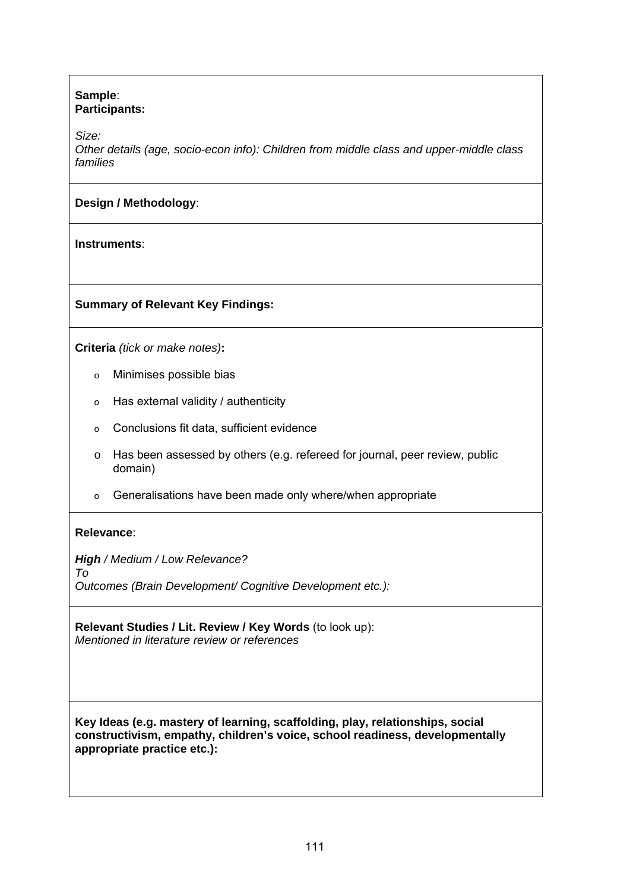**Sample**:
**Participants:**

*Size:*
*Other details (age, socio-econ info): Children from middle class and upper-middle class families*

**Design / Methodology**:

**Instruments**:

**Summary of Relevant Key Findings:**

**Criteria** *(tick or make notes)***:**

- Minimises possible bias
- Has external validity / authenticity
- Conclusions fit data, sufficient evidence
- Has been assessed by others (e.g. refereed for journal, peer review, public domain)
- Generalisations have been made only where/when appropriate

**Relevance**:

***High*** */ Medium / Low Relevance?*
*To*
*Outcomes (Brain Development/ Cognitive Development etc.):*

**Relevant Studies / Lit. Review / Key Words** (to look up):
*Mentioned in literature review or references*

**Key Ideas (e.g. mastery of learning, scaffolding, play, relationships, social constructivism, empathy, children's voice, school readiness, developmentally appropriate practice etc.):**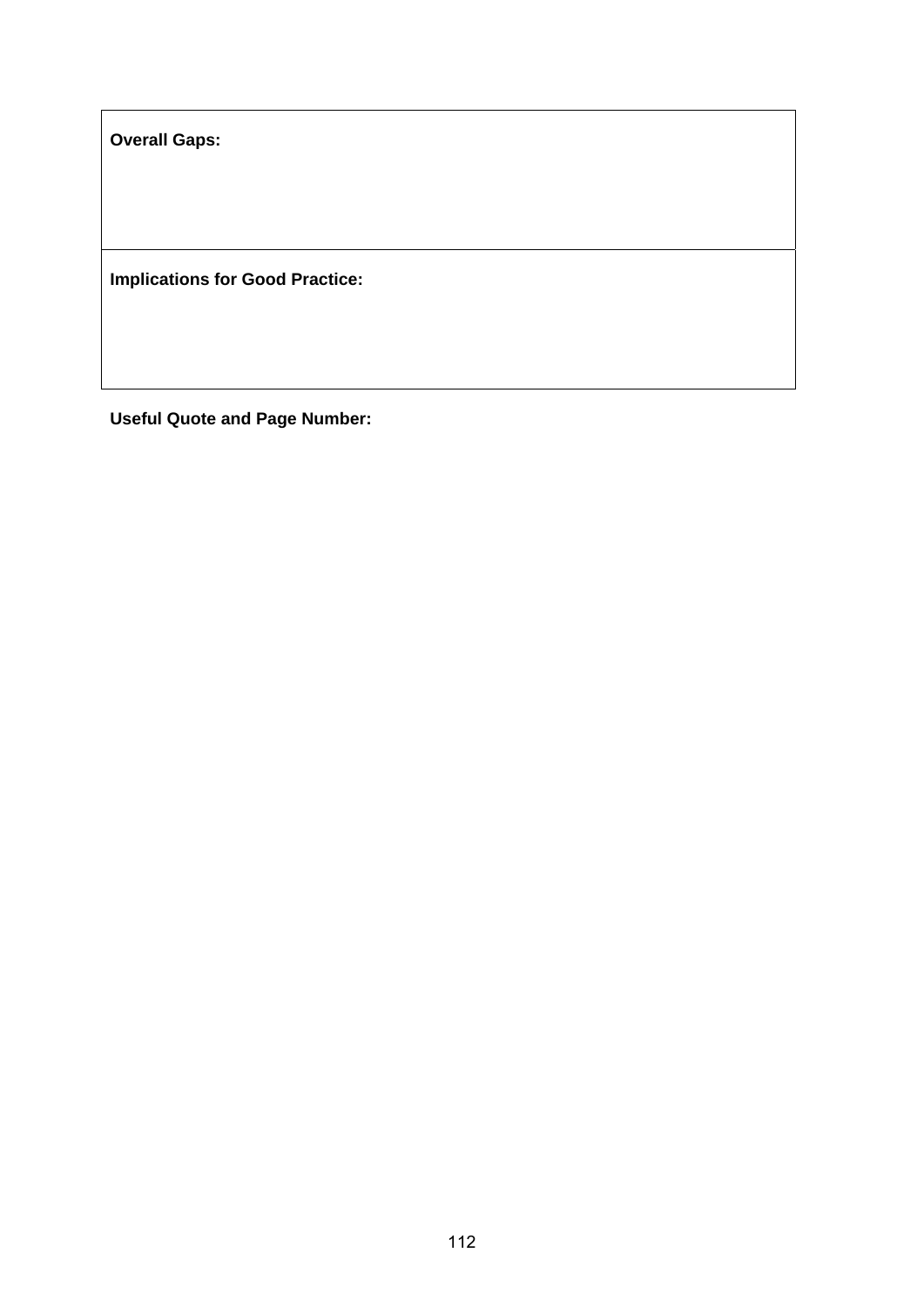| **Overall Gaps:** |
| --- |
| **Implications for Good Practice:** |

**Useful Quote and Page Number:**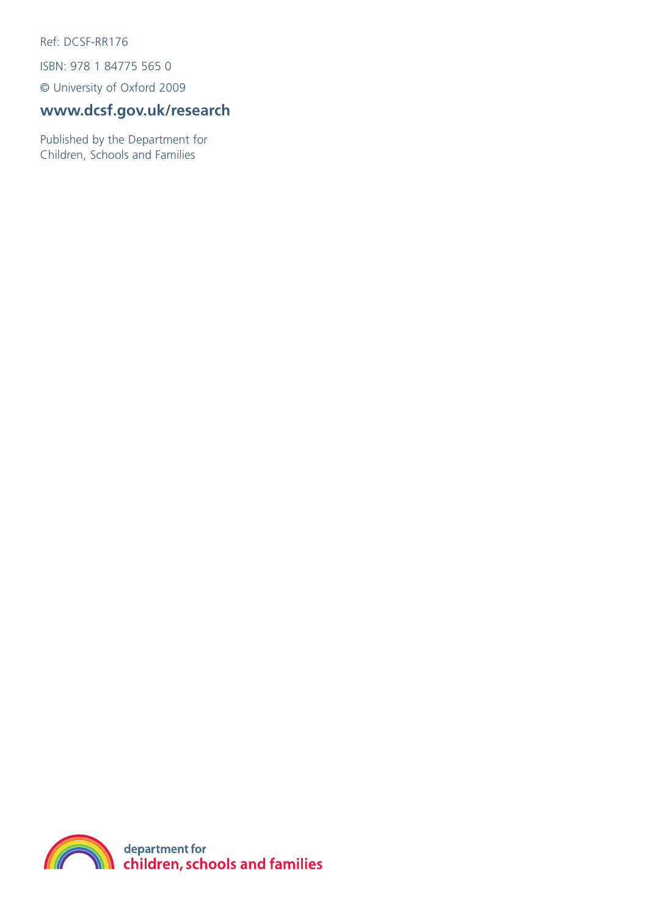Ref: DCSF-RR176

ISBN: 978 1 84775 565 0

© University of Oxford 2009

**www.dcsf.gov.uk/research**

Published by the Department for
Children, Schools and Families

department for
children, schools and families